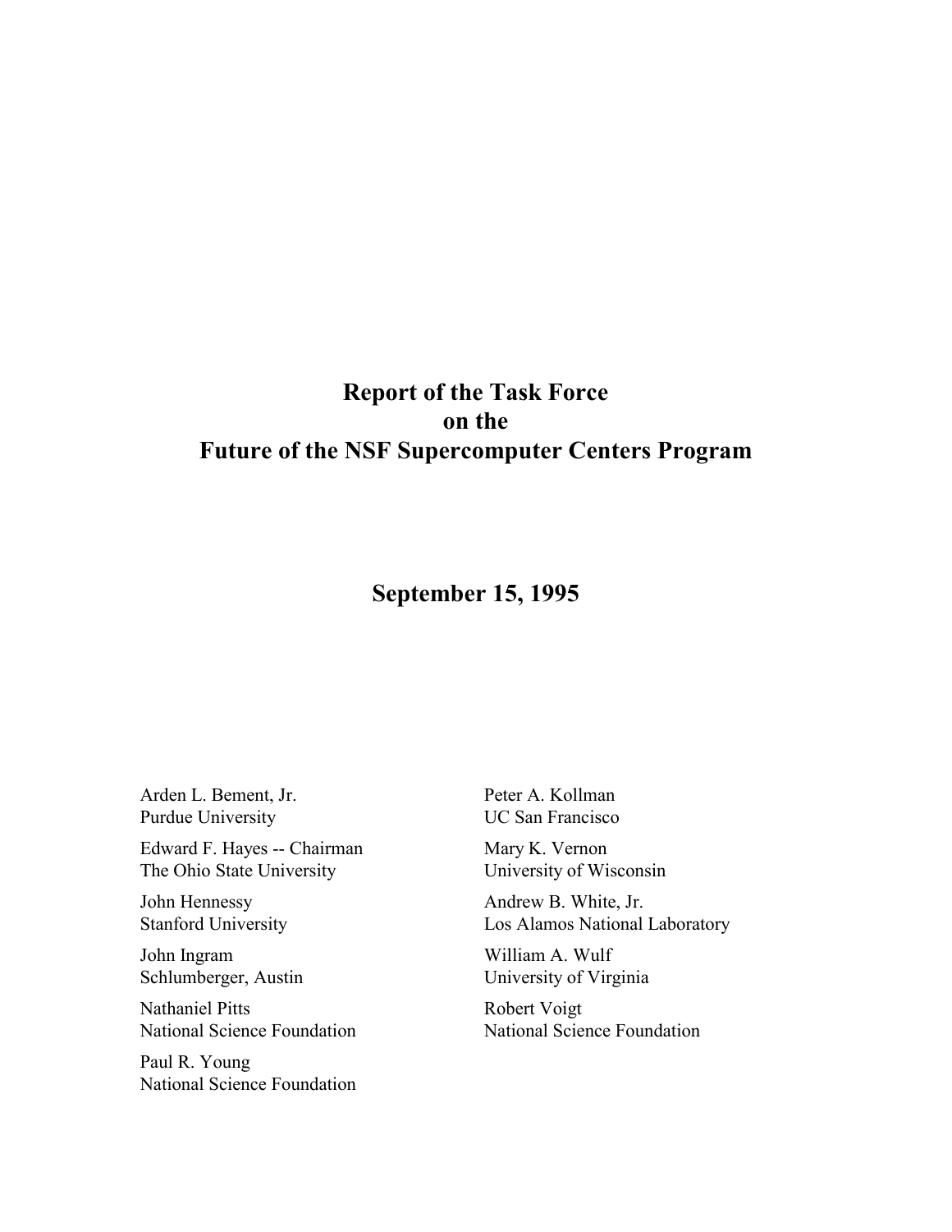# Report of the Task Force on the Future of the NSF Supercomputer Centers Program

## September 15, 1995

Arden L. Bement, Jr.
Purdue University

Edward F. Hayes -- Chairman
The Ohio State University

John Hennessy
Stanford University

John Ingram
Schlumberger, Austin

Nathaniel Pitts
National Science Foundation

Paul R. Young
National Science Foundation

Peter A. Kollman
UC San Francisco

Mary K. Vernon
University of Wisconsin

Andrew B. White, Jr.
Los Alamos National Laboratory

William A. Wulf
University of Virginia

Robert Voigt
National Science Foundation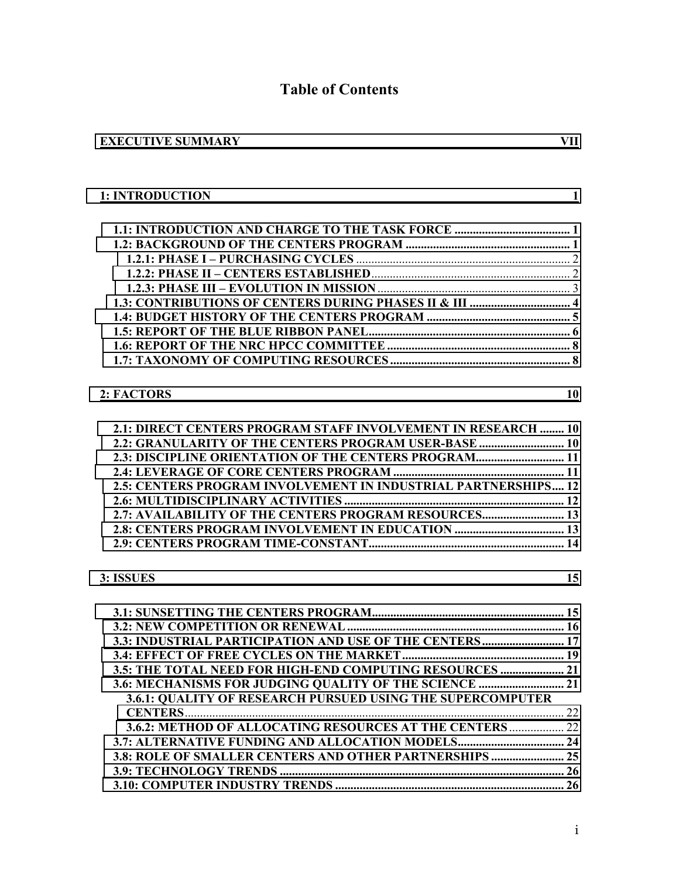# Table of Contents

**EXECUTIVE SUMMARY** ..... **VII**

**1: INTRODUCTION** ..... **1**

- **1.1: INTRODUCTION AND CHARGE TO THE TASK FORCE** ..... **1**
- **1.2: BACKGROUND OF THE CENTERS PROGRAM** ..... **1**
  - **1.2.1: PHASE I – PURCHASING CYCLES** ..... 2
  - **1.2.2: PHASE II – CENTERS ESTABLISHED** ..... 2
  - **1.2.3: PHASE III – EVOLUTION IN MISSION** ..... 3
- **1.3: CONTRIBUTIONS OF CENTERS DURING PHASES II & III** ..... **4**
- **1.4: BUDGET HISTORY OF THE CENTERS PROGRAM** ..... **5**
- **1.5: REPORT OF THE BLUE RIBBON PANEL** ..... **6**
- **1.6: REPORT OF THE NRC HPCC COMMITTEE** ..... **8**
- **1.7: TAXONOMY OF COMPUTING RESOURCES** ..... **8**

**2: FACTORS** ..... **10**

- **2.1: DIRECT CENTERS PROGRAM STAFF INVOLVEMENT IN RESEARCH** ..... **10**
- **2.2: GRANULARITY OF THE CENTERS PROGRAM USER-BASE** ..... **10**
- **2.3: DISCIPLINE ORIENTATION OF THE CENTERS PROGRAM** ..... **11**
- **2.4: LEVERAGE OF CORE CENTERS PROGRAM** ..... **11**
- **2.5: CENTERS PROGRAM INVOLVEMENT IN INDUSTRIAL PARTNERSHIPS** ..... **12**
- **2.6: MULTIDISCIPLINARY ACTIVITIES** ..... **12**
- **2.7: AVAILABILITY OF THE CENTERS PROGRAM RESOURCES** ..... **13**
- **2.8: CENTERS PROGRAM INVOLVEMENT IN EDUCATION** ..... **13**
- **2.9: CENTERS PROGRAM TIME-CONSTANT** ..... **14**

**3: ISSUES** ..... **15**

- **3.1: SUNSETTING THE CENTERS PROGRAM** ..... **15**
- **3.2: NEW COMPETITION OR RENEWAL** ..... **16**
- **3.3: INDUSTRIAL PARTICIPATION AND USE OF THE CENTERS** ..... **17**
- **3.4: EFFECT OF FREE CYCLES ON THE MARKET** ..... **19**
- **3.5: THE TOTAL NEED FOR HIGH-END COMPUTING RESOURCES** ..... **21**
- **3.6: MECHANISMS FOR JUDGING QUALITY OF THE SCIENCE** ..... **21**
  - **3.6.1: QUALITY OF RESEARCH PURSUED USING THE SUPERCOMPUTER CENTERS** ..... 22
  - **3.6.2: METHOD OF ALLOCATING RESOURCES AT THE CENTERS** ..... 22
- **3.7: ALTERNATIVE FUNDING AND ALLOCATION MODELS** ..... **24**
- **3.8: ROLE OF SMALLER CENTERS AND OTHER PARTNERSHIPS** ..... **25**
- **3.9: TECHNOLOGY TRENDS** ..... **26**
- **3.10: COMPUTER INDUSTRY TRENDS** ..... **26**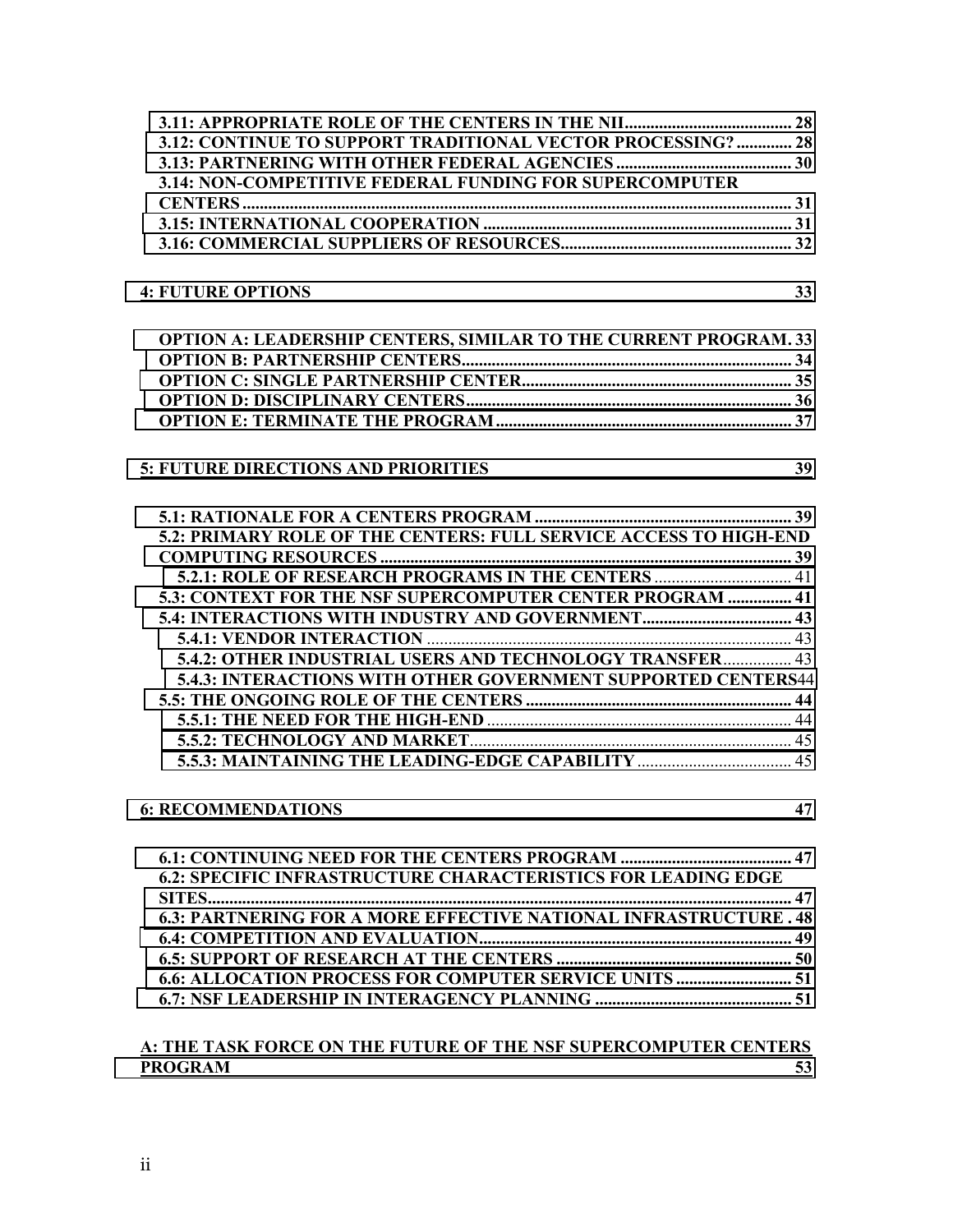3.11: APPROPRIATE ROLE OF THE CENTERS IN THE NII....................................... 28
3.12: CONTINUE TO SUPPORT TRADITIONAL VECTOR PROCESSING? ............. 28
3.13: PARTNERING WITH OTHER FEDERAL AGENCIES ......................................... 30
3.14: NON-COMPETITIVE FEDERAL FUNDING FOR SUPERCOMPUTER CENTERS .................................................................................................................. 31
3.15: INTERNATIONAL COOPERATION ........................................................................ 31
3.16: COMMERCIAL SUPPLIERS OF RESOURCES...................................................... 32

**4: FUTURE OPTIONS 33**

OPTION A: LEADERSHIP CENTERS, SIMILAR TO THE CURRENT PROGRAM. 33
OPTION B: PARTNERSHIP CENTERS............................................................................ 34
OPTION C: SINGLE PARTNERSHIP CENTER............................................................... 35
OPTION D: DISCIPLINARY CENTERS........................................................................... 36
OPTION E: TERMINATE THE PROGRAM..................................................................... 37

**5: FUTURE DIRECTIONS AND PRIORITIES 39**

5.1: RATIONALE FOR A CENTERS PROGRAM ............................................................ 39
5.2: PRIMARY ROLE OF THE CENTERS: FULL SERVICE ACCESS TO HIGH-END COMPUTING RESOURCES ................................................................................................. 39
5.2.1: ROLE OF RESEARCH PROGRAMS IN THE CENTERS ................................. 41
5.3: CONTEXT FOR THE NSF SUPERCOMPUTER CENTER PROGRAM ............... 41
5.4: INTERACTIONS WITH INDUSTRY AND GOVERNMENT.................................... 43
5.4.1: VENDOR INTERACTION ...................................................................................... 43
5.4.2: OTHER INDUSTRIAL USERS AND TECHNOLOGY TRANSFER................ 43
5.4.3: INTERACTIONS WITH OTHER GOVERNMENT SUPPORTED CENTERS 44
5.5: THE ONGOING ROLE OF THE CENTERS ............................................................... 44
5.5.1: THE NEED FOR THE HIGH-END ........................................................................ 44
5.5.2: TECHNOLOGY AND MARKET............................................................................. 45
5.5.3: MAINTAINING THE LEADING-EDGE CAPABILITY .................................... 45

**6: RECOMMENDATIONS 47**

6.1: CONTINUING NEED FOR THE CENTERS PROGRAM ......................................... 47
6.2: SPECIFIC INFRASTRUCTURE CHARACTERISTICS FOR LEADING EDGE SITES........................................................................................................................................ 47
6.3: PARTNERING FOR A MORE EFFECTIVE NATIONAL INFRASTRUCTURE . 48
6.4: COMPETITION AND EVALUATION......................................................................... 49
6.5: SUPPORT OF RESEARCH AT THE CENTERS ........................................................ 50
6.6: ALLOCATION PROCESS FOR COMPUTER SERVICE UNITS ............................ 51
6.7: NSF LEADERSHIP IN INTERAGENCY PLANNING ............................................... 51

**A: THE TASK FORCE ON THE FUTURE OF THE NSF SUPERCOMPUTER CENTERS PROGRAM 53**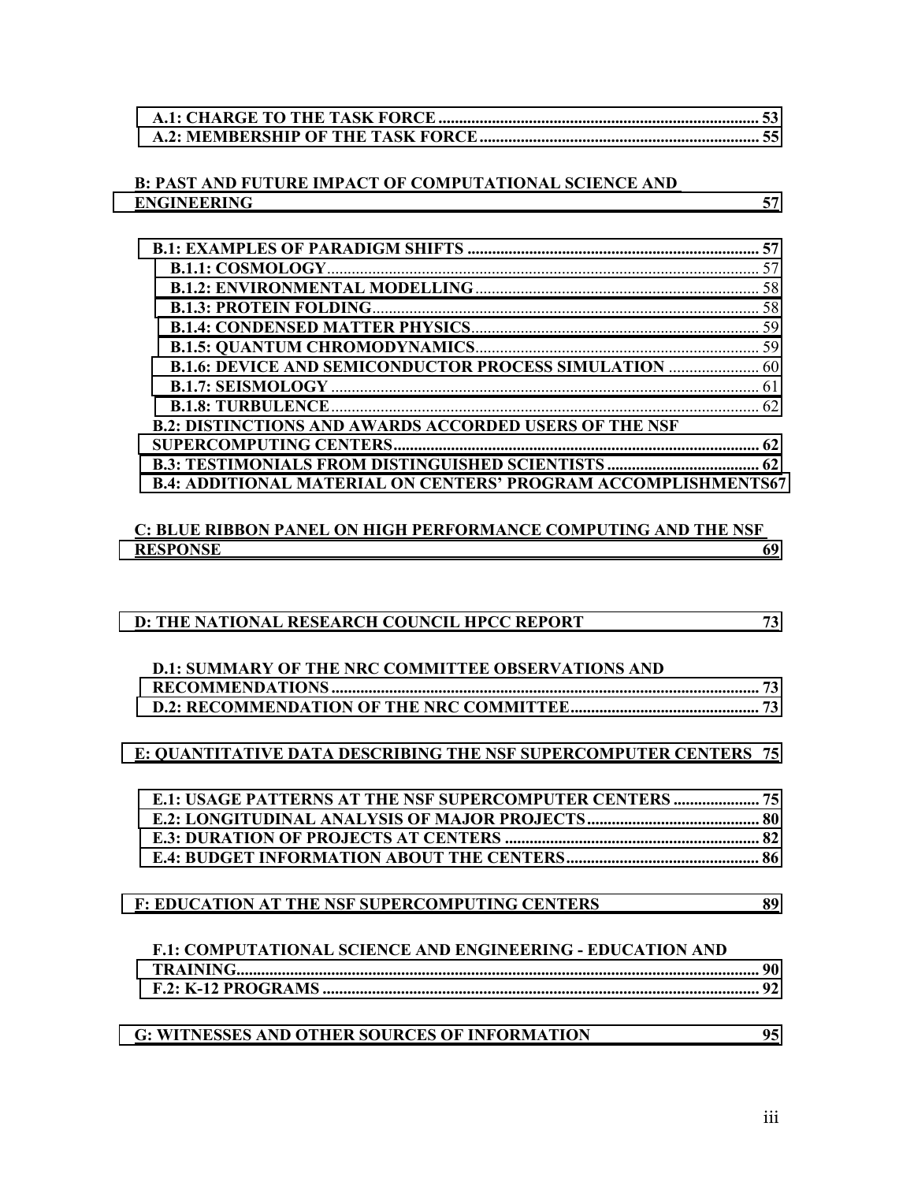A.1: CHARGE TO THE TASK FORCE ..................................................................................... 53
A.2: MEMBERSHIP OF THE TASK FORCE ........................................................................... 55

B: PAST AND FUTURE IMPACT OF COMPUTATIONAL SCIENCE AND ENGINEERING 57

B.1: EXAMPLES OF PARADIGM SHIFTS ........................................................................... 57
B.1.1: COSMOLOGY ......................................................................................................... 57
B.1.2: ENVIRONMENTAL MODELLING ........................................................................... 58
B.1.3: PROTEIN FOLDING ............................................................................................... 58
B.1.4: CONDENSED MATTER PHYSICS ............................................................................ 59
B.1.5: QUANTUM CHROMODYNAMICS ........................................................................... 59
B.1.6: DEVICE AND SEMICONDUCTOR PROCESS SIMULATION ....................................... 60
B.1.7: SEISMOLOGY ......................................................................................................... 61
B.1.8: TURBULENCE ......................................................................................................... 62
B.2: DISTINCTIONS AND AWARDS ACCORDED USERS OF THE NSF SUPERCOMPUTING CENTERS ..................................................................................................... 62
B.3: TESTIMONIALS FROM DISTINGUISHED SCIENTISTS .................................................. 62
B.4: ADDITIONAL MATERIAL ON CENTERS' PROGRAM ACCOMPLISHMENTS 67

C: BLUE RIBBON PANEL ON HIGH PERFORMANCE COMPUTING AND THE NSF RESPONSE 69

D: THE NATIONAL RESEARCH COUNCIL HPCC REPORT 73

D.1: SUMMARY OF THE NRC COMMITTEE OBSERVATIONS AND RECOMMENDATIONS ........................................................................................................... 73
D.2: RECOMMENDATION OF THE NRC COMMITTEE ......................................................... 73

E: QUANTITATIVE DATA DESCRIBING THE NSF SUPERCOMPUTER CENTERS 75

E.1: USAGE PATTERNS AT THE NSF SUPERCOMPUTER CENTERS ...................................... 75
E.2: LONGITUDINAL ANALYSIS OF MAJOR PROJECTS ......................................................... 80
E.3: DURATION OF PROJECTS AT CENTERS ....................................................................... 82
E.4: BUDGET INFORMATION ABOUT THE CENTERS ............................................................ 86

F: EDUCATION AT THE NSF SUPERCOMPUTING CENTERS 89

F.1: COMPUTATIONAL SCIENCE AND ENGINEERING - EDUCATION AND TRAINING .................................................................................................................... 90
F.2: K-12 PROGRAMS ......................................................................................................... 92

G: WITNESSES AND OTHER SOURCES OF INFORMATION 95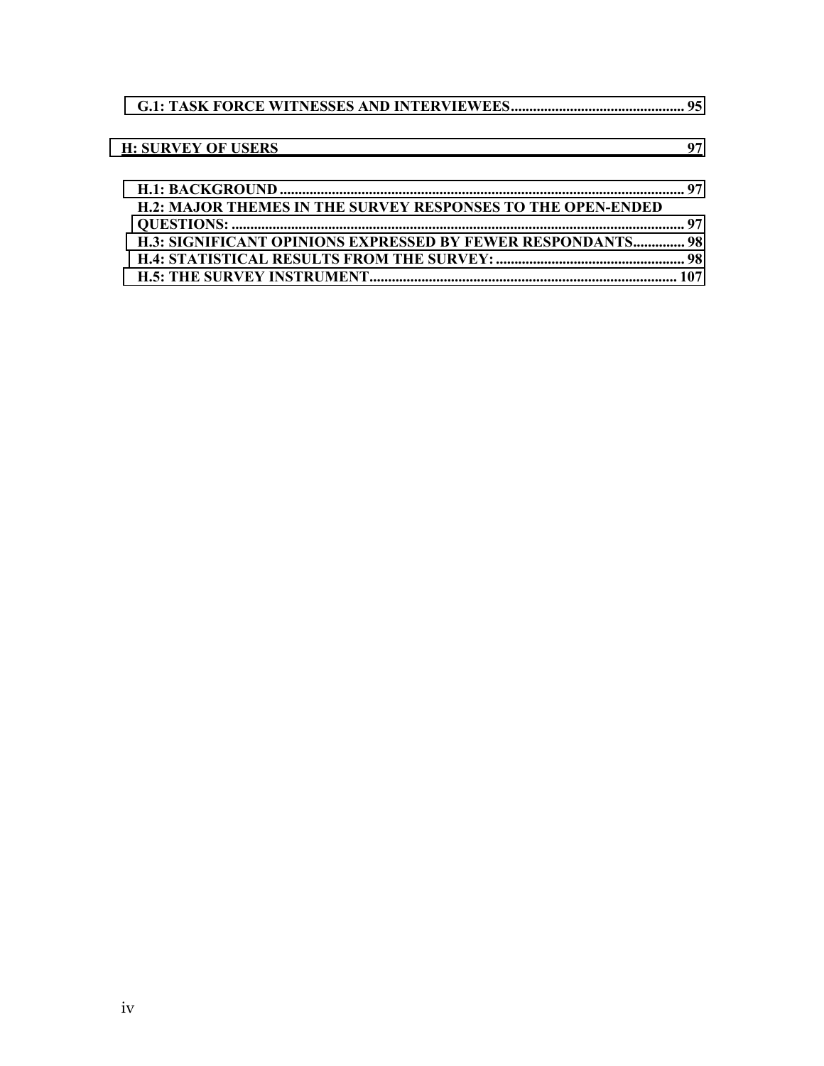G.1: TASK FORCE WITNESSES AND INTERVIEWEES............................................... 95

H: SURVEY OF USERS 97

H.1: BACKGROUND ............................................................................................................. 97
H.2: MAJOR THEMES IN THE SURVEY RESPONSES TO THE OPEN-ENDED QUESTIONS: ......................................................................................................................... 97
H.3: SIGNIFICANT OPINIONS EXPRESSED BY FEWER RESPONDANTS.............. 98
H.4: STATISTICAL RESULTS FROM THE SURVEY: ................................................... 98
H.5: THE SURVEY INSTRUMENT.................................................................................. 107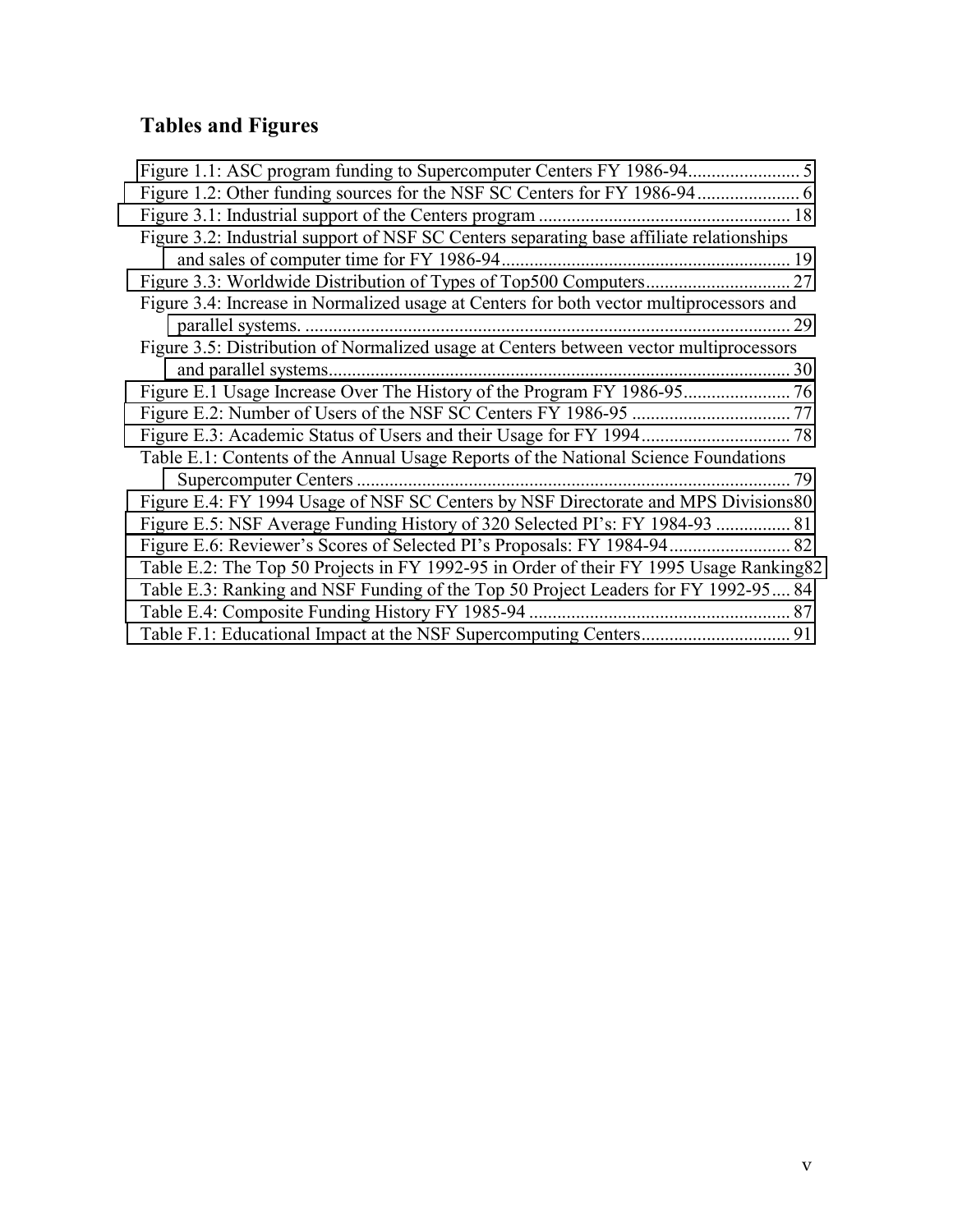## Tables and Figures

Figure 1.1: ASC program funding to Supercomputer Centers FY 1986-94........................ 5
Figure 1.2: Other funding sources for the NSF SC Centers for FY 1986-94...................... 6
Figure 3.1: Industrial support of the Centers program ...................................................... 18
Figure 3.2: Industrial support of NSF SC Centers separating base affiliate relationships and sales of computer time for FY 1986-94.............................................................. 19
Figure 3.3: Worldwide Distribution of Types of Top500 Computers............................... 27
Figure 3.4: Increase in Normalized usage at Centers for both vector multiprocessors and parallel systems. ....................................................................................................... 29
Figure 3.5: Distribution of Normalized usage at Centers between vector multiprocessors and parallel systems.................................................................................................. 30
Figure E.1 Usage Increase Over The History of the Program FY 1986-95....................... 76
Figure E.2: Number of Users of the NSF SC Centers FY 1986-95 .................................. 77
Figure E.3: Academic Status of Users and their Usage for FY 1994................................ 78
Table E.1: Contents of the Annual Usage Reports of the National Science Foundations Supercomputer Centers ............................................................................................. 79
Figure E.4: FY 1994 Usage of NSF SC Centers by NSF Directorate and MPS Divisions80
Figure E.5: NSF Average Funding History of 320 Selected PI's: FY 1984-93 ................ 81
Figure E.6: Reviewer's Scores of Selected PI's Proposals: FY 1984-94.......................... 82
Table E.2: The Top 50 Projects in FY 1992-95 in Order of their FY 1995 Usage Ranking82
Table E.3: Ranking and NSF Funding of the Top 50 Project Leaders for FY 1992-95.... 84
Table E.4: Composite Funding History FY 1985-94 ........................................................ 87
Table F.1: Educational Impact at the NSF Supercomputing Centers................................ 91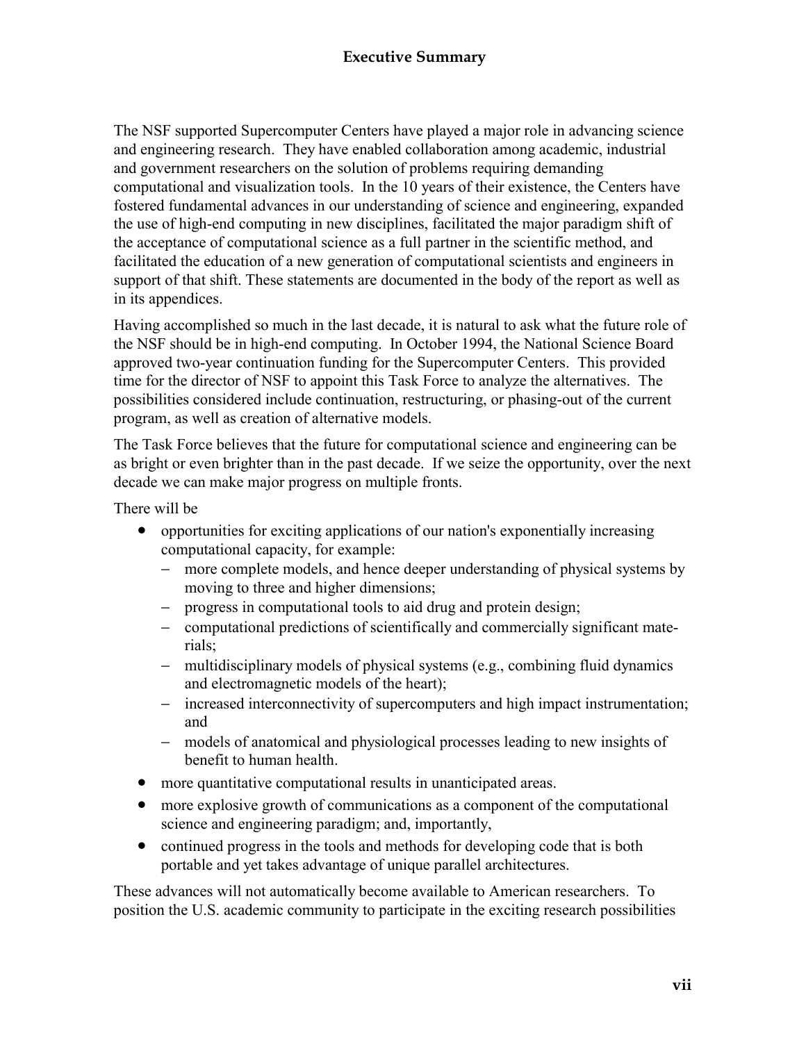## Executive Summary

The NSF supported Supercomputer Centers have played a major role in advancing science and engineering research. They have enabled collaboration among academic, industrial and government researchers on the solution of problems requiring demanding computational and visualization tools. In the 10 years of their existence, the Centers have fostered fundamental advances in our understanding of science and engineering, expanded the use of high-end computing in new disciplines, facilitated the major paradigm shift of the acceptance of computational science as a full partner in the scientific method, and facilitated the education of a new generation of computational scientists and engineers in support of that shift. These statements are documented in the body of the report as well as in its appendices.

Having accomplished so much in the last decade, it is natural to ask what the future role of the NSF should be in high-end computing. In October 1994, the National Science Board approved two-year continuation funding for the Supercomputer Centers. This provided time for the director of NSF to appoint this Task Force to analyze the alternatives. The possibilities considered include continuation, restructuring, or phasing-out of the current program, as well as creation of alternative models.

The Task Force believes that the future for computational science and engineering can be as bright or even brighter than in the past decade. If we seize the opportunity, over the next decade we can make major progress on multiple fronts.

There will be

- opportunities for exciting applications of our nation's exponentially increasing computational capacity, for example:
  - more complete models, and hence deeper understanding of physical systems by moving to three and higher dimensions;
  - progress in computational tools to aid drug and protein design;
  - computational predictions of scientifically and commercially significant materials;
  - multidisciplinary models of physical systems (e.g., combining fluid dynamics and electromagnetic models of the heart);
  - increased interconnectivity of supercomputers and high impact instrumentation; and
  - models of anatomical and physiological processes leading to new insights of benefit to human health.
- more quantitative computational results in unanticipated areas.
- more explosive growth of communications as a component of the computational science and engineering paradigm; and, importantly,
- continued progress in the tools and methods for developing code that is both portable and yet takes advantage of unique parallel architectures.

These advances will not automatically become available to American researchers. To position the U.S. academic community to participate in the exciting research possibilities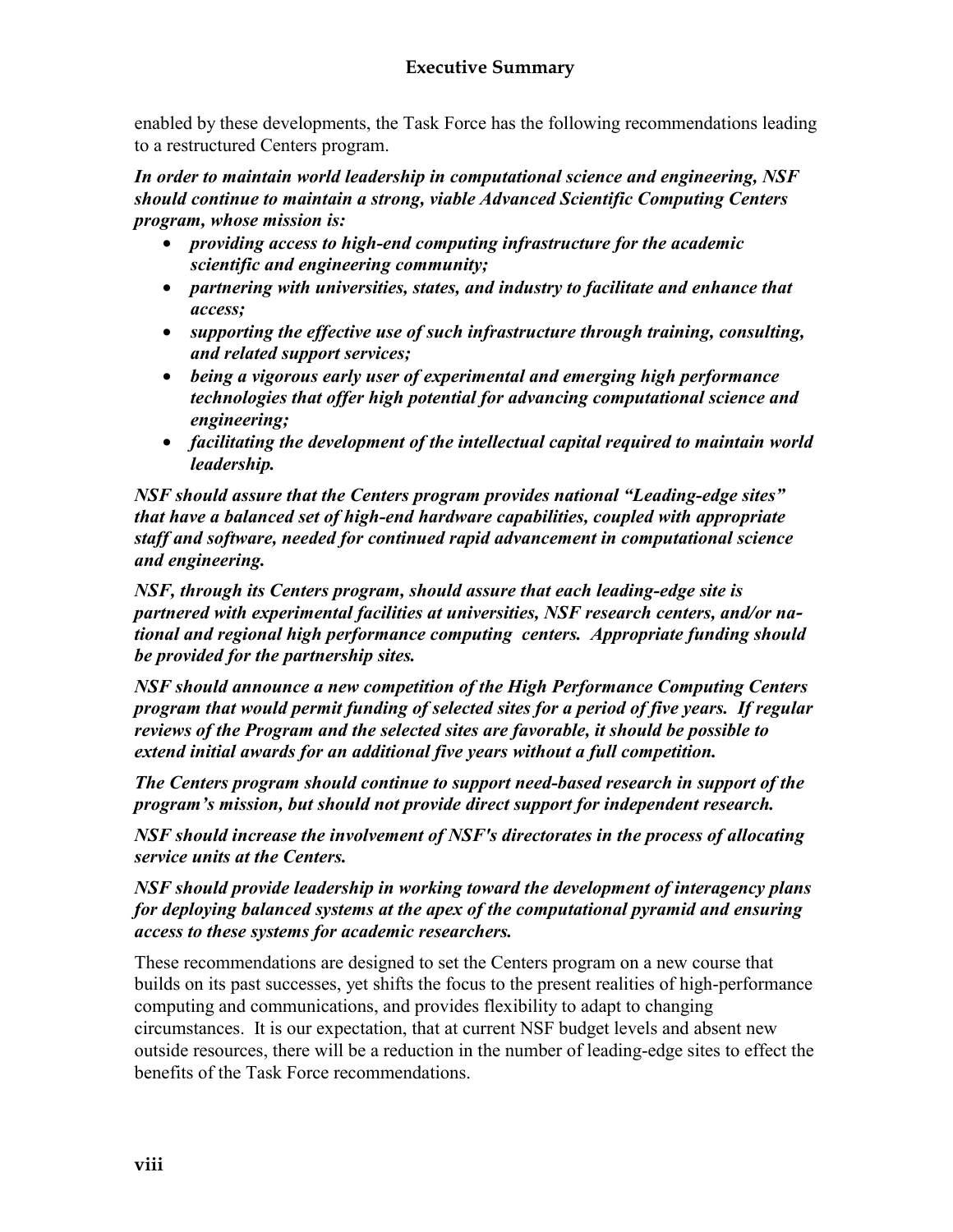enabled by these developments, the Task Force has the following recommendations leading to a restructured Centers program.

***In order to maintain world leadership in computational science and engineering, NSF should continue to maintain a strong, viable Advanced Scientific Computing Centers program, whose mission is:***

- ***providing access to high-end computing infrastructure for the academic scientific and engineering community;***
- ***partnering with universities, states, and industry to facilitate and enhance that access;***
- ***supporting the effective use of such infrastructure through training, consulting, and related support services;***
- ***being a vigorous early user of experimental and emerging high performance technologies that offer high potential for advancing computational science and engineering;***
- ***facilitating the development of the intellectual capital required to maintain world leadership.***

***NSF should assure that the Centers program provides national "Leading-edge sites" that have a balanced set of high-end hardware capabilities, coupled with appropriate staff and software, needed for continued rapid advancement in computational science and engineering.***

***NSF, through its Centers program, should assure that each leading-edge site is partnered with experimental facilities at universities, NSF research centers, and/or national and regional high performance computing centers. Appropriate funding should be provided for the partnership sites.***

***NSF should announce a new competition of the High Performance Computing Centers program that would permit funding of selected sites for a period of five years. If regular reviews of the Program and the selected sites are favorable, it should be possible to extend initial awards for an additional five years without a full competition.***

***The Centers program should continue to support need-based research in support of the program's mission, but should not provide direct support for independent research.***

***NSF should increase the involvement of NSF's directorates in the process of allocating service units at the Centers.***

***NSF should provide leadership in working toward the development of interagency plans for deploying balanced systems at the apex of the computational pyramid and ensuring access to these systems for academic researchers.***

These recommendations are designed to set the Centers program on a new course that builds on its past successes, yet shifts the focus to the present realities of high-performance computing and communications, and provides flexibility to adapt to changing circumstances. It is our expectation, that at current NSF budget levels and absent new outside resources, there will be a reduction in the number of leading-edge sites to effect the benefits of the Task Force recommendations.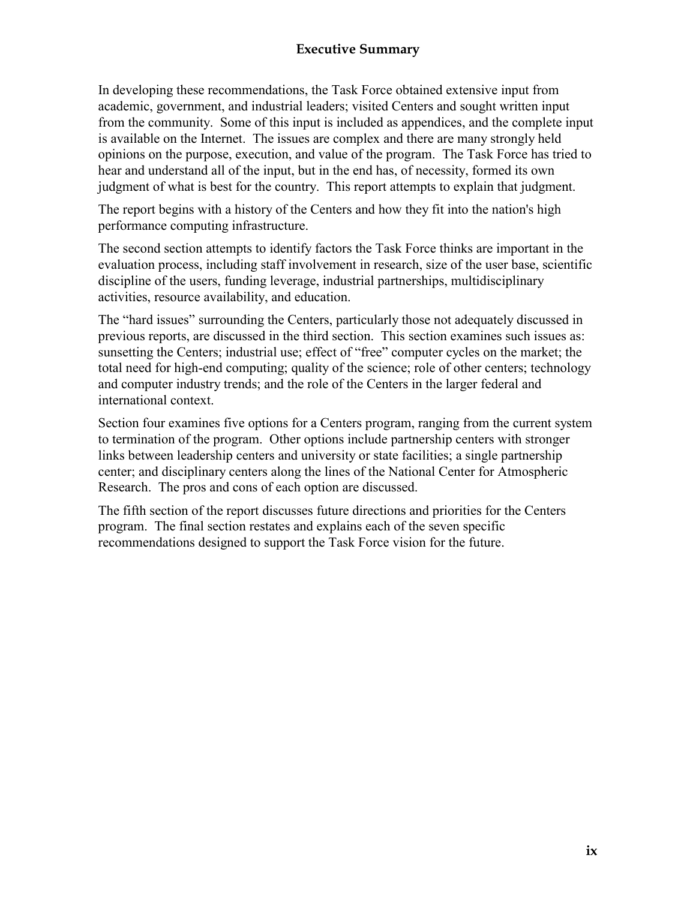In developing these recommendations, the Task Force obtained extensive input from academic, government, and industrial leaders; visited Centers and sought written input from the community. Some of this input is included as appendices, and the complete input is available on the Internet. The issues are complex and there are many strongly held opinions on the purpose, execution, and value of the program. The Task Force has tried to hear and understand all of the input, but in the end has, of necessity, formed its own judgment of what is best for the country. This report attempts to explain that judgment.

The report begins with a history of the Centers and how they fit into the nation's high performance computing infrastructure.

The second section attempts to identify factors the Task Force thinks are important in the evaluation process, including staff involvement in research, size of the user base, scientific discipline of the users, funding leverage, industrial partnerships, multidisciplinary activities, resource availability, and education.

The "hard issues" surrounding the Centers, particularly those not adequately discussed in previous reports, are discussed in the third section. This section examines such issues as: sunsetting the Centers; industrial use; effect of "free" computer cycles on the market; the total need for high-end computing; quality of the science; role of other centers; technology and computer industry trends; and the role of the Centers in the larger federal and international context.

Section four examines five options for a Centers program, ranging from the current system to termination of the program. Other options include partnership centers with stronger links between leadership centers and university or state facilities; a single partnership center; and disciplinary centers along the lines of the National Center for Atmospheric Research. The pros and cons of each option are discussed.

The fifth section of the report discusses future directions and priorities for the Centers program. The final section restates and explains each of the seven specific recommendations designed to support the Task Force vision for the future.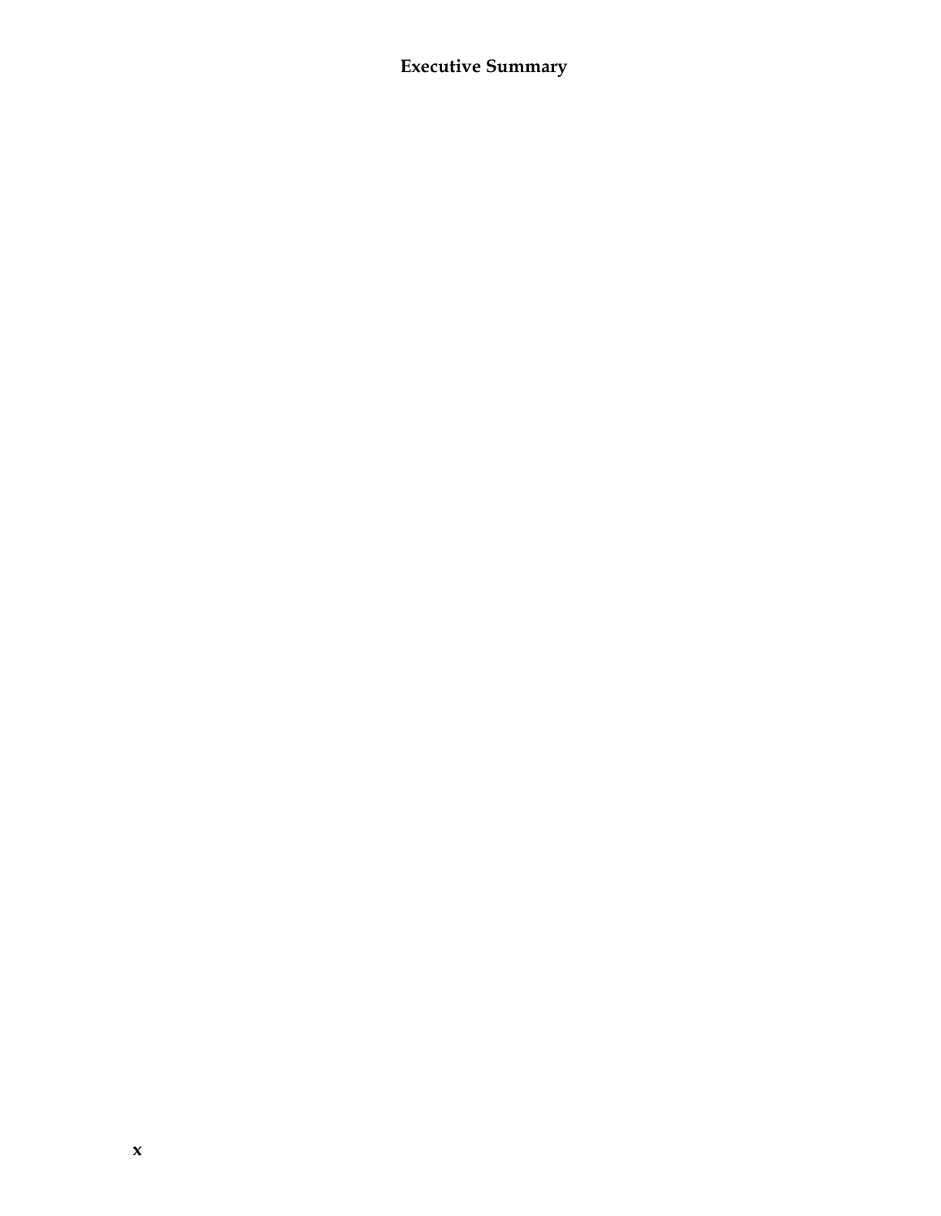**Executive Summary**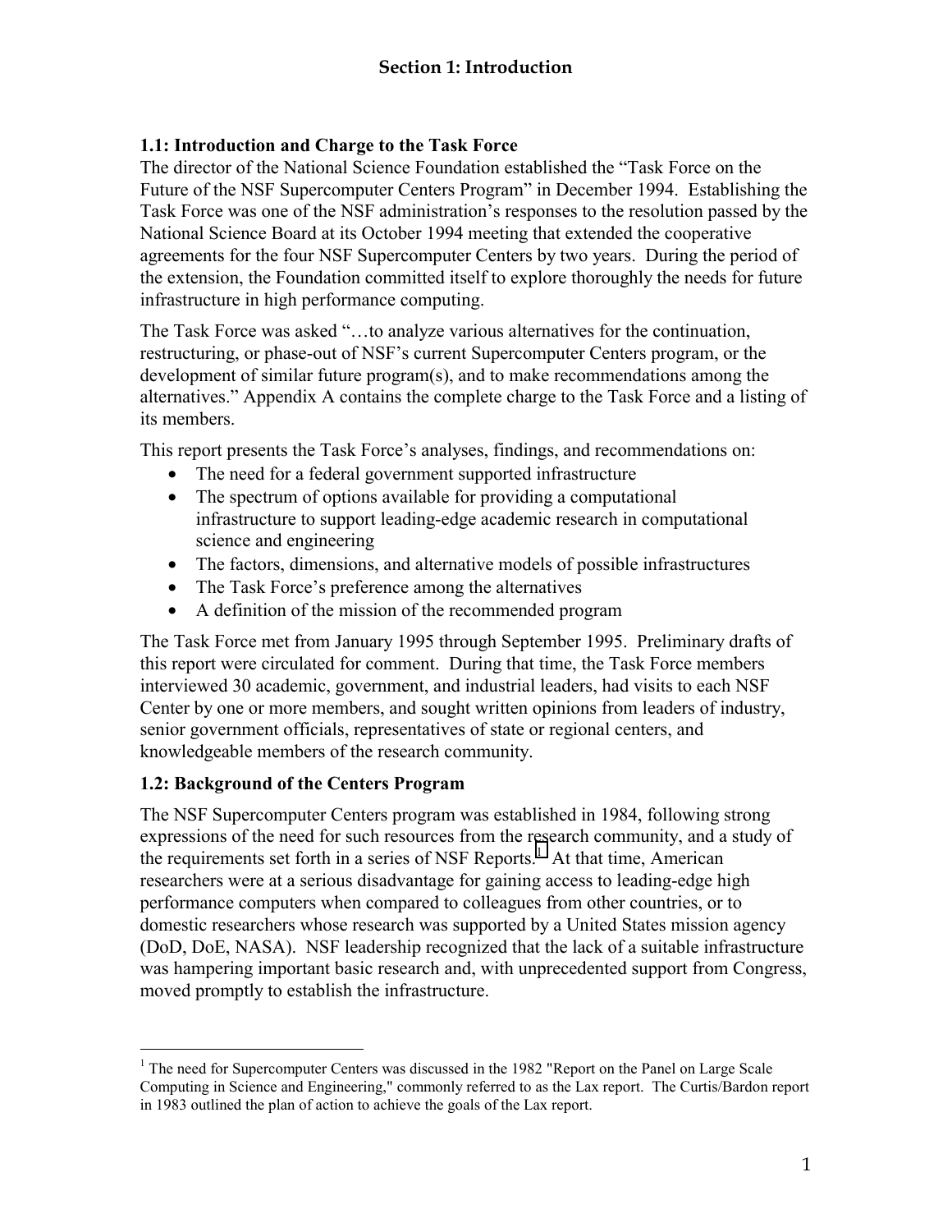# Section 1: Introduction

### 1.1: Introduction and Charge to the Task Force

The director of the National Science Foundation established the "Task Force on the Future of the NSF Supercomputer Centers Program" in December 1994. Establishing the Task Force was one of the NSF administration's responses to the resolution passed by the National Science Board at its October 1994 meeting that extended the cooperative agreements for the four NSF Supercomputer Centers by two years. During the period of the extension, the Foundation committed itself to explore thoroughly the needs for future infrastructure in high performance computing.

The Task Force was asked "…to analyze various alternatives for the continuation, restructuring, or phase-out of NSF's current Supercomputer Centers program, or the development of similar future program(s), and to make recommendations among the alternatives." Appendix A contains the complete charge to the Task Force and a listing of its members.

This report presents the Task Force's analyses, findings, and recommendations on:

- The need for a federal government supported infrastructure
- The spectrum of options available for providing a computational infrastructure to support leading-edge academic research in computational science and engineering
- The factors, dimensions, and alternative models of possible infrastructures
- The Task Force's preference among the alternatives
- A definition of the mission of the recommended program

The Task Force met from January 1995 through September 1995. Preliminary drafts of this report were circulated for comment. During that time, the Task Force members interviewed 30 academic, government, and industrial leaders, had visits to each NSF Center by one or more members, and sought written opinions from leaders of industry, senior government officials, representatives of state or regional centers, and knowledgeable members of the research community.

### 1.2: Background of the Centers Program

The NSF Supercomputer Centers program was established in 1984, following strong expressions of the need for such resources from the research community, and a study of the requirements set forth in a series of NSF Reports.[1] At that time, American researchers were at a serious disadvantage for gaining access to leading-edge high performance computers when compared to colleagues from other countries, or to domestic researchers whose research was supported by a United States mission agency (DoD, DoE, NASA). NSF leadership recognized that the lack of a suitable infrastructure was hampering important basic research and, with unprecedented support from Congress, moved promptly to establish the infrastructure.

[1] The need for Supercomputer Centers was discussed in the 1982 "Report on the Panel on Large Scale Computing in Science and Engineering," commonly referred to as the Lax report. The Curtis/Bardon report in 1983 outlined the plan of action to achieve the goals of the Lax report.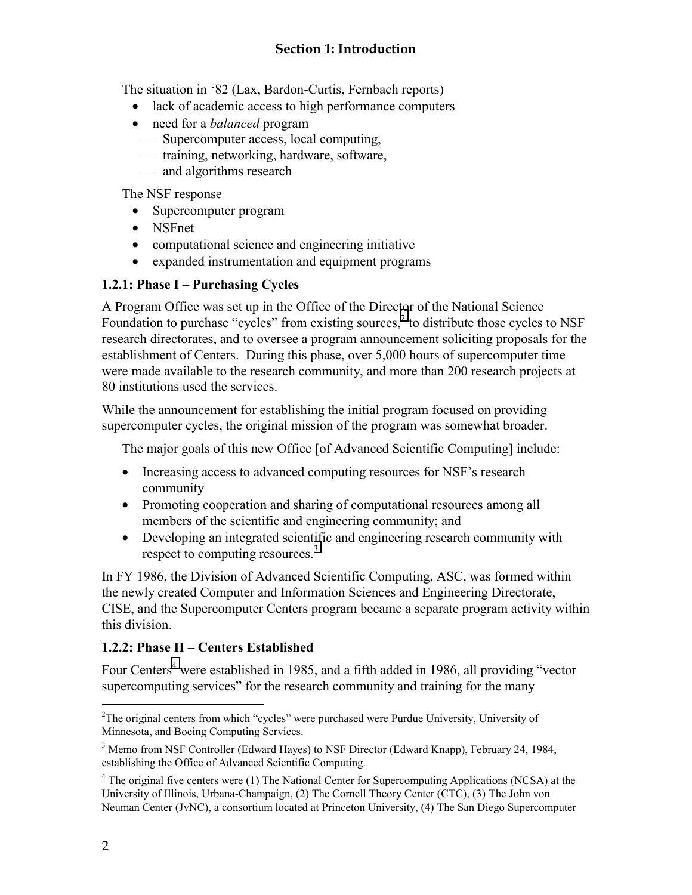## Section 1: Introduction

The situation in '82 (Lax, Bardon-Curtis, Fernbach reports)

- lack of academic access to high performance computers
- need for a *balanced* program
  - — Supercomputer access, local computing,
  - — training, networking, hardware, software,
  - — and algorithms research

The NSF response

- Supercomputer program
- NSFnet
- computational science and engineering initiative
- expanded instrumentation and equipment programs

### 1.2.1: Phase I – Purchasing Cycles

A Program Office was set up in the Office of the Director of the National Science Foundation to purchase "cycles" from existing sources,[2] to distribute those cycles to NSF research directorates, and to oversee a program announcement soliciting proposals for the establishment of Centers. During this phase, over 5,000 hours of supercomputer time were made available to the research community, and more than 200 research projects at 80 institutions used the services.

While the announcement for establishing the initial program focused on providing supercomputer cycles, the original mission of the program was somewhat broader.

> The major goals of this new Office [of Advanced Scientific Computing] include:
>
> - Increasing access to advanced computing resources for NSF's research community
> - Promoting cooperation and sharing of computational resources among all members of the scientific and engineering community; and
> - Developing an integrated scientific and engineering research community with respect to computing resources.[3]

In FY 1986, the Division of Advanced Scientific Computing, ASC, was formed within the newly created Computer and Information Sciences and Engineering Directorate, CISE, and the Supercomputer Centers program became a separate program activity within this division.

### 1.2.2: Phase II – Centers Established

Four Centers[4] were established in 1985, and a fifth added in 1986, all providing "vector supercomputing services" for the research community and training for the many

---

[2] The original centers from which "cycles" were purchased were Purdue University, University of Minnesota, and Boeing Computing Services.

[3] Memo from NSF Controller (Edward Hayes) to NSF Director (Edward Knapp), February 24, 1984, establishing the Office of Advanced Scientific Computing.

[4] The original five centers were (1) The National Center for Supercomputing Applications (NCSA) at the University of Illinois, Urbana-Champaign, (2) The Cornell Theory Center (CTC), (3) The John von Neuman Center (JvNC), a consortium located at Princeton University, (4) The San Diego Supercomputer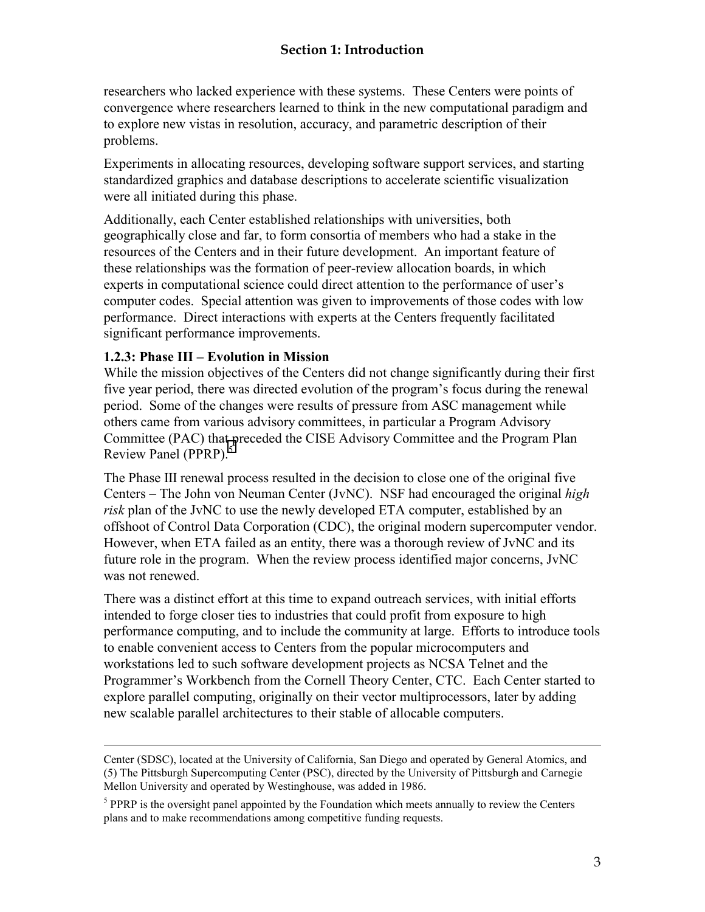researchers who lacked experience with these systems. These Centers were points of convergence where researchers learned to think in the new computational paradigm and to explore new vistas in resolution, accuracy, and parametric description of their problems.

Experiments in allocating resources, developing software support services, and starting standardized graphics and database descriptions to accelerate scientific visualization were all initiated during this phase.

Additionally, each Center established relationships with universities, both geographically close and far, to form consortia of members who had a stake in the resources of the Centers and in their future development. An important feature of these relationships was the formation of peer-review allocation boards, in which experts in computational science could direct attention to the performance of user's computer codes. Special attention was given to improvements of those codes with low performance. Direct interactions with experts at the Centers frequently facilitated significant performance improvements.

#### 1.2.3: Phase III – Evolution in Mission

While the mission objectives of the Centers did not change significantly during their first five year period, there was directed evolution of the program's focus during the renewal period. Some of the changes were results of pressure from ASC management while others came from various advisory committees, in particular a Program Advisory Committee (PAC) that preceded the CISE Advisory Committee and the Program Plan Review Panel (PPRP).[5]

The Phase III renewal process resulted in the decision to close one of the original five Centers – The John von Neuman Center (JvNC). NSF had encouraged the original *high risk* plan of the JvNC to use the newly developed ETA computer, established by an offshoot of Control Data Corporation (CDC), the original modern supercomputer vendor. However, when ETA failed as an entity, there was a thorough review of JvNC and its future role in the program. When the review process identified major concerns, JvNC was not renewed.

There was a distinct effort at this time to expand outreach services, with initial efforts intended to forge closer ties to industries that could profit from exposure to high performance computing, and to include the community at large. Efforts to introduce tools to enable convenient access to Centers from the popular microcomputers and workstations led to such software development projects as NCSA Telnet and the Programmer's Workbench from the Cornell Theory Center, CTC. Each Center started to explore parallel computing, originally on their vector multiprocessors, later by adding new scalable parallel architectures to their stable of allocable computers.

---

Center (SDSC), located at the University of California, San Diego and operated by General Atomics, and (5) The Pittsburgh Supercomputing Center (PSC), directed by the University of Pittsburgh and Carnegie Mellon University and operated by Westinghouse, was added in 1986.

[5] PPRP is the oversight panel appointed by the Foundation which meets annually to review the Centers plans and to make recommendations among competitive funding requests.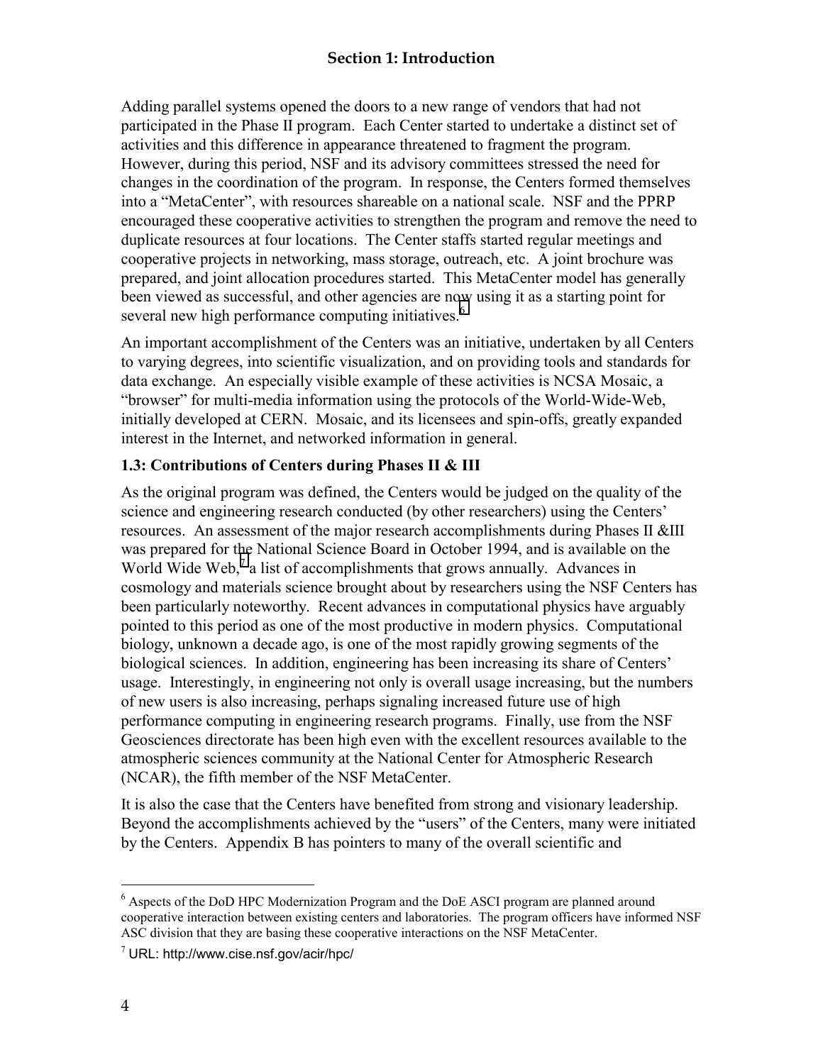Adding parallel systems opened the doors to a new range of vendors that had not participated in the Phase II program. Each Center started to undertake a distinct set of activities and this difference in appearance threatened to fragment the program. However, during this period, NSF and its advisory committees stressed the need for changes in the coordination of the program. In response, the Centers formed themselves into a "MetaCenter", with resources shareable on a national scale. NSF and the PPRP encouraged these cooperative activities to strengthen the program and remove the need to duplicate resources at four locations. The Center staffs started regular meetings and cooperative projects in networking, mass storage, outreach, etc. A joint brochure was prepared, and joint allocation procedures started. This MetaCenter model has generally been viewed as successful, and other agencies are now using it as a starting point for several new high performance computing initiatives.[6]

An important accomplishment of the Centers was an initiative, undertaken by all Centers to varying degrees, into scientific visualization, and on providing tools and standards for data exchange. An especially visible example of these activities is NCSA Mosaic, a "browser" for multi-media information using the protocols of the World-Wide-Web, initially developed at CERN. Mosaic, and its licensees and spin-offs, greatly expanded interest in the Internet, and networked information in general.

### 1.3: Contributions of Centers during Phases II & III

As the original program was defined, the Centers would be judged on the quality of the science and engineering research conducted (by other researchers) using the Centers' resources. An assessment of the major research accomplishments during Phases II &III was prepared for the National Science Board in October 1994, and is available on the World Wide Web,[7] a list of accomplishments that grows annually. Advances in cosmology and materials science brought about by researchers using the NSF Centers has been particularly noteworthy. Recent advances in computational physics have arguably pointed to this period as one of the most productive in modern physics. Computational biology, unknown a decade ago, is one of the most rapidly growing segments of the biological sciences. In addition, engineering has been increasing its share of Centers' usage. Interestingly, in engineering not only is overall usage increasing, but the numbers of new users is also increasing, perhaps signaling increased future use of high performance computing in engineering research programs. Finally, use from the NSF Geosciences directorate has been high even with the excellent resources available to the atmospheric sciences community at the National Center for Atmospheric Research (NCAR), the fifth member of the NSF MetaCenter.

It is also the case that the Centers have benefited from strong and visionary leadership. Beyond the accomplishments achieved by the "users" of the Centers, many were initiated by the Centers. Appendix B has pointers to many of the overall scientific and

---

[6] Aspects of the DoD HPC Modernization Program and the DoE ASCI program are planned around cooperative interaction between existing centers and laboratories. The program officers have informed NSF ASC division that they are basing these cooperative interactions on the NSF MetaCenter.

[7] URL: http://www.cise.nsf.gov/acir/hpc/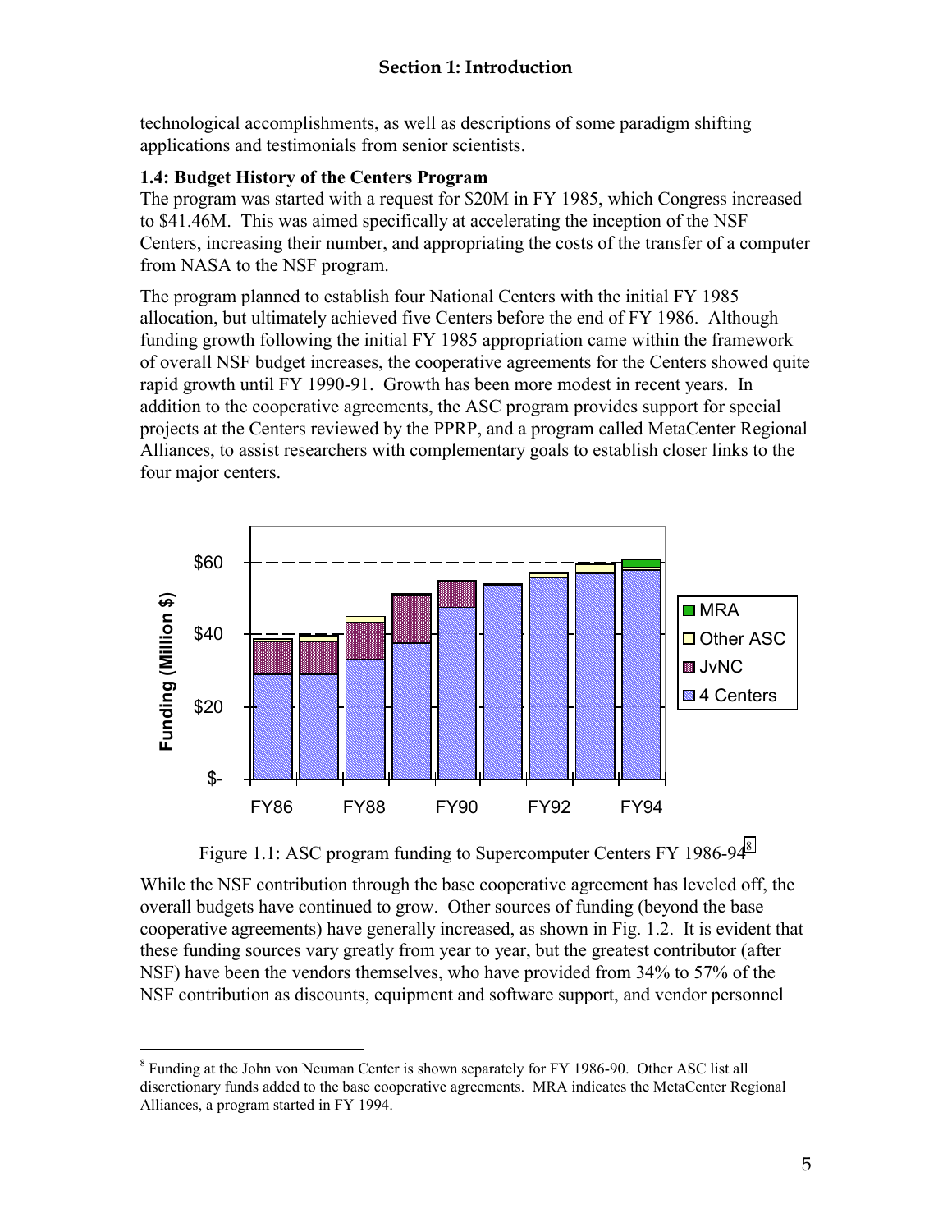technological accomplishments, as well as descriptions of some paradigm shifting applications and testimonials from senior scientists.

### 1.4: Budget History of the Centers Program

The program was started with a request for \$20M in FY 1985, which Congress increased to \$41.46M. This was aimed specifically at accelerating the inception of the NSF Centers, increasing their number, and appropriating the costs of the transfer of a computer from NASA to the NSF program.

The program planned to establish four National Centers with the initial FY 1985 allocation, but ultimately achieved five Centers before the end of FY 1986. Although funding growth following the initial FY 1985 appropriation came within the framework of overall NSF budget increases, the cooperative agreements for the Centers showed quite rapid growth until FY 1990-91. Growth has been more modest in recent years. In addition to the cooperative agreements, the ASC program provides support for special projects at the Centers reviewed by the PPRP, and a program called MetaCenter Regional Alliances, to assist researchers with complementary goals to establish closer links to the four major centers.

Figure 1.1: ASC program funding to Supercomputer Centers FY 1986-94[8]

While the NSF contribution through the base cooperative agreement has leveled off, the overall budgets have continued to grow. Other sources of funding (beyond the base cooperative agreements) have generally increased, as shown in Fig. 1.2. It is evident that these funding sources vary greatly from year to year, but the greatest contributor (after NSF) have been the vendors themselves, who have provided from 34% to 57% of the NSF contribution as discounts, equipment and software support, and vendor personnel

[8] Funding at the John von Neuman Center is shown separately for FY 1986-90. Other ASC list all discretionary funds added to the base cooperative agreements. MRA indicates the MetaCenter Regional Alliances, a program started in FY 1994.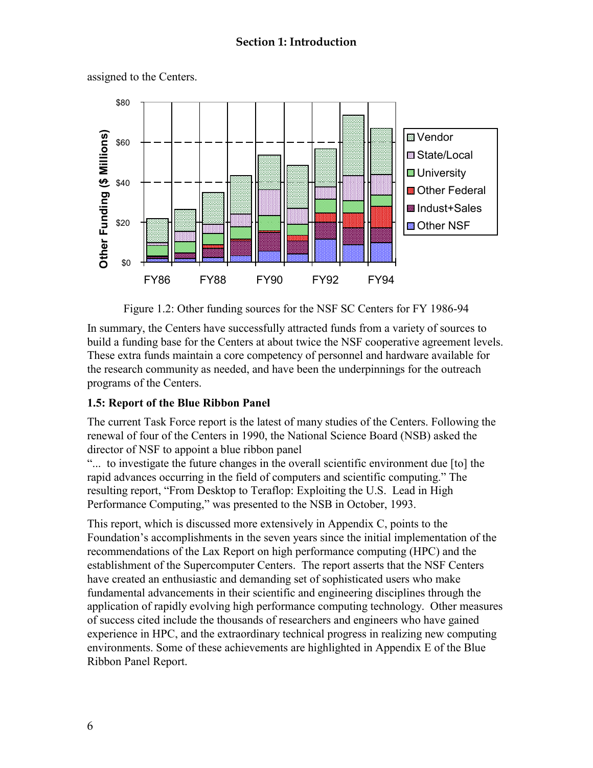assigned to the Centers.

Figure 1.2: Other funding sources for the NSF SC Centers for FY 1986-94

In summary, the Centers have successfully attracted funds from a variety of sources to build a funding base for the Centers at about twice the NSF cooperative agreement levels. These extra funds maintain a core competency of personnel and hardware available for the research community as needed, and have been the underpinnings for the outreach programs of the Centers.

### 1.5: Report of the Blue Ribbon Panel

The current Task Force report is the latest of many studies of the Centers. Following the renewal of four of the Centers in 1990, the National Science Board (NSB) asked the director of NSF to appoint a blue ribbon panel

"... to investigate the future changes in the overall scientific environment due [to] the rapid advances occurring in the field of computers and scientific computing." The resulting report, "From Desktop to Teraflop: Exploiting the U.S. Lead in High Performance Computing," was presented to the NSB in October, 1993.

This report, which is discussed more extensively in Appendix C, points to the Foundation's accomplishments in the seven years since the initial implementation of the recommendations of the Lax Report on high performance computing (HPC) and the establishment of the Supercomputer Centers. The report asserts that the NSF Centers have created an enthusiastic and demanding set of sophisticated users who make fundamental advancements in their scientific and engineering disciplines through the application of rapidly evolving high performance computing technology. Other measures of success cited include the thousands of researchers and engineers who have gained experience in HPC, and the extraordinary technical progress in realizing new computing environments. Some of these achievements are highlighted in Appendix E of the Blue Ribbon Panel Report.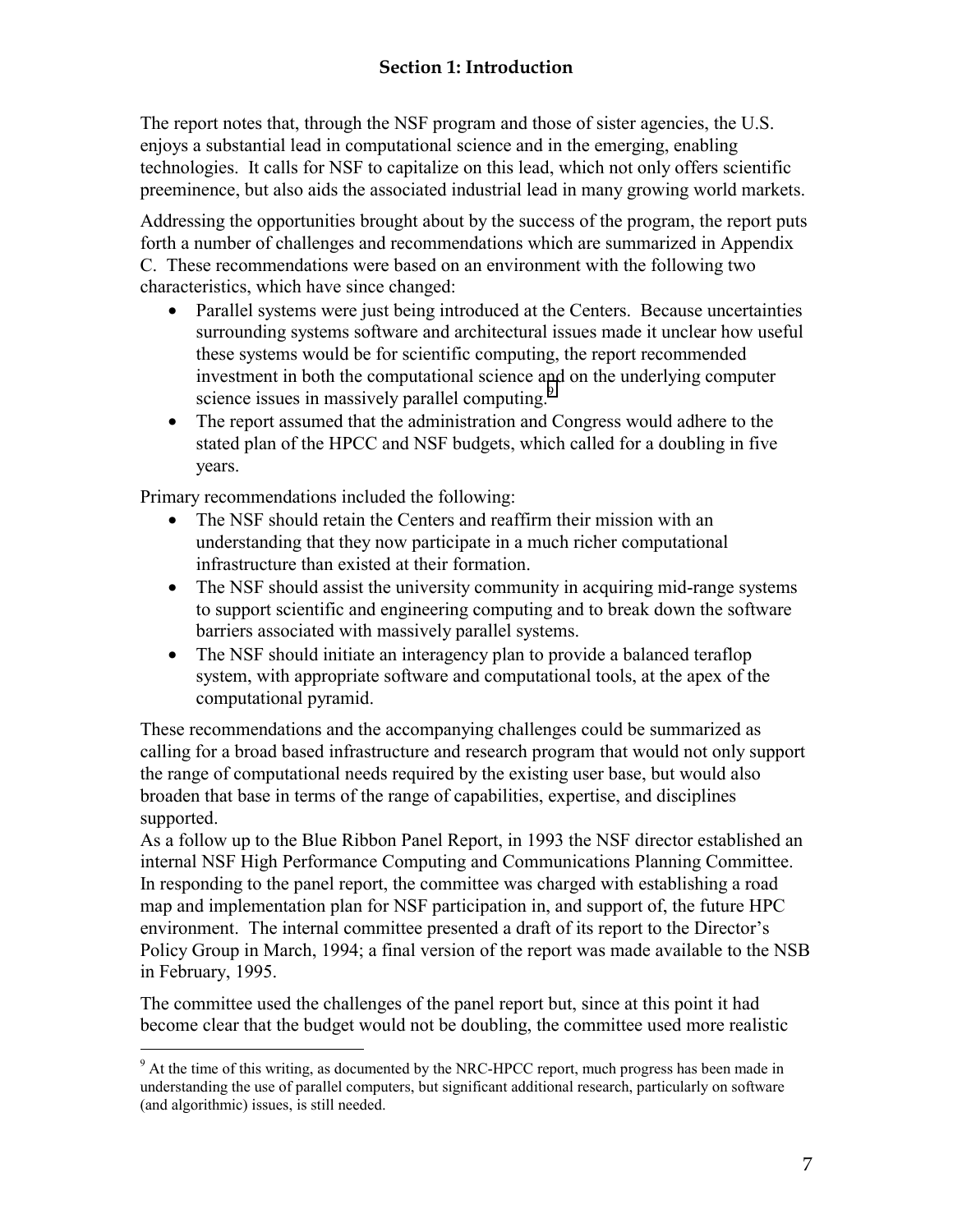## Section 1: Introduction

The report notes that, through the NSF program and those of sister agencies, the U.S. enjoys a substantial lead in computational science and in the emerging, enabling technologies. It calls for NSF to capitalize on this lead, which not only offers scientific preeminence, but also aids the associated industrial lead in many growing world markets.

Addressing the opportunities brought about by the success of the program, the report puts forth a number of challenges and recommendations which are summarized in Appendix C. These recommendations were based on an environment with the following two characteristics, which have since changed:

- Parallel systems were just being introduced at the Centers. Because uncertainties surrounding systems software and architectural issues made it unclear how useful these systems would be for scientific computing, the report recommended investment in both the computational science and on the underlying computer science issues in massively parallel computing.[9]
- The report assumed that the administration and Congress would adhere to the stated plan of the HPCC and NSF budgets, which called for a doubling in five years.

Primary recommendations included the following:

- The NSF should retain the Centers and reaffirm their mission with an understanding that they now participate in a much richer computational infrastructure than existed at their formation.
- The NSF should assist the university community in acquiring mid-range systems to support scientific and engineering computing and to break down the software barriers associated with massively parallel systems.
- The NSF should initiate an interagency plan to provide a balanced teraflop system, with appropriate software and computational tools, at the apex of the computational pyramid.

These recommendations and the accompanying challenges could be summarized as calling for a broad based infrastructure and research program that would not only support the range of computational needs required by the existing user base, but would also broaden that base in terms of the range of capabilities, expertise, and disciplines supported.

As a follow up to the Blue Ribbon Panel Report, in 1993 the NSF director established an internal NSF High Performance Computing and Communications Planning Committee. In responding to the panel report, the committee was charged with establishing a road map and implementation plan for NSF participation in, and support of, the future HPC environment. The internal committee presented a draft of its report to the Director's Policy Group in March, 1994; a final version of the report was made available to the NSB in February, 1995.

The committee used the challenges of the panel report but, since at this point it had become clear that the budget would not be doubling, the committee used more realistic

[9] At the time of this writing, as documented by the NRC-HPCC report, much progress has been made in understanding the use of parallel computers, but significant additional research, particularly on software (and algorithmic) issues, is still needed.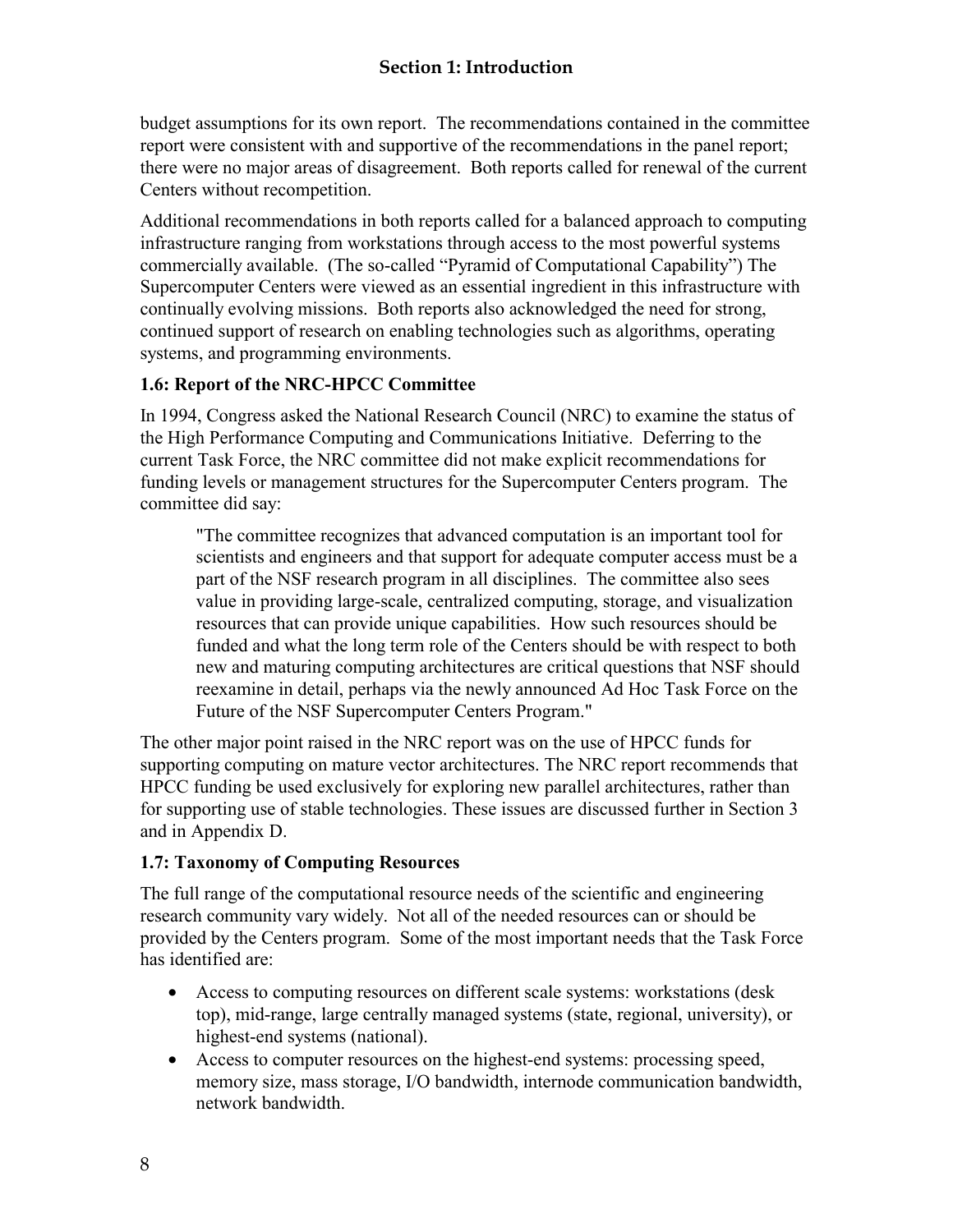budget assumptions for its own report. The recommendations contained in the committee report were consistent with and supportive of the recommendations in the panel report; there were no major areas of disagreement. Both reports called for renewal of the current Centers without recompetition.

Additional recommendations in both reports called for a balanced approach to computing infrastructure ranging from workstations through access to the most powerful systems commercially available. (The so-called "Pyramid of Computational Capability") The Supercomputer Centers were viewed as an essential ingredient in this infrastructure with continually evolving missions. Both reports also acknowledged the need for strong, continued support of research on enabling technologies such as algorithms, operating systems, and programming environments.

### 1.6: Report of the NRC-HPCC Committee

In 1994, Congress asked the National Research Council (NRC) to examine the status of the High Performance Computing and Communications Initiative. Deferring to the current Task Force, the NRC committee did not make explicit recommendations for funding levels or management structures for the Supercomputer Centers program. The committee did say:

> "The committee recognizes that advanced computation is an important tool for scientists and engineers and that support for adequate computer access must be a part of the NSF research program in all disciplines. The committee also sees value in providing large-scale, centralized computing, storage, and visualization resources that can provide unique capabilities. How such resources should be funded and what the long term role of the Centers should be with respect to both new and maturing computing architectures are critical questions that NSF should reexamine in detail, perhaps via the newly announced Ad Hoc Task Force on the Future of the NSF Supercomputer Centers Program."

The other major point raised in the NRC report was on the use of HPCC funds for supporting computing on mature vector architectures. The NRC report recommends that HPCC funding be used exclusively for exploring new parallel architectures, rather than for supporting use of stable technologies. These issues are discussed further in Section 3 and in Appendix D.

### 1.7: Taxonomy of Computing Resources

The full range of the computational resource needs of the scientific and engineering research community vary widely. Not all of the needed resources can or should be provided by the Centers program. Some of the most important needs that the Task Force has identified are:

- Access to computing resources on different scale systems: workstations (desk top), mid-range, large centrally managed systems (state, regional, university), or highest-end systems (national).
- Access to computer resources on the highest-end systems: processing speed, memory size, mass storage, I/O bandwidth, internode communication bandwidth, network bandwidth.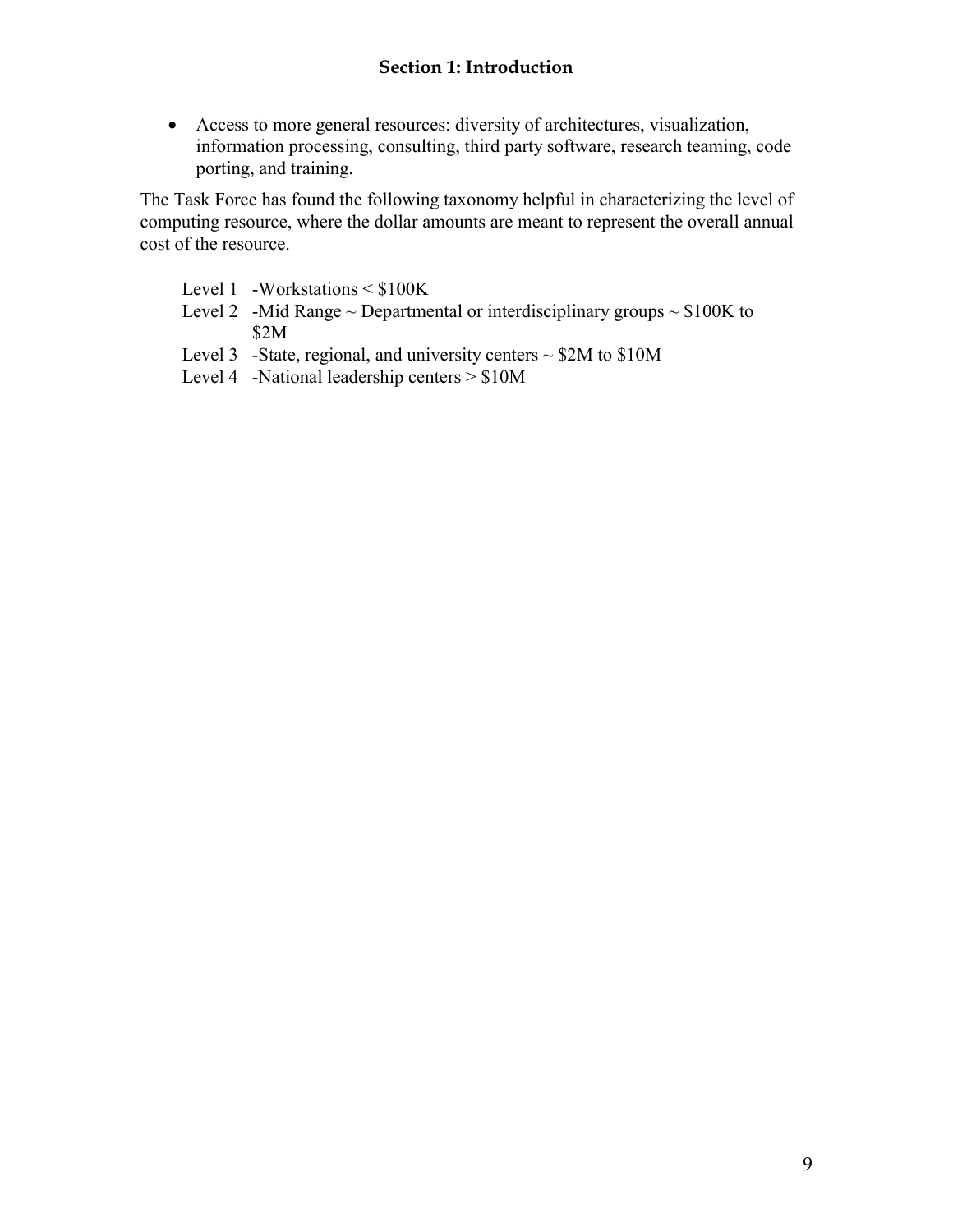- Access to more general resources: diversity of architectures, visualization, information processing, consulting, third party software, research teaming, code porting, and training.

The Task Force has found the following taxonomy helpful in characterizing the level of computing resource, where the dollar amounts are meant to represent the overall annual cost of the resource.

Level 1 -Workstations < $100K
Level 2 -Mid Range ~ Departmental or interdisciplinary groups ~ $100K to $2M
Level 3 -State, regional, and university centers ~ $2M to $10M
Level 4 -National leadership centers > $10M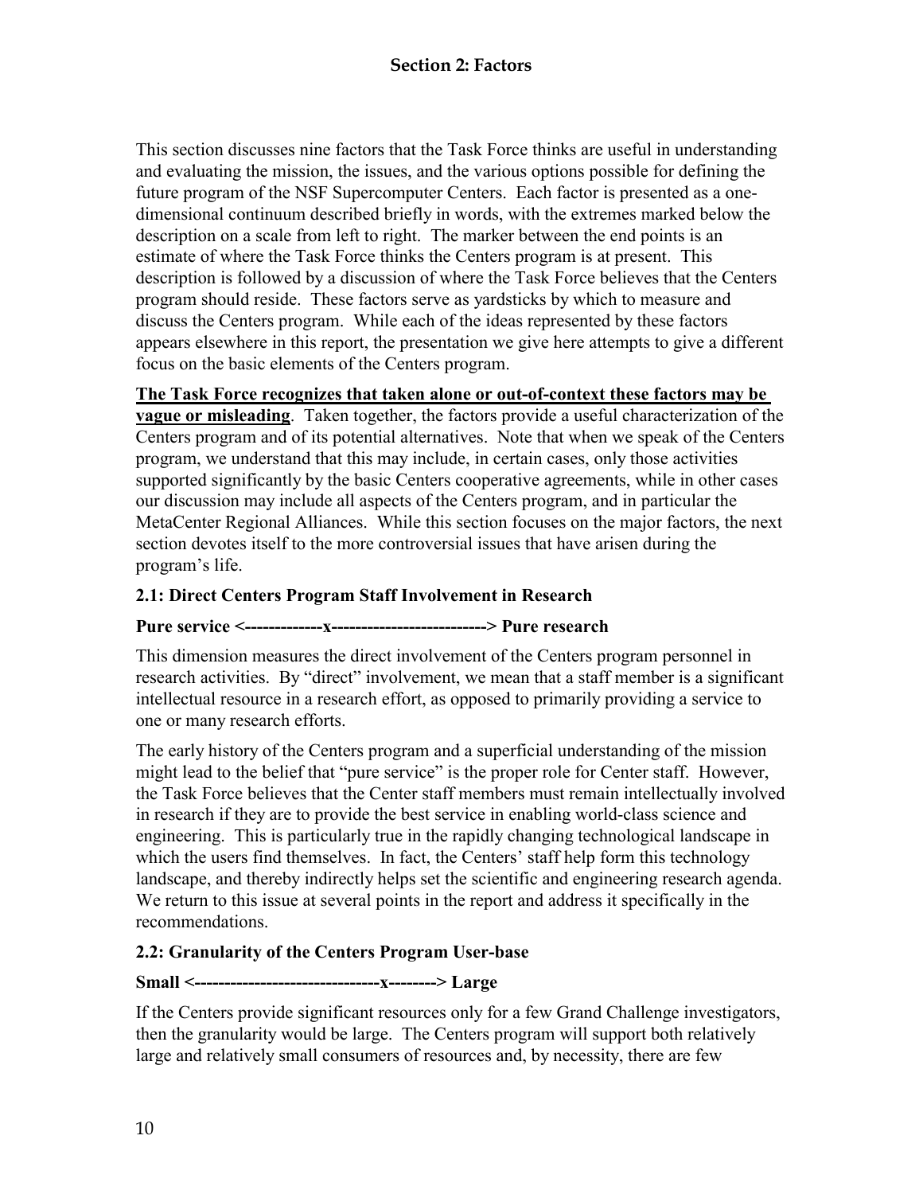## Section 2: Factors

This section discusses nine factors that the Task Force thinks are useful in understanding and evaluating the mission, the issues, and the various options possible for defining the future program of the NSF Supercomputer Centers. Each factor is presented as a one-dimensional continuum described briefly in words, with the extremes marked below the description on a scale from left to right. The marker between the end points is an estimate of where the Task Force thinks the Centers program is at present. This description is followed by a discussion of where the Task Force believes that the Centers program should reside. These factors serve as yardsticks by which to measure and discuss the Centers program. While each of the ideas represented by these factors appears elsewhere in this report, the presentation we give here attempts to give a different focus on the basic elements of the Centers program.

**The Task Force recognizes that taken alone or out-of-context these factors may be vague or misleading**. Taken together, the factors provide a useful characterization of the Centers program and of its potential alternatives. Note that when we speak of the Centers program, we understand that this may include, in certain cases, only those activities supported significantly by the basic Centers cooperative agreements, while in other cases our discussion may include all aspects of the Centers program, and in particular the MetaCenter Regional Alliances. While this section focuses on the major factors, the next section devotes itself to the more controversial issues that have arisen during the program's life.

### 2.1: Direct Centers Program Staff Involvement in Research

**Pure service <-------------x--------------------------> Pure research**

This dimension measures the direct involvement of the Centers program personnel in research activities. By "direct" involvement, we mean that a staff member is a significant intellectual resource in a research effort, as opposed to primarily providing a service to one or many research efforts.

The early history of the Centers program and a superficial understanding of the mission might lead to the belief that "pure service" is the proper role for Center staff. However, the Task Force believes that the Center staff members must remain intellectually involved in research if they are to provide the best service in enabling world-class science and engineering. This is particularly true in the rapidly changing technological landscape in which the users find themselves. In fact, the Centers' staff help form this technology landscape, and thereby indirectly helps set the scientific and engineering research agenda. We return to this issue at several points in the report and address it specifically in the recommendations.

### 2.2: Granularity of the Centers Program User-base

**Small <------------------------------x--------> Large**

If the Centers provide significant resources only for a few Grand Challenge investigators, then the granularity would be large. The Centers program will support both relatively large and relatively small consumers of resources and, by necessity, there are few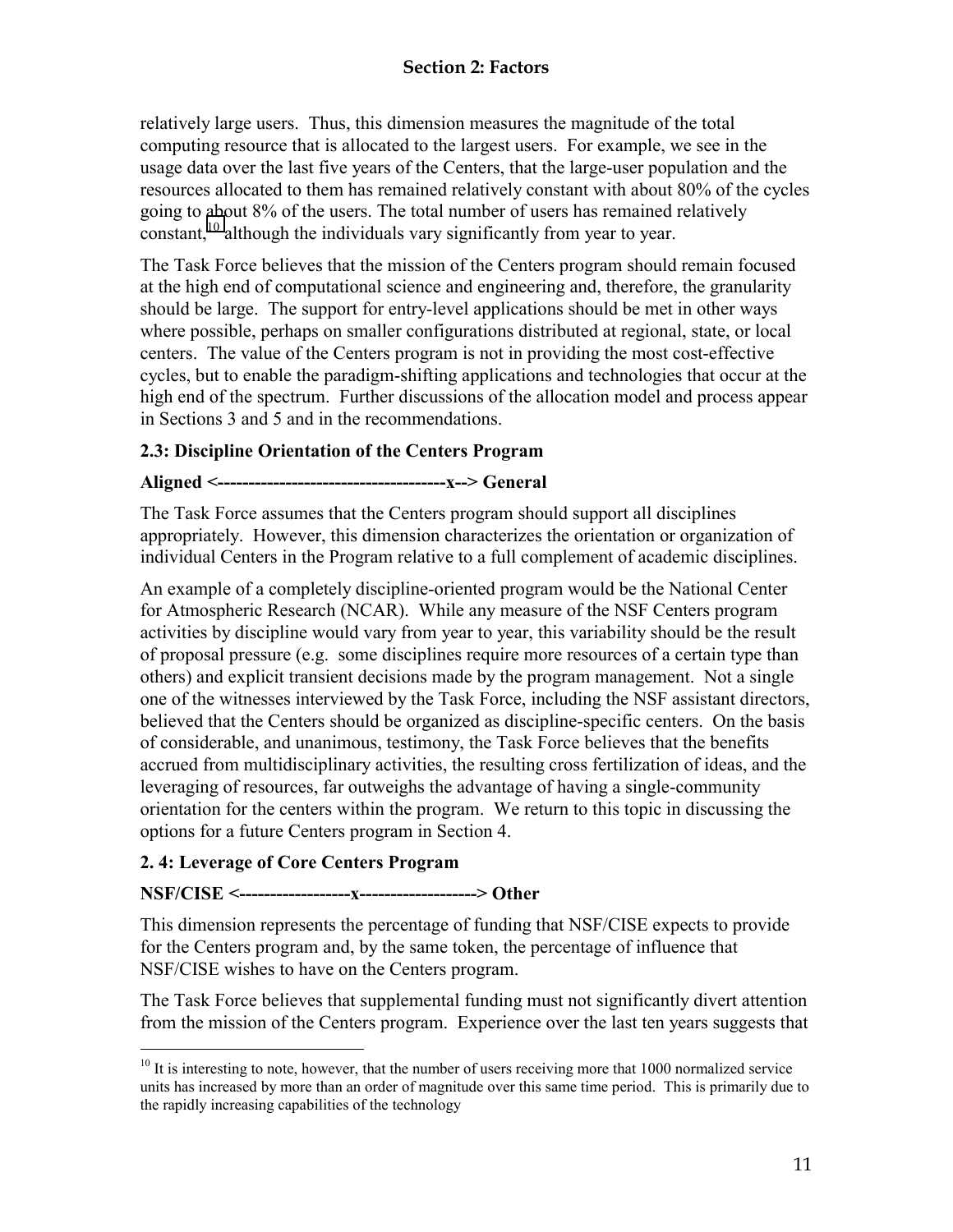relatively large users. Thus, this dimension measures the magnitude of the total computing resource that is allocated to the largest users. For example, we see in the usage data over the last five years of the Centers, that the large-user population and the resources allocated to them has remained relatively constant with about 80% of the cycles going to about 8% of the users. The total number of users has remained relatively constant,[10] although the individuals vary significantly from year to year.

The Task Force believes that the mission of the Centers program should remain focused at the high end of computational science and engineering and, therefore, the granularity should be large. The support for entry-level applications should be met in other ways where possible, perhaps on smaller configurations distributed at regional, state, or local centers. The value of the Centers program is not in providing the most cost-effective cycles, but to enable the paradigm-shifting applications and technologies that occur at the high end of the spectrum. Further discussions of the allocation model and process appear in Sections 3 and 5 and in the recommendations.

### 2.3: Discipline Orientation of the Centers Program

**Aligned <-------------------------------------x--> General**

The Task Force assumes that the Centers program should support all disciplines appropriately. However, this dimension characterizes the orientation or organization of individual Centers in the Program relative to a full complement of academic disciplines.

An example of a completely discipline-oriented program would be the National Center for Atmospheric Research (NCAR). While any measure of the NSF Centers program activities by discipline would vary from year to year, this variability should be the result of proposal pressure (e.g. some disciplines require more resources of a certain type than others) and explicit transient decisions made by the program management. Not a single one of the witnesses interviewed by the Task Force, including the NSF assistant directors, believed that the Centers should be organized as discipline-specific centers. On the basis of considerable, and unanimous, testimony, the Task Force believes that the benefits accrued from multidisciplinary activities, the resulting cross fertilization of ideas, and the leveraging of resources, far outweighs the advantage of having a single-community orientation for the centers within the program. We return to this topic in discussing the options for a future Centers program in Section 4.

### 2. 4: Leverage of Core Centers Program

**NSF/CISE <------------------x-------------------> Other**

This dimension represents the percentage of funding that NSF/CISE expects to provide for the Centers program and, by the same token, the percentage of influence that NSF/CISE wishes to have on the Centers program.

The Task Force believes that supplemental funding must not significantly divert attention from the mission of the Centers program. Experience over the last ten years suggests that

[10] It is interesting to note, however, that the number of users receiving more that 1000 normalized service units has increased by more than an order of magnitude over this same time period. This is primarily due to the rapidly increasing capabilities of the technology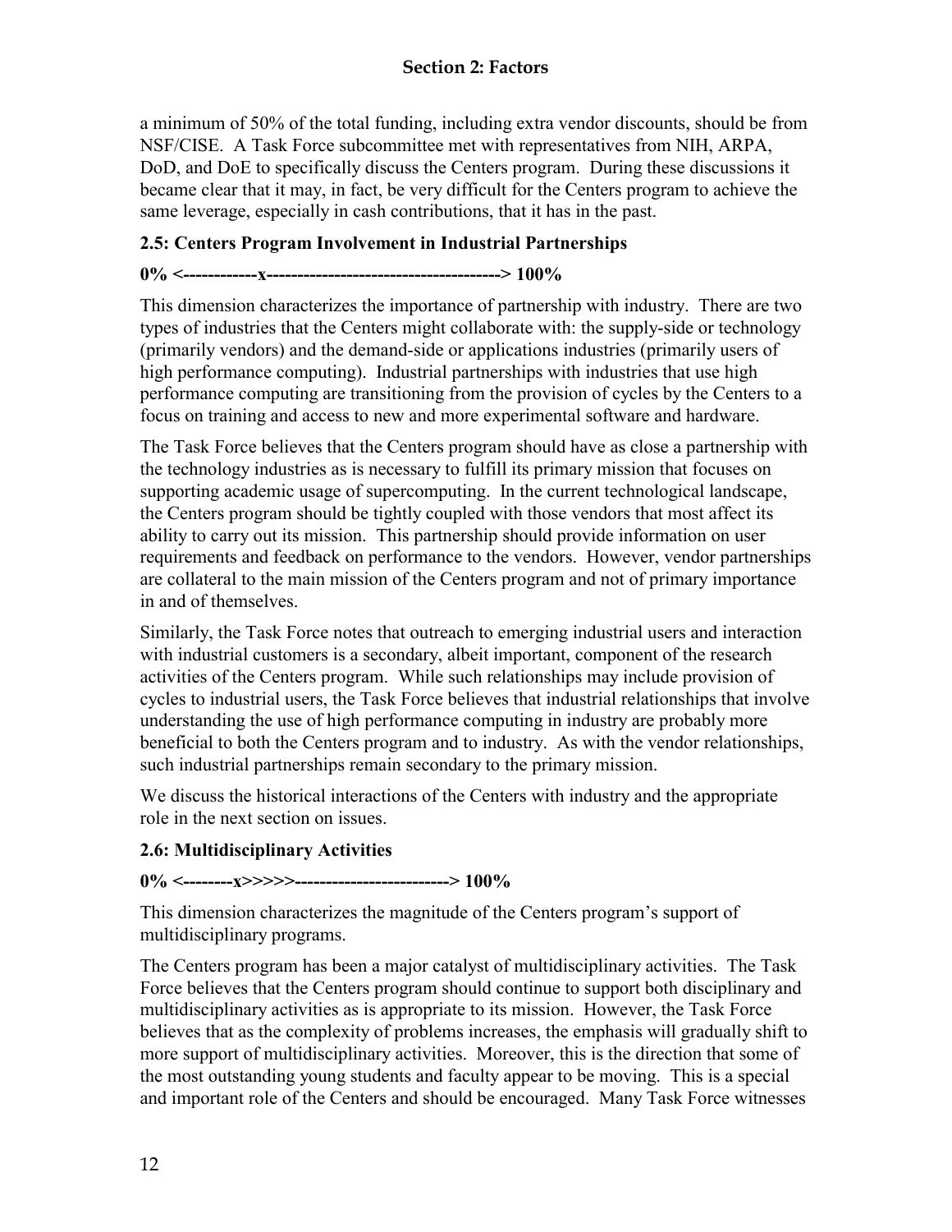a minimum of 50% of the total funding, including extra vendor discounts, should be from NSF/CISE. A Task Force subcommittee met with representatives from NIH, ARPA, DoD, and DoE to specifically discuss the Centers program. During these discussions it became clear that it may, in fact, be very difficult for the Centers program to achieve the same leverage, especially in cash contributions, that it has in the past.

### 2.5: Centers Program Involvement in Industrial Partnerships

**0% <------------x-------------------------------------> 100%**

This dimension characterizes the importance of partnership with industry. There are two types of industries that the Centers might collaborate with: the supply-side or technology (primarily vendors) and the demand-side or applications industries (primarily users of high performance computing). Industrial partnerships with industries that use high performance computing are transitioning from the provision of cycles by the Centers to a focus on training and access to new and more experimental software and hardware.

The Task Force believes that the Centers program should have as close a partnership with the technology industries as is necessary to fulfill its primary mission that focuses on supporting academic usage of supercomputing. In the current technological landscape, the Centers program should be tightly coupled with those vendors that most affect its ability to carry out its mission. This partnership should provide information on user requirements and feedback on performance to the vendors. However, vendor partnerships are collateral to the main mission of the Centers program and not of primary importance in and of themselves.

Similarly, the Task Force notes that outreach to emerging industrial users and interaction with industrial customers is a secondary, albeit important, component of the research activities of the Centers program. While such relationships may include provision of cycles to industrial users, the Task Force believes that industrial relationships that involve understanding the use of high performance computing in industry are probably more beneficial to both the Centers program and to industry. As with the vendor relationships, such industrial partnerships remain secondary to the primary mission.

We discuss the historical interactions of the Centers with industry and the appropriate role in the next section on issues.

### 2.6: Multidisciplinary Activities

**0% <--------x>>>>>-------------------------> 100%**

This dimension characterizes the magnitude of the Centers program's support of multidisciplinary programs.

The Centers program has been a major catalyst of multidisciplinary activities. The Task Force believes that the Centers program should continue to support both disciplinary and multidisciplinary activities as is appropriate to its mission. However, the Task Force believes that as the complexity of problems increases, the emphasis will gradually shift to more support of multidisciplinary activities. Moreover, this is the direction that some of the most outstanding young students and faculty appear to be moving. This is a special and important role of the Centers and should be encouraged. Many Task Force witnesses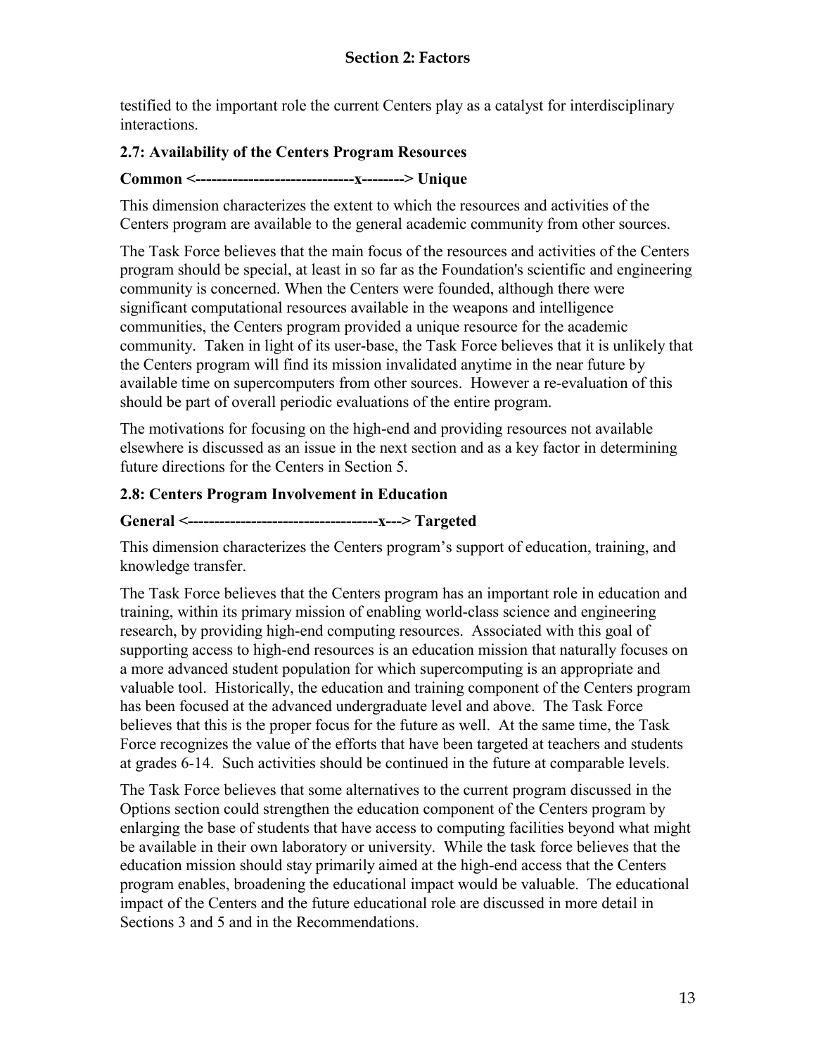testified to the important role the current Centers play as a catalyst for interdisciplinary interactions.

### 2.7: Availability of the Centers Program Resources

**Common <------------------------------x--------> Unique**

This dimension characterizes the extent to which the resources and activities of the Centers program are available to the general academic community from other sources.

The Task Force believes that the main focus of the resources and activities of the Centers program should be special, at least in so far as the Foundation's scientific and engineering community is concerned. When the Centers were founded, although there were significant computational resources available in the weapons and intelligence communities, the Centers program provided a unique resource for the academic community. Taken in light of its user-base, the Task Force believes that it is unlikely that the Centers program will find its mission invalidated anytime in the near future by available time on supercomputers from other sources. However a re-evaluation of this should be part of overall periodic evaluations of the entire program.

The motivations for focusing on the high-end and providing resources not available elsewhere is discussed as an issue in the next section and as a key factor in determining future directions for the Centers in Section 5.

### 2.8: Centers Program Involvement in Education

**General <------------------------------------x---> Targeted**

This dimension characterizes the Centers program's support of education, training, and knowledge transfer.

The Task Force believes that the Centers program has an important role in education and training, within its primary mission of enabling world-class science and engineering research, by providing high-end computing resources. Associated with this goal of supporting access to high-end resources is an education mission that naturally focuses on a more advanced student population for which supercomputing is an appropriate and valuable tool. Historically, the education and training component of the Centers program has been focused at the advanced undergraduate level and above. The Task Force believes that this is the proper focus for the future as well. At the same time, the Task Force recognizes the value of the efforts that have been targeted at teachers and students at grades 6-14. Such activities should be continued in the future at comparable levels.

The Task Force believes that some alternatives to the current program discussed in the Options section could strengthen the education component of the Centers program by enlarging the base of students that have access to computing facilities beyond what might be available in their own laboratory or university. While the task force believes that the education mission should stay primarily aimed at the high-end access that the Centers program enables, broadening the educational impact would be valuable. The educational impact of the Centers and the future educational role are discussed in more detail in Sections 3 and 5 and in the Recommendations.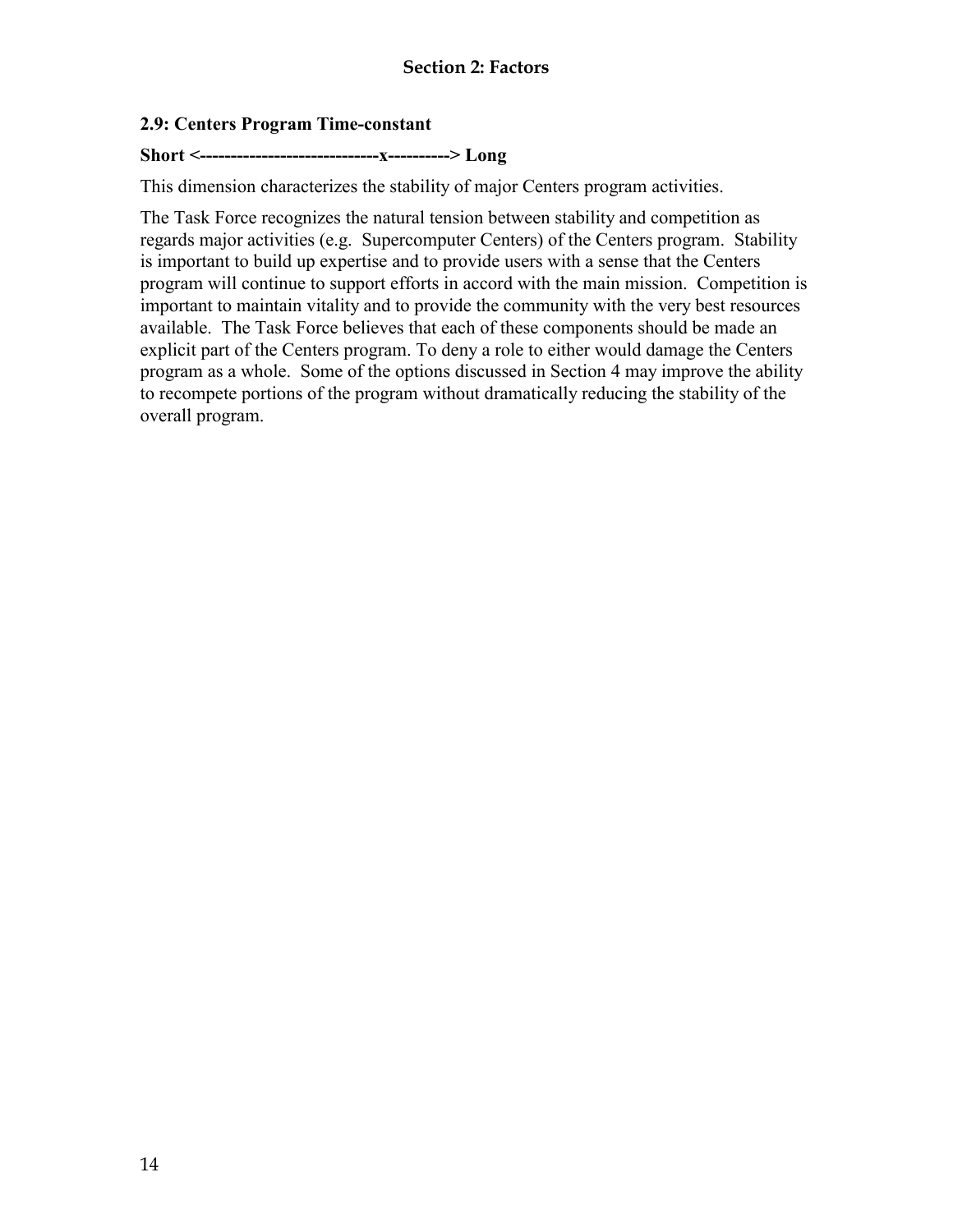## 2.9: Centers Program Time-constant

**Short <----------------------------x----------> Long**

This dimension characterizes the stability of major Centers program activities.

The Task Force recognizes the natural tension between stability and competition as regards major activities (e.g. Supercomputer Centers) of the Centers program. Stability is important to build up expertise and to provide users with a sense that the Centers program will continue to support efforts in accord with the main mission. Competition is important to maintain vitality and to provide the community with the very best resources available. The Task Force believes that each of these components should be made an explicit part of the Centers program. To deny a role to either would damage the Centers program as a whole. Some of the options discussed in Section 4 may improve the ability to recompete portions of the program without dramatically reducing the stability of the overall program.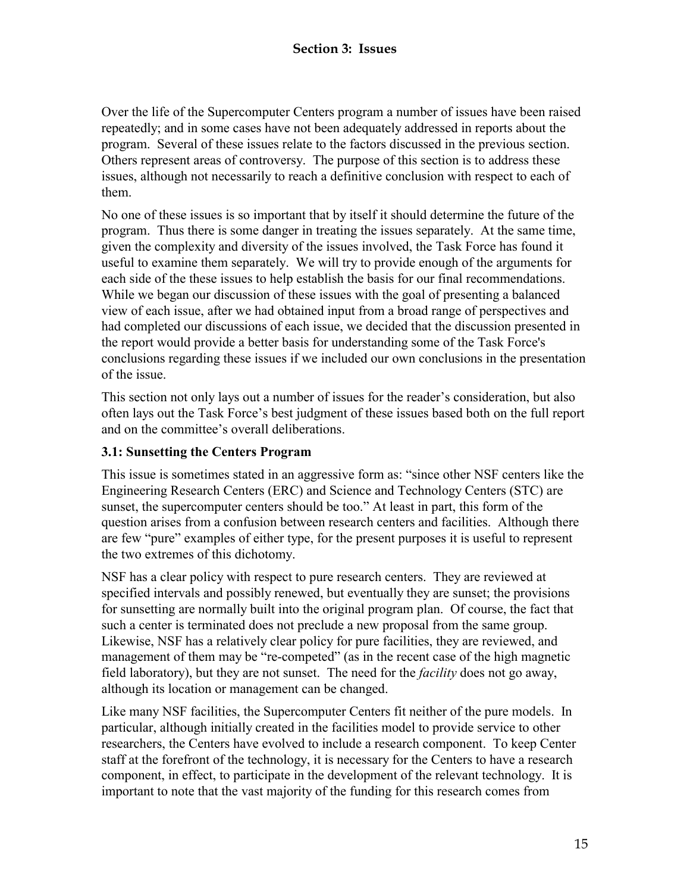# Section 3: Issues

Over the life of the Supercomputer Centers program a number of issues have been raised repeatedly; and in some cases have not been adequately addressed in reports about the program. Several of these issues relate to the factors discussed in the previous section. Others represent areas of controversy. The purpose of this section is to address these issues, although not necessarily to reach a definitive conclusion with respect to each of them.

No one of these issues is so important that by itself it should determine the future of the program. Thus there is some danger in treating the issues separately. At the same time, given the complexity and diversity of the issues involved, the Task Force has found it useful to examine them separately. We will try to provide enough of the arguments for each side of the these issues to help establish the basis for our final recommendations. While we began our discussion of these issues with the goal of presenting a balanced view of each issue, after we had obtained input from a broad range of perspectives and had completed our discussions of each issue, we decided that the discussion presented in the report would provide a better basis for understanding some of the Task Force's conclusions regarding these issues if we included our own conclusions in the presentation of the issue.

This section not only lays out a number of issues for the reader's consideration, but also often lays out the Task Force's best judgment of these issues based both on the full report and on the committee's overall deliberations.

### 3.1: Sunsetting the Centers Program

This issue is sometimes stated in an aggressive form as: "since other NSF centers like the Engineering Research Centers (ERC) and Science and Technology Centers (STC) are sunset, the supercomputer centers should be too." At least in part, this form of the question arises from a confusion between research centers and facilities. Although there are few "pure" examples of either type, for the present purposes it is useful to represent the two extremes of this dichotomy.

NSF has a clear policy with respect to pure research centers. They are reviewed at specified intervals and possibly renewed, but eventually they are sunset; the provisions for sunsetting are normally built into the original program plan. Of course, the fact that such a center is terminated does not preclude a new proposal from the same group. Likewise, NSF has a relatively clear policy for pure facilities, they are reviewed, and management of them may be "re-competed" (as in the recent case of the high magnetic field laboratory), but they are not sunset. The need for the *facility* does not go away, although its location or management can be changed.

Like many NSF facilities, the Supercomputer Centers fit neither of the pure models. In particular, although initially created in the facilities model to provide service to other researchers, the Centers have evolved to include a research component. To keep Center staff at the forefront of the technology, it is necessary for the Centers to have a research component, in effect, to participate in the development of the relevant technology. It is important to note that the vast majority of the funding for this research comes from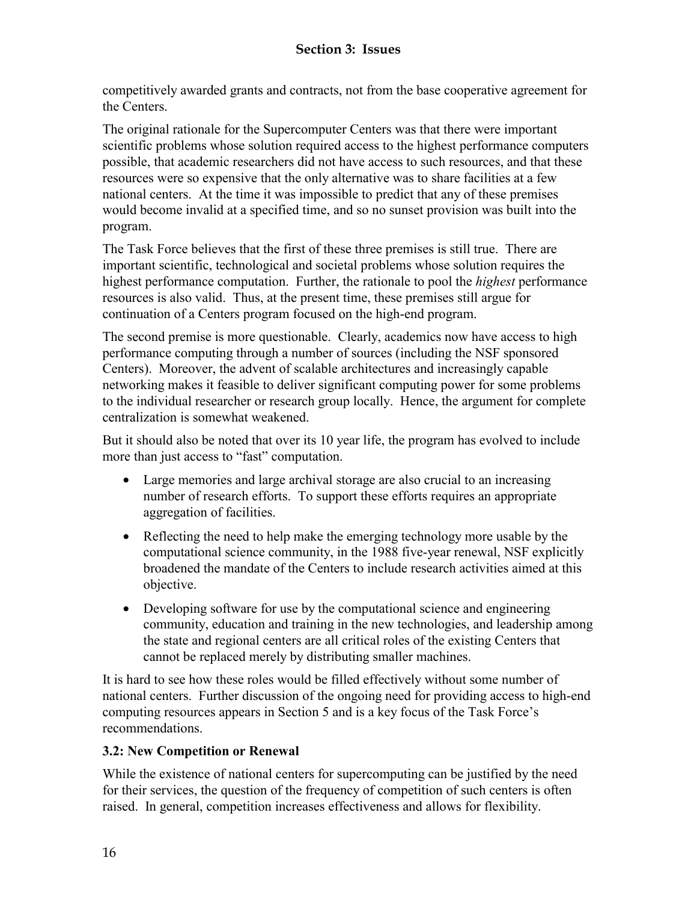competitively awarded grants and contracts, not from the base cooperative agreement for the Centers.

The original rationale for the Supercomputer Centers was that there were important scientific problems whose solution required access to the highest performance computers possible, that academic researchers did not have access to such resources, and that these resources were so expensive that the only alternative was to share facilities at a few national centers. At the time it was impossible to predict that any of these premises would become invalid at a specified time, and so no sunset provision was built into the program.

The Task Force believes that the first of these three premises is still true. There are important scientific, technological and societal problems whose solution requires the highest performance computation. Further, the rationale to pool the *highest* performance resources is also valid. Thus, at the present time, these premises still argue for continuation of a Centers program focused on the high-end program.

The second premise is more questionable. Clearly, academics now have access to high performance computing through a number of sources (including the NSF sponsored Centers). Moreover, the advent of scalable architectures and increasingly capable networking makes it feasible to deliver significant computing power for some problems to the individual researcher or research group locally. Hence, the argument for complete centralization is somewhat weakened.

But it should also be noted that over its 10 year life, the program has evolved to include more than just access to "fast" computation.

- Large memories and large archival storage are also crucial to an increasing number of research efforts. To support these efforts requires an appropriate aggregation of facilities.
- Reflecting the need to help make the emerging technology more usable by the computational science community, in the 1988 five-year renewal, NSF explicitly broadened the mandate of the Centers to include research activities aimed at this objective.
- Developing software for use by the computational science and engineering community, education and training in the new technologies, and leadership among the state and regional centers are all critical roles of the existing Centers that cannot be replaced merely by distributing smaller machines.

It is hard to see how these roles would be filled effectively without some number of national centers. Further discussion of the ongoing need for providing access to high-end computing resources appears in Section 5 and is a key focus of the Task Force's recommendations.

### 3.2: New Competition or Renewal

While the existence of national centers for supercomputing can be justified by the need for their services, the question of the frequency of competition of such centers is often raised. In general, competition increases effectiveness and allows for flexibility.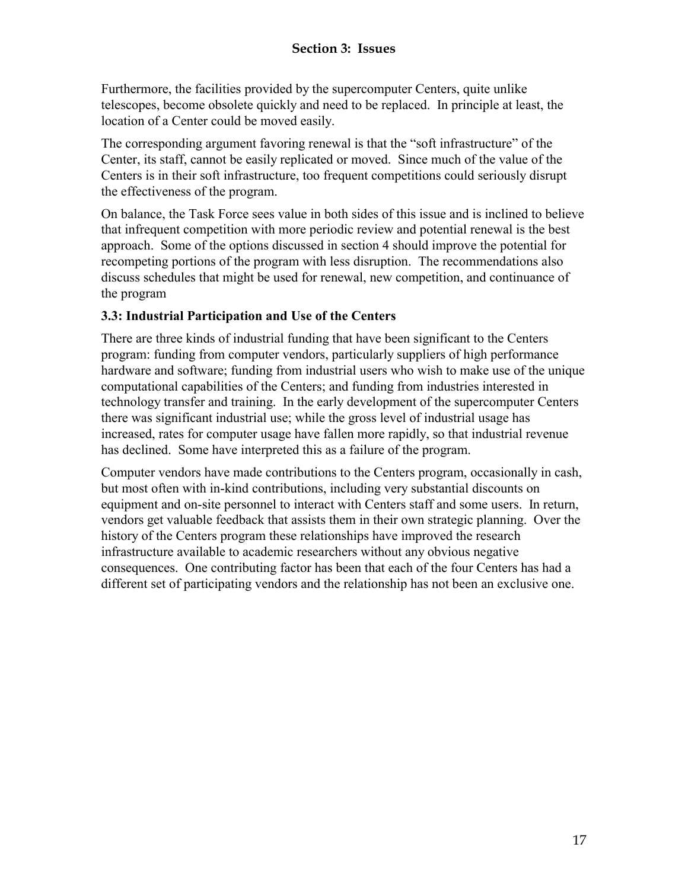Furthermore, the facilities provided by the supercomputer Centers, quite unlike telescopes, become obsolete quickly and need to be replaced. In principle at least, the location of a Center could be moved easily.

The corresponding argument favoring renewal is that the “soft infrastructure” of the Center, its staff, cannot be easily replicated or moved. Since much of the value of the Centers is in their soft infrastructure, too frequent competitions could seriously disrupt the effectiveness of the program.

On balance, the Task Force sees value in both sides of this issue and is inclined to believe that infrequent competition with more periodic review and potential renewal is the best approach. Some of the options discussed in section 4 should improve the potential for recompeting portions of the program with less disruption. The recommendations also discuss schedules that might be used for renewal, new competition, and continuance of the program

### 3.3: Industrial Participation and Use of the Centers

There are three kinds of industrial funding that have been significant to the Centers program: funding from computer vendors, particularly suppliers of high performance hardware and software; funding from industrial users who wish to make use of the unique computational capabilities of the Centers; and funding from industries interested in technology transfer and training. In the early development of the supercomputer Centers there was significant industrial use; while the gross level of industrial usage has increased, rates for computer usage have fallen more rapidly, so that industrial revenue has declined. Some have interpreted this as a failure of the program.

Computer vendors have made contributions to the Centers program, occasionally in cash, but most often with in-kind contributions, including very substantial discounts on equipment and on-site personnel to interact with Centers staff and some users. In return, vendors get valuable feedback that assists them in their own strategic planning. Over the history of the Centers program these relationships have improved the research infrastructure available to academic researchers without any obvious negative consequences. One contributing factor has been that each of the four Centers has had a different set of participating vendors and the relationship has not been an exclusive one.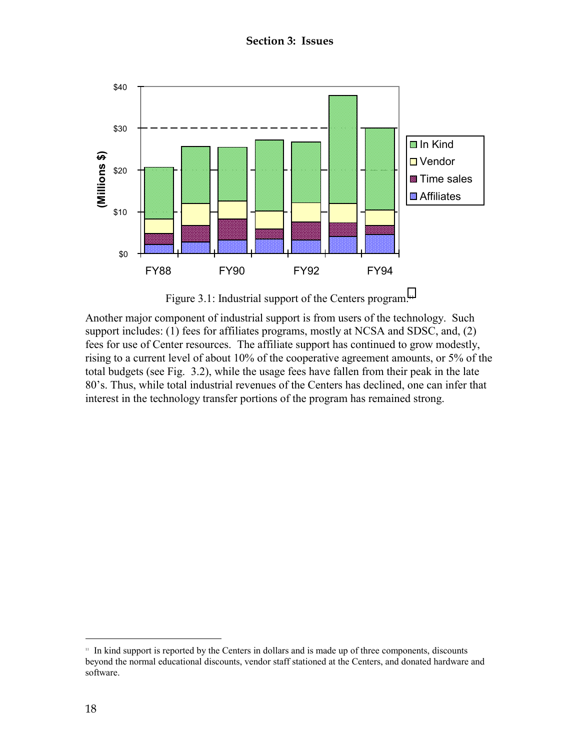Figure 3.1: Industrial support of the Centers program.[11]

Another major component of industrial support is from users of the technology. Such support includes: (1) fees for affiliates programs, mostly at NCSA and SDSC, and, (2) fees for use of Center resources. The affiliate support has continued to grow modestly, rising to a current level of about 10% of the cooperative agreement amounts, or 5% of the total budgets (see Fig. 3.2), while the usage fees have fallen from their peak in the late 80's. Thus, while total industrial revenues of the Centers has declined, one can infer that interest in the technology transfer portions of the program has remained strong.

---

[11] In kind support is reported by the Centers in dollars and is made up of three components, discounts beyond the normal educational discounts, vendor staff stationed at the Centers, and donated hardware and software.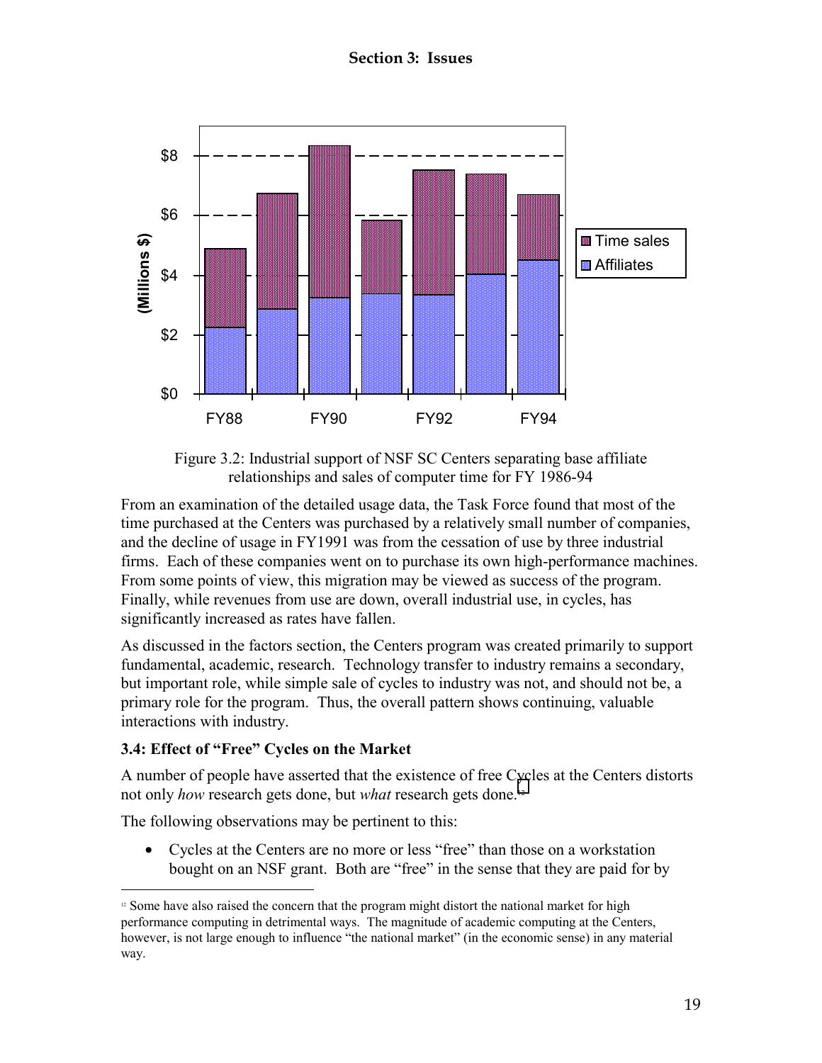Figure 3.2: Industrial support of NSF SC Centers separating base affiliate relationships and sales of computer time for FY 1986-94

From an examination of the detailed usage data, the Task Force found that most of the time purchased at the Centers was purchased by a relatively small number of companies, and the decline of usage in FY1991 was from the cessation of use by three industrial firms. Each of these companies went on to purchase its own high-performance machines. From some points of view, this migration may be viewed as success of the program. Finally, while revenues from use are down, overall industrial use, in cycles, has significantly increased as rates have fallen.

As discussed in the factors section, the Centers program was created primarily to support fundamental, academic, research. Technology transfer to industry remains a secondary, but important role, while simple sale of cycles to industry was not, and should not be, a primary role for the program. Thus, the overall pattern shows continuing, valuable interactions with industry.

### 3.4: Effect of "Free" Cycles on the Market

A number of people have asserted that the existence of free Cycles at the Centers distorts not only *how* research gets done, but *what* research gets done.[12]

The following observations may be pertinent to this:

- Cycles at the Centers are no more or less "free" than those on a workstation bought on an NSF grant. Both are "free" in the sense that they are paid for by

[12] Some have also raised the concern that the program might distort the national market for high performance computing in detrimental ways. The magnitude of academic computing at the Centers, however, is not large enough to influence "the national market" (in the economic sense) in any material way.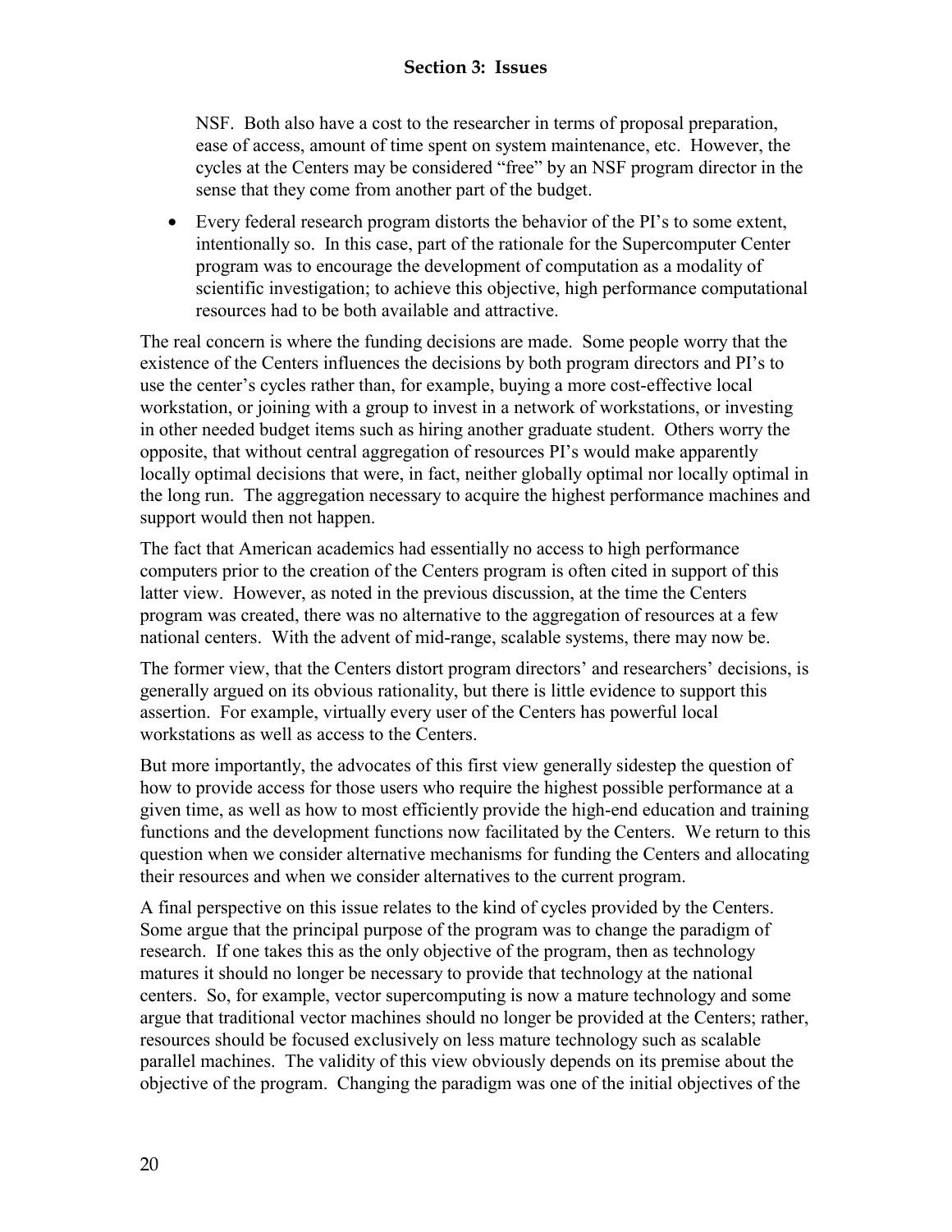NSF. Both also have a cost to the researcher in terms of proposal preparation, ease of access, amount of time spent on system maintenance, etc. However, the cycles at the Centers may be considered "free" by an NSF program director in the sense that they come from another part of the budget.

- Every federal research program distorts the behavior of the PI's to some extent, intentionally so. In this case, part of the rationale for the Supercomputer Center program was to encourage the development of computation as a modality of scientific investigation; to achieve this objective, high performance computational resources had to be both available and attractive.

The real concern is where the funding decisions are made. Some people worry that the existence of the Centers influences the decisions by both program directors and PI's to use the center's cycles rather than, for example, buying a more cost-effective local workstation, or joining with a group to invest in a network of workstations, or investing in other needed budget items such as hiring another graduate student. Others worry the opposite, that without central aggregation of resources PI's would make apparently locally optimal decisions that were, in fact, neither globally optimal nor locally optimal in the long run. The aggregation necessary to acquire the highest performance machines and support would then not happen.

The fact that American academics had essentially no access to high performance computers prior to the creation of the Centers program is often cited in support of this latter view. However, as noted in the previous discussion, at the time the Centers program was created, there was no alternative to the aggregation of resources at a few national centers. With the advent of mid-range, scalable systems, there may now be.

The former view, that the Centers distort program directors' and researchers' decisions, is generally argued on its obvious rationality, but there is little evidence to support this assertion. For example, virtually every user of the Centers has powerful local workstations as well as access to the Centers.

But more importantly, the advocates of this first view generally sidestep the question of how to provide access for those users who require the highest possible performance at a given time, as well as how to most efficiently provide the high-end education and training functions and the development functions now facilitated by the Centers. We return to this question when we consider alternative mechanisms for funding the Centers and allocating their resources and when we consider alternatives to the current program.

A final perspective on this issue relates to the kind of cycles provided by the Centers. Some argue that the principal purpose of the program was to change the paradigm of research. If one takes this as the only objective of the program, then as technology matures it should no longer be necessary to provide that technology at the national centers. So, for example, vector supercomputing is now a mature technology and some argue that traditional vector machines should no longer be provided at the Centers; rather, resources should be focused exclusively on less mature technology such as scalable parallel machines. The validity of this view obviously depends on its premise about the objective of the program. Changing the paradigm was one of the initial objectives of the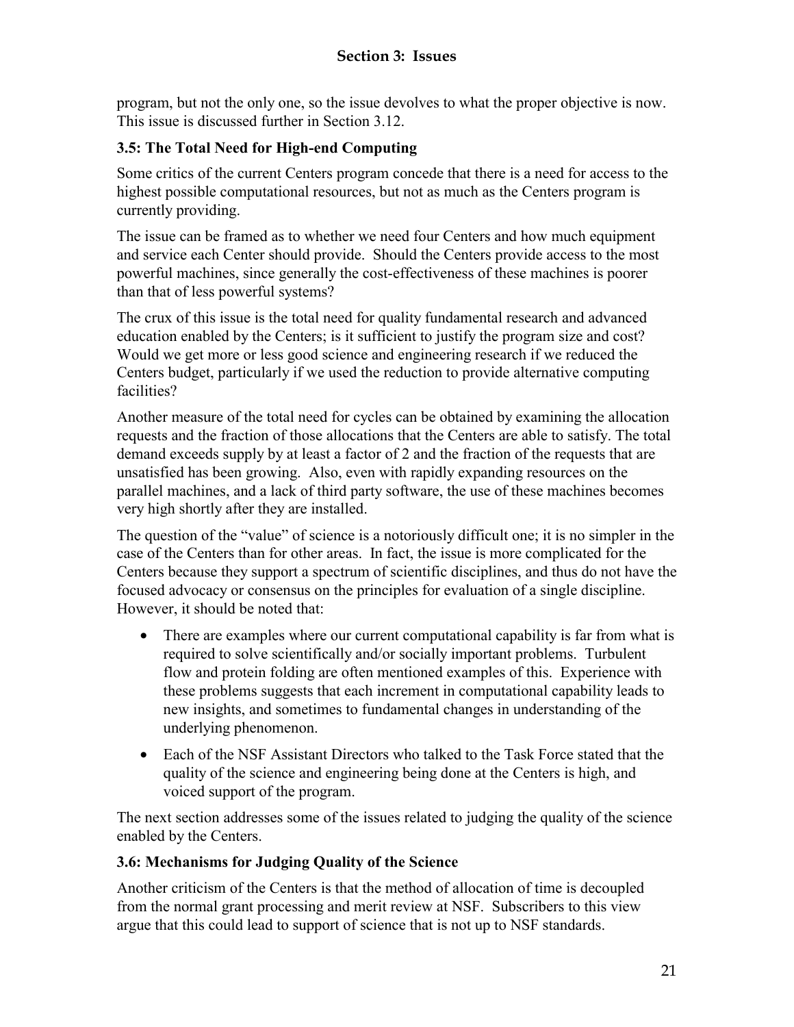program, but not the only one, so the issue devolves to what the proper objective is now. This issue is discussed further in Section 3.12.

### 3.5: The Total Need for High-end Computing

Some critics of the current Centers program concede that there is a need for access to the highest possible computational resources, but not as much as the Centers program is currently providing.

The issue can be framed as to whether we need four Centers and how much equipment and service each Center should provide. Should the Centers provide access to the most powerful machines, since generally the cost-effectiveness of these machines is poorer than that of less powerful systems?

The crux of this issue is the total need for quality fundamental research and advanced education enabled by the Centers; is it sufficient to justify the program size and cost? Would we get more or less good science and engineering research if we reduced the Centers budget, particularly if we used the reduction to provide alternative computing facilities?

Another measure of the total need for cycles can be obtained by examining the allocation requests and the fraction of those allocations that the Centers are able to satisfy. The total demand exceeds supply by at least a factor of 2 and the fraction of the requests that are unsatisfied has been growing. Also, even with rapidly expanding resources on the parallel machines, and a lack of third party software, the use of these machines becomes very high shortly after they are installed.

The question of the "value" of science is a notoriously difficult one; it is no simpler in the case of the Centers than for other areas. In fact, the issue is more complicated for the Centers because they support a spectrum of scientific disciplines, and thus do not have the focused advocacy or consensus on the principles for evaluation of a single discipline. However, it should be noted that:

- There are examples where our current computational capability is far from what is required to solve scientifically and/or socially important problems. Turbulent flow and protein folding are often mentioned examples of this. Experience with these problems suggests that each increment in computational capability leads to new insights, and sometimes to fundamental changes in understanding of the underlying phenomenon.
- Each of the NSF Assistant Directors who talked to the Task Force stated that the quality of the science and engineering being done at the Centers is high, and voiced support of the program.

The next section addresses some of the issues related to judging the quality of the science enabled by the Centers.

### 3.6: Mechanisms for Judging Quality of the Science

Another criticism of the Centers is that the method of allocation of time is decoupled from the normal grant processing and merit review at NSF. Subscribers to this view argue that this could lead to support of science that is not up to NSF standards.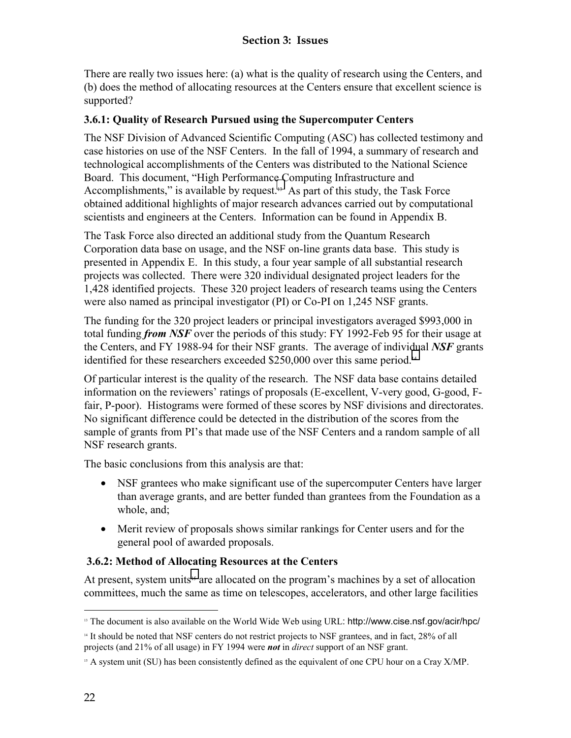There are really two issues here: (a) what is the quality of research using the Centers, and (b) does the method of allocating resources at the Centers ensure that excellent science is supported?

### 3.6.1: Quality of Research Pursued using the Supercomputer Centers

The NSF Division of Advanced Scientific Computing (ASC) has collected testimony and case histories on use of the NSF Centers. In the fall of 1994, a summary of research and technological accomplishments of the Centers was distributed to the National Science Board. This document, "High Performance Computing Infrastructure and Accomplishments," is available by request.[13] As part of this study, the Task Force obtained additional highlights of major research advances carried out by computational scientists and engineers at the Centers. Information can be found in Appendix B.

The Task Force also directed an additional study from the Quantum Research Corporation data base on usage, and the NSF on-line grants data base. This study is presented in Appendix E. In this study, a four year sample of all substantial research projects was collected. There were 320 individual designated project leaders for the 1,428 identified projects. These 320 project leaders of research teams using the Centers were also named as principal investigator (PI) or Co-PI on 1,245 NSF grants.

The funding for the 320 project leaders or principal investigators averaged $993,000 in total funding ***from NSF*** over the periods of this study: FY 1992-Feb 95 for their usage at the Centers, and FY 1988-94 for their NSF grants. The average of individual ***NSF*** grants identified for these researchers exceeded $250,000 over this same period.[14]

Of particular interest is the quality of the research. The NSF data base contains detailed information on the reviewers' ratings of proposals (E-excellent, V-very good, G-good, F-fair, P-poor). Histograms were formed of these scores by NSF divisions and directorates. No significant difference could be detected in the distribution of the scores from the sample of grants from PI's that made use of the NSF Centers and a random sample of all NSF research grants.

The basic conclusions from this analysis are that:

- NSF grantees who make significant use of the supercomputer Centers have larger than average grants, and are better funded than grantees from the Foundation as a whole, and;
- Merit review of proposals shows similar rankings for Center users and for the general pool of awarded proposals.

### 3.6.2: Method of Allocating Resources at the Centers

At present, system units[15] are allocated on the program's machines by a set of allocation committees, much the same as time on telescopes, accelerators, and other large facilities

---

[13] The document is also available on the World Wide Web using URL: http://www.cise.nsf.gov/acir/hpc/

[14] It should be noted that NSF centers do not restrict projects to NSF grantees, and in fact, 28% of all projects (and 21% of all usage) in FY 1994 were ***not*** in *direct* support of an NSF grant.

[15] A system unit (SU) has been consistently defined as the equivalent of one CPU hour on a Cray X/MP.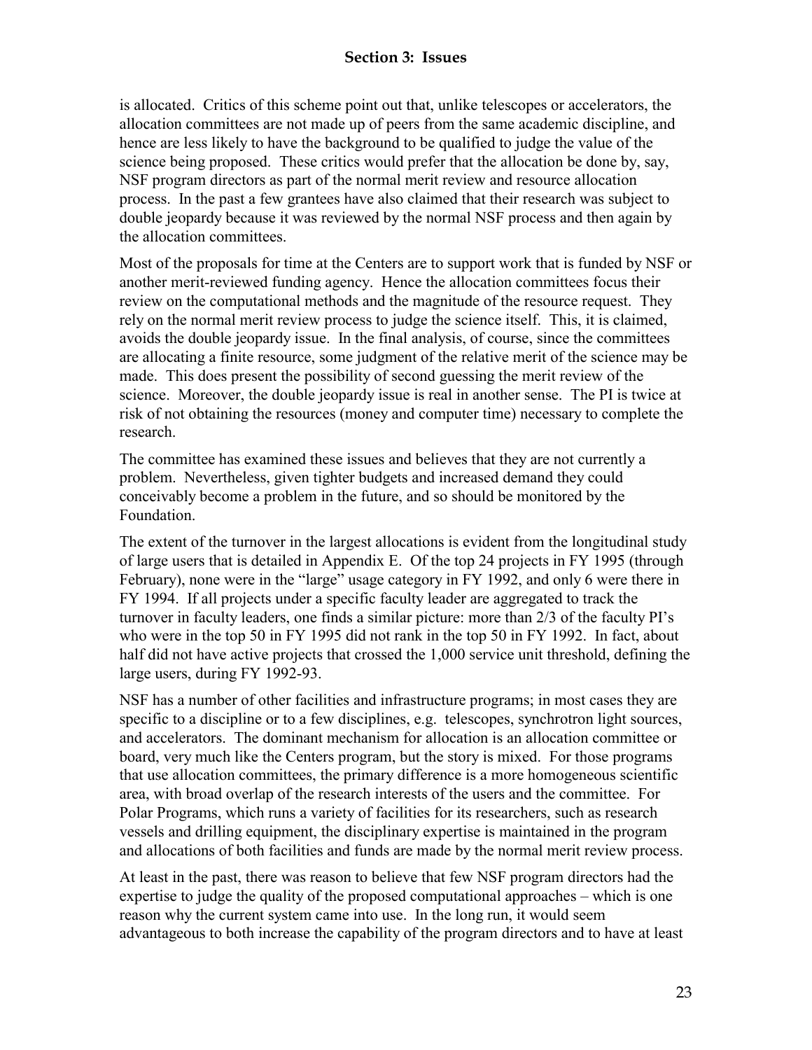is allocated. Critics of this scheme point out that, unlike telescopes or accelerators, the allocation committees are not made up of peers from the same academic discipline, and hence are less likely to have the background to be qualified to judge the value of the science being proposed. These critics would prefer that the allocation be done by, say, NSF program directors as part of the normal merit review and resource allocation process. In the past a few grantees have also claimed that their research was subject to double jeopardy because it was reviewed by the normal NSF process and then again by the allocation committees.

Most of the proposals for time at the Centers are to support work that is funded by NSF or another merit-reviewed funding agency. Hence the allocation committees focus their review on the computational methods and the magnitude of the resource request. They rely on the normal merit review process to judge the science itself. This, it is claimed, avoids the double jeopardy issue. In the final analysis, of course, since the committees are allocating a finite resource, some judgment of the relative merit of the science may be made. This does present the possibility of second guessing the merit review of the science. Moreover, the double jeopardy issue is real in another sense. The PI is twice at risk of not obtaining the resources (money and computer time) necessary to complete the research.

The committee has examined these issues and believes that they are not currently a problem. Nevertheless, given tighter budgets and increased demand they could conceivably become a problem in the future, and so should be monitored by the Foundation.

The extent of the turnover in the largest allocations is evident from the longitudinal study of large users that is detailed in Appendix E. Of the top 24 projects in FY 1995 (through February), none were in the "large" usage category in FY 1992, and only 6 were there in FY 1994. If all projects under a specific faculty leader are aggregated to track the turnover in faculty leaders, one finds a similar picture: more than 2/3 of the faculty PI's who were in the top 50 in FY 1995 did not rank in the top 50 in FY 1992. In fact, about half did not have active projects that crossed the 1,000 service unit threshold, defining the large users, during FY 1992-93.

NSF has a number of other facilities and infrastructure programs; in most cases they are specific to a discipline or to a few disciplines, e.g. telescopes, synchrotron light sources, and accelerators. The dominant mechanism for allocation is an allocation committee or board, very much like the Centers program, but the story is mixed. For those programs that use allocation committees, the primary difference is a more homogeneous scientific area, with broad overlap of the research interests of the users and the committee. For Polar Programs, which runs a variety of facilities for its researchers, such as research vessels and drilling equipment, the disciplinary expertise is maintained in the program and allocations of both facilities and funds are made by the normal merit review process.

At least in the past, there was reason to believe that few NSF program directors had the expertise to judge the quality of the proposed computational approaches – which is one reason why the current system came into use. In the long run, it would seem advantageous to both increase the capability of the program directors and to have at least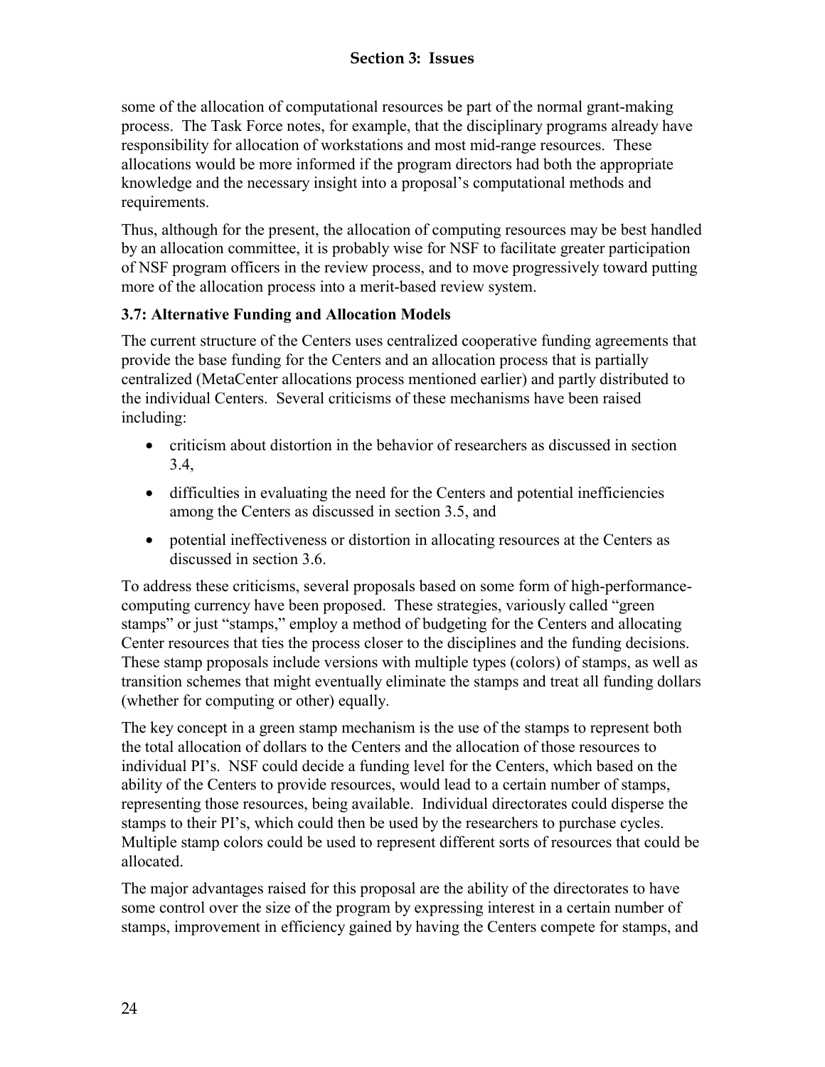some of the allocation of computational resources be part of the normal grant-making process. The Task Force notes, for example, that the disciplinary programs already have responsibility for allocation of workstations and most mid-range resources. These allocations would be more informed if the program directors had both the appropriate knowledge and the necessary insight into a proposal's computational methods and requirements.

Thus, although for the present, the allocation of computing resources may be best handled by an allocation committee, it is probably wise for NSF to facilitate greater participation of NSF program officers in the review process, and to move progressively toward putting more of the allocation process into a merit-based review system.

### 3.7: Alternative Funding and Allocation Models

The current structure of the Centers uses centralized cooperative funding agreements that provide the base funding for the Centers and an allocation process that is partially centralized (MetaCenter allocations process mentioned earlier) and partly distributed to the individual Centers. Several criticisms of these mechanisms have been raised including:

- criticism about distortion in the behavior of researchers as discussed in section 3.4,
- difficulties in evaluating the need for the Centers and potential inefficiencies among the Centers as discussed in section 3.5, and
- potential ineffectiveness or distortion in allocating resources at the Centers as discussed in section 3.6.

To address these criticisms, several proposals based on some form of high-performance-computing currency have been proposed. These strategies, variously called "green stamps" or just "stamps," employ a method of budgeting for the Centers and allocating Center resources that ties the process closer to the disciplines and the funding decisions. These stamp proposals include versions with multiple types (colors) of stamps, as well as transition schemes that might eventually eliminate the stamps and treat all funding dollars (whether for computing or other) equally.

The key concept in a green stamp mechanism is the use of the stamps to represent both the total allocation of dollars to the Centers and the allocation of those resources to individual PI's. NSF could decide a funding level for the Centers, which based on the ability of the Centers to provide resources, would lead to a certain number of stamps, representing those resources, being available. Individual directorates could disperse the stamps to their PI's, which could then be used by the researchers to purchase cycles. Multiple stamp colors could be used to represent different sorts of resources that could be allocated.

The major advantages raised for this proposal are the ability of the directorates to have some control over the size of the program by expressing interest in a certain number of stamps, improvement in efficiency gained by having the Centers compete for stamps, and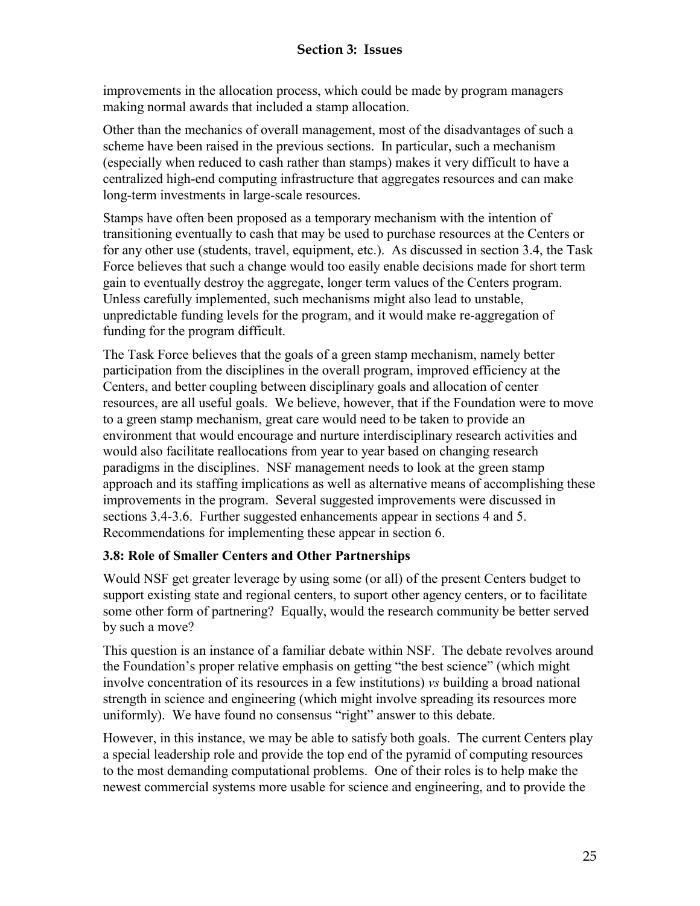improvements in the allocation process, which could be made by program managers making normal awards that included a stamp allocation.

Other than the mechanics of overall management, most of the disadvantages of such a scheme have been raised in the previous sections. In particular, such a mechanism (especially when reduced to cash rather than stamps) makes it very difficult to have a centralized high-end computing infrastructure that aggregates resources and can make long-term investments in large-scale resources.

Stamps have often been proposed as a temporary mechanism with the intention of transitioning eventually to cash that may be used to purchase resources at the Centers or for any other use (students, travel, equipment, etc.). As discussed in section 3.4, the Task Force believes that such a change would too easily enable decisions made for short term gain to eventually destroy the aggregate, longer term values of the Centers program. Unless carefully implemented, such mechanisms might also lead to unstable, unpredictable funding levels for the program, and it would make re-aggregation of funding for the program difficult.

The Task Force believes that the goals of a green stamp mechanism, namely better participation from the disciplines in the overall program, improved efficiency at the Centers, and better coupling between disciplinary goals and allocation of center resources, are all useful goals. We believe, however, that if the Foundation were to move to a green stamp mechanism, great care would need to be taken to provide an environment that would encourage and nurture interdisciplinary research activities and would also facilitate reallocations from year to year based on changing research paradigms in the disciplines. NSF management needs to look at the green stamp approach and its staffing implications as well as alternative means of accomplishing these improvements in the program. Several suggested improvements were discussed in sections 3.4-3.6. Further suggested enhancements appear in sections 4 and 5. Recommendations for implementing these appear in section 6.

### 3.8: Role of Smaller Centers and Other Partnerships

Would NSF get greater leverage by using some (or all) of the present Centers budget to support existing state and regional centers, to suport other agency centers, or to facilitate some other form of partnering? Equally, would the research community be better served by such a move?

This question is an instance of a familiar debate within NSF. The debate revolves around the Foundation's proper relative emphasis on getting "the best science" (which might involve concentration of its resources in a few institutions) *vs* building a broad national strength in science and engineering (which might involve spreading its resources more uniformly). We have found no consensus "right" answer to this debate.

However, in this instance, we may be able to satisfy both goals. The current Centers play a special leadership role and provide the top end of the pyramid of computing resources to the most demanding computational problems. One of their roles is to help make the newest commercial systems more usable for science and engineering, and to provide the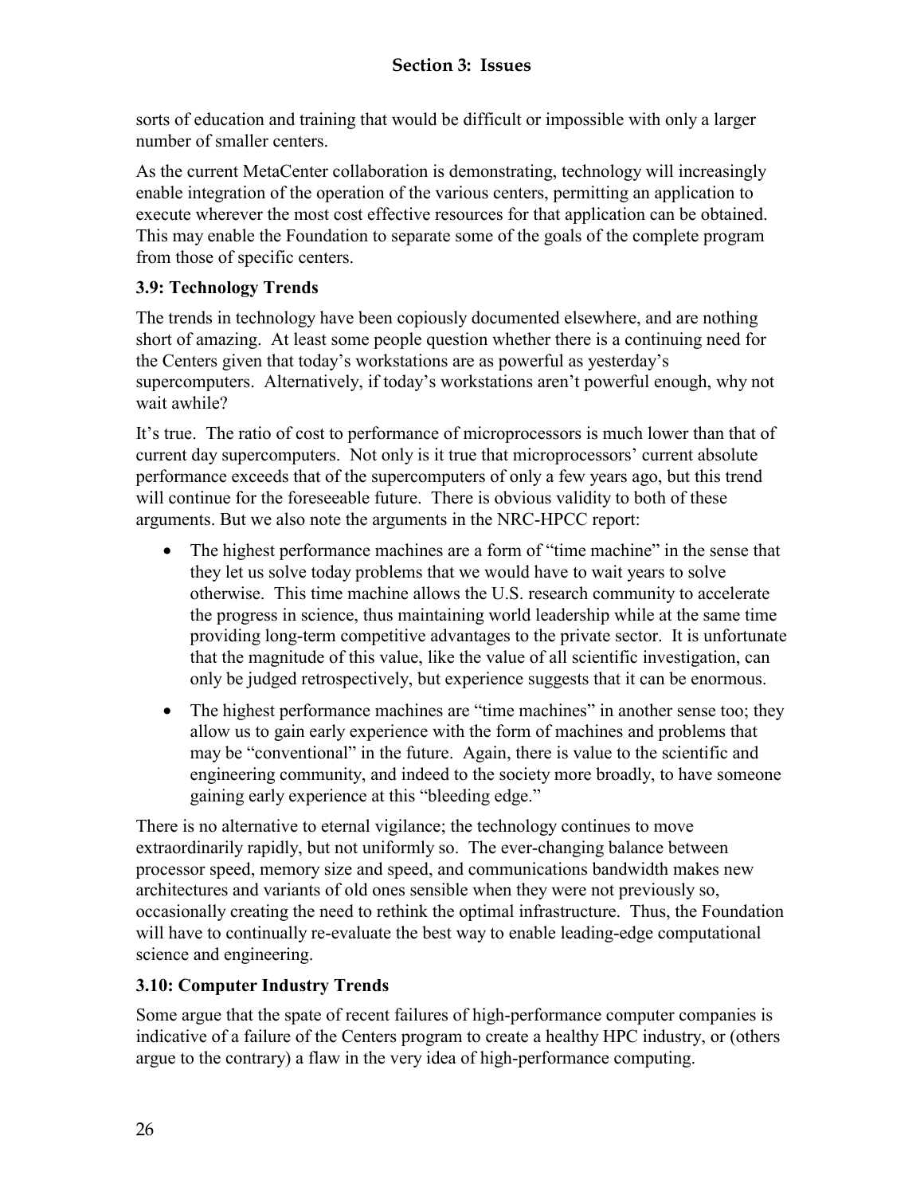sorts of education and training that would be difficult or impossible with only a larger number of smaller centers.

As the current MetaCenter collaboration is demonstrating, technology will increasingly enable integration of the operation of the various centers, permitting an application to execute wherever the most cost effective resources for that application can be obtained. This may enable the Foundation to separate some of the goals of the complete program from those of specific centers.

### 3.9: Technology Trends

The trends in technology have been copiously documented elsewhere, and are nothing short of amazing. At least some people question whether there is a continuing need for the Centers given that today's workstations are as powerful as yesterday's supercomputers. Alternatively, if today's workstations aren't powerful enough, why not wait awhile?

It's true. The ratio of cost to performance of microprocessors is much lower than that of current day supercomputers. Not only is it true that microprocessors' current absolute performance exceeds that of the supercomputers of only a few years ago, but this trend will continue for the foreseeable future. There is obvious validity to both of these arguments. But we also note the arguments in the NRC-HPCC report:

- The highest performance machines are a form of "time machine" in the sense that they let us solve today problems that we would have to wait years to solve otherwise. This time machine allows the U.S. research community to accelerate the progress in science, thus maintaining world leadership while at the same time providing long-term competitive advantages to the private sector. It is unfortunate that the magnitude of this value, like the value of all scientific investigation, can only be judged retrospectively, but experience suggests that it can be enormous.
- The highest performance machines are "time machines" in another sense too; they allow us to gain early experience with the form of machines and problems that may be "conventional" in the future. Again, there is value to the scientific and engineering community, and indeed to the society more broadly, to have someone gaining early experience at this "bleeding edge."

There is no alternative to eternal vigilance; the technology continues to move extraordinarily rapidly, but not uniformly so. The ever-changing balance between processor speed, memory size and speed, and communications bandwidth makes new architectures and variants of old ones sensible when they were not previously so, occasionally creating the need to rethink the optimal infrastructure. Thus, the Foundation will have to continually re-evaluate the best way to enable leading-edge computational science and engineering.

### 3.10: Computer Industry Trends

Some argue that the spate of recent failures of high-performance computer companies is indicative of a failure of the Centers program to create a healthy HPC industry, or (others argue to the contrary) a flaw in the very idea of high-performance computing.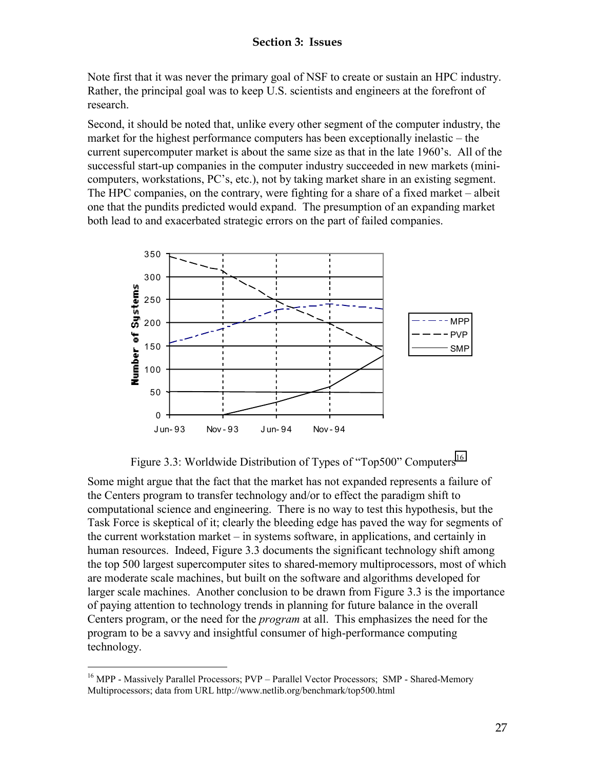## Section 3: Issues

Note first that it was never the primary goal of NSF to create or sustain an HPC industry. Rather, the principal goal was to keep U.S. scientists and engineers at the forefront of research.

Second, it should be noted that, unlike every other segment of the computer industry, the market for the highest performance computers has been exceptionally inelastic – the current supercomputer market is about the same size as that in the late 1960's. All of the successful start-up companies in the computer industry succeeded in new markets (mini-computers, workstations, PC's, etc.), not by taking market share in an existing segment. The HPC companies, on the contrary, were fighting for a share of a fixed market – albeit one that the pundits predicted would expand. The presumption of an expanding market both lead to and exacerbated strategic errors on the part of failed companies.

Figure 3.3: Worldwide Distribution of Types of "Top500" Computers[16]

Some might argue that the fact that the market has not expanded represents a failure of the Centers program to transfer technology and/or to effect the paradigm shift to computational science and engineering. There is no way to test this hypothesis, but the Task Force is skeptical of it; clearly the bleeding edge has paved the way for segments of the current workstation market – in systems software, in applications, and certainly in human resources. Indeed, Figure 3.3 documents the significant technology shift among the top 500 largest supercomputer sites to shared-memory multiprocessors, most of which are moderate scale machines, but built on the software and algorithms developed for larger scale machines. Another conclusion to be drawn from Figure 3.3 is the importance of paying attention to technology trends in planning for future balance in the overall Centers program, or the need for the *program* at all. This emphasizes the need for the program to be a savvy and insightful consumer of high-performance computing technology.

---

[16] MPP - Massively Parallel Processors; PVP – Parallel Vector Processors; SMP - Shared-Memory Multiprocessors; data from URL http://www.netlib.org/benchmark/top500.html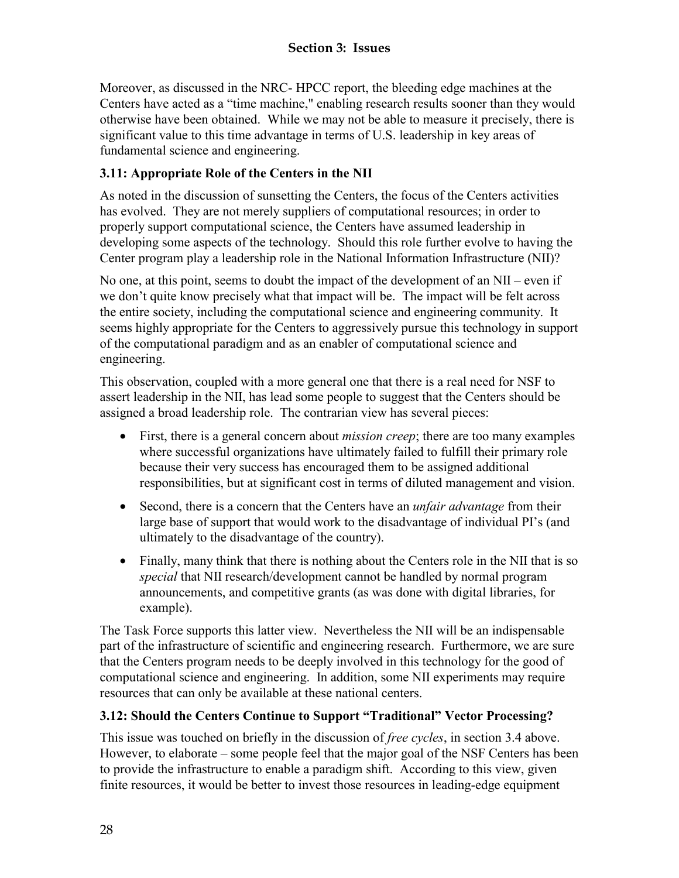Moreover, as discussed in the NRC- HPCC report, the bleeding edge machines at the Centers have acted as a "time machine," enabling research results sooner than they would otherwise have been obtained. While we may not be able to measure it precisely, there is significant value to this time advantage in terms of U.S. leadership in key areas of fundamental science and engineering.

### 3.11: Appropriate Role of the Centers in the NII

As noted in the discussion of sunsetting the Centers, the focus of the Centers activities has evolved. They are not merely suppliers of computational resources; in order to properly support computational science, the Centers have assumed leadership in developing some aspects of the technology. Should this role further evolve to having the Center program play a leadership role in the National Information Infrastructure (NII)?

No one, at this point, seems to doubt the impact of the development of an NII – even if we don't quite know precisely what that impact will be. The impact will be felt across the entire society, including the computational science and engineering community. It seems highly appropriate for the Centers to aggressively pursue this technology in support of the computational paradigm and as an enabler of computational science and engineering.

This observation, coupled with a more general one that there is a real need for NSF to assert leadership in the NII, has lead some people to suggest that the Centers should be assigned a broad leadership role. The contrarian view has several pieces:

- First, there is a general concern about *mission creep*; there are too many examples where successful organizations have ultimately failed to fulfill their primary role because their very success has encouraged them to be assigned additional responsibilities, but at significant cost in terms of diluted management and vision.
- Second, there is a concern that the Centers have an *unfair advantage* from their large base of support that would work to the disadvantage of individual PI's (and ultimately to the disadvantage of the country).
- Finally, many think that there is nothing about the Centers role in the NII that is so *special* that NII research/development cannot be handled by normal program announcements, and competitive grants (as was done with digital libraries, for example).

The Task Force supports this latter view. Nevertheless the NII will be an indispensable part of the infrastructure of scientific and engineering research. Furthermore, we are sure that the Centers program needs to be deeply involved in this technology for the good of computational science and engineering. In addition, some NII experiments may require resources that can only be available at these national centers.

### 3.12: Should the Centers Continue to Support "Traditional" Vector Processing?

This issue was touched on briefly in the discussion of *free cycles*, in section 3.4 above. However, to elaborate – some people feel that the major goal of the NSF Centers has been to provide the infrastructure to enable a paradigm shift. According to this view, given finite resources, it would be better to invest those resources in leading-edge equipment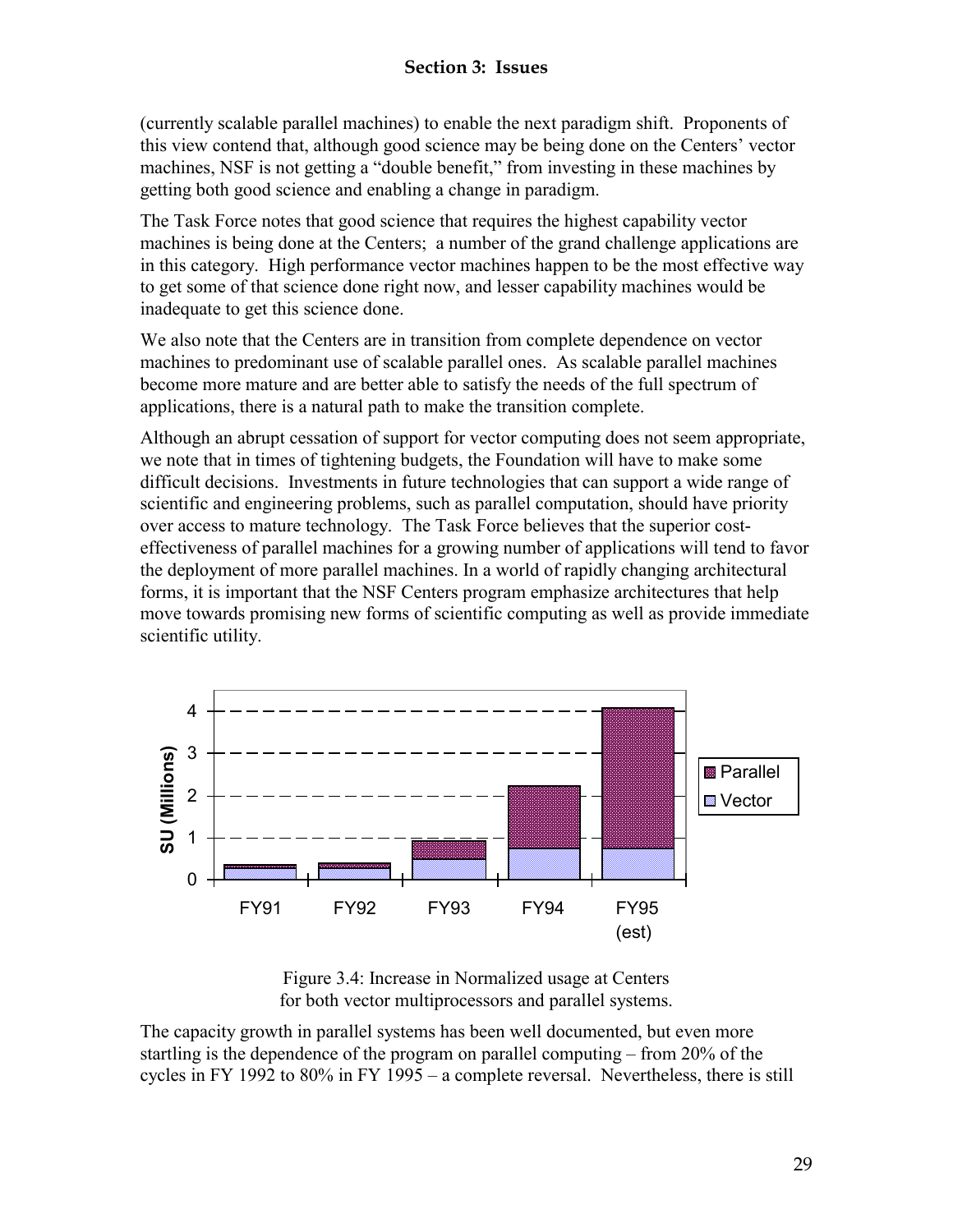(currently scalable parallel machines) to enable the next paradigm shift. Proponents of this view contend that, although good science may be being done on the Centers' vector machines, NSF is not getting a "double benefit," from investing in these machines by getting both good science and enabling a change in paradigm.

The Task Force notes that good science that requires the highest capability vector machines is being done at the Centers; a number of the grand challenge applications are in this category. High performance vector machines happen to be the most effective way to get some of that science done right now, and lesser capability machines would be inadequate to get this science done.

We also note that the Centers are in transition from complete dependence on vector machines to predominant use of scalable parallel ones. As scalable parallel machines become more mature and are better able to satisfy the needs of the full spectrum of applications, there is a natural path to make the transition complete.

Although an abrupt cessation of support for vector computing does not seem appropriate, we note that in times of tightening budgets, the Foundation will have to make some difficult decisions. Investments in future technologies that can support a wide range of scientific and engineering problems, such as parallel computation, should have priority over access to mature technology. The Task Force believes that the superior cost-effectiveness of parallel machines for a growing number of applications will tend to favor the deployment of more parallel machines. In a world of rapidly changing architectural forms, it is important that the NSF Centers program emphasize architectures that help move towards promising new forms of scientific computing as well as provide immediate scientific utility.

Figure 3.4: Increase in Normalized usage at Centers for both vector multiprocessors and parallel systems.

The capacity growth in parallel systems has been well documented, but even more startling is the dependence of the program on parallel computing – from 20% of the cycles in FY 1992 to 80% in FY 1995 – a complete reversal. Nevertheless, there is still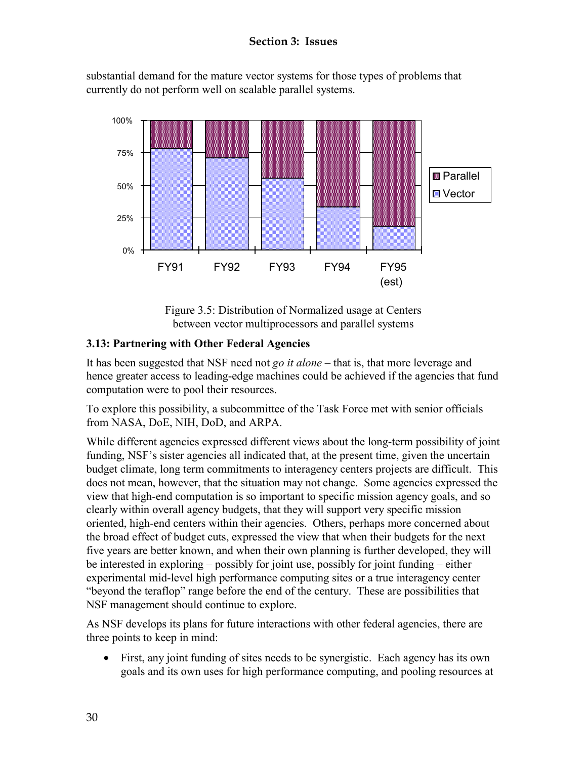substantial demand for the mature vector systems for those types of problems that currently do not perform well on scalable parallel systems.

Figure 3.5: Distribution of Normalized usage at Centers between vector multiprocessors and parallel systems

### 3.13: Partnering with Other Federal Agencies

It has been suggested that NSF need not *go it alone* – that is, that more leverage and hence greater access to leading-edge machines could be achieved if the agencies that fund computation were to pool their resources.

To explore this possibility, a subcommittee of the Task Force met with senior officials from NASA, DoE, NIH, DoD, and ARPA.

While different agencies expressed different views about the long-term possibility of joint funding, NSF's sister agencies all indicated that, at the present time, given the uncertain budget climate, long term commitments to interagency centers projects are difficult. This does not mean, however, that the situation may not change. Some agencies expressed the view that high-end computation is so important to specific mission agency goals, and so clearly within overall agency budgets, that they will support very specific mission oriented, high-end centers within their agencies. Others, perhaps more concerned about the broad effect of budget cuts, expressed the view that when their budgets for the next five years are better known, and when their own planning is further developed, they will be interested in exploring – possibly for joint use, possibly for joint funding – either experimental mid-level high performance computing sites or a true interagency center "beyond the teraflop" range before the end of the century. These are possibilities that NSF management should continue to explore.

As NSF develops its plans for future interactions with other federal agencies, there are three points to keep in mind:

- First, any joint funding of sites needs to be synergistic. Each agency has its own goals and its own uses for high performance computing, and pooling resources at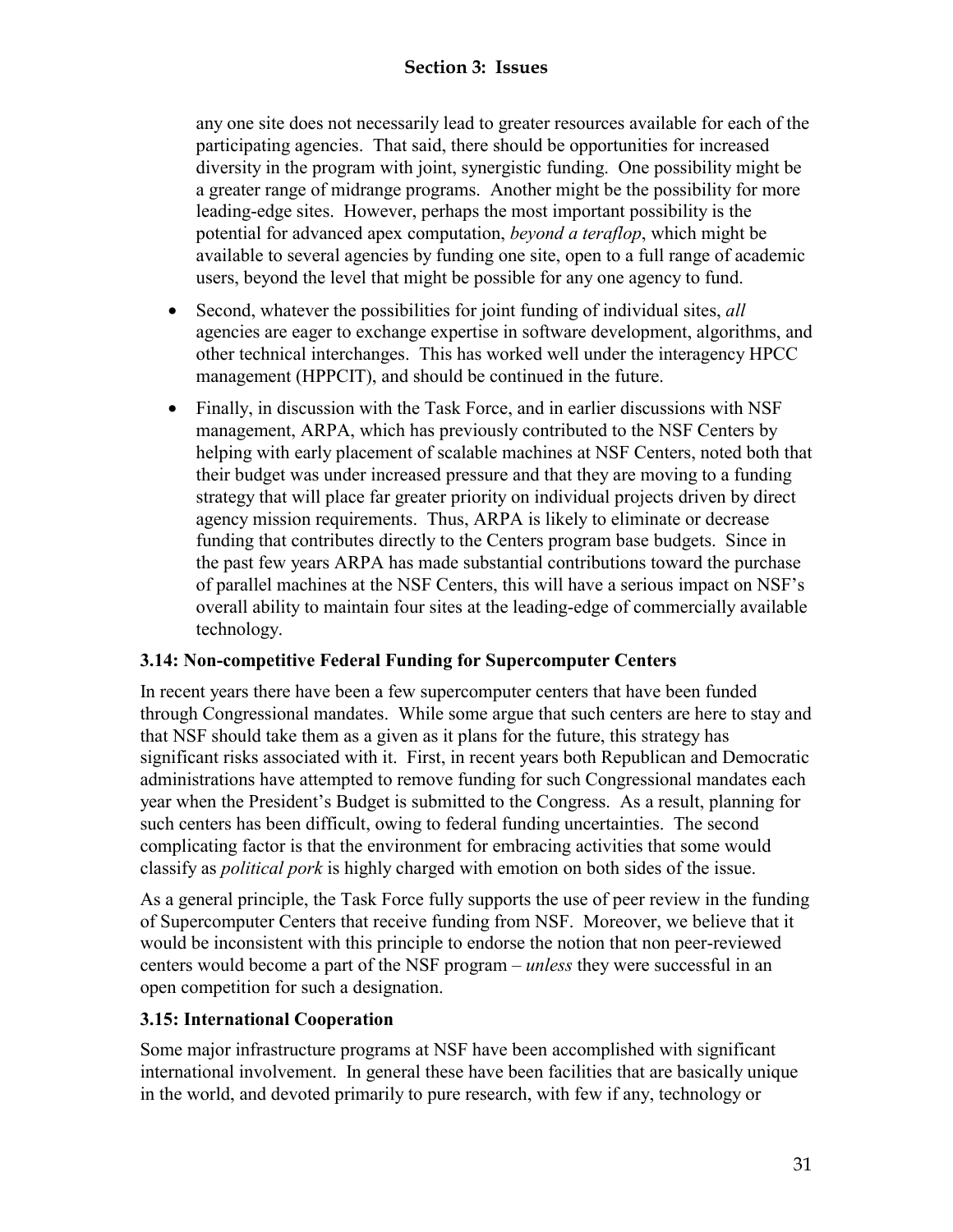any one site does not necessarily lead to greater resources available for each of the participating agencies. That said, there should be opportunities for increased diversity in the program with joint, synergistic funding. One possibility might be a greater range of midrange programs. Another might be the possibility for more leading-edge sites. However, perhaps the most important possibility is the potential for advanced apex computation, *beyond a teraflop*, which might be available to several agencies by funding one site, open to a full range of academic users, beyond the level that might be possible for any one agency to fund.

- Second, whatever the possibilities for joint funding of individual sites, *all* agencies are eager to exchange expertise in software development, algorithms, and other technical interchanges. This has worked well under the interagency HPCC management (HPPCIT), and should be continued in the future.
- Finally, in discussion with the Task Force, and in earlier discussions with NSF management, ARPA, which has previously contributed to the NSF Centers by helping with early placement of scalable machines at NSF Centers, noted both that their budget was under increased pressure and that they are moving to a funding strategy that will place far greater priority on individual projects driven by direct agency mission requirements. Thus, ARPA is likely to eliminate or decrease funding that contributes directly to the Centers program base budgets. Since in the past few years ARPA has made substantial contributions toward the purchase of parallel machines at the NSF Centers, this will have a serious impact on NSF's overall ability to maintain four sites at the leading-edge of commercially available technology.

### 3.14: Non-competitive Federal Funding for Supercomputer Centers

In recent years there have been a few supercomputer centers that have been funded through Congressional mandates. While some argue that such centers are here to stay and that NSF should take them as a given as it plans for the future, this strategy has significant risks associated with it. First, in recent years both Republican and Democratic administrations have attempted to remove funding for such Congressional mandates each year when the President's Budget is submitted to the Congress. As a result, planning for such centers has been difficult, owing to federal funding uncertainties. The second complicating factor is that the environment for embracing activities that some would classify as *political pork* is highly charged with emotion on both sides of the issue.

As a general principle, the Task Force fully supports the use of peer review in the funding of Supercomputer Centers that receive funding from NSF. Moreover, we believe that it would be inconsistent with this principle to endorse the notion that non peer-reviewed centers would become a part of the NSF program – *unless* they were successful in an open competition for such a designation.

### 3.15: International Cooperation

Some major infrastructure programs at NSF have been accomplished with significant international involvement. In general these have been facilities that are basically unique in the world, and devoted primarily to pure research, with few if any, technology or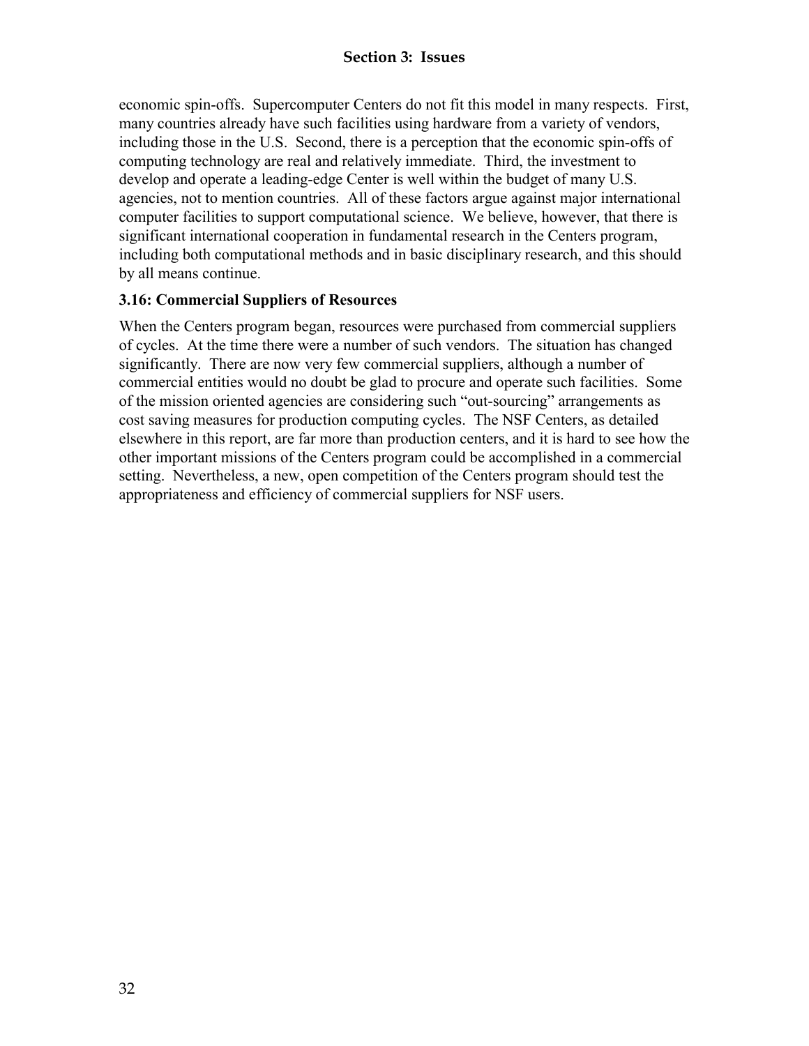economic spin-offs. Supercomputer Centers do not fit this model in many respects. First, many countries already have such facilities using hardware from a variety of vendors, including those in the U.S. Second, there is a perception that the economic spin-offs of computing technology are real and relatively immediate. Third, the investment to develop and operate a leading-edge Center is well within the budget of many U.S. agencies, not to mention countries. All of these factors argue against major international computer facilities to support computational science. We believe, however, that there is significant international cooperation in fundamental research in the Centers program, including both computational methods and in basic disciplinary research, and this should by all means continue.

### 3.16: Commercial Suppliers of Resources

When the Centers program began, resources were purchased from commercial suppliers of cycles. At the time there were a number of such vendors. The situation has changed significantly. There are now very few commercial suppliers, although a number of commercial entities would no doubt be glad to procure and operate such facilities. Some of the mission oriented agencies are considering such "out-sourcing" arrangements as cost saving measures for production computing cycles. The NSF Centers, as detailed elsewhere in this report, are far more than production centers, and it is hard to see how the other important missions of the Centers program could be accomplished in a commercial setting. Nevertheless, a new, open competition of the Centers program should test the appropriateness and efficiency of commercial suppliers for NSF users.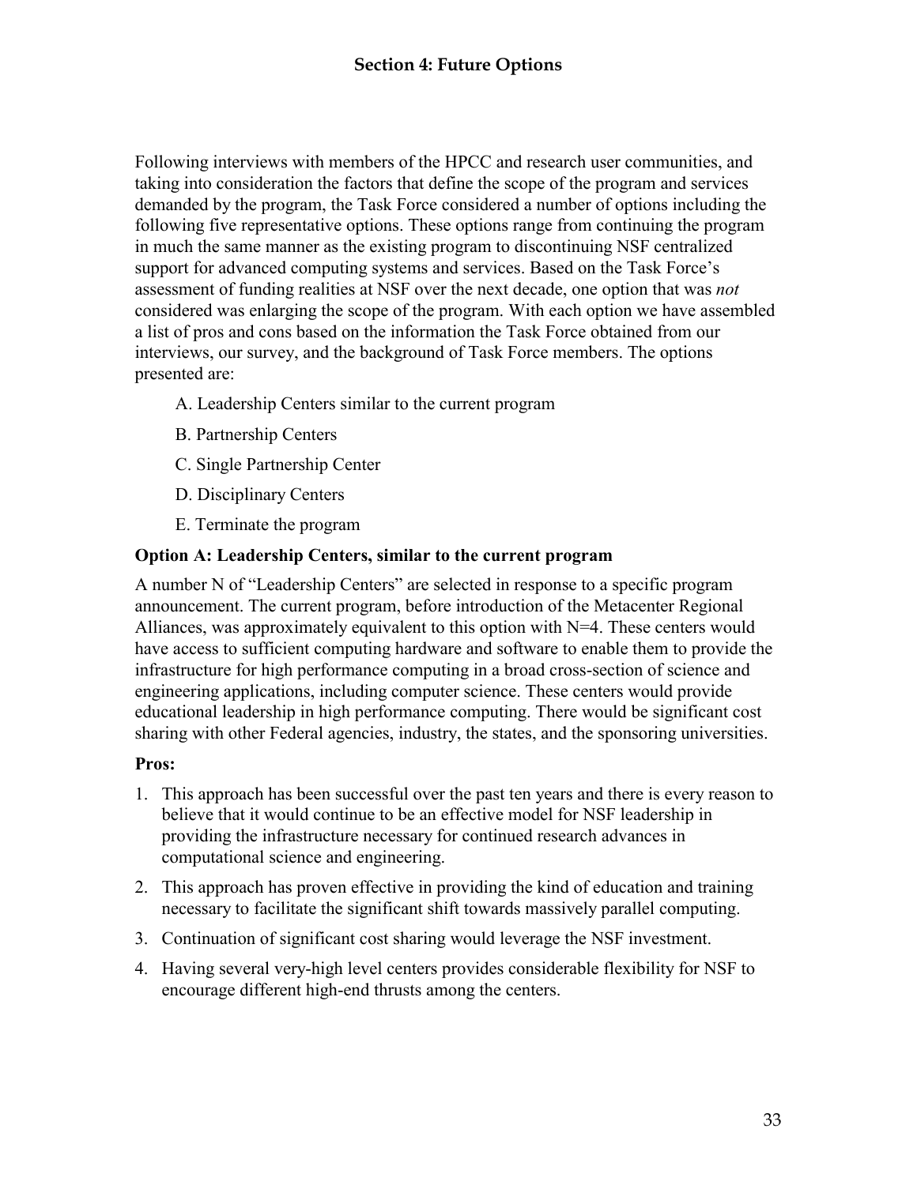## Section 4: Future Options

Following interviews with members of the HPCC and research user communities, and taking into consideration the factors that define the scope of the program and services demanded by the program, the Task Force considered a number of options including the following five representative options. These options range from continuing the program in much the same manner as the existing program to discontinuing NSF centralized support for advanced computing systems and services. Based on the Task Force's assessment of funding realities at NSF over the next decade, one option that was *not* considered was enlarging the scope of the program. With each option we have assembled a list of pros and cons based on the information the Task Force obtained from our interviews, our survey, and the background of Task Force members. The options presented are:

A. Leadership Centers similar to the current program

B. Partnership Centers

C. Single Partnership Center

D. Disciplinary Centers

E. Terminate the program

### Option A: Leadership Centers, similar to the current program

A number N of "Leadership Centers" are selected in response to a specific program announcement. The current program, before introduction of the Metacenter Regional Alliances, was approximately equivalent to this option with N=4. These centers would have access to sufficient computing hardware and software to enable them to provide the infrastructure for high performance computing in a broad cross-section of science and engineering applications, including computer science. These centers would provide educational leadership in high performance computing. There would be significant cost sharing with other Federal agencies, industry, the states, and the sponsoring universities.

**Pros:**

1. This approach has been successful over the past ten years and there is every reason to believe that it would continue to be an effective model for NSF leadership in providing the infrastructure necessary for continued research advances in computational science and engineering.
2. This approach has proven effective in providing the kind of education and training necessary to facilitate the significant shift towards massively parallel computing.
3. Continuation of significant cost sharing would leverage the NSF investment.
4. Having several very-high level centers provides considerable flexibility for NSF to encourage different high-end thrusts among the centers.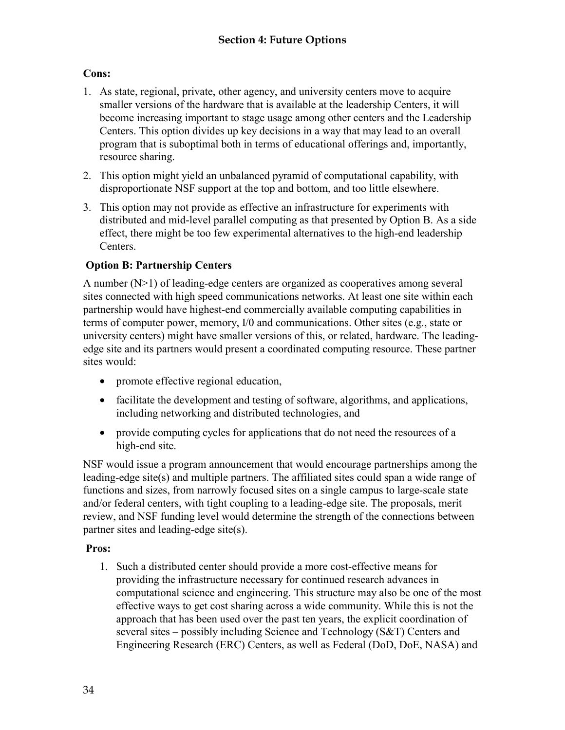**Cons:**

1. As state, regional, private, other agency, and university centers move to acquire smaller versions of the hardware that is available at the leadership Centers, it will become increasing important to stage usage among other centers and the Leadership Centers. This option divides up key decisions in a way that may lead to an overall program that is suboptimal both in terms of educational offerings and, importantly, resource sharing.
2. This option might yield an unbalanced pyramid of computational capability, with disproportionate NSF support at the top and bottom, and too little elsewhere.
3. This option may not provide as effective an infrastructure for experiments with distributed and mid-level parallel computing as that presented by Option B. As a side effect, there might be too few experimental alternatives to the high-end leadership Centers.

**Option B: Partnership Centers**

A number (N>1) of leading-edge centers are organized as cooperatives among several sites connected with high speed communications networks. At least one site within each partnership would have highest-end commercially available computing capabilities in terms of computer power, memory, I/0 and communications. Other sites (e.g., state or university centers) might have smaller versions of this, or related, hardware. The leading-edge site and its partners would present a coordinated computing resource. These partner sites would:

- promote effective regional education,
- facilitate the development and testing of software, algorithms, and applications, including networking and distributed technologies, and
- provide computing cycles for applications that do not need the resources of a high-end site.

NSF would issue a program announcement that would encourage partnerships among the leading-edge site(s) and multiple partners. The affiliated sites could span a wide range of functions and sizes, from narrowly focused sites on a single campus to large-scale state and/or federal centers, with tight coupling to a leading-edge site. The proposals, merit review, and NSF funding level would determine the strength of the connections between partner sites and leading-edge site(s).

**Pros:**

1. Such a distributed center should provide a more cost-effective means for providing the infrastructure necessary for continued research advances in computational science and engineering. This structure may also be one of the most effective ways to get cost sharing across a wide community. While this is not the approach that has been used over the past ten years, the explicit coordination of several sites – possibly including Science and Technology (S&T) Centers and Engineering Research (ERC) Centers, as well as Federal (DoD, DoE, NASA) and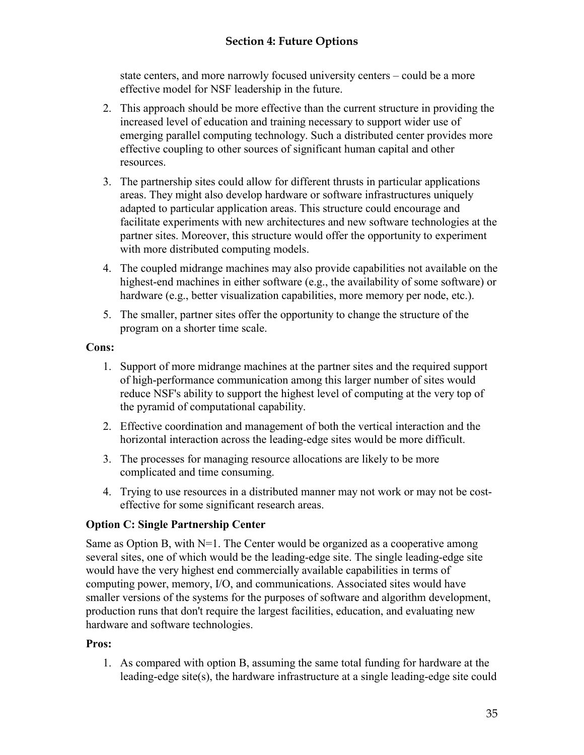state centers, and more narrowly focused university centers – could be a more effective model for NSF leadership in the future.

2. This approach should be more effective than the current structure in providing the increased level of education and training necessary to support wider use of emerging parallel computing technology. Such a distributed center provides more effective coupling to other sources of significant human capital and other resources.
3. The partnership sites could allow for different thrusts in particular applications areas. They might also develop hardware or software infrastructures uniquely adapted to particular application areas. This structure could encourage and facilitate experiments with new architectures and new software technologies at the partner sites. Moreover, this structure would offer the opportunity to experiment with more distributed computing models.
4. The coupled midrange machines may also provide capabilities not available on the highest-end machines in either software (e.g., the availability of some software) or hardware (e.g., better visualization capabilities, more memory per node, etc.).
5. The smaller, partner sites offer the opportunity to change the structure of the program on a shorter time scale.

**Cons:**

1. Support of more midrange machines at the partner sites and the required support of high-performance communication among this larger number of sites would reduce NSF's ability to support the highest level of computing at the very top of the pyramid of computational capability.
2. Effective coordination and management of both the vertical interaction and the horizontal interaction across the leading-edge sites would be more difficult.
3. The processes for managing resource allocations are likely to be more complicated and time consuming.
4. Trying to use resources in a distributed manner may not work or may not be cost-effective for some significant research areas.

**Option C: Single Partnership Center**

Same as Option B, with N=1. The Center would be organized as a cooperative among several sites, one of which would be the leading-edge site. The single leading-edge site would have the very highest end commercially available capabilities in terms of computing power, memory, I/O, and communications. Associated sites would have smaller versions of the systems for the purposes of software and algorithm development, production runs that don't require the largest facilities, education, and evaluating new hardware and software technologies.

**Pros:**

1. As compared with option B, assuming the same total funding for hardware at the leading-edge site(s), the hardware infrastructure at a single leading-edge site could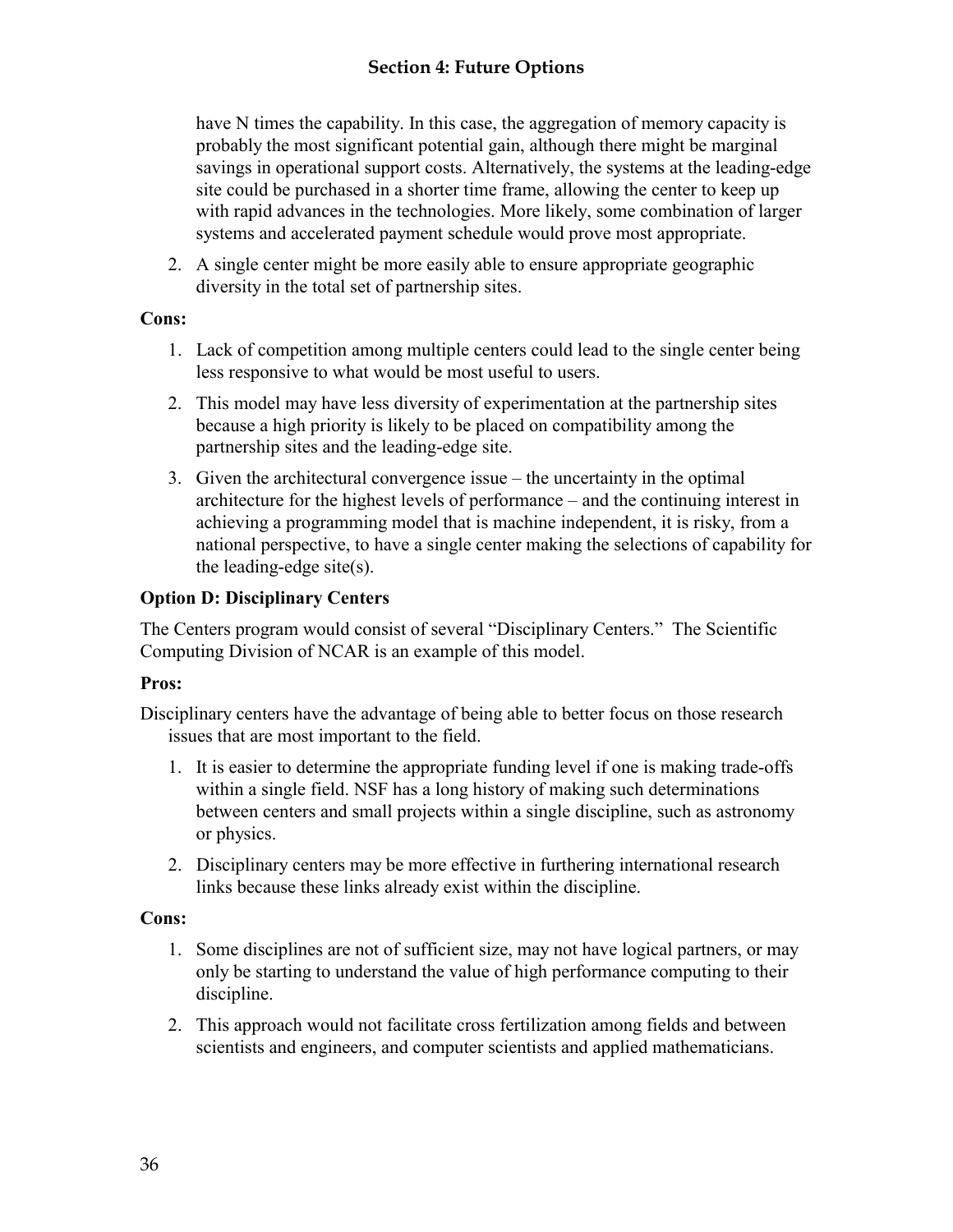have N times the capability. In this case, the aggregation of memory capacity is probably the most significant potential gain, although there might be marginal savings in operational support costs. Alternatively, the systems at the leading-edge site could be purchased in a shorter time frame, allowing the center to keep up with rapid advances in the technologies. More likely, some combination of larger systems and accelerated payment schedule would prove most appropriate.

2. A single center might be more easily able to ensure appropriate geographic diversity in the total set of partnership sites.

**Cons:**

1. Lack of competition among multiple centers could lead to the single center being less responsive to what would be most useful to users.
2. This model may have less diversity of experimentation at the partnership sites because a high priority is likely to be placed on compatibility among the partnership sites and the leading-edge site.
3. Given the architectural convergence issue – the uncertainty in the optimal architecture for the highest levels of performance – and the continuing interest in achieving a programming model that is machine independent, it is risky, from a national perspective, to have a single center making the selections of capability for the leading-edge site(s).

**Option D: Disciplinary Centers**

The Centers program would consist of several "Disciplinary Centers." The Scientific Computing Division of NCAR is an example of this model.

**Pros:**

Disciplinary centers have the advantage of being able to better focus on those research issues that are most important to the field.

1. It is easier to determine the appropriate funding level if one is making trade-offs within a single field. NSF has a long history of making such determinations between centers and small projects within a single discipline, such as astronomy or physics.
2. Disciplinary centers may be more effective in furthering international research links because these links already exist within the discipline.

**Cons:**

1. Some disciplines are not of sufficient size, may not have logical partners, or may only be starting to understand the value of high performance computing to their discipline.
2. This approach would not facilitate cross fertilization among fields and between scientists and engineers, and computer scientists and applied mathematicians.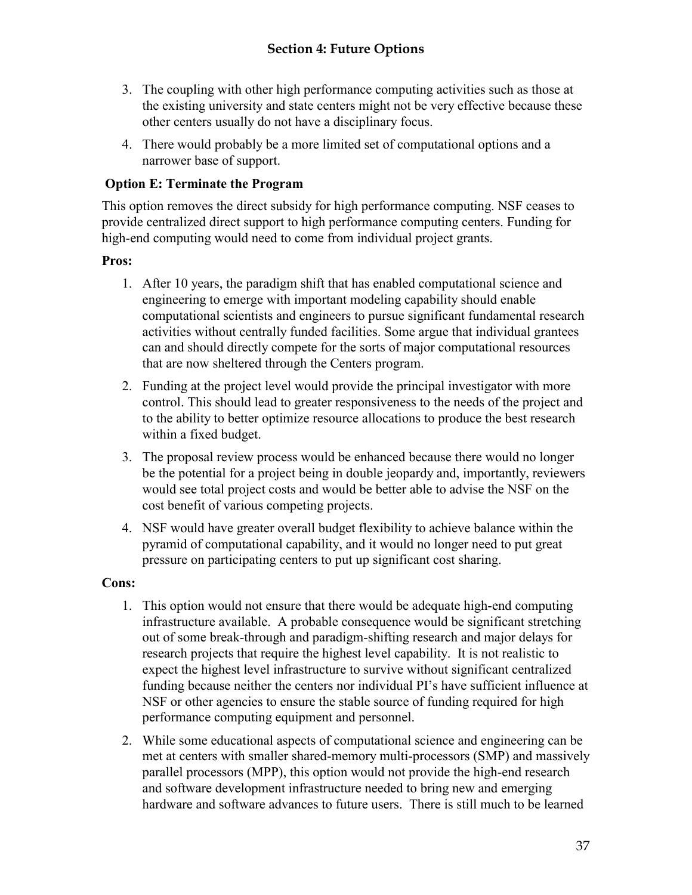3. The coupling with other high performance computing activities such as those at the existing university and state centers might not be very effective because these other centers usually do not have a disciplinary focus.
4. There would probably be a more limited set of computational options and a narrower base of support.

### Option E: Terminate the Program

This option removes the direct subsidy for high performance computing. NSF ceases to provide centralized direct support to high performance computing centers. Funding for high-end computing would need to come from individual project grants.

**Pros:**

1. After 10 years, the paradigm shift that has enabled computational science and engineering to emerge with important modeling capability should enable computational scientists and engineers to pursue significant fundamental research activities without centrally funded facilities. Some argue that individual grantees can and should directly compete for the sorts of major computational resources that are now sheltered through the Centers program.
2. Funding at the project level would provide the principal investigator with more control. This should lead to greater responsiveness to the needs of the project and to the ability to better optimize resource allocations to produce the best research within a fixed budget.
3. The proposal review process would be enhanced because there would no longer be the potential for a project being in double jeopardy and, importantly, reviewers would see total project costs and would be better able to advise the NSF on the cost benefit of various competing projects.
4. NSF would have greater overall budget flexibility to achieve balance within the pyramid of computational capability, and it would no longer need to put great pressure on participating centers to put up significant cost sharing.

**Cons:**

1. This option would not ensure that there would be adequate high-end computing infrastructure available. A probable consequence would be significant stretching out of some break-through and paradigm-shifting research and major delays for research projects that require the highest level capability. It is not realistic to expect the highest level infrastructure to survive without significant centralized funding because neither the centers nor individual PI's have sufficient influence at NSF or other agencies to ensure the stable source of funding required for high performance computing equipment and personnel.
2. While some educational aspects of computational science and engineering can be met at centers with smaller shared-memory multi-processors (SMP) and massively parallel processors (MPP), this option would not provide the high-end research and software development infrastructure needed to bring new and emerging hardware and software advances to future users. There is still much to be learned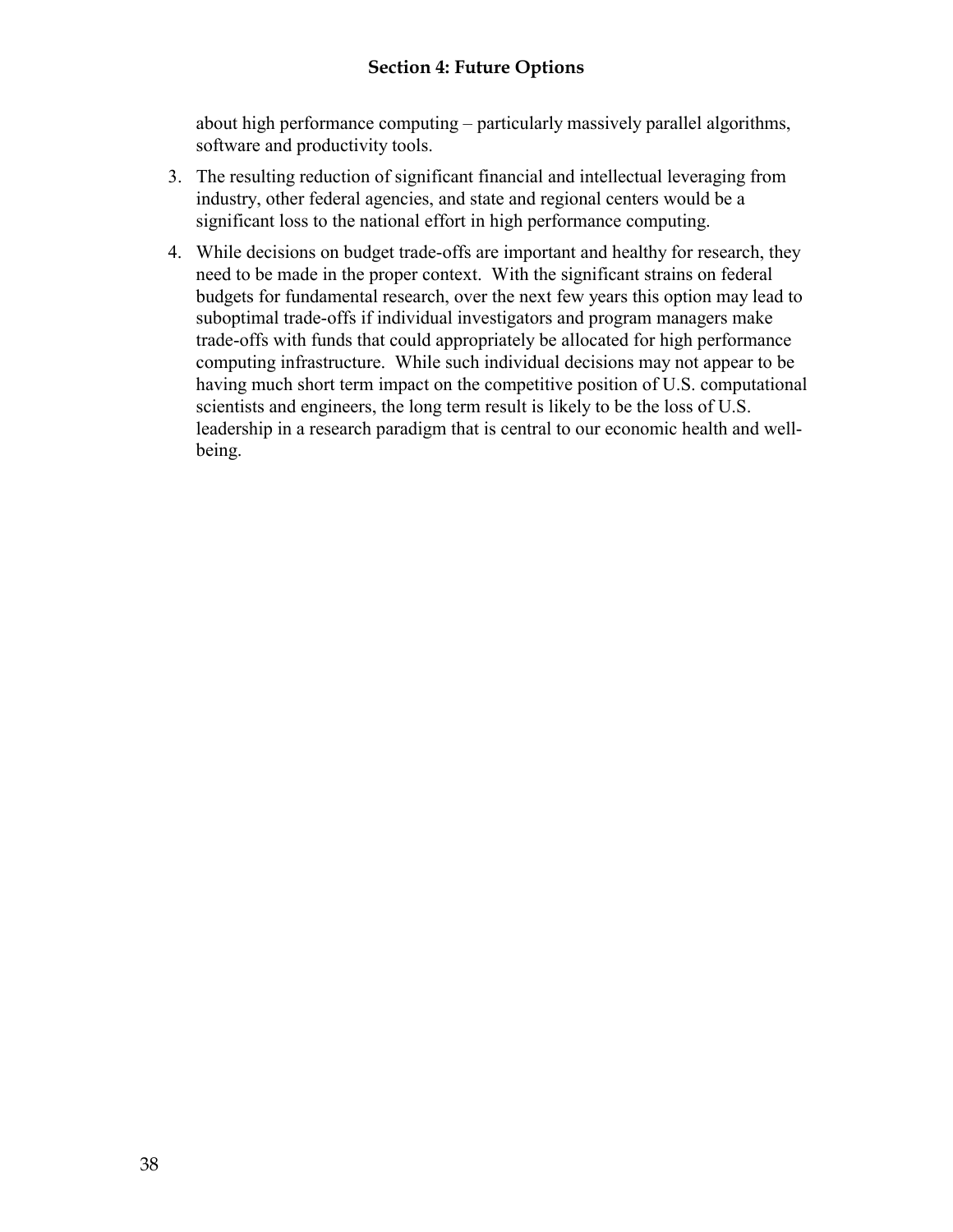about high performance computing – particularly massively parallel algorithms, software and productivity tools.

3. The resulting reduction of significant financial and intellectual leveraging from industry, other federal agencies, and state and regional centers would be a significant loss to the national effort in high performance computing.
4. While decisions on budget trade-offs are important and healthy for research, they need to be made in the proper context. With the significant strains on federal budgets for fundamental research, over the next few years this option may lead to suboptimal trade-offs if individual investigators and program managers make trade-offs with funds that could appropriately be allocated for high performance computing infrastructure. While such individual decisions may not appear to be having much short term impact on the competitive position of U.S. computational scientists and engineers, the long term result is likely to be the loss of U.S. leadership in a research paradigm that is central to our economic health and well-being.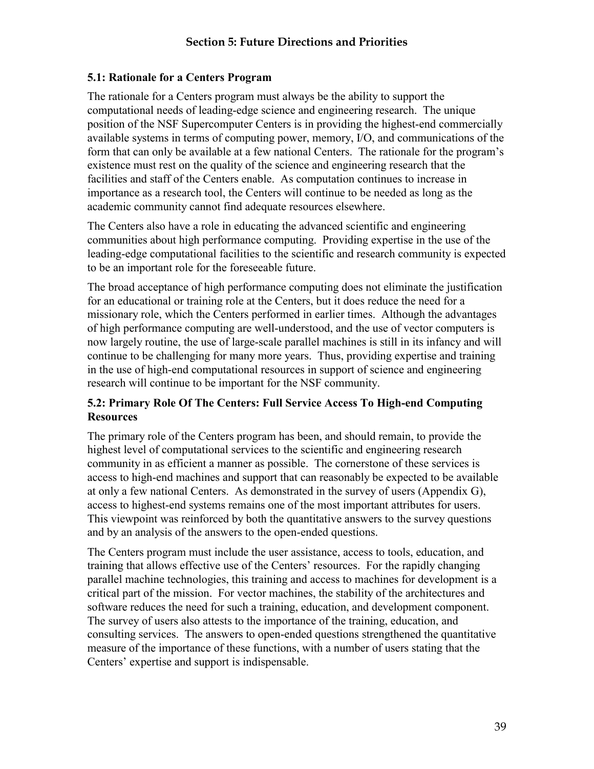# Section 5: Future Directions and Priorities

### 5.1: Rationale for a Centers Program

The rationale for a Centers program must always be the ability to support the computational needs of leading-edge science and engineering research. The unique position of the NSF Supercomputer Centers is in providing the highest-end commercially available systems in terms of computing power, memory, I/O, and communications of the form that can only be available at a few national Centers. The rationale for the program's existence must rest on the quality of the science and engineering research that the facilities and staff of the Centers enable. As computation continues to increase in importance as a research tool, the Centers will continue to be needed as long as the academic community cannot find adequate resources elsewhere.

The Centers also have a role in educating the advanced scientific and engineering communities about high performance computing. Providing expertise in the use of the leading-edge computational facilities to the scientific and research community is expected to be an important role for the foreseeable future.

The broad acceptance of high performance computing does not eliminate the justification for an educational or training role at the Centers, but it does reduce the need for a missionary role, which the Centers performed in earlier times. Although the advantages of high performance computing are well-understood, and the use of vector computers is now largely routine, the use of large-scale parallel machines is still in its infancy and will continue to be challenging for many more years. Thus, providing expertise and training in the use of high-end computational resources in support of science and engineering research will continue to be important for the NSF community.

### 5.2: Primary Role Of The Centers: Full Service Access To High-end Computing Resources

The primary role of the Centers program has been, and should remain, to provide the highest level of computational services to the scientific and engineering research community in as efficient a manner as possible. The cornerstone of these services is access to high-end machines and support that can reasonably be expected to be available at only a few national Centers. As demonstrated in the survey of users (Appendix G), access to highest-end systems remains one of the most important attributes for users. This viewpoint was reinforced by both the quantitative answers to the survey questions and by an analysis of the answers to the open-ended questions.

The Centers program must include the user assistance, access to tools, education, and training that allows effective use of the Centers' resources. For the rapidly changing parallel machine technologies, this training and access to machines for development is a critical part of the mission. For vector machines, the stability of the architectures and software reduces the need for such a training, education, and development component. The survey of users also attests to the importance of the training, education, and consulting services. The answers to open-ended questions strengthened the quantitative measure of the importance of these functions, with a number of users stating that the Centers' expertise and support is indispensable.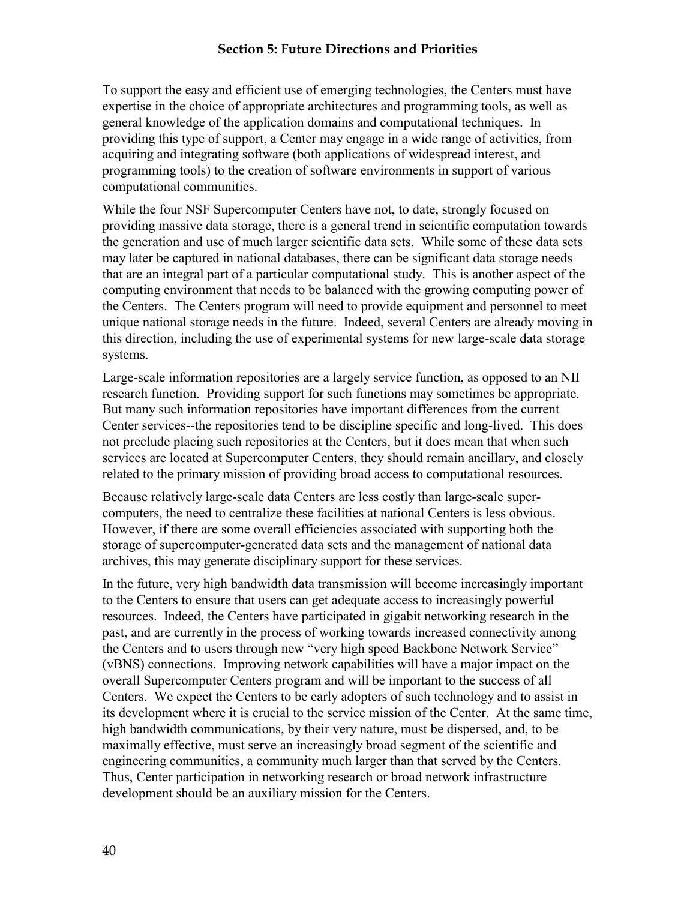## Section 5: Future Directions and Priorities

To support the easy and efficient use of emerging technologies, the Centers must have expertise in the choice of appropriate architectures and programming tools, as well as general knowledge of the application domains and computational techniques. In providing this type of support, a Center may engage in a wide range of activities, from acquiring and integrating software (both applications of widespread interest, and programming tools) to the creation of software environments in support of various computational communities.

While the four NSF Supercomputer Centers have not, to date, strongly focused on providing massive data storage, there is a general trend in scientific computation towards the generation and use of much larger scientific data sets. While some of these data sets may later be captured in national databases, there can be significant data storage needs that are an integral part of a particular computational study. This is another aspect of the computing environment that needs to be balanced with the growing computing power of the Centers. The Centers program will need to provide equipment and personnel to meet unique national storage needs in the future. Indeed, several Centers are already moving in this direction, including the use of experimental systems for new large-scale data storage systems.

Large-scale information repositories are a largely service function, as opposed to an NII research function. Providing support for such functions may sometimes be appropriate. But many such information repositories have important differences from the current Center services--the repositories tend to be discipline specific and long-lived. This does not preclude placing such repositories at the Centers, but it does mean that when such services are located at Supercomputer Centers, they should remain ancillary, and closely related to the primary mission of providing broad access to computational resources.

Because relatively large-scale data Centers are less costly than large-scale super-computers, the need to centralize these facilities at national Centers is less obvious. However, if there are some overall efficiencies associated with supporting both the storage of supercomputer-generated data sets and the management of national data archives, this may generate disciplinary support for these services.

In the future, very high bandwidth data transmission will become increasingly important to the Centers to ensure that users can get adequate access to increasingly powerful resources. Indeed, the Centers have participated in gigabit networking research in the past, and are currently in the process of working towards increased connectivity among the Centers and to users through new "very high speed Backbone Network Service" (vBNS) connections. Improving network capabilities will have a major impact on the overall Supercomputer Centers program and will be important to the success of all Centers. We expect the Centers to be early adopters of such technology and to assist in its development where it is crucial to the service mission of the Center. At the same time, high bandwidth communications, by their very nature, must be dispersed, and, to be maximally effective, must serve an increasingly broad segment of the scientific and engineering communities, a community much larger than that served by the Centers. Thus, Center participation in networking research or broad network infrastructure development should be an auxiliary mission for the Centers.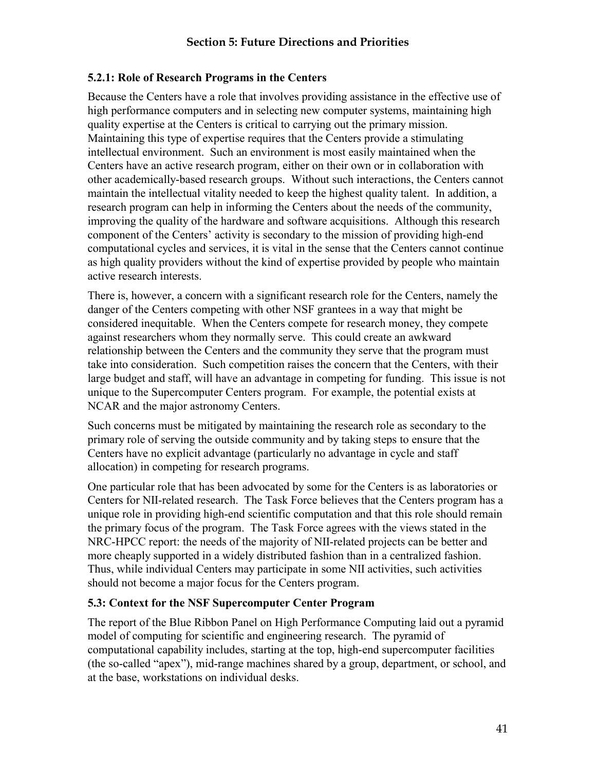### 5.2.1: Role of Research Programs in the Centers

Because the Centers have a role that involves providing assistance in the effective use of high performance computers and in selecting new computer systems, maintaining high quality expertise at the Centers is critical to carrying out the primary mission. Maintaining this type of expertise requires that the Centers provide a stimulating intellectual environment. Such an environment is most easily maintained when the Centers have an active research program, either on their own or in collaboration with other academically-based research groups. Without such interactions, the Centers cannot maintain the intellectual vitality needed to keep the highest quality talent. In addition, a research program can help in informing the Centers about the needs of the community, improving the quality of the hardware and software acquisitions. Although this research component of the Centers' activity is secondary to the mission of providing high-end computational cycles and services, it is vital in the sense that the Centers cannot continue as high quality providers without the kind of expertise provided by people who maintain active research interests.

There is, however, a concern with a significant research role for the Centers, namely the danger of the Centers competing with other NSF grantees in a way that might be considered inequitable. When the Centers compete for research money, they compete against researchers whom they normally serve. This could create an awkward relationship between the Centers and the community they serve that the program must take into consideration. Such competition raises the concern that the Centers, with their large budget and staff, will have an advantage in competing for funding. This issue is not unique to the Supercomputer Centers program. For example, the potential exists at NCAR and the major astronomy Centers.

Such concerns must be mitigated by maintaining the research role as secondary to the primary role of serving the outside community and by taking steps to ensure that the Centers have no explicit advantage (particularly no advantage in cycle and staff allocation) in competing for research programs.

One particular role that has been advocated by some for the Centers is as laboratories or Centers for NII-related research. The Task Force believes that the Centers program has a unique role in providing high-end scientific computation and that this role should remain the primary focus of the program. The Task Force agrees with the views stated in the NRC-HPCC report: the needs of the majority of NII-related projects can be better and more cheaply supported in a widely distributed fashion than in a centralized fashion. Thus, while individual Centers may participate in some NII activities, such activities should not become a major focus for the Centers program.

### 5.3: Context for the NSF Supercomputer Center Program

The report of the Blue Ribbon Panel on High Performance Computing laid out a pyramid model of computing for scientific and engineering research. The pyramid of computational capability includes, starting at the top, high-end supercomputer facilities (the so-called "apex"), mid-range machines shared by a group, department, or school, and at the base, workstations on individual desks.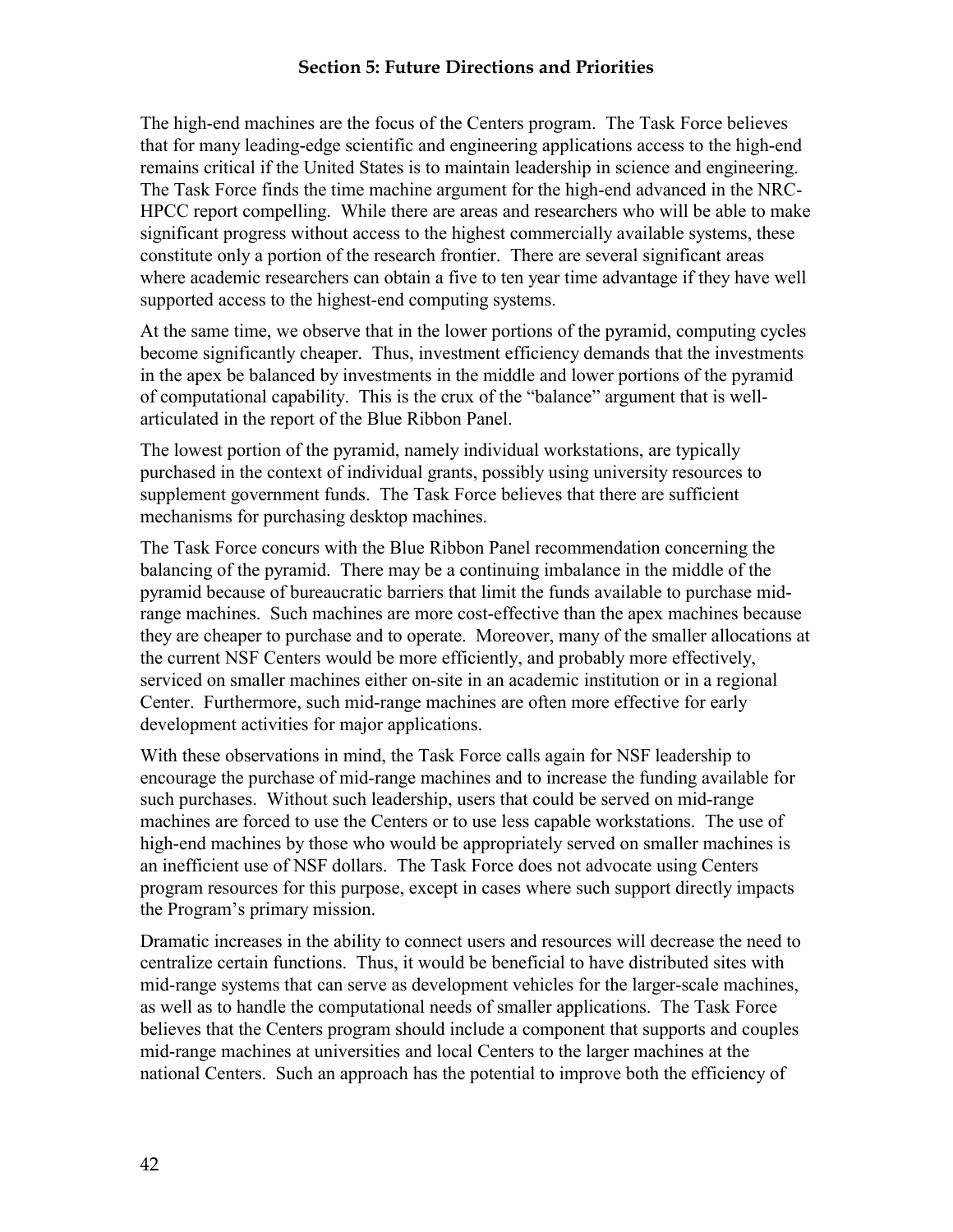The high-end machines are the focus of the Centers program. The Task Force believes that for many leading-edge scientific and engineering applications access to the high-end remains critical if the United States is to maintain leadership in science and engineering. The Task Force finds the time machine argument for the high-end advanced in the NRC-HPCC report compelling. While there are areas and researchers who will be able to make significant progress without access to the highest commercially available systems, these constitute only a portion of the research frontier. There are several significant areas where academic researchers can obtain a five to ten year time advantage if they have well supported access to the highest-end computing systems.

At the same time, we observe that in the lower portions of the pyramid, computing cycles become significantly cheaper. Thus, investment efficiency demands that the investments in the apex be balanced by investments in the middle and lower portions of the pyramid of computational capability. This is the crux of the "balance" argument that is well-articulated in the report of the Blue Ribbon Panel.

The lowest portion of the pyramid, namely individual workstations, are typically purchased in the context of individual grants, possibly using university resources to supplement government funds. The Task Force believes that there are sufficient mechanisms for purchasing desktop machines.

The Task Force concurs with the Blue Ribbon Panel recommendation concerning the balancing of the pyramid. There may be a continuing imbalance in the middle of the pyramid because of bureaucratic barriers that limit the funds available to purchase mid-range machines. Such machines are more cost-effective than the apex machines because they are cheaper to purchase and to operate. Moreover, many of the smaller allocations at the current NSF Centers would be more efficiently, and probably more effectively, serviced on smaller machines either on-site in an academic institution or in a regional Center. Furthermore, such mid-range machines are often more effective for early development activities for major applications.

With these observations in mind, the Task Force calls again for NSF leadership to encourage the purchase of mid-range machines and to increase the funding available for such purchases. Without such leadership, users that could be served on mid-range machines are forced to use the Centers or to use less capable workstations. The use of high-end machines by those who would be appropriately served on smaller machines is an inefficient use of NSF dollars. The Task Force does not advocate using Centers program resources for this purpose, except in cases where such support directly impacts the Program's primary mission.

Dramatic increases in the ability to connect users and resources will decrease the need to centralize certain functions. Thus, it would be beneficial to have distributed sites with mid-range systems that can serve as development vehicles for the larger-scale machines, as well as to handle the computational needs of smaller applications. The Task Force believes that the Centers program should include a component that supports and couples mid-range machines at universities and local Centers to the larger machines at the national Centers. Such an approach has the potential to improve both the efficiency of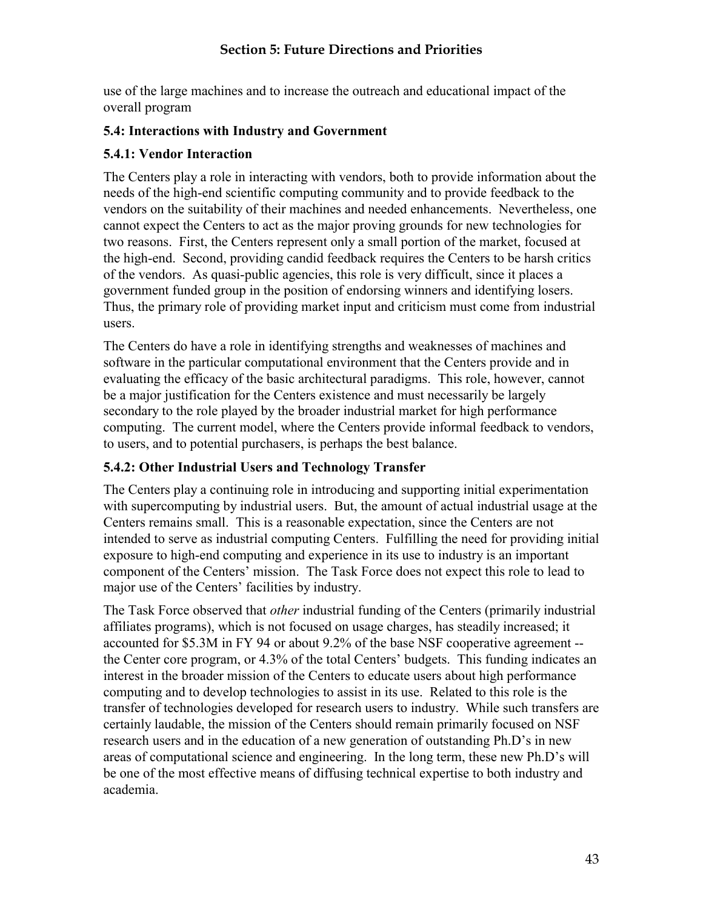use of the large machines and to increase the outreach and educational impact of the overall program

### 5.4: Interactions with Industry and Government

### 5.4.1: Vendor Interaction

The Centers play a role in interacting with vendors, both to provide information about the needs of the high-end scientific computing community and to provide feedback to the vendors on the suitability of their machines and needed enhancements. Nevertheless, one cannot expect the Centers to act as the major proving grounds for new technologies for two reasons. First, the Centers represent only a small portion of the market, focused at the high-end. Second, providing candid feedback requires the Centers to be harsh critics of the vendors. As quasi-public agencies, this role is very difficult, since it places a government funded group in the position of endorsing winners and identifying losers. Thus, the primary role of providing market input and criticism must come from industrial users.

The Centers do have a role in identifying strengths and weaknesses of machines and software in the particular computational environment that the Centers provide and in evaluating the efficacy of the basic architectural paradigms. This role, however, cannot be a major justification for the Centers existence and must necessarily be largely secondary to the role played by the broader industrial market for high performance computing. The current model, where the Centers provide informal feedback to vendors, to users, and to potential purchasers, is perhaps the best balance.

### 5.4.2: Other Industrial Users and Technology Transfer

The Centers play a continuing role in introducing and supporting initial experimentation with supercomputing by industrial users. But, the amount of actual industrial usage at the Centers remains small. This is a reasonable expectation, since the Centers are not intended to serve as industrial computing Centers. Fulfilling the need for providing initial exposure to high-end computing and experience in its use to industry is an important component of the Centers' mission. The Task Force does not expect this role to lead to major use of the Centers' facilities by industry.

The Task Force observed that *other* industrial funding of the Centers (primarily industrial affiliates programs), which is not focused on usage charges, has steadily increased; it accounted for $5.3M in FY 94 or about 9.2% of the base NSF cooperative agreement -- the Center core program, or 4.3% of the total Centers' budgets. This funding indicates an interest in the broader mission of the Centers to educate users about high performance computing and to develop technologies to assist in its use. Related to this role is the transfer of technologies developed for research users to industry. While such transfers are certainly laudable, the mission of the Centers should remain primarily focused on NSF research users and in the education of a new generation of outstanding Ph.D's in new areas of computational science and engineering. In the long term, these new Ph.D's will be one of the most effective means of diffusing technical expertise to both industry and academia.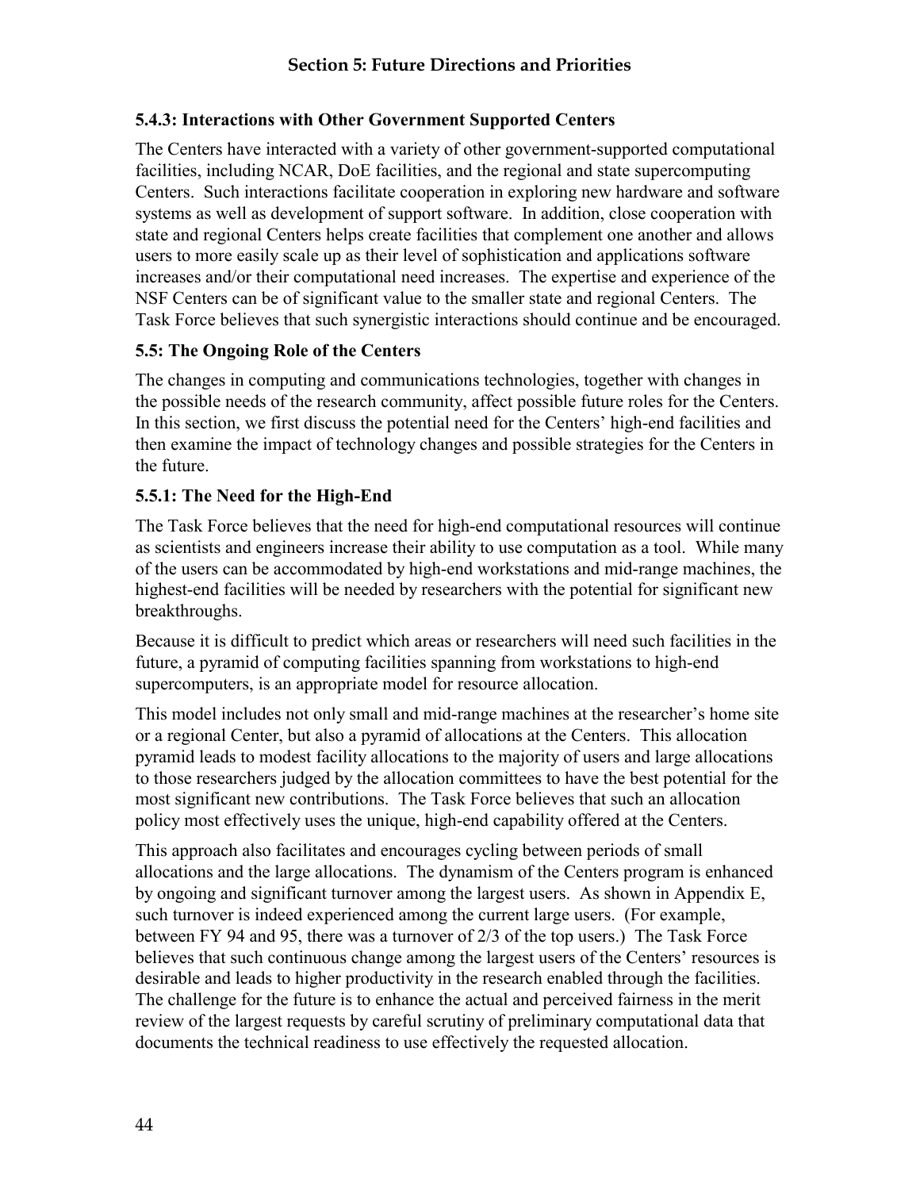### 5.4.3: Interactions with Other Government Supported Centers

The Centers have interacted with a variety of other government-supported computational facilities, including NCAR, DoE facilities, and the regional and state supercomputing Centers. Such interactions facilitate cooperation in exploring new hardware and software systems as well as development of support software. In addition, close cooperation with state and regional Centers helps create facilities that complement one another and allows users to more easily scale up as their level of sophistication and applications software increases and/or their computational need increases. The expertise and experience of the NSF Centers can be of significant value to the smaller state and regional Centers. The Task Force believes that such synergistic interactions should continue and be encouraged.

## 5.5: The Ongoing Role of the Centers

The changes in computing and communications technologies, together with changes in the possible needs of the research community, affect possible future roles for the Centers. In this section, we first discuss the potential need for the Centers' high-end facilities and then examine the impact of technology changes and possible strategies for the Centers in the future.

### 5.5.1: The Need for the High-End

The Task Force believes that the need for high-end computational resources will continue as scientists and engineers increase their ability to use computation as a tool. While many of the users can be accommodated by high-end workstations and mid-range machines, the highest-end facilities will be needed by researchers with the potential for significant new breakthroughs.

Because it is difficult to predict which areas or researchers will need such facilities in the future, a pyramid of computing facilities spanning from workstations to high-end supercomputers, is an appropriate model for resource allocation.

This model includes not only small and mid-range machines at the researcher's home site or a regional Center, but also a pyramid of allocations at the Centers. This allocation pyramid leads to modest facility allocations to the majority of users and large allocations to those researchers judged by the allocation committees to have the best potential for the most significant new contributions. The Task Force believes that such an allocation policy most effectively uses the unique, high-end capability offered at the Centers.

This approach also facilitates and encourages cycling between periods of small allocations and the large allocations. The dynamism of the Centers program is enhanced by ongoing and significant turnover among the largest users. As shown in Appendix E, such turnover is indeed experienced among the current large users. (For example, between FY 94 and 95, there was a turnover of 2/3 of the top users.) The Task Force believes that such continuous change among the largest users of the Centers' resources is desirable and leads to higher productivity in the research enabled through the facilities. The challenge for the future is to enhance the actual and perceived fairness in the merit review of the largest requests by careful scrutiny of preliminary computational data that documents the technical readiness to use effectively the requested allocation.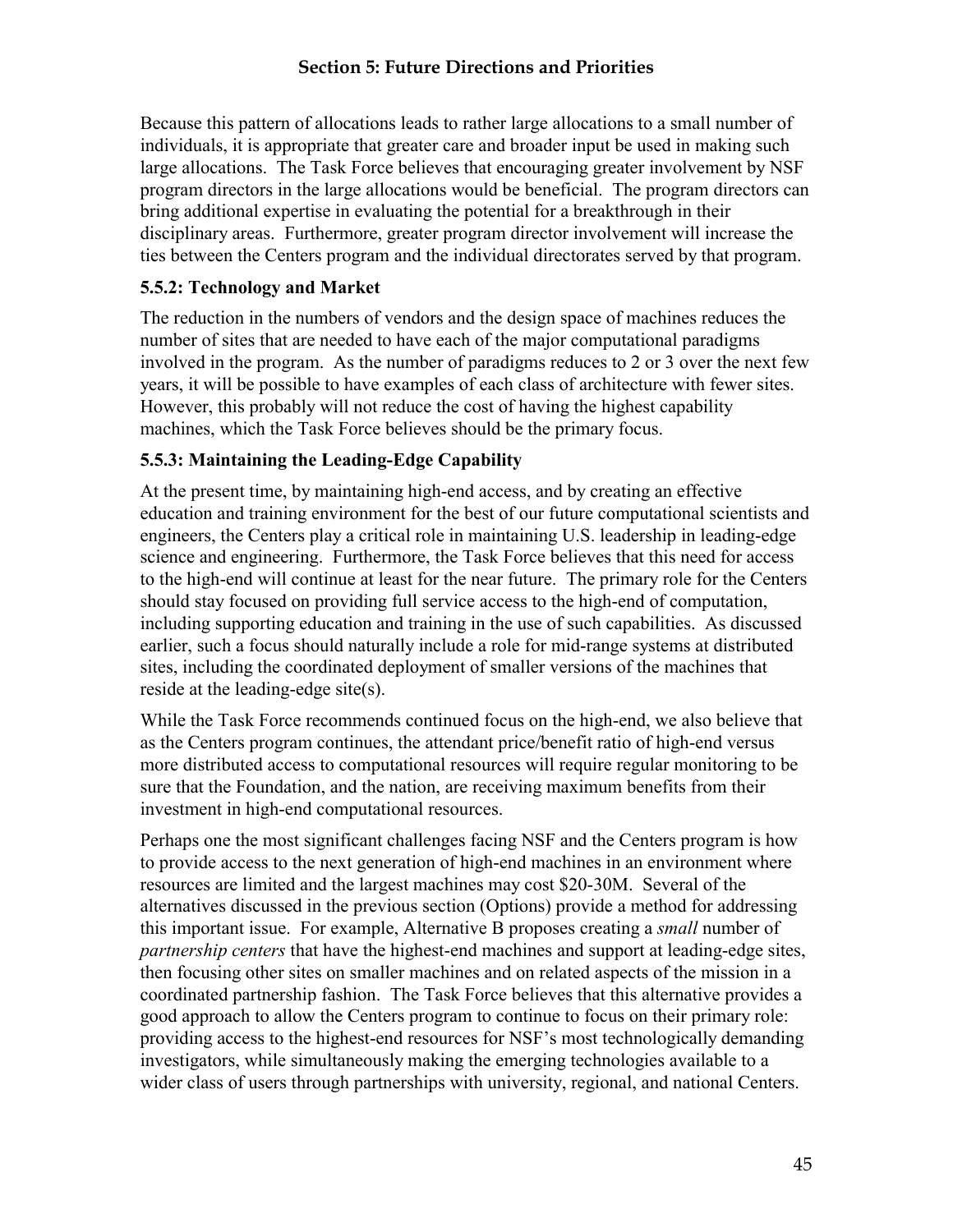Because this pattern of allocations leads to rather large allocations to a small number of individuals, it is appropriate that greater care and broader input be used in making such large allocations. The Task Force believes that encouraging greater involvement by NSF program directors in the large allocations would be beneficial. The program directors can bring additional expertise in evaluating the potential for a breakthrough in their disciplinary areas. Furthermore, greater program director involvement will increase the ties between the Centers program and the individual directorates served by that program.

### 5.5.2: Technology and Market

The reduction in the numbers of vendors and the design space of machines reduces the number of sites that are needed to have each of the major computational paradigms involved in the program. As the number of paradigms reduces to 2 or 3 over the next few years, it will be possible to have examples of each class of architecture with fewer sites. However, this probably will not reduce the cost of having the highest capability machines, which the Task Force believes should be the primary focus.

### 5.5.3: Maintaining the Leading-Edge Capability

At the present time, by maintaining high-end access, and by creating an effective education and training environment for the best of our future computational scientists and engineers, the Centers play a critical role in maintaining U.S. leadership in leading-edge science and engineering. Furthermore, the Task Force believes that this need for access to the high-end will continue at least for the near future. The primary role for the Centers should stay focused on providing full service access to the high-end of computation, including supporting education and training in the use of such capabilities. As discussed earlier, such a focus should naturally include a role for mid-range systems at distributed sites, including the coordinated deployment of smaller versions of the machines that reside at the leading-edge site(s).

While the Task Force recommends continued focus on the high-end, we also believe that as the Centers program continues, the attendant price/benefit ratio of high-end versus more distributed access to computational resources will require regular monitoring to be sure that the Foundation, and the nation, are receiving maximum benefits from their investment in high-end computational resources.

Perhaps one the most significant challenges facing NSF and the Centers program is how to provide access to the next generation of high-end machines in an environment where resources are limited and the largest machines may cost $20-30M. Several of the alternatives discussed in the previous section (Options) provide a method for addressing this important issue. For example, Alternative B proposes creating a *small* number of *partnership centers* that have the highest-end machines and support at leading-edge sites, then focusing other sites on smaller machines and on related aspects of the mission in a coordinated partnership fashion. The Task Force believes that this alternative provides a good approach to allow the Centers program to continue to focus on their primary role: providing access to the highest-end resources for NSF's most technologically demanding investigators, while simultaneously making the emerging technologies available to a wider class of users through partnerships with university, regional, and national Centers.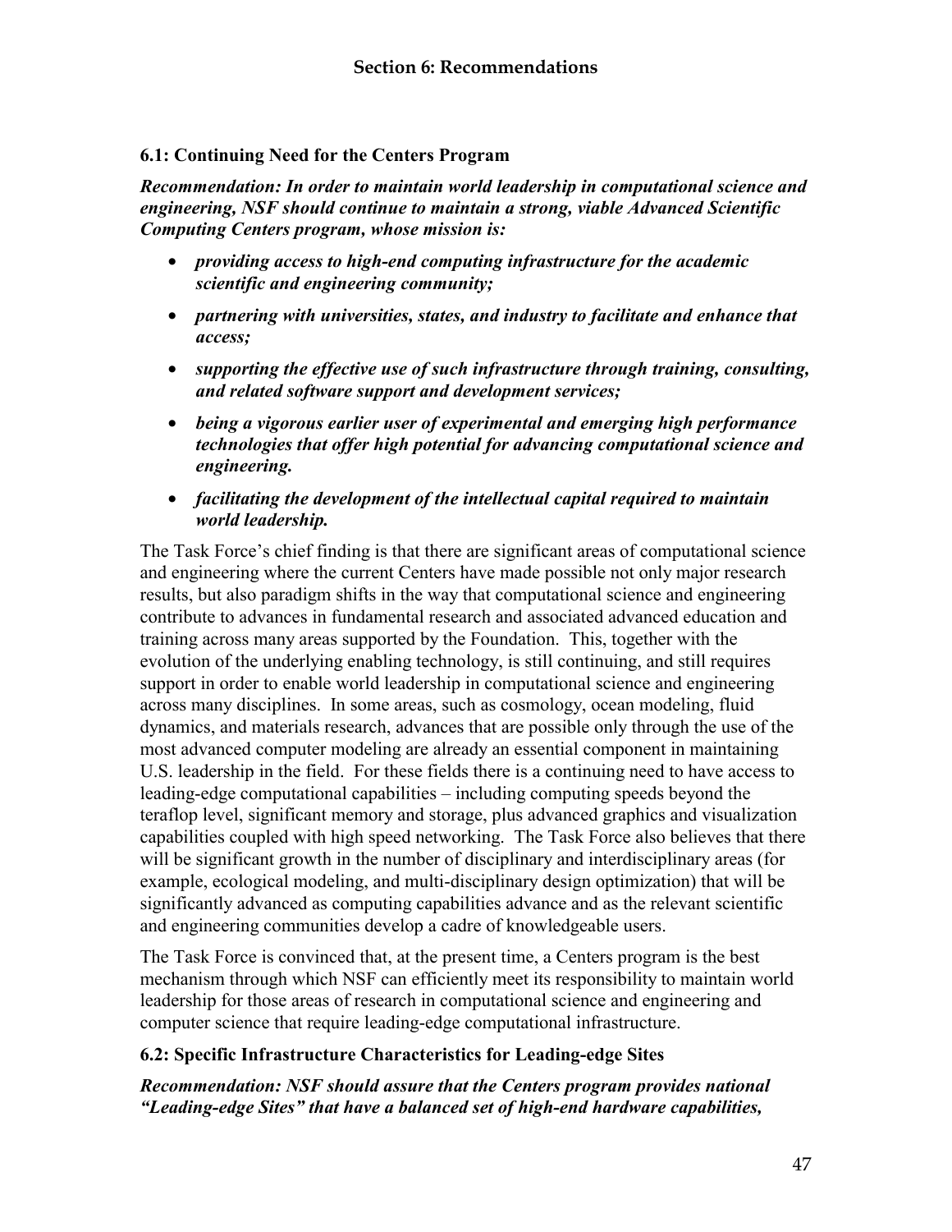# Section 6: Recommendations

## 6.1: Continuing Need for the Centers Program

***Recommendation: In order to maintain world leadership in computational science and engineering, NSF should continue to maintain a strong, viable Advanced Scientific Computing Centers program, whose mission is:***

- ***providing access to high-end computing infrastructure for the academic scientific and engineering community;***
- ***partnering with universities, states, and industry to facilitate and enhance that access;***
- ***supporting the effective use of such infrastructure through training, consulting, and related software support and development services;***
- ***being a vigorous earlier user of experimental and emerging high performance technologies that offer high potential for advancing computational science and engineering.***
- ***facilitating the development of the intellectual capital required to maintain world leadership.***

The Task Force's chief finding is that there are significant areas of computational science and engineering where the current Centers have made possible not only major research results, but also paradigm shifts in the way that computational science and engineering contribute to advances in fundamental research and associated advanced education and training across many areas supported by the Foundation. This, together with the evolution of the underlying enabling technology, is still continuing, and still requires support in order to enable world leadership in computational science and engineering across many disciplines. In some areas, such as cosmology, ocean modeling, fluid dynamics, and materials research, advances that are possible only through the use of the most advanced computer modeling are already an essential component in maintaining U.S. leadership in the field. For these fields there is a continuing need to have access to leading-edge computational capabilities – including computing speeds beyond the teraflop level, significant memory and storage, plus advanced graphics and visualization capabilities coupled with high speed networking. The Task Force also believes that there will be significant growth in the number of disciplinary and interdisciplinary areas (for example, ecological modeling, and multi-disciplinary design optimization) that will be significantly advanced as computing capabilities advance and as the relevant scientific and engineering communities develop a cadre of knowledgeable users.

The Task Force is convinced that, at the present time, a Centers program is the best mechanism through which NSF can efficiently meet its responsibility to maintain world leadership for those areas of research in computational science and engineering and computer science that require leading-edge computational infrastructure.

## 6.2: Specific Infrastructure Characteristics for Leading-edge Sites

***Recommendation: NSF should assure that the Centers program provides national "Leading-edge Sites" that have a balanced set of high-end hardware capabilities,***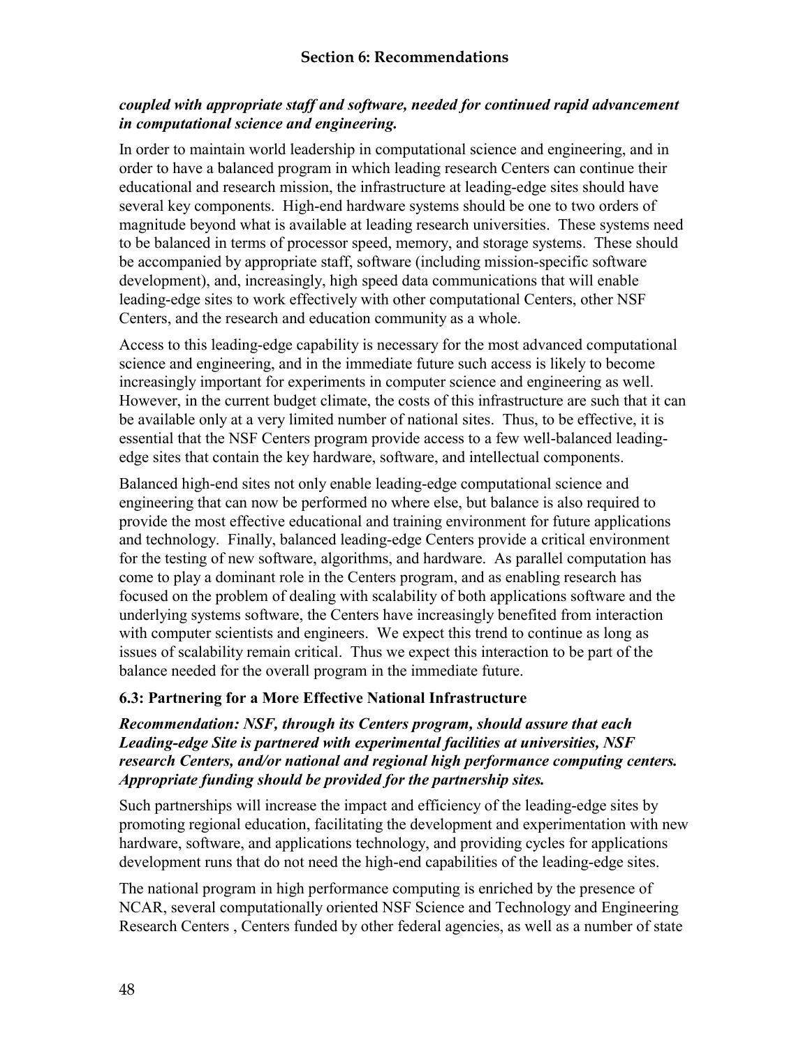***coupled with appropriate staff and software, needed for continued rapid advancement in computational science and engineering.***

In order to maintain world leadership in computational science and engineering, and in order to have a balanced program in which leading research Centers can continue their educational and research mission, the infrastructure at leading-edge sites should have several key components. High-end hardware systems should be one to two orders of magnitude beyond what is available at leading research universities. These systems need to be balanced in terms of processor speed, memory, and storage systems. These should be accompanied by appropriate staff, software (including mission-specific software development), and, increasingly, high speed data communications that will enable leading-edge sites to work effectively with other computational Centers, other NSF Centers, and the research and education community as a whole.

Access to this leading-edge capability is necessary for the most advanced computational science and engineering, and in the immediate future such access is likely to become increasingly important for experiments in computer science and engineering as well. However, in the current budget climate, the costs of this infrastructure are such that it can be available only at a very limited number of national sites. Thus, to be effective, it is essential that the NSF Centers program provide access to a few well-balanced leading-edge sites that contain the key hardware, software, and intellectual components.

Balanced high-end sites not only enable leading-edge computational science and engineering that can now be performed no where else, but balance is also required to provide the most effective educational and training environment for future applications and technology. Finally, balanced leading-edge Centers provide a critical environment for the testing of new software, algorithms, and hardware. As parallel computation has come to play a dominant role in the Centers program, and as enabling research has focused on the problem of dealing with scalability of both applications software and the underlying systems software, the Centers have increasingly benefited from interaction with computer scientists and engineers. We expect this trend to continue as long as issues of scalability remain critical. Thus we expect this interaction to be part of the balance needed for the overall program in the immediate future.

### 6.3: Partnering for a More Effective National Infrastructure

***Recommendation: NSF, through its Centers program, should assure that each Leading-edge Site is partnered with experimental facilities at universities, NSF research Centers, and/or national and regional high performance computing centers. Appropriate funding should be provided for the partnership sites.***

Such partnerships will increase the impact and efficiency of the leading-edge sites by promoting regional education, facilitating the development and experimentation with new hardware, software, and applications technology, and providing cycles for applications development runs that do not need the high-end capabilities of the leading-edge sites.

The national program in high performance computing is enriched by the presence of NCAR, several computationally oriented NSF Science and Technology and Engineering Research Centers , Centers funded by other federal agencies, as well as a number of state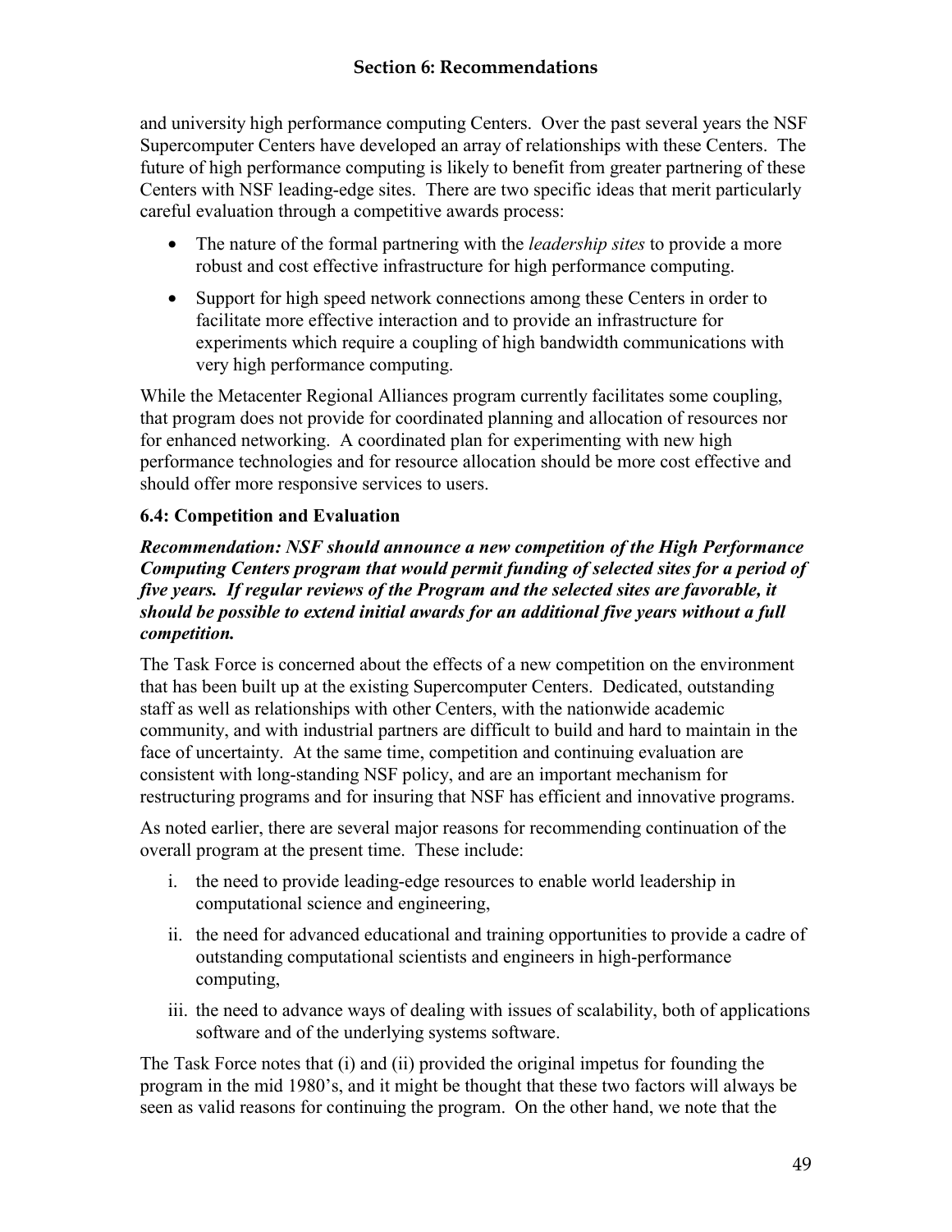and university high performance computing Centers. Over the past several years the NSF Supercomputer Centers have developed an array of relationships with these Centers. The future of high performance computing is likely to benefit from greater partnering of these Centers with NSF leading-edge sites. There are two specific ideas that merit particularly careful evaluation through a competitive awards process:

- The nature of the formal partnering with the *leadership sites* to provide a more robust and cost effective infrastructure for high performance computing.
- Support for high speed network connections among these Centers in order to facilitate more effective interaction and to provide an infrastructure for experiments which require a coupling of high bandwidth communications with very high performance computing.

While the Metacenter Regional Alliances program currently facilitates some coupling, that program does not provide for coordinated planning and allocation of resources nor for enhanced networking. A coordinated plan for experimenting with new high performance technologies and for resource allocation should be more cost effective and should offer more responsive services to users.

### 6.4: Competition and Evaluation

***Recommendation: NSF should announce a new competition of the High Performance Computing Centers program that would permit funding of selected sites for a period of five years. If regular reviews of the Program and the selected sites are favorable, it should be possible to extend initial awards for an additional five years without a full competition.***

The Task Force is concerned about the effects of a new competition on the environment that has been built up at the existing Supercomputer Centers. Dedicated, outstanding staff as well as relationships with other Centers, with the nationwide academic community, and with industrial partners are difficult to build and hard to maintain in the face of uncertainty. At the same time, competition and continuing evaluation are consistent with long-standing NSF policy, and are an important mechanism for restructuring programs and for insuring that NSF has efficient and innovative programs.

As noted earlier, there are several major reasons for recommending continuation of the overall program at the present time. These include:

i. the need to provide leading-edge resources to enable world leadership in computational science and engineering,

ii. the need for advanced educational and training opportunities to provide a cadre of outstanding computational scientists and engineers in high-performance computing,

iii. the need to advance ways of dealing with issues of scalability, both of applications software and of the underlying systems software.

The Task Force notes that (i) and (ii) provided the original impetus for founding the program in the mid 1980's, and it might be thought that these two factors will always be seen as valid reasons for continuing the program. On the other hand, we note that the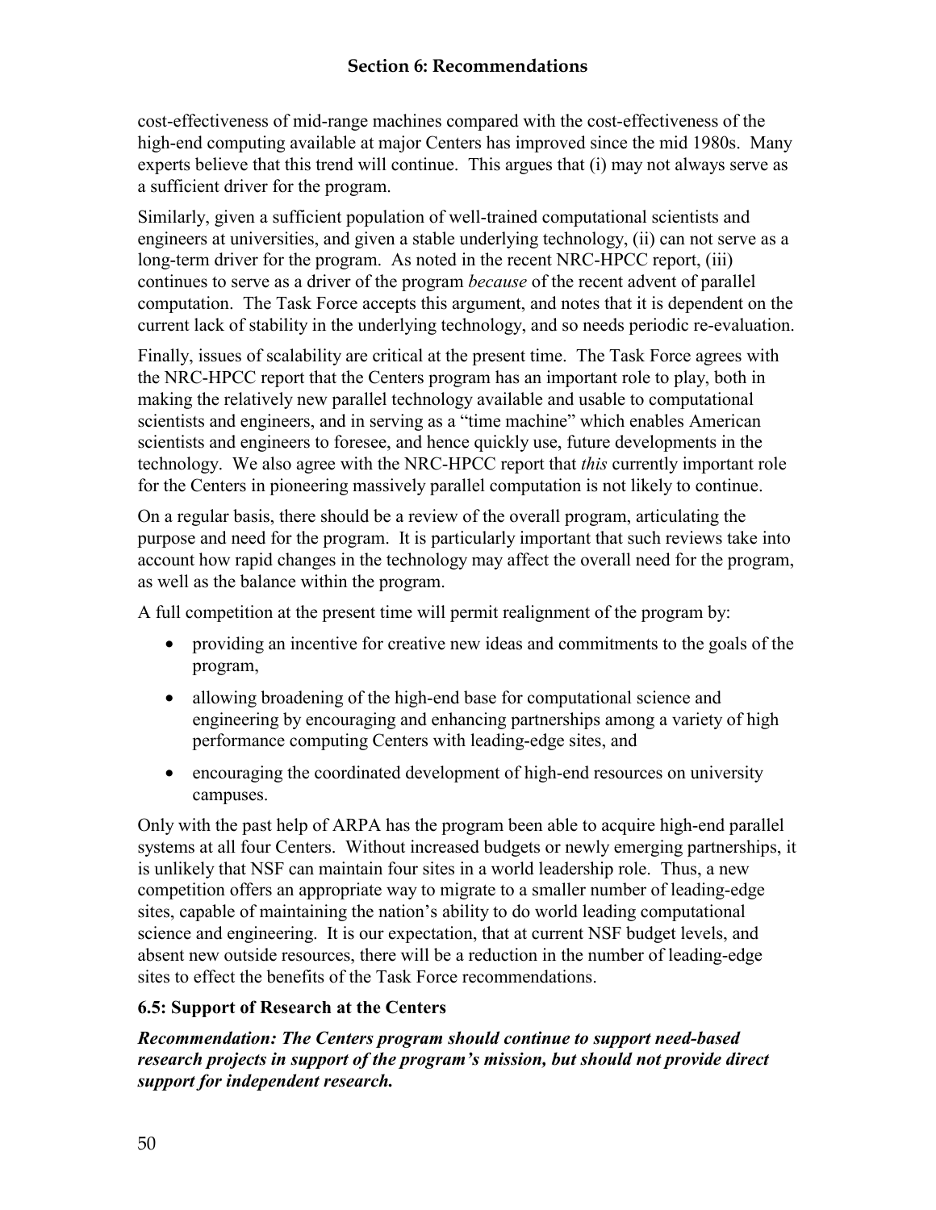cost-effectiveness of mid-range machines compared with the cost-effectiveness of the high-end computing available at major Centers has improved since the mid 1980s. Many experts believe that this trend will continue. This argues that (i) may not always serve as a sufficient driver for the program.

Similarly, given a sufficient population of well-trained computational scientists and engineers at universities, and given a stable underlying technology, (ii) can not serve as a long-term driver for the program. As noted in the recent NRC-HPCC report, (iii) continues to serve as a driver of the program *because* of the recent advent of parallel computation. The Task Force accepts this argument, and notes that it is dependent on the current lack of stability in the underlying technology, and so needs periodic re-evaluation.

Finally, issues of scalability are critical at the present time. The Task Force agrees with the NRC-HPCC report that the Centers program has an important role to play, both in making the relatively new parallel technology available and usable to computational scientists and engineers, and in serving as a "time machine" which enables American scientists and engineers to foresee, and hence quickly use, future developments in the technology. We also agree with the NRC-HPCC report that *this* currently important role for the Centers in pioneering massively parallel computation is not likely to continue.

On a regular basis, there should be a review of the overall program, articulating the purpose and need for the program. It is particularly important that such reviews take into account how rapid changes in the technology may affect the overall need for the program, as well as the balance within the program.

A full competition at the present time will permit realignment of the program by:

- providing an incentive for creative new ideas and commitments to the goals of the program,
- allowing broadening of the high-end base for computational science and engineering by encouraging and enhancing partnerships among a variety of high performance computing Centers with leading-edge sites, and
- encouraging the coordinated development of high-end resources on university campuses.

Only with the past help of ARPA has the program been able to acquire high-end parallel systems at all four Centers. Without increased budgets or newly emerging partnerships, it is unlikely that NSF can maintain four sites in a world leadership role. Thus, a new competition offers an appropriate way to migrate to a smaller number of leading-edge sites, capable of maintaining the nation's ability to do world leading computational science and engineering. It is our expectation, that at current NSF budget levels, and absent new outside resources, there will be a reduction in the number of leading-edge sites to effect the benefits of the Task Force recommendations.

### 6.5: Support of Research at the Centers

***Recommendation: The Centers program should continue to support need-based research projects in support of the program's mission, but should not provide direct support for independent research.***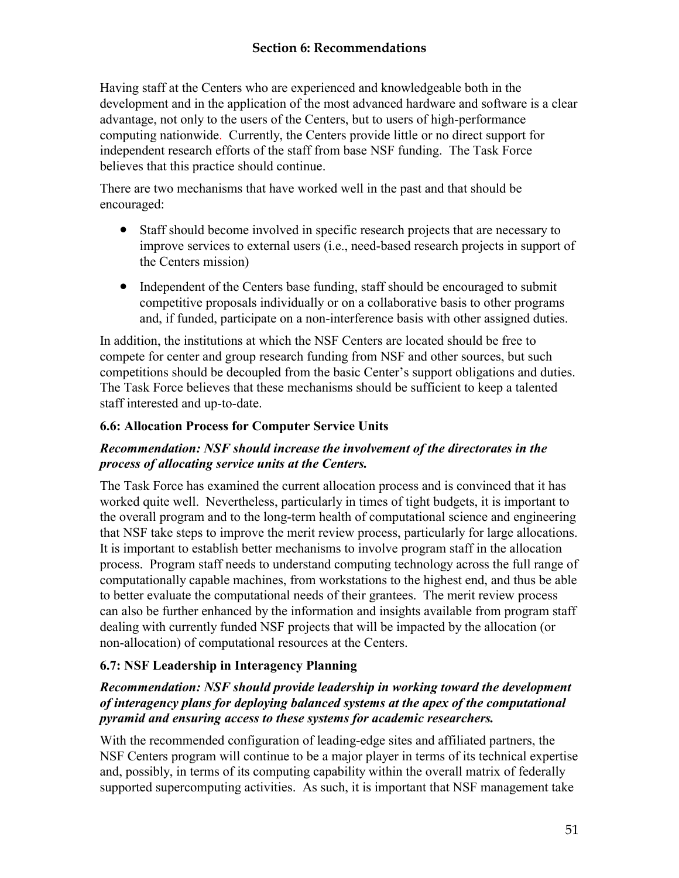Having staff at the Centers who are experienced and knowledgeable both in the development and in the application of the most advanced hardware and software is a clear advantage, not only to the users of the Centers, but to users of high-performance computing nationwide. Currently, the Centers provide little or no direct support for independent research efforts of the staff from base NSF funding. The Task Force believes that this practice should continue.

There are two mechanisms that have worked well in the past and that should be encouraged:

- Staff should become involved in specific research projects that are necessary to improve services to external users (i.e., need-based research projects in support of the Centers mission)
- Independent of the Centers base funding, staff should be encouraged to submit competitive proposals individually or on a collaborative basis to other programs and, if funded, participate on a non-interference basis with other assigned duties.

In addition, the institutions at which the NSF Centers are located should be free to compete for center and group research funding from NSF and other sources, but such competitions should be decoupled from the basic Center's support obligations and duties. The Task Force believes that these mechanisms should be sufficient to keep a talented staff interested and up-to-date.

### 6.6: Allocation Process for Computer Service Units

***Recommendation: NSF should increase the involvement of the directorates in the process of allocating service units at the Centers.***

The Task Force has examined the current allocation process and is convinced that it has worked quite well. Nevertheless, particularly in times of tight budgets, it is important to the overall program and to the long-term health of computational science and engineering that NSF take steps to improve the merit review process, particularly for large allocations. It is important to establish better mechanisms to involve program staff in the allocation process. Program staff needs to understand computing technology across the full range of computationally capable machines, from workstations to the highest end, and thus be able to better evaluate the computational needs of their grantees. The merit review process can also be further enhanced by the information and insights available from program staff dealing with currently funded NSF projects that will be impacted by the allocation (or non-allocation) of computational resources at the Centers.

### 6.7: NSF Leadership in Interagency Planning

***Recommendation: NSF should provide leadership in working toward the development of interagency plans for deploying balanced systems at the apex of the computational pyramid and ensuring access to these systems for academic researchers.***

With the recommended configuration of leading-edge sites and affiliated partners, the NSF Centers program will continue to be a major player in terms of its technical expertise and, possibly, in terms of its computing capability within the overall matrix of federally supported supercomputing activities. As such, it is important that NSF management take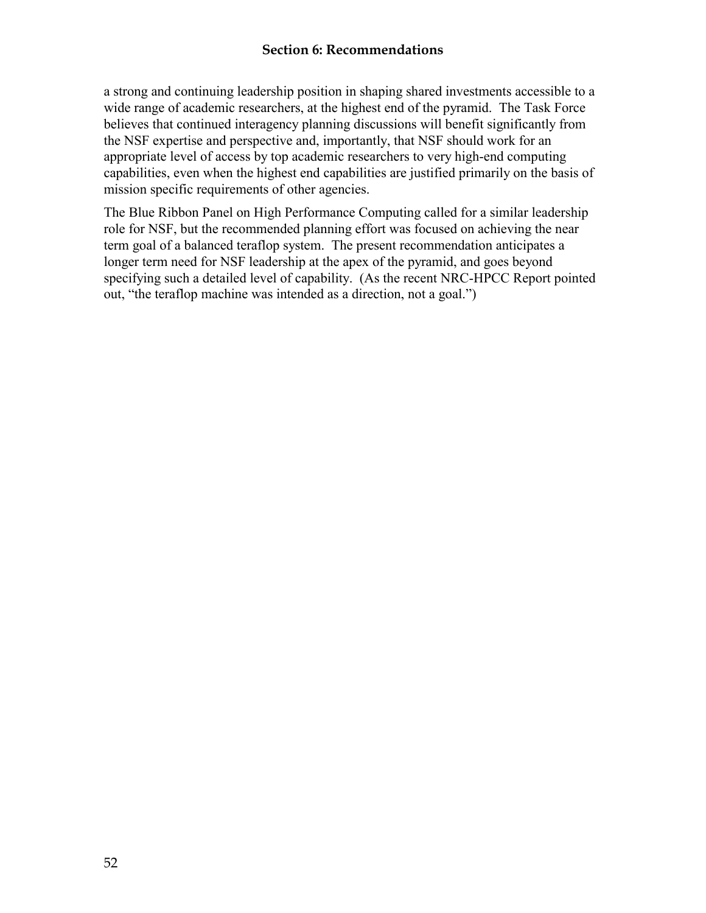a strong and continuing leadership position in shaping shared investments accessible to a wide range of academic researchers, at the highest end of the pyramid. The Task Force believes that continued interagency planning discussions will benefit significantly from the NSF expertise and perspective and, importantly, that NSF should work for an appropriate level of access by top academic researchers to very high-end computing capabilities, even when the highest end capabilities are justified primarily on the basis of mission specific requirements of other agencies.

The Blue Ribbon Panel on High Performance Computing called for a similar leadership role for NSF, but the recommended planning effort was focused on achieving the near term goal of a balanced teraflop system. The present recommendation anticipates a longer term need for NSF leadership at the apex of the pyramid, and goes beyond specifying such a detailed level of capability. (As the recent NRC-HPCC Report pointed out, "the teraflop machine was intended as a direction, not a goal.")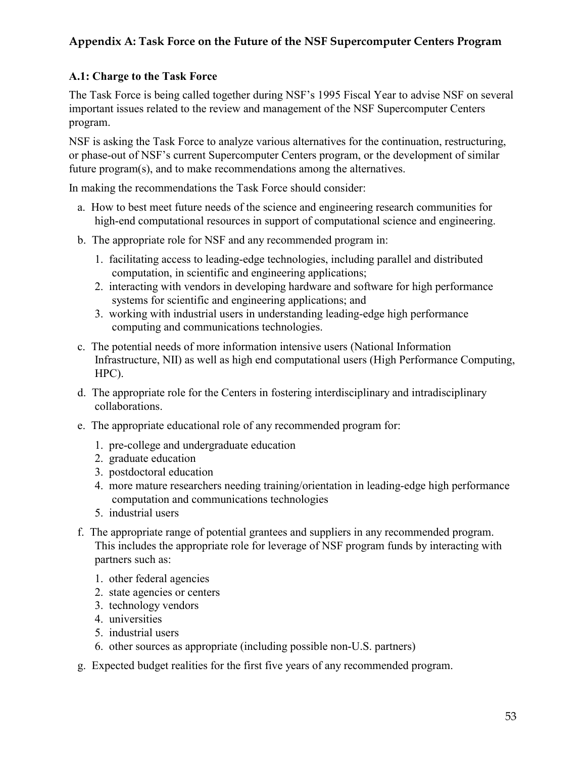## Appendix A: Task Force on the Future of the NSF Supercomputer Centers Program

### A.1: Charge to the Task Force

The Task Force is being called together during NSF's 1995 Fiscal Year to advise NSF on several important issues related to the review and management of the NSF Supercomputer Centers program.

NSF is asking the Task Force to analyze various alternatives for the continuation, restructuring, or phase-out of NSF's current Supercomputer Centers program, or the development of similar future program(s), and to make recommendations among the alternatives.

In making the recommendations the Task Force should consider:

a. How to best meet future needs of the science and engineering research communities for high-end computational resources in support of computational science and engineering.

b. The appropriate role for NSF and any recommended program in:

   1. facilitating access to leading-edge technologies, including parallel and distributed computation, in scientific and engineering applications;
   2. interacting with vendors in developing hardware and software for high performance systems for scientific and engineering applications; and
   3. working with industrial users in understanding leading-edge high performance computing and communications technologies.

c. The potential needs of more information intensive users (National Information Infrastructure, NII) as well as high end computational users (High Performance Computing, HPC).

d. The appropriate role for the Centers in fostering interdisciplinary and intradisciplinary collaborations.

e. The appropriate educational role of any recommended program for:

   1. pre-college and undergraduate education
   2. graduate education
   3. postdoctoral education
   4. more mature researchers needing training/orientation in leading-edge high performance computation and communications technologies
   5. industrial users

f. The appropriate range of potential grantees and suppliers in any recommended program. This includes the appropriate role for leverage of NSF program funds by interacting with partners such as:

   1. other federal agencies
   2. state agencies or centers
   3. technology vendors
   4. universities
   5. industrial users
   6. other sources as appropriate (including possible non-U.S. partners)

g. Expected budget realities for the first five years of any recommended program.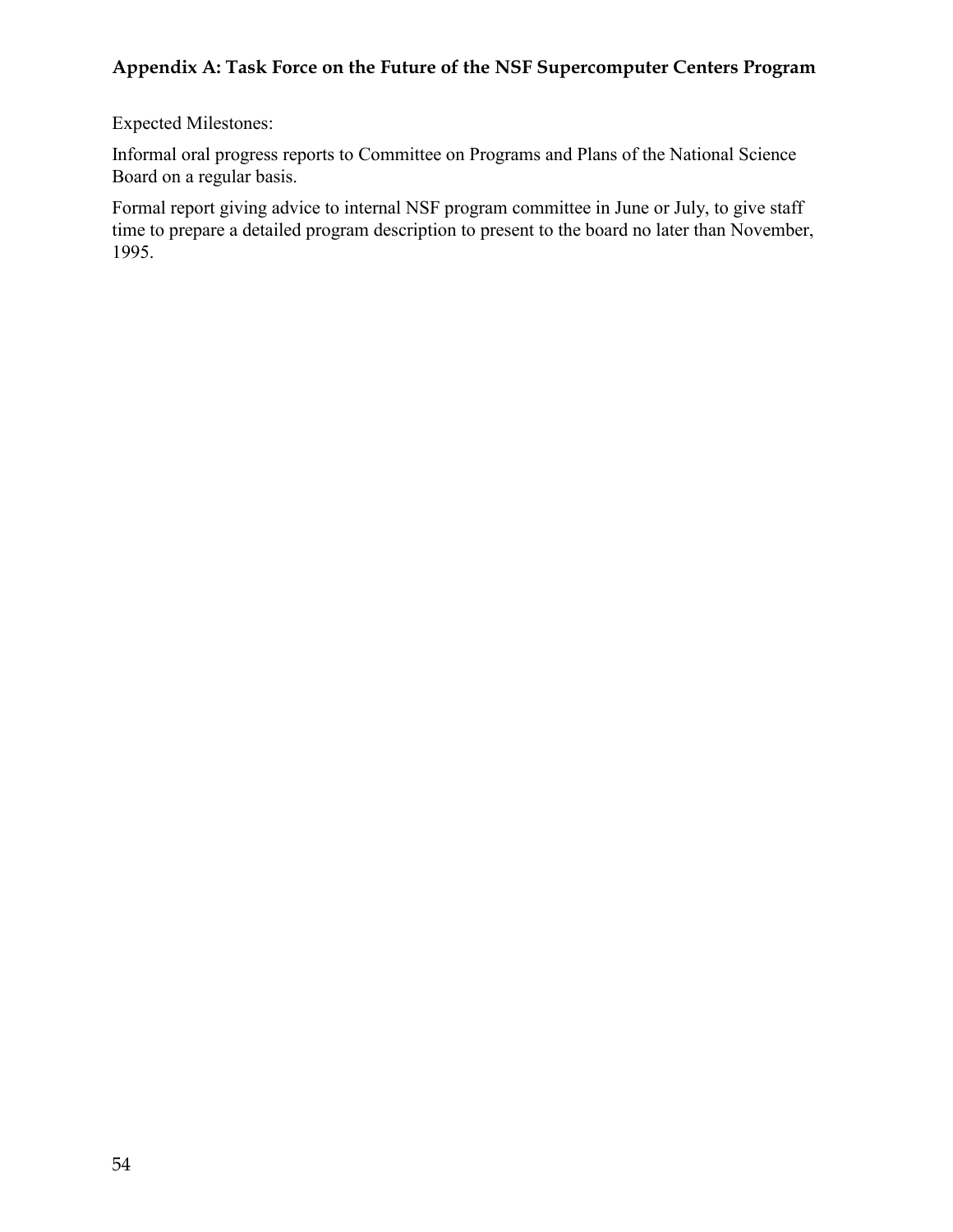## Appendix A: Task Force on the Future of the NSF Supercomputer Centers Program

Expected Milestones:

Informal oral progress reports to Committee on Programs and Plans of the National Science Board on a regular basis.

Formal report giving advice to internal NSF program committee in June or July, to give staff time to prepare a detailed program description to present to the board no later than November, 1995.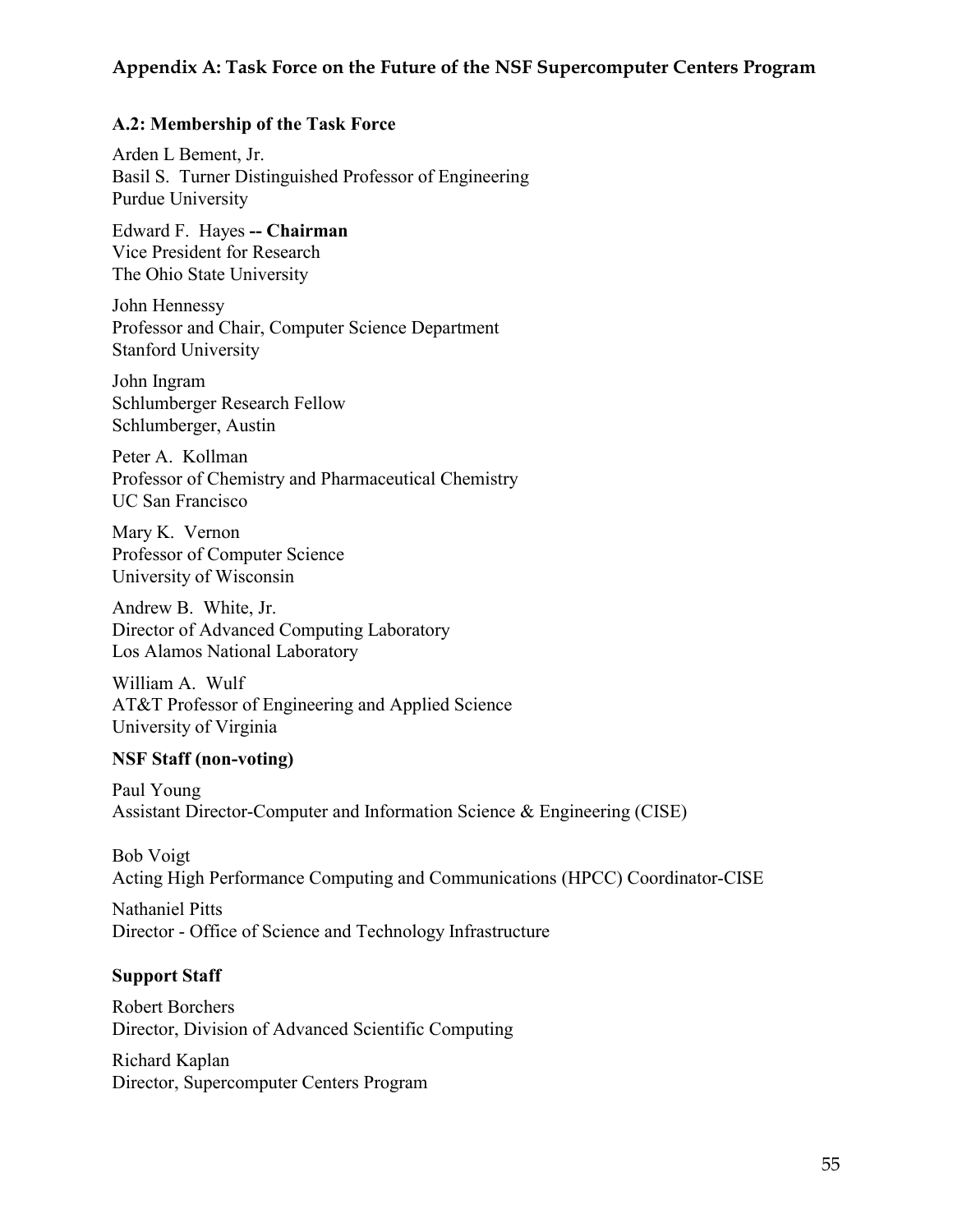## Appendix A: Task Force on the Future of the NSF Supercomputer Centers Program

### A.2: Membership of the Task Force

Arden L Bement, Jr.
Basil S. Turner Distinguished Professor of Engineering
Purdue University

Edward F. Hayes **-- Chairman**
Vice President for Research
The Ohio State University

John Hennessy
Professor and Chair, Computer Science Department
Stanford University

John Ingram
Schlumberger Research Fellow
Schlumberger, Austin

Peter A. Kollman
Professor of Chemistry and Pharmaceutical Chemistry
UC San Francisco

Mary K. Vernon
Professor of Computer Science
University of Wisconsin

Andrew B. White, Jr.
Director of Advanced Computing Laboratory
Los Alamos National Laboratory

William A. Wulf
AT&T Professor of Engineering and Applied Science
University of Virginia

**NSF Staff (non-voting)**

Paul Young
Assistant Director-Computer and Information Science & Engineering (CISE)

Bob Voigt
Acting High Performance Computing and Communications (HPCC) Coordinator-CISE

Nathaniel Pitts
Director - Office of Science and Technology Infrastructure

**Support Staff**

Robert Borchers
Director, Division of Advanced Scientific Computing

Richard Kaplan
Director, Supercomputer Centers Program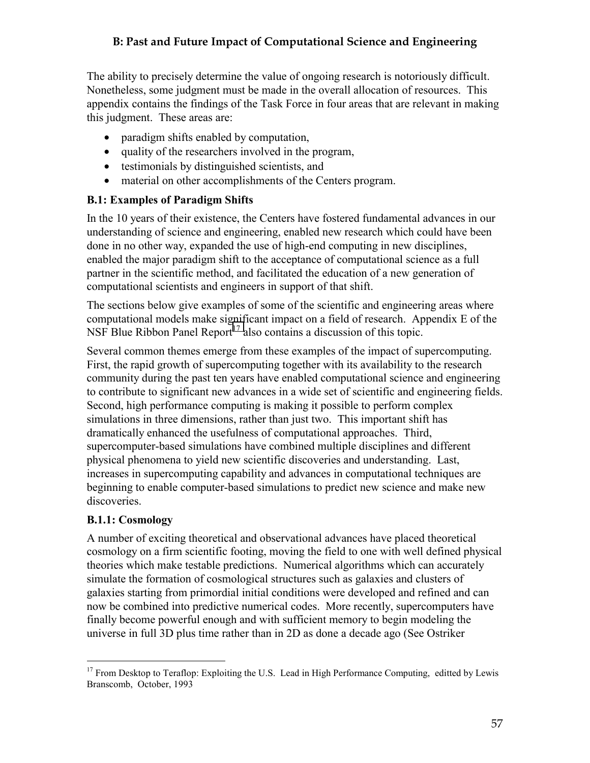## B: Past and Future Impact of Computational Science and Engineering

The ability to precisely determine the value of ongoing research is notoriously difficult. Nonetheless, some judgment must be made in the overall allocation of resources. This appendix contains the findings of the Task Force in four areas that are relevant in making this judgment. These areas are:

- paradigm shifts enabled by computation,
- quality of the researchers involved in the program,
- testimonials by distinguished scientists, and
- material on other accomplishments of the Centers program.

### B.1: Examples of Paradigm Shifts

In the 10 years of their existence, the Centers have fostered fundamental advances in our understanding of science and engineering, enabled new research which could have been done in no other way, expanded the use of high-end computing in new disciplines, enabled the major paradigm shift to the acceptance of computational science as a full partner in the scientific method, and facilitated the education of a new generation of computational scientists and engineers in support of that shift.

The sections below give examples of some of the scientific and engineering areas where computational models make significant impact on a field of research. Appendix E of the NSF Blue Ribbon Panel Report[17] also contains a discussion of this topic.

Several common themes emerge from these examples of the impact of supercomputing. First, the rapid growth of supercomputing together with its availability to the research community during the past ten years have enabled computational science and engineering to contribute to significant new advances in a wide set of scientific and engineering fields. Second, high performance computing is making it possible to perform complex simulations in three dimensions, rather than just two. This important shift has dramatically enhanced the usefulness of computational approaches. Third, supercomputer-based simulations have combined multiple disciplines and different physical phenomena to yield new scientific discoveries and understanding. Last, increases in supercomputing capability and advances in computational techniques are beginning to enable computer-based simulations to predict new science and make new discoveries.

#### B.1.1: Cosmology

A number of exciting theoretical and observational advances have placed theoretical cosmology on a firm scientific footing, moving the field to one with well defined physical theories which make testable predictions. Numerical algorithms which can accurately simulate the formation of cosmological structures such as galaxies and clusters of galaxies starting from primordial initial conditions were developed and refined and can now be combined into predictive numerical codes. More recently, supercomputers have finally become powerful enough and with sufficient memory to begin modeling the universe in full 3D plus time rather than in 2D as done a decade ago (See Ostriker

---

[17] From Desktop to Teraflop: Exploiting the U.S. Lead in High Performance Computing, editted by Lewis Branscomb, October, 1993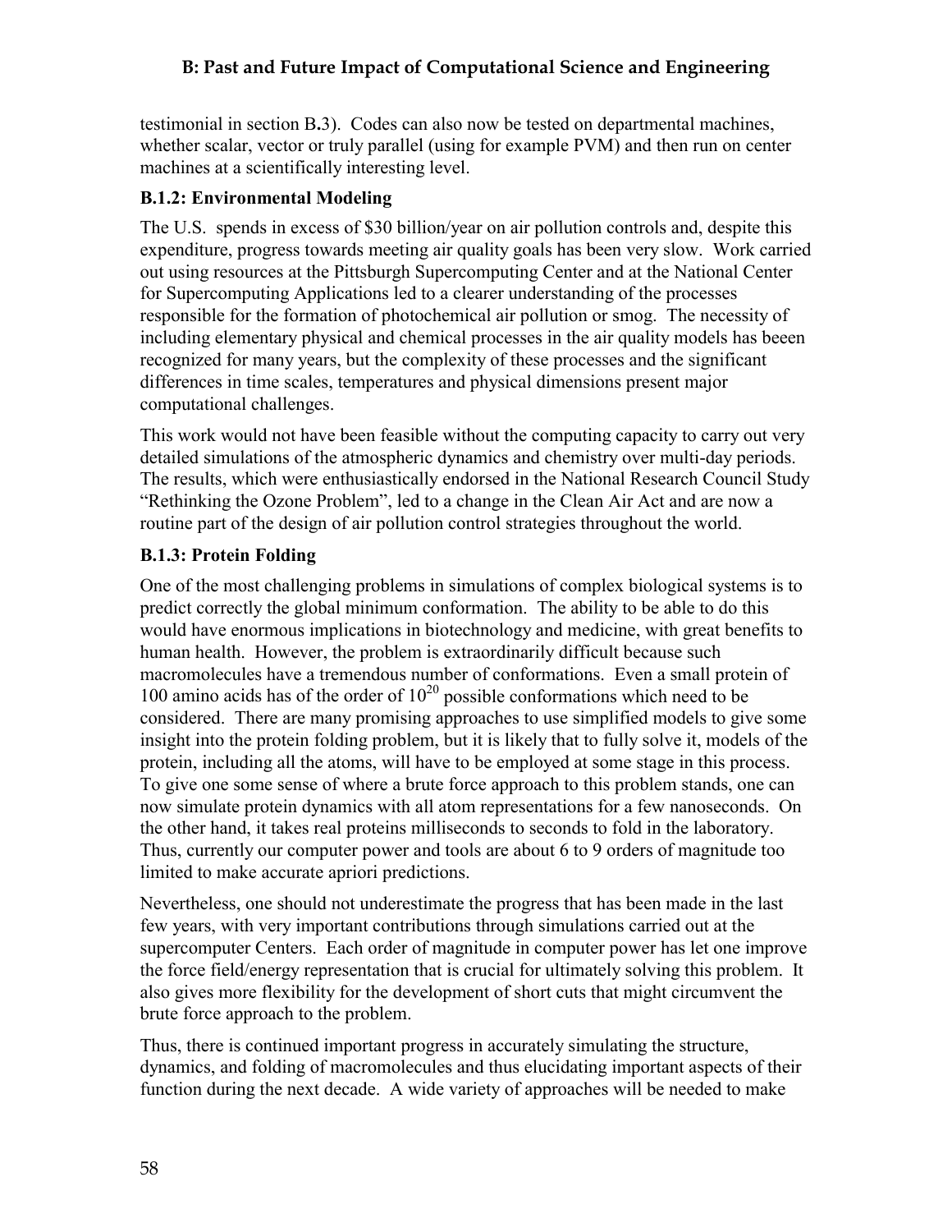testimonial in section B.3). Codes can also now be tested on departmental machines, whether scalar, vector or truly parallel (using for example PVM) and then run on center machines at a scientifically interesting level.

### B.1.2: Environmental Modeling

The U.S. spends in excess of $30 billion/year on air pollution controls and, despite this expenditure, progress towards meeting air quality goals has been very slow. Work carried out using resources at the Pittsburgh Supercomputing Center and at the National Center for Supercomputing Applications led to a clearer understanding of the processes responsible for the formation of photochemical air pollution or smog. The necessity of including elementary physical and chemical processes in the air quality models has been recognized for many years, but the complexity of these processes and the significant differences in time scales, temperatures and physical dimensions present major computational challenges.

This work would not have been feasible without the computing capacity to carry out very detailed simulations of the atmospheric dynamics and chemistry over multi-day periods. The results, which were enthusiastically endorsed in the National Research Council Study "Rethinking the Ozone Problem", led to a change in the Clean Air Act and are now a routine part of the design of air pollution control strategies throughout the world.

### B.1.3: Protein Folding

One of the most challenging problems in simulations of complex biological systems is to predict correctly the global minimum conformation. The ability to be able to do this would have enormous implications in biotechnology and medicine, with great benefits to human health. However, the problem is extraordinarily difficult because such macromolecules have a tremendous number of conformations. Even a small protein of 100 amino acids has of the order of $10^{20}$ possible conformations which need to be considered. There are many promising approaches to use simplified models to give some insight into the protein folding problem, but it is likely that to fully solve it, models of the protein, including all the atoms, will have to be employed at some stage in this process. To give one some sense of where a brute force approach to this problem stands, one can now simulate protein dynamics with all atom representations for a few nanoseconds. On the other hand, it takes real proteins milliseconds to seconds to fold in the laboratory. Thus, currently our computer power and tools are about 6 to 9 orders of magnitude too limited to make accurate apriori predictions.

Nevertheless, one should not underestimate the progress that has been made in the last few years, with very important contributions through simulations carried out at the supercomputer Centers. Each order of magnitude in computer power has let one improve the force field/energy representation that is crucial for ultimately solving this problem. It also gives more flexibility for the development of short cuts that might circumvent the brute force approach to the problem.

Thus, there is continued important progress in accurately simulating the structure, dynamics, and folding of macromolecules and thus elucidating important aspects of their function during the next decade. A wide variety of approaches will be needed to make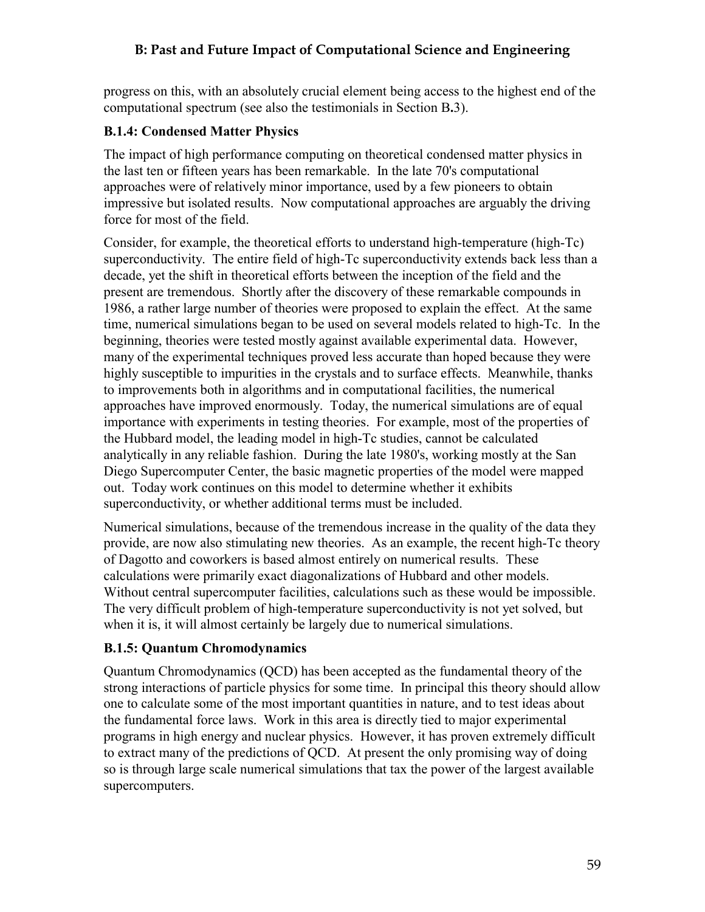progress on this, with an absolutely crucial element being access to the highest end of the computational spectrum (see also the testimonials in Section B**.**3).

### B.1.4: Condensed Matter Physics

The impact of high performance computing on theoretical condensed matter physics in the last ten or fifteen years has been remarkable. In the late 70's computational approaches were of relatively minor importance, used by a few pioneers to obtain impressive but isolated results. Now computational approaches are arguably the driving force for most of the field.

Consider, for example, the theoretical efforts to understand high-temperature (high-Tc) superconductivity. The entire field of high-Tc superconductivity extends back less than a decade, yet the shift in theoretical efforts between the inception of the field and the present are tremendous. Shortly after the discovery of these remarkable compounds in 1986, a rather large number of theories were proposed to explain the effect. At the same time, numerical simulations began to be used on several models related to high-Tc. In the beginning, theories were tested mostly against available experimental data. However, many of the experimental techniques proved less accurate than hoped because they were highly susceptible to impurities in the crystals and to surface effects. Meanwhile, thanks to improvements both in algorithms and in computational facilities, the numerical approaches have improved enormously. Today, the numerical simulations are of equal importance with experiments in testing theories. For example, most of the properties of the Hubbard model, the leading model in high-Tc studies, cannot be calculated analytically in any reliable fashion. During the late 1980's, working mostly at the San Diego Supercomputer Center, the basic magnetic properties of the model were mapped out. Today work continues on this model to determine whether it exhibits superconductivity, or whether additional terms must be included.

Numerical simulations, because of the tremendous increase in the quality of the data they provide, are now also stimulating new theories. As an example, the recent high-Tc theory of Dagotto and coworkers is based almost entirely on numerical results. These calculations were primarily exact diagonalizations of Hubbard and other models. Without central supercomputer facilities, calculations such as these would be impossible. The very difficult problem of high-temperature superconductivity is not yet solved, but when it is, it will almost certainly be largely due to numerical simulations.

### B.1.5: Quantum Chromodynamics

Quantum Chromodynamics (QCD) has been accepted as the fundamental theory of the strong interactions of particle physics for some time. In principal this theory should allow one to calculate some of the most important quantities in nature, and to test ideas about the fundamental force laws. Work in this area is directly tied to major experimental programs in high energy and nuclear physics. However, it has proven extremely difficult to extract many of the predictions of QCD. At present the only promising way of doing so is through large scale numerical simulations that tax the power of the largest available supercomputers.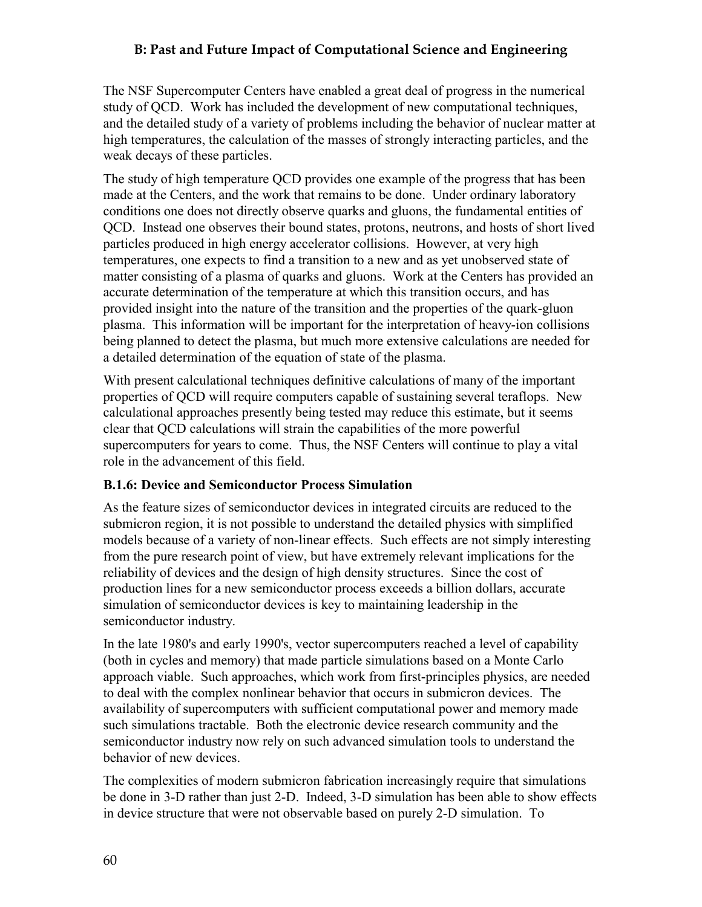The NSF Supercomputer Centers have enabled a great deal of progress in the numerical study of QCD. Work has included the development of new computational techniques, and the detailed study of a variety of problems including the behavior of nuclear matter at high temperatures, the calculation of the masses of strongly interacting particles, and the weak decays of these particles.

The study of high temperature QCD provides one example of the progress that has been made at the Centers, and the work that remains to be done. Under ordinary laboratory conditions one does not directly observe quarks and gluons, the fundamental entities of QCD. Instead one observes their bound states, protons, neutrons, and hosts of short lived particles produced in high energy accelerator collisions. However, at very high temperatures, one expects to find a transition to a new and as yet unobserved state of matter consisting of a plasma of quarks and gluons. Work at the Centers has provided an accurate determination of the temperature at which this transition occurs, and has provided insight into the nature of the transition and the properties of the quark-gluon plasma. This information will be important for the interpretation of heavy-ion collisions being planned to detect the plasma, but much more extensive calculations are needed for a detailed determination of the equation of state of the plasma.

With present calculational techniques definitive calculations of many of the important properties of QCD will require computers capable of sustaining several teraflops. New calculational approaches presently being tested may reduce this estimate, but it seems clear that QCD calculations will strain the capabilities of the more powerful supercomputers for years to come. Thus, the NSF Centers will continue to play a vital role in the advancement of this field.

### B.1.6: Device and Semiconductor Process Simulation

As the feature sizes of semiconductor devices in integrated circuits are reduced to the submicron region, it is not possible to understand the detailed physics with simplified models because of a variety of non-linear effects. Such effects are not simply interesting from the pure research point of view, but have extremely relevant implications for the reliability of devices and the design of high density structures. Since the cost of production lines for a new semiconductor process exceeds a billion dollars, accurate simulation of semiconductor devices is key to maintaining leadership in the semiconductor industry.

In the late 1980's and early 1990's, vector supercomputers reached a level of capability (both in cycles and memory) that made particle simulations based on a Monte Carlo approach viable. Such approaches, which work from first-principles physics, are needed to deal with the complex nonlinear behavior that occurs in submicron devices. The availability of supercomputers with sufficient computational power and memory made such simulations tractable. Both the electronic device research community and the semiconductor industry now rely on such advanced simulation tools to understand the behavior of new devices.

The complexities of modern submicron fabrication increasingly require that simulations be done in 3-D rather than just 2-D. Indeed, 3-D simulation has been able to show effects in device structure that were not observable based on purely 2-D simulation. To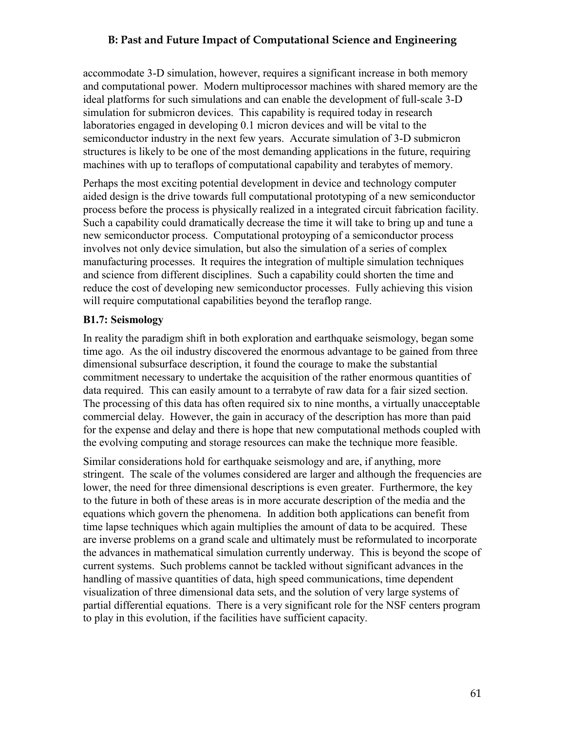accommodate 3-D simulation, however, requires a significant increase in both memory and computational power. Modern multiprocessor machines with shared memory are the ideal platforms for such simulations and can enable the development of full-scale 3-D simulation for submicron devices. This capability is required today in research laboratories engaged in developing 0.1 micron devices and will be vital to the semiconductor industry in the next few years. Accurate simulation of 3-D submicron structures is likely to be one of the most demanding applications in the future, requiring machines with up to teraflops of computational capability and terabytes of memory.

Perhaps the most exciting potential development in device and technology computer aided design is the drive towards full computational prototyping of a new semiconductor process before the process is physically realized in a integrated circuit fabrication facility. Such a capability could dramatically decrease the time it will take to bring up and tune a new semiconductor process. Computational protoyping of a semiconductor process involves not only device simulation, but also the simulation of a series of complex manufacturing processes. It requires the integration of multiple simulation techniques and science from different disciplines. Such a capability could shorten the time and reduce the cost of developing new semiconductor processes. Fully achieving this vision will require computational capabilities beyond the teraflop range.

### B1.7: Seismology

In reality the paradigm shift in both exploration and earthquake seismology, began some time ago. As the oil industry discovered the enormous advantage to be gained from three dimensional subsurface description, it found the courage to make the substantial commitment necessary to undertake the acquisition of the rather enormous quantities of data required. This can easily amount to a terrabyte of raw data for a fair sized section. The processing of this data has often required six to nine months, a virtually unacceptable commercial delay. However, the gain in accuracy of the description has more than paid for the expense and delay and there is hope that new computational methods coupled with the evolving computing and storage resources can make the technique more feasible.

Similar considerations hold for earthquake seismology and are, if anything, more stringent. The scale of the volumes considered are larger and although the frequencies are lower, the need for three dimensional descriptions is even greater. Furthermore, the key to the future in both of these areas is in more accurate description of the media and the equations which govern the phenomena. In addition both applications can benefit from time lapse techniques which again multiplies the amount of data to be acquired. These are inverse problems on a grand scale and ultimately must be reformulated to incorporate the advances in mathematical simulation currently underway. This is beyond the scope of current systems. Such problems cannot be tackled without significant advances in the handling of massive quantities of data, high speed communications, time dependent visualization of three dimensional data sets, and the solution of very large systems of partial differential equations. There is a very significant role for the NSF centers program to play in this evolution, if the facilities have sufficient capacity.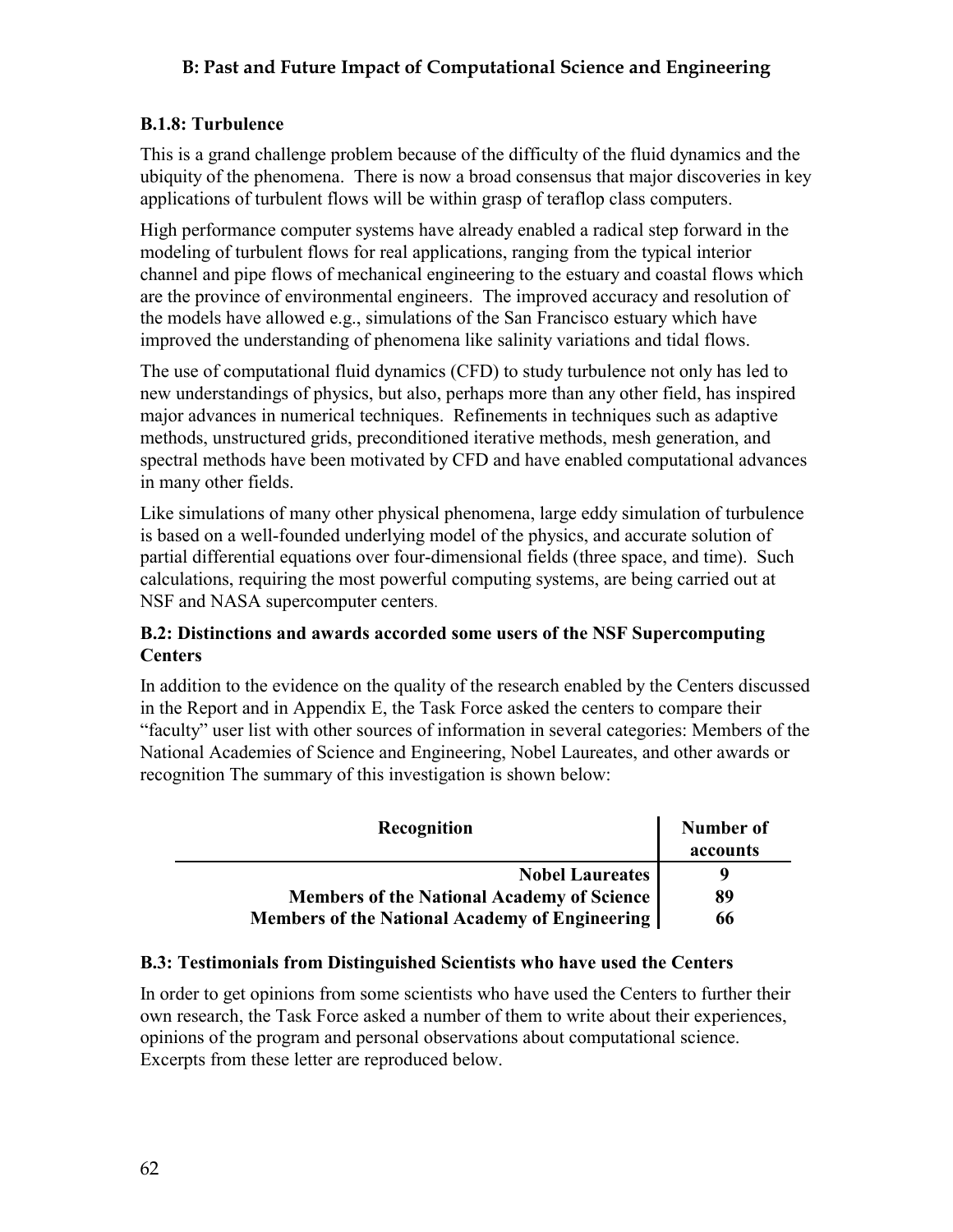## B.1.8: Turbulence

This is a grand challenge problem because of the difficulty of the fluid dynamics and the ubiquity of the phenomena. There is now a broad consensus that major discoveries in key applications of turbulent flows will be within grasp of teraflop class computers.

High performance computer systems have already enabled a radical step forward in the modeling of turbulent flows for real applications, ranging from the typical interior channel and pipe flows of mechanical engineering to the estuary and coastal flows which are the province of environmental engineers. The improved accuracy and resolution of the models have allowed e.g., simulations of the San Francisco estuary which have improved the understanding of phenomena like salinity variations and tidal flows.

The use of computational fluid dynamics (CFD) to study turbulence not only has led to new understandings of physics, but also, perhaps more than any other field, has inspired major advances in numerical techniques. Refinements in techniques such as adaptive methods, unstructured grids, preconditioned iterative methods, mesh generation, and spectral methods have been motivated by CFD and have enabled computational advances in many other fields.

Like simulations of many other physical phenomena, large eddy simulation of turbulence is based on a well-founded underlying model of the physics, and accurate solution of partial differential equations over four-dimensional fields (three space, and time). Such calculations, requiring the most powerful computing systems, are being carried out at NSF and NASA supercomputer centers.

## B.2: Distinctions and awards accorded some users of the NSF Supercomputing Centers

In addition to the evidence on the quality of the research enabled by the Centers discussed in the Report and in Appendix E, the Task Force asked the centers to compare their "faculty" user list with other sources of information in several categories: Members of the National Academies of Science and Engineering, Nobel Laureates, and other awards or recognition The summary of this investigation is shown below:

| Recognition | Number of accounts |
|---|---|
| **Nobel Laureates** | **9** |
| **Members of the National Academy of Science** | **89** |
| **Members of the National Academy of Engineering** | **66** |

## B.3: Testimonials from Distinguished Scientists who have used the Centers

In order to get opinions from some scientists who have used the Centers to further their own research, the Task Force asked a number of them to write about their experiences, opinions of the program and personal observations about computational science. Excerpts from these letter are reproduced below.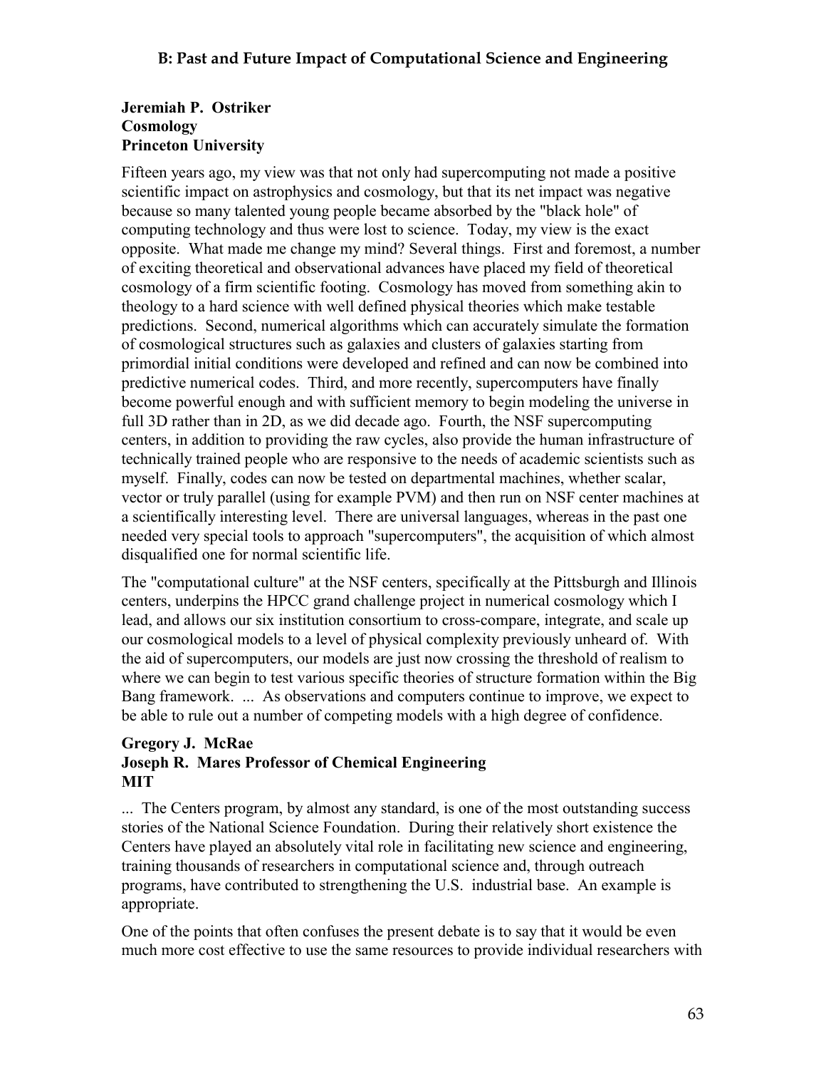## B: Past and Future Impact of Computational Science and Engineering

**Jeremiah P. Ostriker**
**Cosmology**
**Princeton University**

Fifteen years ago, my view was that not only had supercomputing not made a positive scientific impact on astrophysics and cosmology, but that its net impact was negative because so many talented young people became absorbed by the "black hole" of computing technology and thus were lost to science. Today, my view is the exact opposite. What made me change my mind? Several things. First and foremost, a number of exciting theoretical and observational advances have placed my field of theoretical cosmology of a firm scientific footing. Cosmology has moved from something akin to theology to a hard science with well defined physical theories which make testable predictions. Second, numerical algorithms which can accurately simulate the formation of cosmological structures such as galaxies and clusters of galaxies starting from primordial initial conditions were developed and refined and can now be combined into predictive numerical codes. Third, and more recently, supercomputers have finally become powerful enough and with sufficient memory to begin modeling the universe in full 3D rather than in 2D, as we did decade ago. Fourth, the NSF supercomputing centers, in addition to providing the raw cycles, also provide the human infrastructure of technically trained people who are responsive to the needs of academic scientists such as myself. Finally, codes can now be tested on departmental machines, whether scalar, vector or truly parallel (using for example PVM) and then run on NSF center machines at a scientifically interesting level. There are universal languages, whereas in the past one needed very special tools to approach "supercomputers", the acquisition of which almost disqualified one for normal scientific life.

The "computational culture" at the NSF centers, specifically at the Pittsburgh and Illinois centers, underpins the HPCC grand challenge project in numerical cosmology which I lead, and allows our six institution consortium to cross-compare, integrate, and scale up our cosmological models to a level of physical complexity previously unheard of. With the aid of supercomputers, our models are just now crossing the threshold of realism to where we can begin to test various specific theories of structure formation within the Big Bang framework. ... As observations and computers continue to improve, we expect to be able to rule out a number of competing models with a high degree of confidence.

**Gregory J. McRae**
**Joseph R. Mares Professor of Chemical Engineering**
**MIT**

... The Centers program, by almost any standard, is one of the most outstanding success stories of the National Science Foundation. During their relatively short existence the Centers have played an absolutely vital role in facilitating new science and engineering, training thousands of researchers in computational science and, through outreach programs, have contributed to strengthening the U.S. industrial base. An example is appropriate.

One of the points that often confuses the present debate is to say that it would be even much more cost effective to use the same resources to provide individual researchers with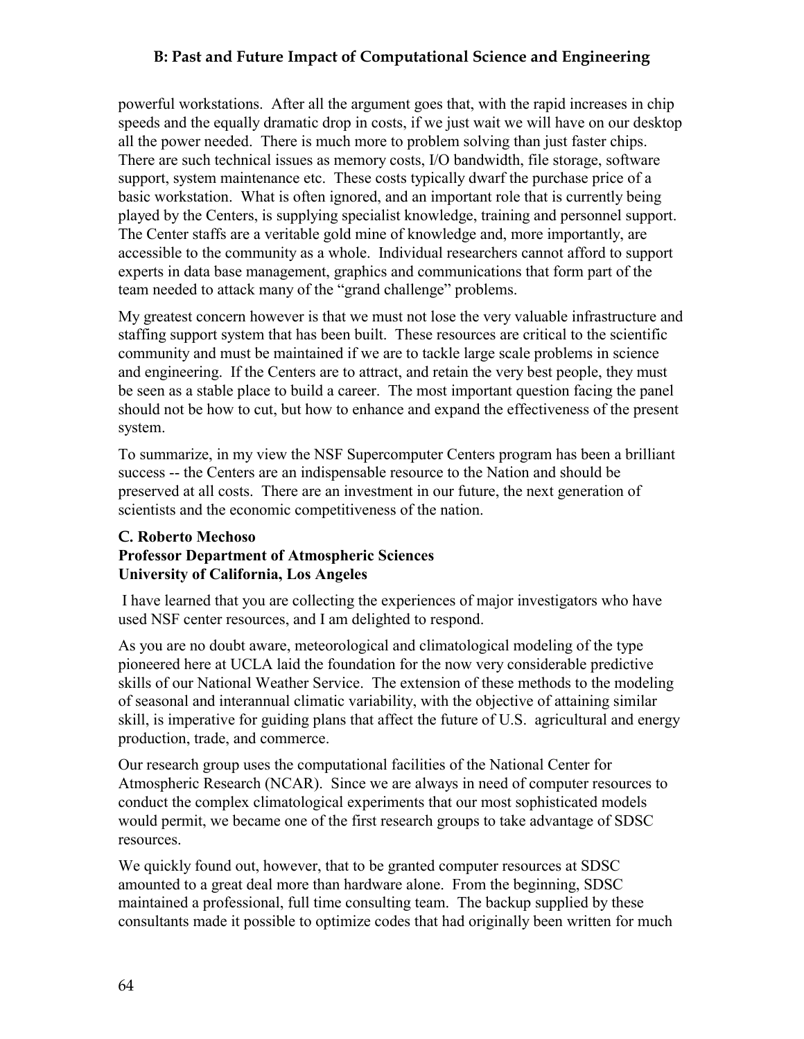powerful workstations. After all the argument goes that, with the rapid increases in chip speeds and the equally dramatic drop in costs, if we just wait we will have on our desktop all the power needed. There is much more to problem solving than just faster chips. There are such technical issues as memory costs, I/O bandwidth, file storage, software support, system maintenance etc. These costs typically dwarf the purchase price of a basic workstation. What is often ignored, and an important role that is currently being played by the Centers, is supplying specialist knowledge, training and personnel support. The Center staffs are a veritable gold mine of knowledge and, more importantly, are accessible to the community as a whole. Individual researchers cannot afford to support experts in data base management, graphics and communications that form part of the team needed to attack many of the "grand challenge" problems.

My greatest concern however is that we must not lose the very valuable infrastructure and staffing support system that has been built. These resources are critical to the scientific community and must be maintained if we are to tackle large scale problems in science and engineering. If the Centers are to attract, and retain the very best people, they must be seen as a stable place to build a career. The most important question facing the panel should not be how to cut, but how to enhance and expand the effectiveness of the present system.

To summarize, in my view the NSF Supercomputer Centers program has been a brilliant success -- the Centers are an indispensable resource to the Nation and should be preserved at all costs. There are an investment in our future, the next generation of scientists and the economic competitiveness of the nation.

**C. Roberto Mechoso**
**Professor Department of Atmospheric Sciences**
**University of California, Los Angeles**

I have learned that you are collecting the experiences of major investigators who have used NSF center resources, and I am delighted to respond.

As you are no doubt aware, meteorological and climatological modeling of the type pioneered here at UCLA laid the foundation for the now very considerable predictive skills of our National Weather Service. The extension of these methods to the modeling of seasonal and interannual climatic variability, with the objective of attaining similar skill, is imperative for guiding plans that affect the future of U.S. agricultural and energy production, trade, and commerce.

Our research group uses the computational facilities of the National Center for Atmospheric Research (NCAR). Since we are always in need of computer resources to conduct the complex climatological experiments that our most sophisticated models would permit, we became one of the first research groups to take advantage of SDSC resources.

We quickly found out, however, that to be granted computer resources at SDSC amounted to a great deal more than hardware alone. From the beginning, SDSC maintained a professional, full time consulting team. The backup supplied by these consultants made it possible to optimize codes that had originally been written for much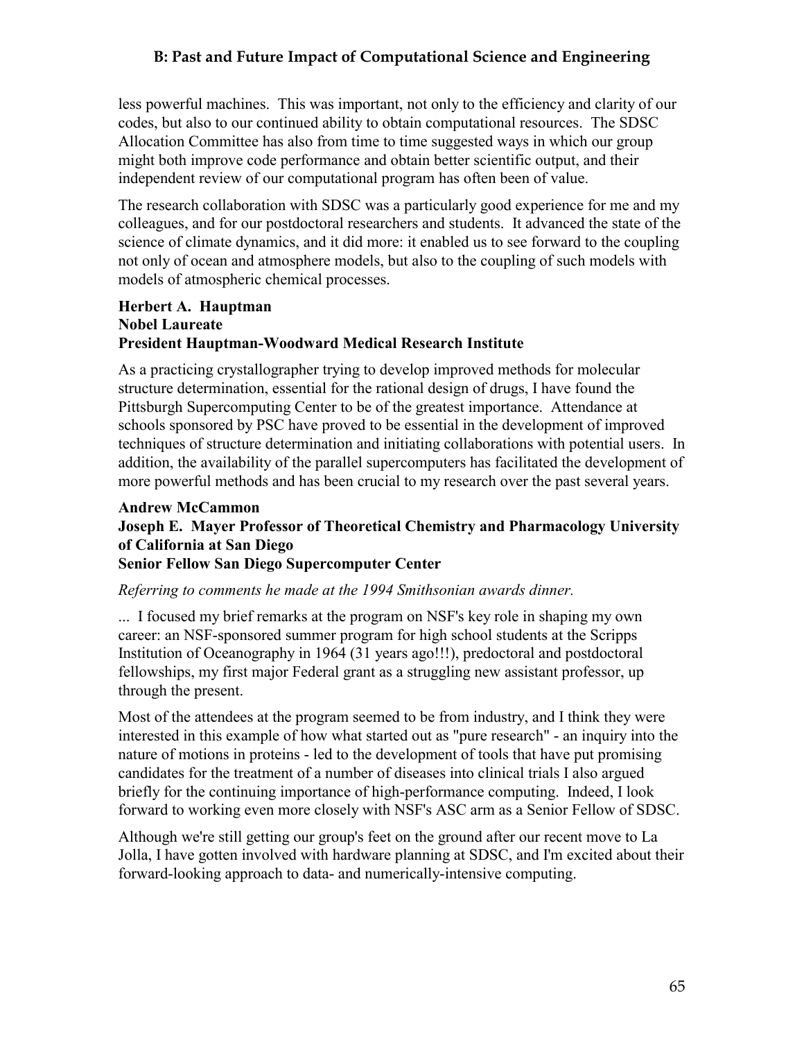less powerful machines. This was important, not only to the efficiency and clarity of our codes, but also to our continued ability to obtain computational resources. The SDSC Allocation Committee has also from time to time suggested ways in which our group might both improve code performance and obtain better scientific output, and their independent review of our computational program has often been of value.

The research collaboration with SDSC was a particularly good experience for me and my colleagues, and for our postdoctoral researchers and students. It advanced the state of the science of climate dynamics, and it did more: it enabled us to see forward to the coupling not only of ocean and atmosphere models, but also to the coupling of such models with models of atmospheric chemical processes.

**Herbert A. Hauptman**
**Nobel Laureate**
**President Hauptman-Woodward Medical Research Institute**

As a practicing crystallographer trying to develop improved methods for molecular structure determination, essential for the rational design of drugs, I have found the Pittsburgh Supercomputing Center to be of the greatest importance. Attendance at schools sponsored by PSC have proved to be essential in the development of improved techniques of structure determination and initiating collaborations with potential users. In addition, the availability of the parallel supercomputers has facilitated the development of more powerful methods and has been crucial to my research over the past several years.

**Andrew McCammon**
**Joseph E. Mayer Professor of Theoretical Chemistry and Pharmacology University of California at San Diego**
**Senior Fellow San Diego Supercomputer Center**

*Referring to comments he made at the 1994 Smithsonian awards dinner.*

... I focused my brief remarks at the program on NSF's key role in shaping my own career: an NSF-sponsored summer program for high school students at the Scripps Institution of Oceanography in 1964 (31 years ago!!!), predoctoral and postdoctoral fellowships, my first major Federal grant as a struggling new assistant professor, up through the present.

Most of the attendees at the program seemed to be from industry, and I think they were interested in this example of how what started out as "pure research" - an inquiry into the nature of motions in proteins - led to the development of tools that have put promising candidates for the treatment of a number of diseases into clinical trials I also argued briefly for the continuing importance of high-performance computing. Indeed, I look forward to working even more closely with NSF's ASC arm as a Senior Fellow of SDSC.

Although we're still getting our group's feet on the ground after our recent move to La Jolla, I have gotten involved with hardware planning at SDSC, and I'm excited about their forward-looking approach to data- and numerically-intensive computing.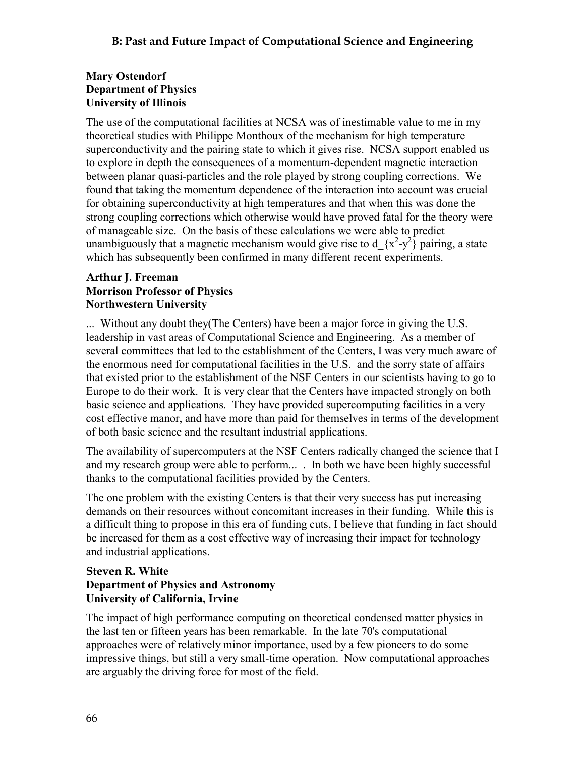## B: Past and Future Impact of Computational Science and Engineering

**Mary Ostendorf**
**Department of Physics**
**University of Illinois**

The use of the computational facilities at NCSA was of inestimable value to me in my theoretical studies with Philippe Monthoux of the mechanism for high temperature superconductivity and the pairing state to which it gives rise. NCSA support enabled us to explore in depth the consequences of a momentum-dependent magnetic interaction between planar quasi-particles and the role played by strong coupling corrections. We found that taking the momentum dependence of the interaction into account was crucial for obtaining superconductivity at high temperatures and that when this was done the strong coupling corrections which otherwise would have proved fatal for the theory were of manageable size. On the basis of these calculations we were able to predict unambiguously that a magnetic mechanism would give rise to $d_{x^2-y^2}$ pairing, a state which has subsequently been confirmed in many different recent experiments.

**Arthur J. Freeman**
**Morrison Professor of Physics**
**Northwestern University**

... Without any doubt they(The Centers) have been a major force in giving the U.S. leadership in vast areas of Computational Science and Engineering. As a member of several committees that led to the establishment of the Centers, I was very much aware of the enormous need for computational facilities in the U.S. and the sorry state of affairs that existed prior to the establishment of the NSF Centers in our scientists having to go to Europe to do their work. It is very clear that the Centers have impacted strongly on both basic science and applications. They have provided supercomputing facilities in a very cost effective manor, and have more than paid for themselves in terms of the development of both basic science and the resultant industrial applications.

The availability of supercomputers at the NSF Centers radically changed the science that I and my research group were able to perform... . In both we have been highly successful thanks to the computational facilities provided by the Centers.

The one problem with the existing Centers is that their very success has put increasing demands on their resources without concomitant increases in their funding. While this is a difficult thing to propose in this era of funding cuts, I believe that funding in fact should be increased for them as a cost effective way of increasing their impact for technology and industrial applications.

**Steven R. White**
**Department of Physics and Astronomy**
**University of California, Irvine**

The impact of high performance computing on theoretical condensed matter physics in the last ten or fifteen years has been remarkable. In the late 70's computational approaches were of relatively minor importance, used by a few pioneers to do some impressive things, but still a very small-time operation. Now computational approaches are arguably the driving force for most of the field.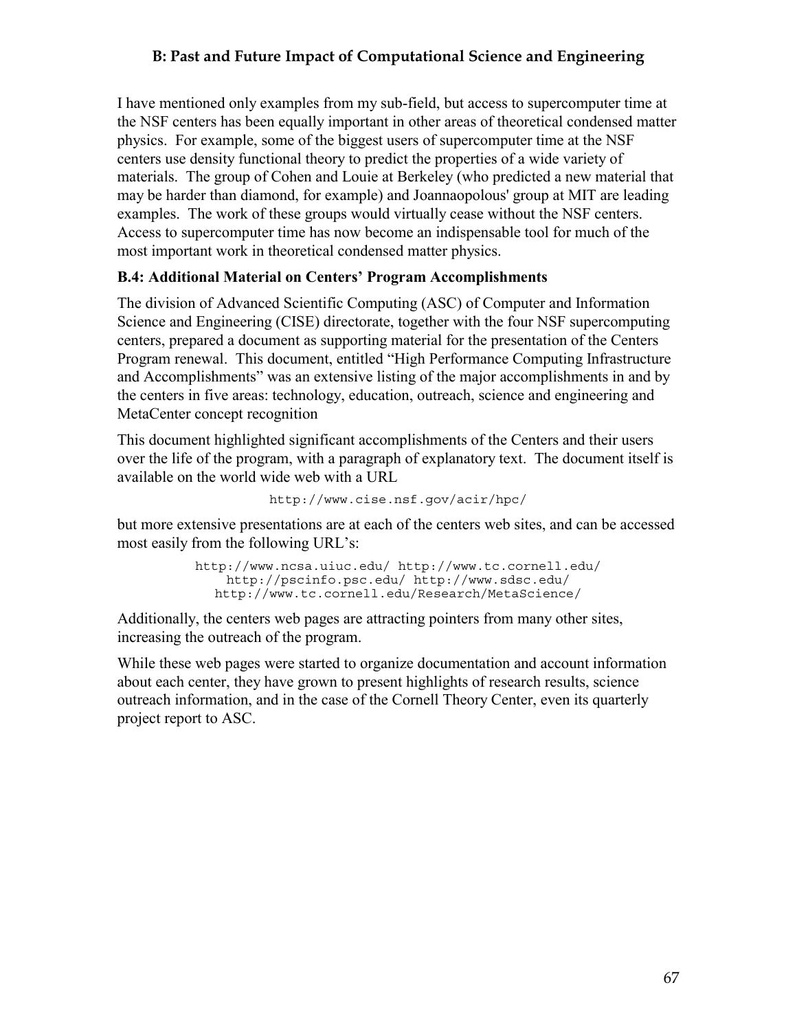I have mentioned only examples from my sub-field, but access to supercomputer time at the NSF centers has been equally important in other areas of theoretical condensed matter physics. For example, some of the biggest users of supercomputer time at the NSF centers use density functional theory to predict the properties of a wide variety of materials. The group of Cohen and Louie at Berkeley (who predicted a new material that may be harder than diamond, for example) and Joannaopolous' group at MIT are leading examples. The work of these groups would virtually cease without the NSF centers. Access to supercomputer time has now become an indispensable tool for much of the most important work in theoretical condensed matter physics.

### B.4: Additional Material on Centers' Program Accomplishments

The division of Advanced Scientific Computing (ASC) of Computer and Information Science and Engineering (CISE) directorate, together with the four NSF supercomputing centers, prepared a document as supporting material for the presentation of the Centers Program renewal. This document, entitled "High Performance Computing Infrastructure and Accomplishments" was an extensive listing of the major accomplishments in and by the centers in five areas: technology, education, outreach, science and engineering and MetaCenter concept recognition

This document highlighted significant accomplishments of the Centers and their users over the life of the program, with a paragraph of explanatory text. The document itself is available on the world wide web with a URL

```
http://www.cise.nsf.gov/acir/hpc/
```

but more extensive presentations are at each of the centers web sites, and can be accessed most easily from the following URL's:

```
http://www.ncsa.uiuc.edu/ http://www.tc.cornell.edu/
http://pscinfo.psc.edu/ http://www.sdsc.edu/
http://www.tc.cornell.edu/Research/MetaScience/
```

Additionally, the centers web pages are attracting pointers from many other sites, increasing the outreach of the program.

While these web pages were started to organize documentation and account information about each center, they have grown to present highlights of research results, science outreach information, and in the case of the Cornell Theory Center, even its quarterly project report to ASC.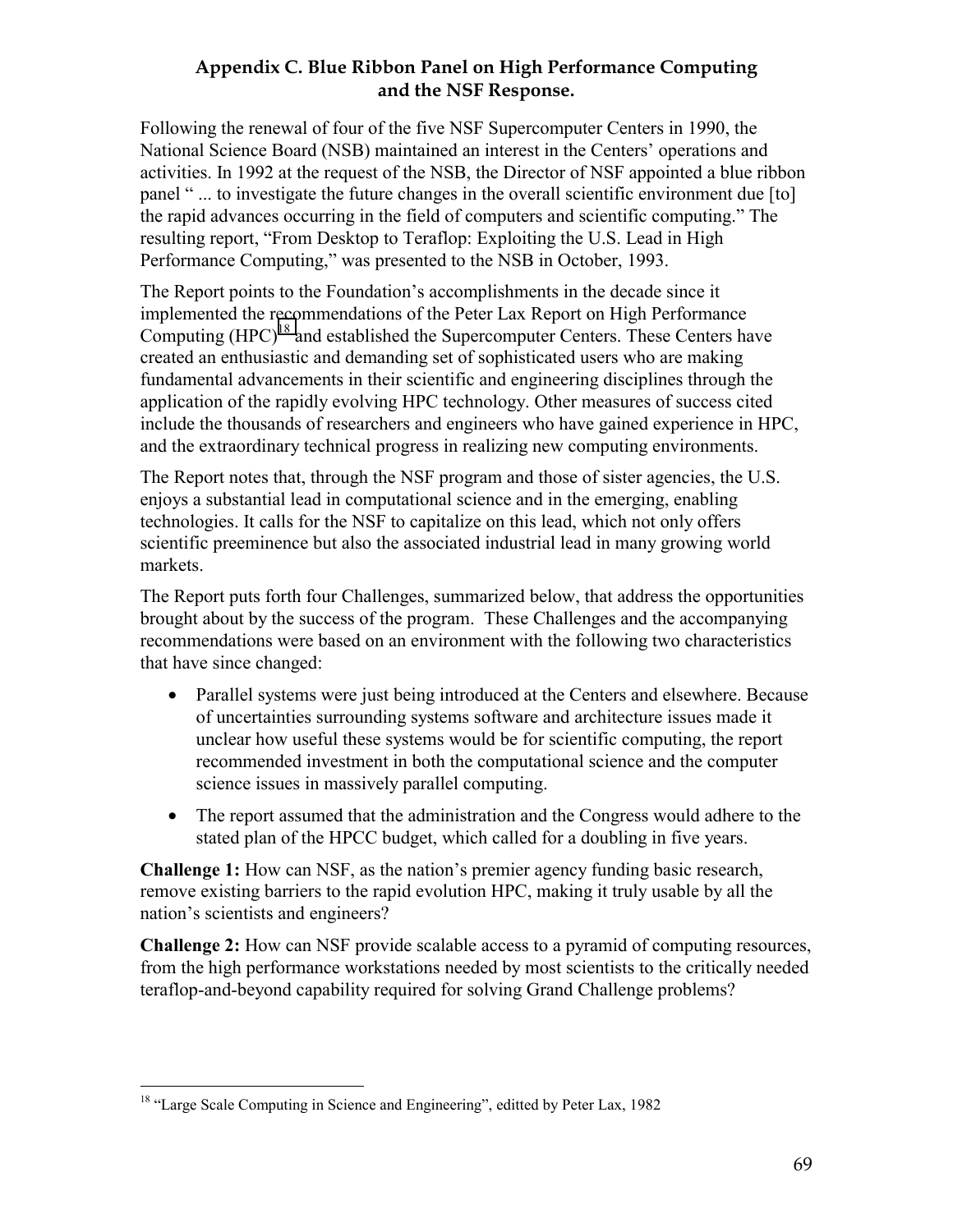## Appendix C. Blue Ribbon Panel on High Performance Computing and the NSF Response.

Following the renewal of four of the five NSF Supercomputer Centers in 1990, the National Science Board (NSB) maintained an interest in the Centers' operations and activities. In 1992 at the request of the NSB, the Director of NSF appointed a blue ribbon panel " ... to investigate the future changes in the overall scientific environment due [to] the rapid advances occurring in the field of computers and scientific computing." The resulting report, "From Desktop to Teraflop: Exploiting the U.S. Lead in High Performance Computing," was presented to the NSB in October, 1993.

The Report points to the Foundation's accomplishments in the decade since it implemented the recommendations of the Peter Lax Report on High Performance Computing (HPC)[18] and established the Supercomputer Centers. These Centers have created an enthusiastic and demanding set of sophisticated users who are making fundamental advancements in their scientific and engineering disciplines through the application of the rapidly evolving HPC technology. Other measures of success cited include the thousands of researchers and engineers who have gained experience in HPC, and the extraordinary technical progress in realizing new computing environments.

The Report notes that, through the NSF program and those of sister agencies, the U.S. enjoys a substantial lead in computational science and in the emerging, enabling technologies. It calls for the NSF to capitalize on this lead, which not only offers scientific preeminence but also the associated industrial lead in many growing world markets.

The Report puts forth four Challenges, summarized below, that address the opportunities brought about by the success of the program. These Challenges and the accompanying recommendations were based on an environment with the following two characteristics that have since changed:

- Parallel systems were just being introduced at the Centers and elsewhere. Because of uncertainties surrounding systems software and architecture issues made it unclear how useful these systems would be for scientific computing, the report recommended investment in both the computational science and the computer science issues in massively parallel computing.
- The report assumed that the administration and the Congress would adhere to the stated plan of the HPCC budget, which called for a doubling in five years.

**Challenge 1:** How can NSF, as the nation's premier agency funding basic research, remove existing barriers to the rapid evolution HPC, making it truly usable by all the nation's scientists and engineers?

**Challenge 2:** How can NSF provide scalable access to a pyramid of computing resources, from the high performance workstations needed by most scientists to the critically needed teraflop-and-beyond capability required for solving Grand Challenge problems?

[18] "Large Scale Computing in Science and Engineering", editted by Peter Lax, 1982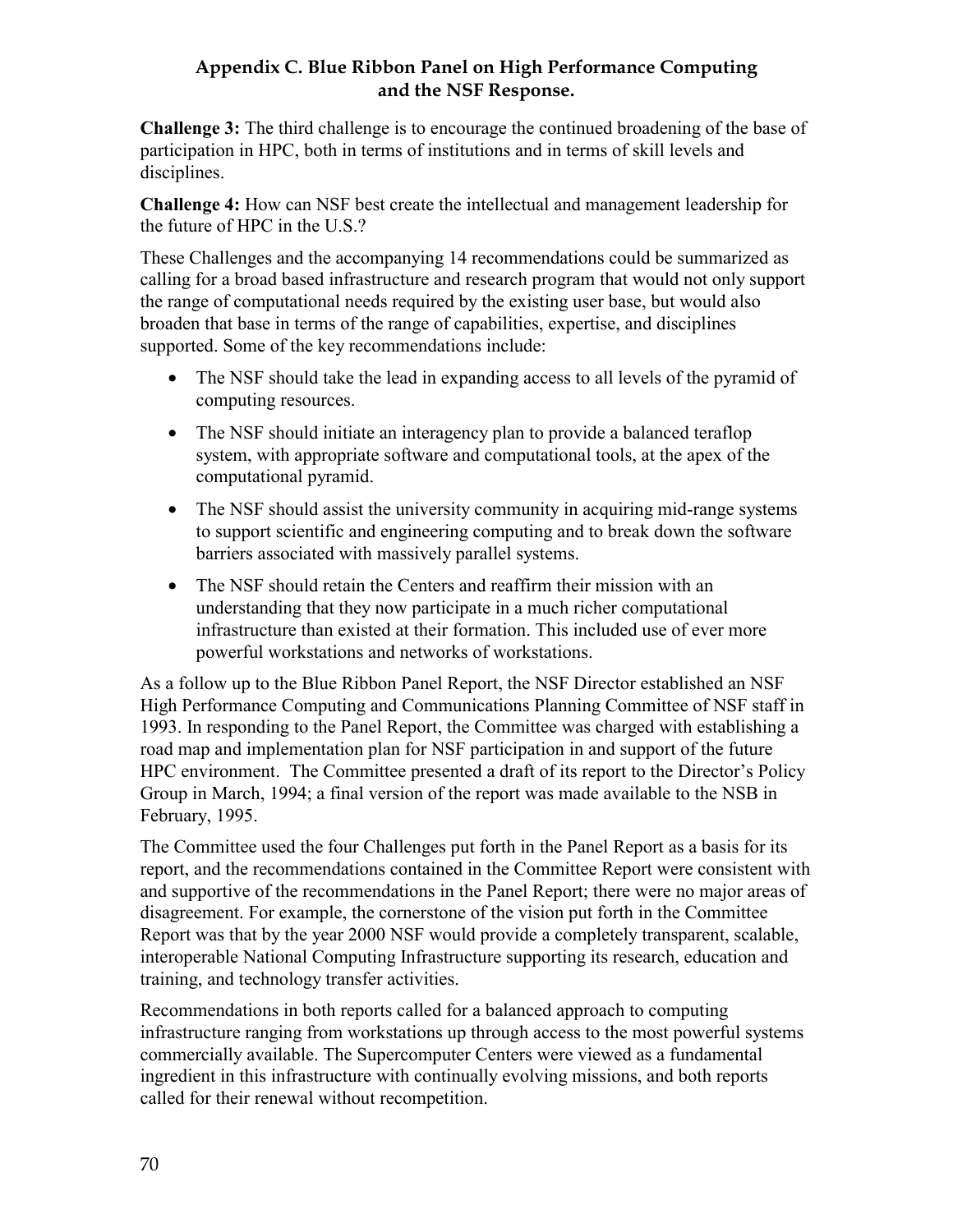## Appendix C. Blue Ribbon Panel on High Performance Computing and the NSF Response.

**Challenge 3:** The third challenge is to encourage the continued broadening of the base of participation in HPC, both in terms of institutions and in terms of skill levels and disciplines.

**Challenge 4:** How can NSF best create the intellectual and management leadership for the future of HPC in the U.S.?

These Challenges and the accompanying 14 recommendations could be summarized as calling for a broad based infrastructure and research program that would not only support the range of computational needs required by the existing user base, but would also broaden that base in terms of the range of capabilities, expertise, and disciplines supported. Some of the key recommendations include:

- The NSF should take the lead in expanding access to all levels of the pyramid of computing resources.
- The NSF should initiate an interagency plan to provide a balanced teraflop system, with appropriate software and computational tools, at the apex of the computational pyramid.
- The NSF should assist the university community in acquiring mid-range systems to support scientific and engineering computing and to break down the software barriers associated with massively parallel systems.
- The NSF should retain the Centers and reaffirm their mission with an understanding that they now participate in a much richer computational infrastructure than existed at their formation. This included use of ever more powerful workstations and networks of workstations.

As a follow up to the Blue Ribbon Panel Report, the NSF Director established an NSF High Performance Computing and Communications Planning Committee of NSF staff in 1993. In responding to the Panel Report, the Committee was charged with establishing a road map and implementation plan for NSF participation in and support of the future HPC environment. The Committee presented a draft of its report to the Director's Policy Group in March, 1994; a final version of the report was made available to the NSB in February, 1995.

The Committee used the four Challenges put forth in the Panel Report as a basis for its report, and the recommendations contained in the Committee Report were consistent with and supportive of the recommendations in the Panel Report; there were no major areas of disagreement. For example, the cornerstone of the vision put forth in the Committee Report was that by the year 2000 NSF would provide a completely transparent, scalable, interoperable National Computing Infrastructure supporting its research, education and training, and technology transfer activities.

Recommendations in both reports called for a balanced approach to computing infrastructure ranging from workstations up through access to the most powerful systems commercially available. The Supercomputer Centers were viewed as a fundamental ingredient in this infrastructure with continually evolving missions, and both reports called for their renewal without recompetition.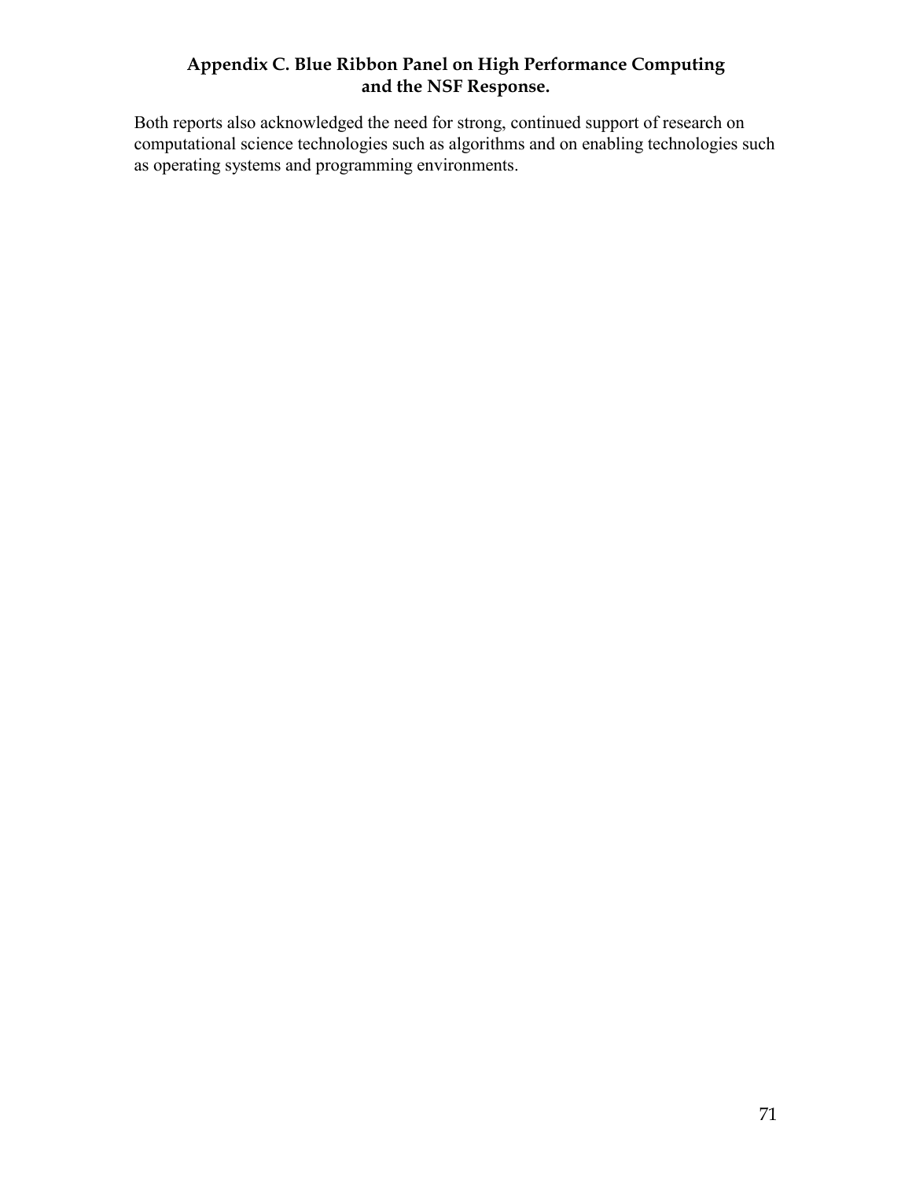## Appendix C. Blue Ribbon Panel on High Performance Computing and the NSF Response.

Both reports also acknowledged the need for strong, continued support of research on computational science technologies such as algorithms and on enabling technologies such as operating systems and programming environments.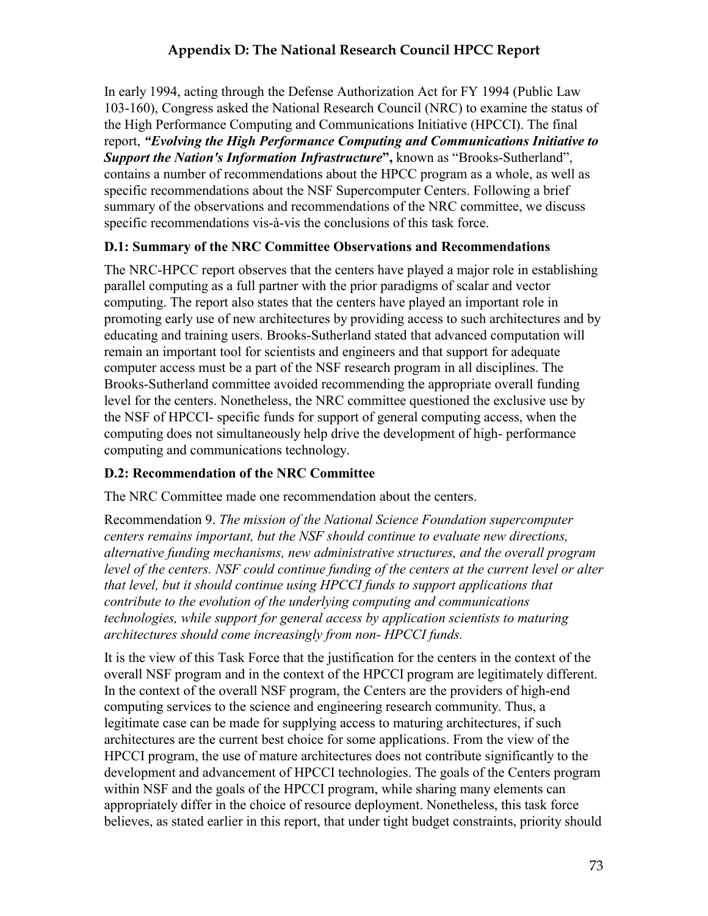# Appendix D: The National Research Council HPCC Report

In early 1994, acting through the Defense Authorization Act for FY 1994 (Public Law 103-160), Congress asked the National Research Council (NRC) to examine the status of the High Performance Computing and Communications Initiative (HPCCI). The final report, ***"Evolving the High Performance Computing and Communications Initiative to Support the Nation's Information Infrastructure*"**, known as "Brooks-Sutherland", contains a number of recommendations about the HPCC program as a whole, as well as specific recommendations about the NSF Supercomputer Centers. Following a brief summary of the observations and recommendations of the NRC committee, we discuss specific recommendations vis-à-vis the conclusions of this task force.

### D.1: Summary of the NRC Committee Observations and Recommendations

The NRC-HPCC report observes that the centers have played a major role in establishing parallel computing as a full partner with the prior paradigms of scalar and vector computing. The report also states that the centers have played an important role in promoting early use of new architectures by providing access to such architectures and by educating and training users. Brooks-Sutherland stated that advanced computation will remain an important tool for scientists and engineers and that support for adequate computer access must be a part of the NSF research program in all disciplines. The Brooks-Sutherland committee avoided recommending the appropriate overall funding level for the centers. Nonetheless, the NRC committee questioned the exclusive use by the NSF of HPCCI- specific funds for support of general computing access, when the computing does not simultaneously help drive the development of high- performance computing and communications technology.

### D.2: Recommendation of the NRC Committee

The NRC Committee made one recommendation about the centers.

Recommendation 9. *The mission of the National Science Foundation supercomputer centers remains important, but the NSF should continue to evaluate new directions, alternative funding mechanisms, new administrative structures, and the overall program level of the centers. NSF could continue funding of the centers at the current level or alter that level, but it should continue using HPCCI funds to support applications that contribute to the evolution of the underlying computing and communications technologies, while support for general access by application scientists to maturing architectures should come increasingly from non- HPCCI funds.*

It is the view of this Task Force that the justification for the centers in the context of the overall NSF program and in the context of the HPCCI program are legitimately different. In the context of the overall NSF program, the Centers are the providers of high-end computing services to the science and engineering research community. Thus, a legitimate case can be made for supplying access to maturing architectures, if such architectures are the current best choice for some applications. From the view of the HPCCI program, the use of mature architectures does not contribute significantly to the development and advancement of HPCCI technologies. The goals of the Centers program within NSF and the goals of the HPCCI program, while sharing many elements can appropriately differ in the choice of resource deployment. Nonetheless, this task force believes, as stated earlier in this report, that under tight budget constraints, priority should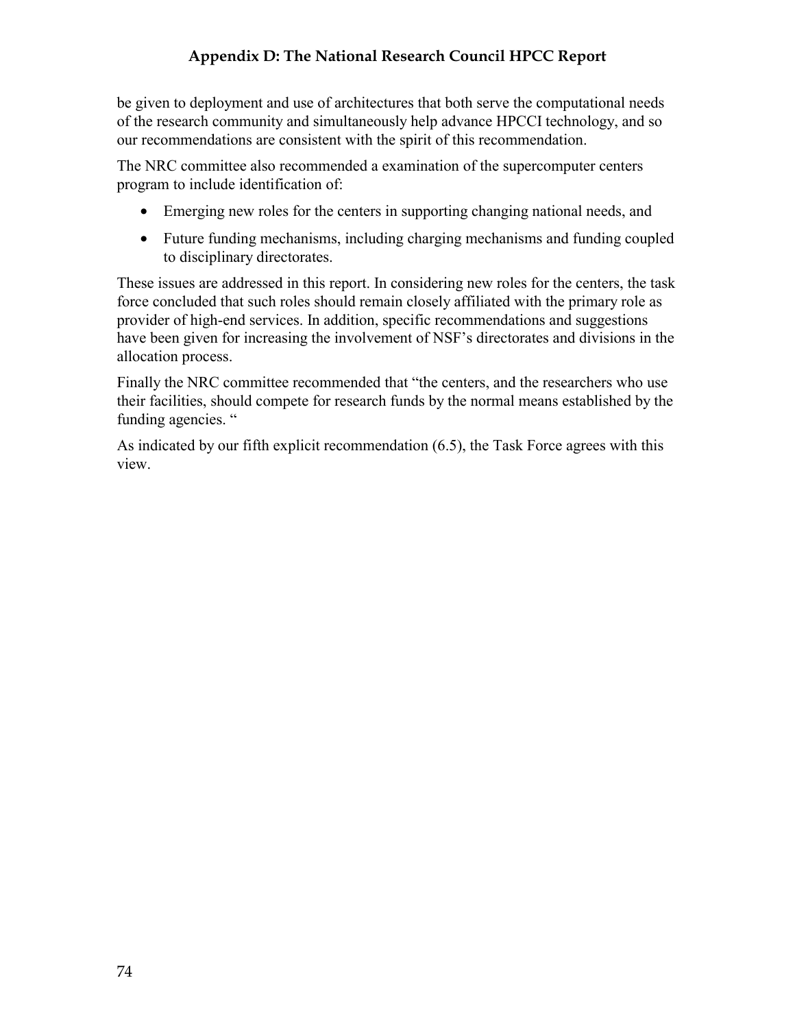be given to deployment and use of architectures that both serve the computational needs of the research community and simultaneously help advance HPCCI technology, and so our recommendations are consistent with the spirit of this recommendation.

The NRC committee also recommended a examination of the supercomputer centers program to include identification of:

- Emerging new roles for the centers in supporting changing national needs, and
- Future funding mechanisms, including charging mechanisms and funding coupled to disciplinary directorates.

These issues are addressed in this report. In considering new roles for the centers, the task force concluded that such roles should remain closely affiliated with the primary role as provider of high-end services. In addition, specific recommendations and suggestions have been given for increasing the involvement of NSF's directorates and divisions in the allocation process.

Finally the NRC committee recommended that "the centers, and the researchers who use their facilities, should compete for research funds by the normal means established by the funding agencies. "

As indicated by our fifth explicit recommendation (6.5), the Task Force agrees with this view.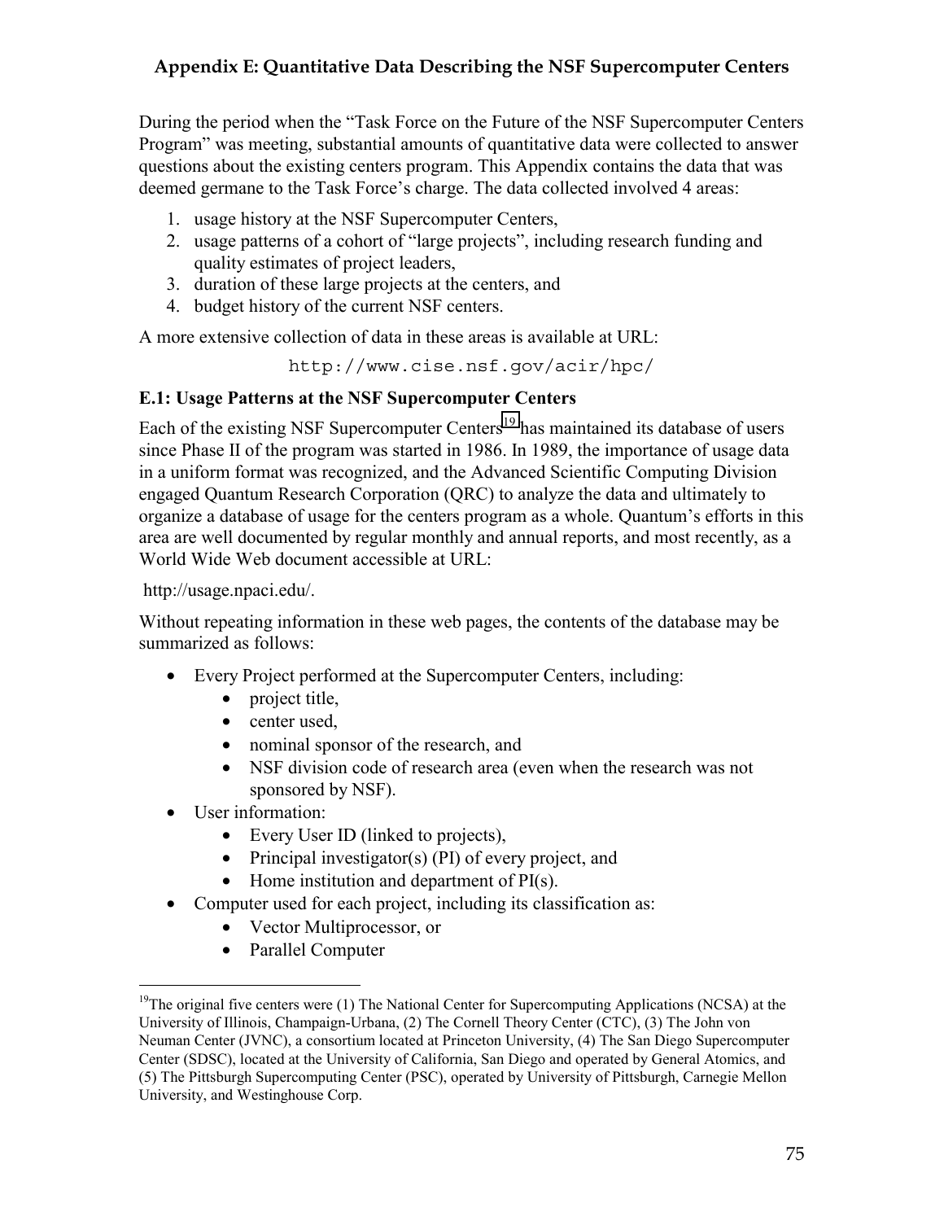## Appendix E: Quantitative Data Describing the NSF Supercomputer Centers

During the period when the "Task Force on the Future of the NSF Supercomputer Centers Program" was meeting, substantial amounts of quantitative data were collected to answer questions about the existing centers program. This Appendix contains the data that was deemed germane to the Task Force's charge. The data collected involved 4 areas:

1. usage history at the NSF Supercomputer Centers,
2. usage patterns of a cohort of "large projects", including research funding and quality estimates of project leaders,
3. duration of these large projects at the centers, and
4. budget history of the current NSF centers.

A more extensive collection of data in these areas is available at URL:

```
http://www.cise.nsf.gov/acir/hpc/
```

### E.1: Usage Patterns at the NSF Supercomputer Centers

Each of the existing NSF Supercomputer Centers[19] has maintained its database of users since Phase II of the program was started in 1986. In 1989, the importance of usage data in a uniform format was recognized, and the Advanced Scientific Computing Division engaged Quantum Research Corporation (QRC) to analyze the data and ultimately to organize a database of usage for the centers program as a whole. Quantum's efforts in this area are well documented by regular monthly and annual reports, and most recently, as a World Wide Web document accessible at URL:

http://usage.npaci.edu/.

Without repeating information in these web pages, the contents of the database may be summarized as follows:

- Every Project performed at the Supercomputer Centers, including:
  - project title,
  - center used,
  - nominal sponsor of the research, and
  - NSF division code of research area (even when the research was not sponsored by NSF).
- User information:
  - Every User ID (linked to projects),
  - Principal investigator(s) (PI) of every project, and
  - Home institution and department of PI(s).
- Computer used for each project, including its classification as:
  - Vector Multiprocessor, or
  - Parallel Computer

[19] The original five centers were (1) The National Center for Supercomputing Applications (NCSA) at the University of Illinois, Champaign-Urbana, (2) The Cornell Theory Center (CTC), (3) The John von Neuman Center (JVNC), a consortium located at Princeton University, (4) The San Diego Supercomputer Center (SDSC), located at the University of California, San Diego and operated by General Atomics, and (5) The Pittsburgh Supercomputing Center (PSC), operated by University of Pittsburgh, Carnegie Mellon University, and Westinghouse Corp.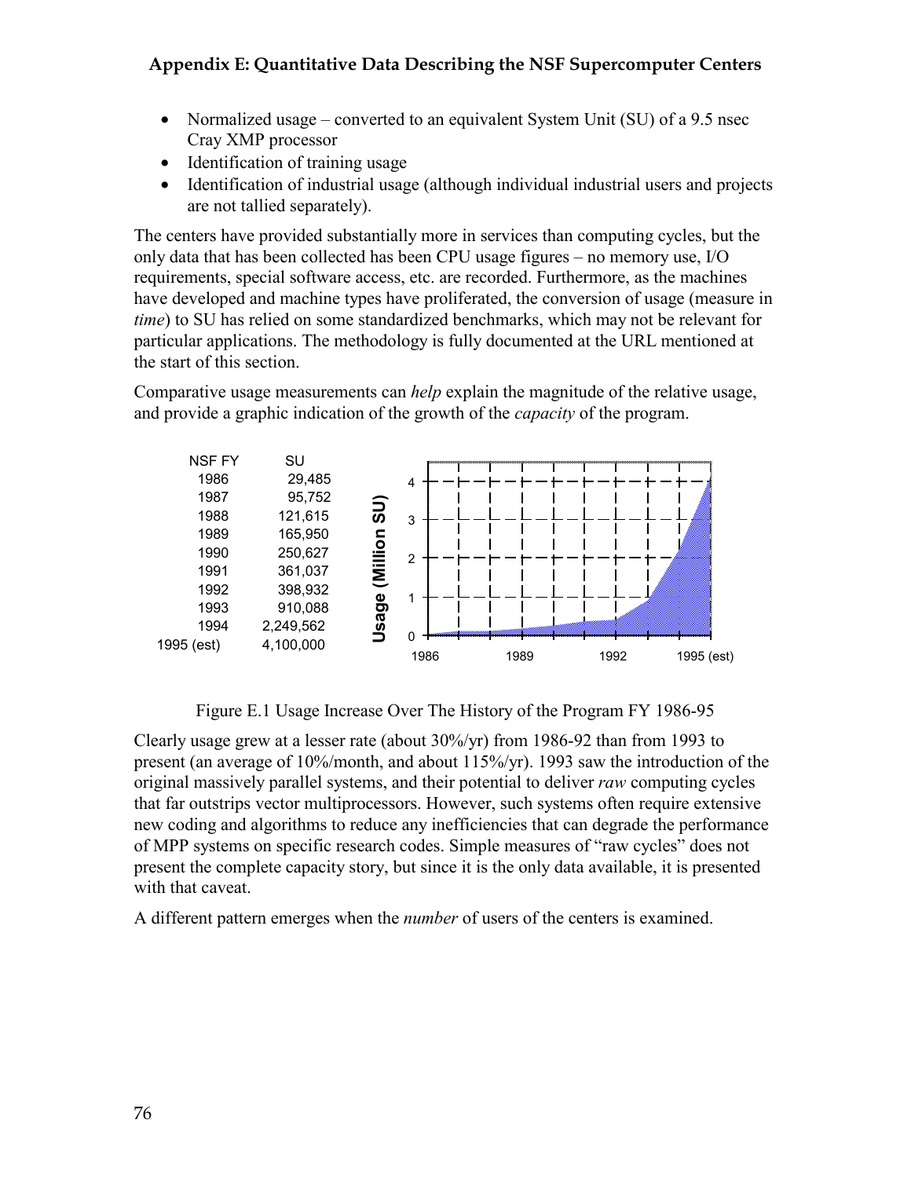- Normalized usage – converted to an equivalent System Unit (SU) of a 9.5 nsec Cray XMP processor
- Identification of training usage
- Identification of industrial usage (although individual industrial users and projects are not tallied separately).

The centers have provided substantially more in services than computing cycles, but the only data that has been collected has been CPU usage figures – no memory use, I/O requirements, special software access, etc. are recorded. Furthermore, as the machines have developed and machine types have proliferated, the conversion of usage (measure in *time*) to SU has relied on some standardized benchmarks, which may not be relevant for particular applications. The methodology is fully documented at the URL mentioned at the start of this section.

Comparative usage measurements can *help* explain the magnitude of the relative usage, and provide a graphic indication of the growth of the *capacity* of the program.

| NSF FY | SU |
|---|---|
| 1986 | 29,485 |
| 1987 | 95,752 |
| 1988 | 121,615 |
| 1989 | 165,950 |
| 1990 | 250,627 |
| 1991 | 361,037 |
| 1992 | 398,932 |
| 1993 | 910,088 |
| 1994 | 2,249,562 |
| 1995 (est) | 4,100,000 |

Figure E.1 Usage Increase Over The History of the Program FY 1986-95

Clearly usage grew at a lesser rate (about 30%/yr) from 1986-92 than from 1993 to present (an average of 10%/month, and about 115%/yr). 1993 saw the introduction of the original massively parallel systems, and their potential to deliver *raw* computing cycles that far outstrips vector multiprocessors. However, such systems often require extensive new coding and algorithms to reduce any inefficiencies that can degrade the performance of MPP systems on specific research codes. Simple measures of "raw cycles" does not present the complete capacity story, but since it is the only data available, it is presented with that caveat.

A different pattern emerges when the *number* of users of the centers is examined.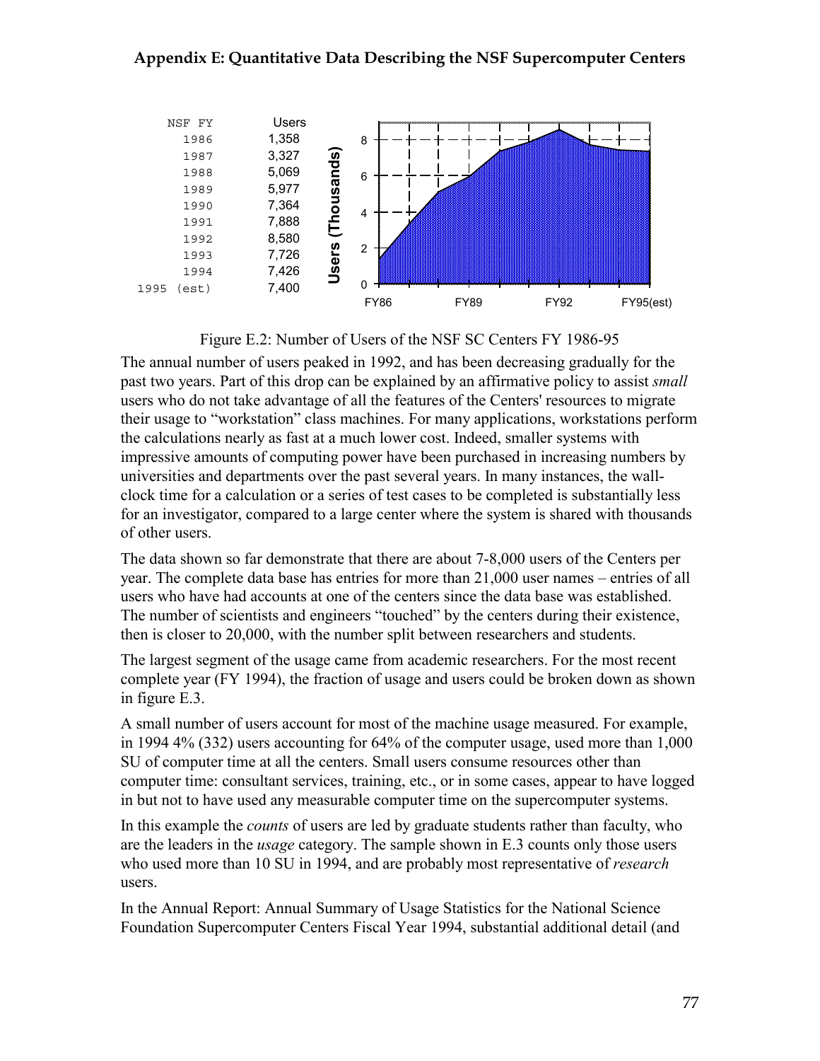## Appendix E: Quantitative Data Describing the NSF Supercomputer Centers

| NSF FY | Users |
|---|---|
| 1986 | 1,358 |
| 1987 | 3,327 |
| 1988 | 5,069 |
| 1989 | 5,977 |
| 1990 | 7,364 |
| 1991 | 7,888 |
| 1992 | 8,580 |
| 1993 | 7,726 |
| 1994 | 7,426 |
| 1995 (est) | 7,400 |

Figure E.2: Number of Users of the NSF SC Centers FY 1986-95

The annual number of users peaked in 1992, and has been decreasing gradually for the past two years. Part of this drop can be explained by an affirmative policy to assist *small* users who do not take advantage of all the features of the Centers' resources to migrate their usage to "workstation" class machines. For many applications, workstations perform the calculations nearly as fast at a much lower cost. Indeed, smaller systems with impressive amounts of computing power have been purchased in increasing numbers by universities and departments over the past several years. In many instances, the wall-clock time for a calculation or a series of test cases to be completed is substantially less for an investigator, compared to a large center where the system is shared with thousands of other users.

The data shown so far demonstrate that there are about 7-8,000 users of the Centers per year. The complete data base has entries for more than 21,000 user names – entries of all users who have had accounts at one of the centers since the data base was established. The number of scientists and engineers "touched" by the centers during their existence, then is closer to 20,000, with the number split between researchers and students.

The largest segment of the usage came from academic researchers. For the most recent complete year (FY 1994), the fraction of usage and users could be broken down as shown in figure E.3.

A small number of users account for most of the machine usage measured. For example, in 1994 4% (332) users accounting for 64% of the computer usage, used more than 1,000 SU of computer time at all the centers. Small users consume resources other than computer time: consultant services, training, etc., or in some cases, appear to have logged in but not to have used any measurable computer time on the supercomputer systems.

In this example the *counts* of users are led by graduate students rather than faculty, who are the leaders in the *usage* category. The sample shown in E.3 counts only those users who used more than 10 SU in 1994, and are probably most representative of *research* users.

In the Annual Report: Annual Summary of Usage Statistics for the National Science Foundation Supercomputer Centers Fiscal Year 1994, substantial additional detail (and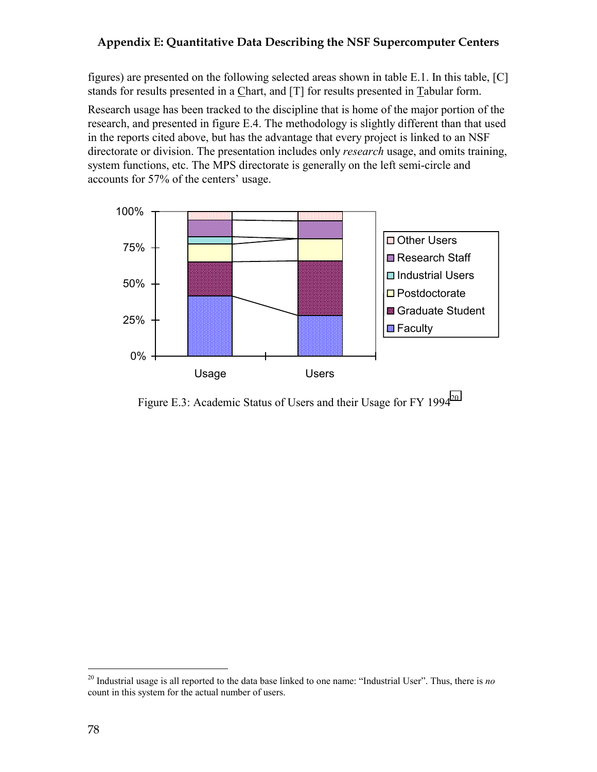figures) are presented on the following selected areas shown in table E.1. In this table, [C] stands for results presented in a Chart, and [T] for results presented in Tabular form.

Research usage has been tracked to the discipline that is home of the major portion of the research, and presented in figure E.4. The methodology is slightly different than that used in the reports cited above, but has the advantage that every project is linked to an NSF directorate or division. The presentation includes only *research* usage, and omits training, system functions, etc. The MPS directorate is generally on the left semi-circle and accounts for 57% of the centers' usage.

Figure E.3: Academic Status of Users and their Usage for FY 1994[20]

[20] Industrial usage is all reported to the data base linked to one name: "Industrial User". Thus, there is *no* count in this system for the actual number of users.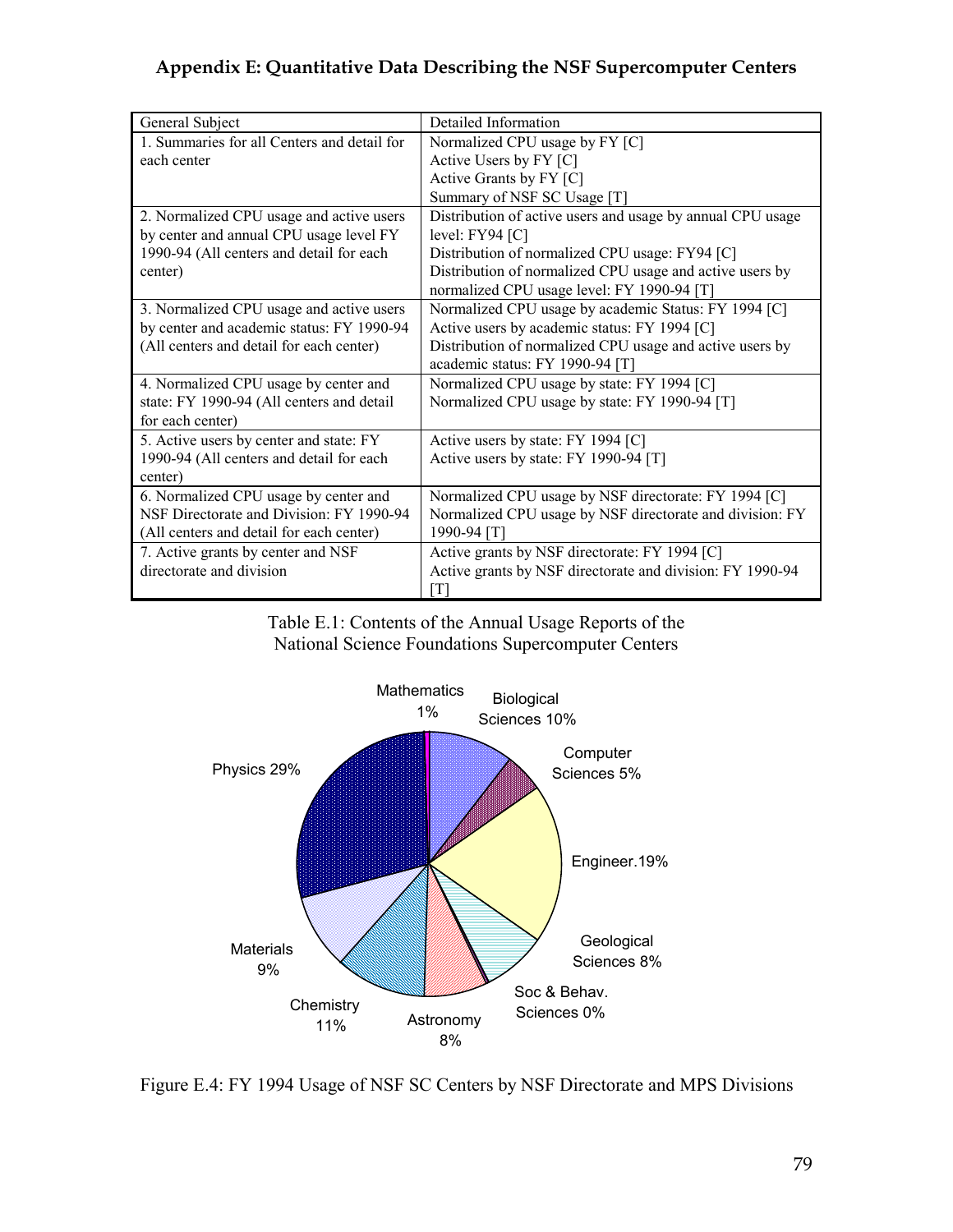## Appendix E: Quantitative Data Describing the NSF Supercomputer Centers

| General Subject | Detailed Information |
|---|---|
| 1. Summaries for all Centers and detail for each center | Normalized CPU usage by FY [C]<br>Active Users by FY [C]<br>Active Grants by FY [C]<br>Summary of NSF SC Usage [T] |
| 2. Normalized CPU usage and active users by center and annual CPU usage level FY 1990-94 (All centers and detail for each center) | Distribution of active users and usage by annual CPU usage level: FY94 [C]<br>Distribution of normalized CPU usage: FY94 [C]<br>Distribution of normalized CPU usage and active users by normalized CPU usage level: FY 1990-94 [T] |
| 3. Normalized CPU usage and active users by center and academic status: FY 1990-94 (All centers and detail for each center) | Normalized CPU usage by academic Status: FY 1994 [C]<br>Active users by academic status: FY 1994 [C]<br>Distribution of normalized CPU usage and active users by academic status: FY 1990-94 [T] |
| 4. Normalized CPU usage by center and state: FY 1990-94 (All centers and detail for each center) | Normalized CPU usage by state: FY 1994 [C]<br>Normalized CPU usage by state: FY 1990-94 [T] |
| 5. Active users by center and state: FY 1990-94 (All centers and detail for each center) | Active users by state: FY 1994 [C]<br>Active users by state: FY 1990-94 [T] |
| 6. Normalized CPU usage by center and NSF Directorate and Division: FY 1990-94 (All centers and detail for each center) | Normalized CPU usage by NSF directorate: FY 1994 [C]<br>Normalized CPU usage by NSF directorate and division: FY 1990-94 [T] |
| 7. Active grants by center and NSF directorate and division | Active grants by NSF directorate: FY 1994 [C]<br>Active grants by NSF directorate and division: FY 1990-94 [T] |

Table E.1: Contents of the Annual Usage Reports of the National Science Foundations Supercomputer Centers

Mathematics 1%, Biological Sciences 10%, Computer Sciences 5%, Engineer. 19%, Geological Sciences 8%, Soc & Behav. Sciences 0%, Astronomy 8%, Chemistry 11%, Materials 9%, Physics 29%

Figure E.4: FY 1994 Usage of NSF SC Centers by NSF Directorate and MPS Divisions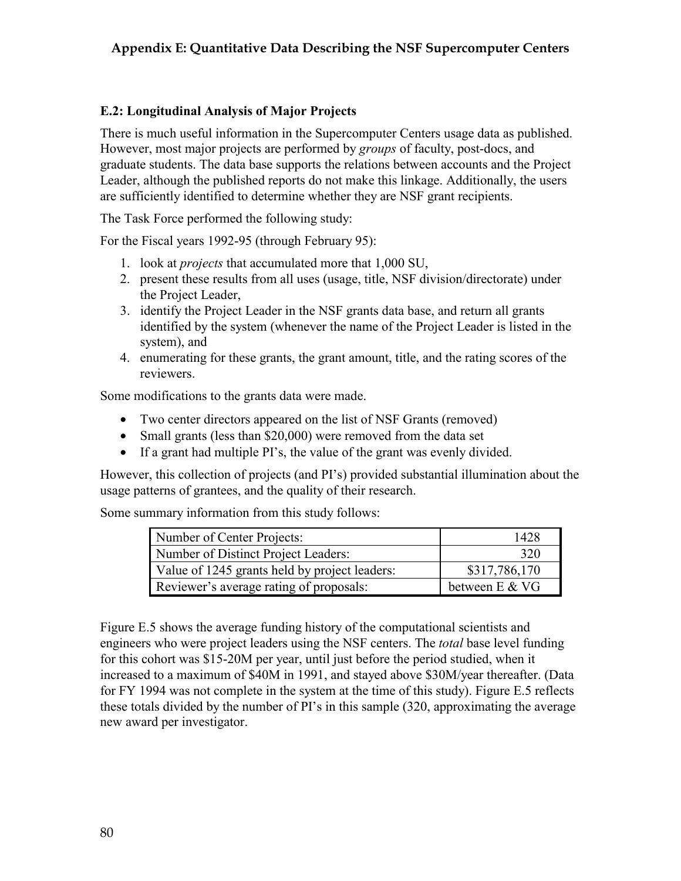## E.2: Longitudinal Analysis of Major Projects

There is much useful information in the Supercomputer Centers usage data as published. However, most major projects are performed by *groups* of faculty, post-docs, and graduate students. The data base supports the relations between accounts and the Project Leader, although the published reports do not make this linkage. Additionally, the users are sufficiently identified to determine whether they are NSF grant recipients.

The Task Force performed the following study:

For the Fiscal years 1992-95 (through February 95):

1. look at *projects* that accumulated more that 1,000 SU,
2. present these results from all uses (usage, title, NSF division/directorate) under the Project Leader,
3. identify the Project Leader in the NSF grants data base, and return all grants identified by the system (whenever the name of the Project Leader is listed in the system), and
4. enumerating for these grants, the grant amount, title, and the rating scores of the reviewers.

Some modifications to the grants data were made.

- Two center directors appeared on the list of NSF Grants (removed)
- Small grants (less than $20,000) were removed from the data set
- If a grant had multiple PI's, the value of the grant was evenly divided.

However, this collection of projects (and PI's) provided substantial illumination about the usage patterns of grantees, and the quality of their research.

Some summary information from this study follows:

| | |
|---|---:|
| Number of Center Projects: | 1428 |
| Number of Distinct Project Leaders: | 320 |
| Value of 1245 grants held by project leaders: | $317,786,170 |
| Reviewer's average rating of proposals: | between E & VG |

Figure E.5 shows the average funding history of the computational scientists and engineers who were project leaders using the NSF centers. The *total* base level funding for this cohort was $15-20M per year, until just before the period studied, when it increased to a maximum of $40M in 1991, and stayed above $30M/year thereafter. (Data for FY 1994 was not complete in the system at the time of this study). Figure E.5 reflects these totals divided by the number of PI's in this sample (320, approximating the average new award per investigator.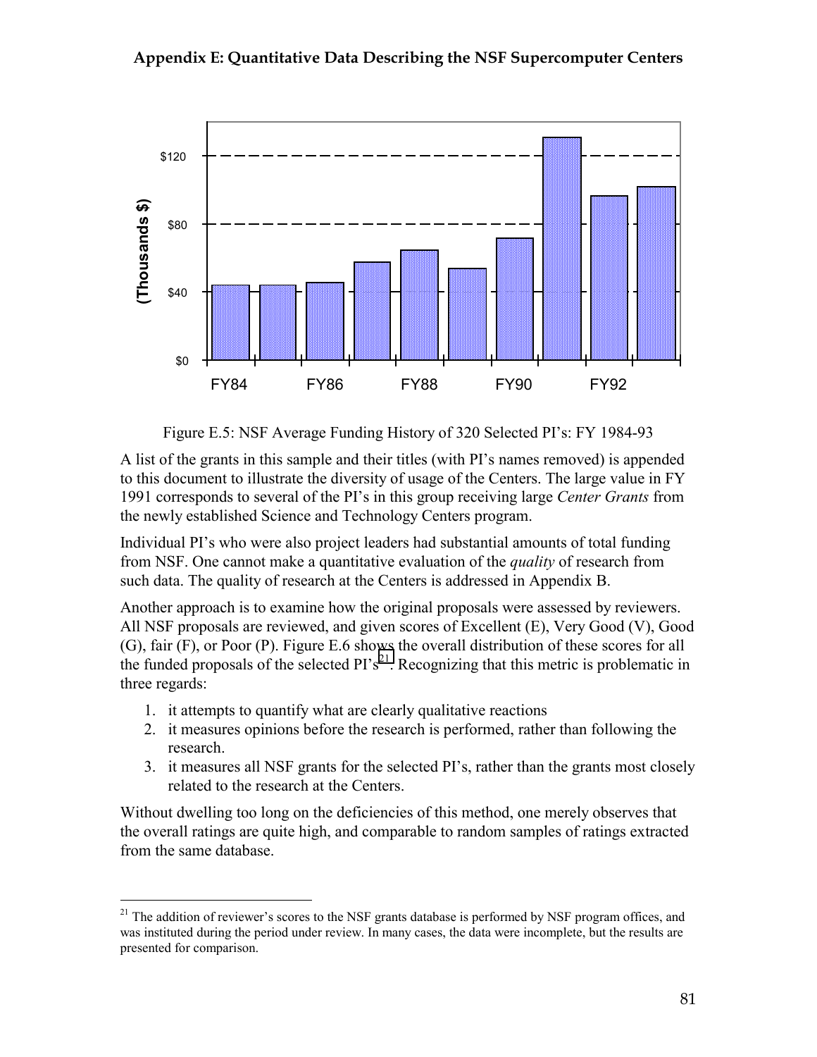Figure E.5: NSF Average Funding History of 320 Selected PI's: FY 1984-93

A list of the grants in this sample and their titles (with PI's names removed) is appended to this document to illustrate the diversity of usage of the Centers. The large value in FY 1991 corresponds to several of the PI's in this group receiving large *Center Grants* from the newly established Science and Technology Centers program.

Individual PI's who were also project leaders had substantial amounts of total funding from NSF. One cannot make a quantitative evaluation of the *quality* of research from such data. The quality of research at the Centers is addressed in Appendix B.

Another approach is to examine how the original proposals were assessed by reviewers. All NSF proposals are reviewed, and given scores of Excellent (E), Very Good (V), Good (G), fair (F), or Poor (P). Figure E.6 shows the overall distribution of these scores for all the funded proposals of the selected PI's[21]. Recognizing that this metric is problematic in three regards:

1. it attempts to quantify what are clearly qualitative reactions
2. it measures opinions before the research is performed, rather than following the research.
3. it measures all NSF grants for the selected PI's, rather than the grants most closely related to the research at the Centers.

Without dwelling too long on the deficiencies of this method, one merely observes that the overall ratings are quite high, and comparable to random samples of ratings extracted from the same database.

[21] The addition of reviewer's scores to the NSF grants database is performed by NSF program offices, and was instituted during the period under review. In many cases, the data were incomplete, but the results are presented for comparison.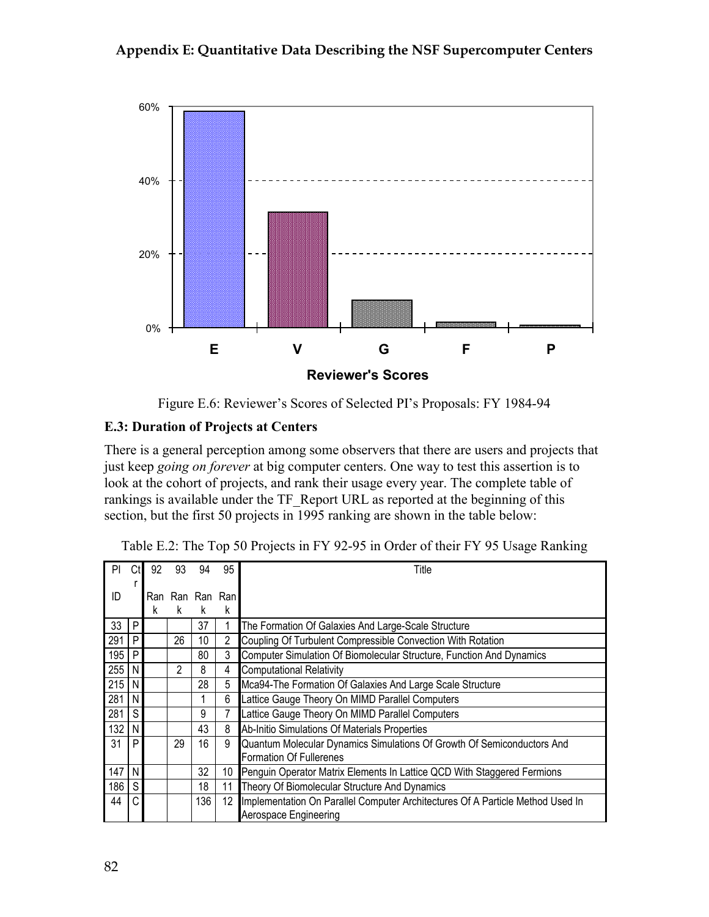Figure E.6: Reviewer's Scores of Selected PI's Proposals: FY 1984-94

### E.3: Duration of Projects at Centers

There is a general perception among some observers that there are users and projects that just keep *going on forever* at big computer centers. One way to test this assertion is to look at the cohort of projects, and rank their usage every year. The complete table of rankings is available under the TF_Report URL as reported at the beginning of this section, but the first 50 projects in 1995 ranking are shown in the table below:

Table E.2: The Top 50 Projects in FY 92-95 in Order of their FY 95 Usage Ranking

| PI ID | Ctr | 92 Rank | 93 Rank | 94 Rank | 95 Rank | Title |
|---|---|---|---|---|---|---|
| 33 | P | | | 37 | 1 | The Formation Of Galaxies And Large-Scale Structure |
| 291 | P | | 26 | 10 | 2 | Coupling Of Turbulent Compressible Convection With Rotation |
| 195 | P | | | 80 | 3 | Computer Simulation Of Biomolecular Structure, Function And Dynamics |
| 255 | N | | 2 | 8 | 4 | Computational Relativity |
| 215 | N | | | 28 | 5 | Mca94-The Formation Of Galaxies And Large Scale Structure |
| 281 | N | | | 1 | 6 | Lattice Gauge Theory On MIMD Parallel Computers |
| 281 | S | | | 9 | 7 | Lattice Gauge Theory On MIMD Parallel Computers |
| 132 | N | | | 43 | 8 | Ab-Initio Simulations Of Materials Properties |
| 31 | P | | 29 | 16 | 9 | Quantum Molecular Dynamics Simulations Of Growth Of Semiconductors And Formation Of Fullerenes |
| 147 | N | | | 32 | 10 | Penguin Operator Matrix Elements In Lattice QCD With Staggered Fermions |
| 186 | S | | | 18 | 11 | Theory Of Biomolecular Structure And Dynamics |
| 44 | C | | | 136 | 12 | Implementation On Parallel Computer Architectures Of A Particle Method Used In Aerospace Engineering |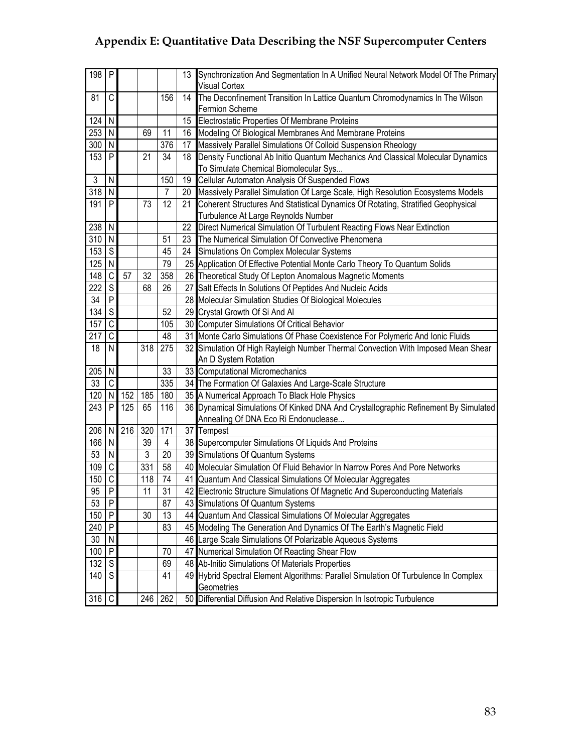# Appendix E: Quantitative Data Describing the NSF Supercomputer Centers

| | | | | | | |
|---|---|---|---|---|---|---|
| 198 | P | | | | 13 | Synchronization And Segmentation In A Unified Neural Network Model Of The Primary Visual Cortex |
| 81 | C | | | 156 | 14 | The Deconfinement Transition In Lattice Quantum Chromodynamics In The Wilson Fermion Scheme |
| 124 | N | | | | 15 | Electrostatic Properties Of Membrane Proteins |
| 253 | N | | 69 | 11 | 16 | Modeling Of Biological Membranes And Membrane Proteins |
| 300 | N | | | 376 | 17 | Massively Parallel Simulations Of Colloid Suspension Rheology |
| 153 | P | | 21 | 34 | 18 | Density Functional Ab Initio Quantum Mechanics And Classical Molecular Dynamics To Simulate Chemical Biomolecular Sys... |
| 3 | N | | | 150 | 19 | Cellular Automaton Analysis Of Suspended Flows |
| 318 | N | | | 7 | 20 | Massively Parallel Simulation Of Large Scale, High Resolution Ecosystems Models |
| 191 | P | | 73 | 12 | 21 | Coherent Structures And Statistical Dynamics Of Rotating, Stratified Geophysical Turbulence At Large Reynolds Number |
| 238 | N | | | | 22 | Direct Numerical Simulation Of Turbulent Reacting Flows Near Extinction |
| 310 | N | | | 51 | 23 | The Numerical Simulation Of Convective Phenomena |
| 153 | S | | | 45 | 24 | Simulations On Complex Molecular Systems |
| 125 | N | | | 79 | 25 | Application Of Effective Potential Monte Carlo Theory To Quantum Solids |
| 148 | C | 57 | 32 | 358 | 26 | Theoretical Study Of Lepton Anomalous Magnetic Moments |
| 222 | S | | 68 | 26 | 27 | Salt Effects In Solutions Of Peptides And Nucleic Acids |
| 34 | P | | | | 28 | Molecular Simulation Studies Of Biological Molecules |
| 134 | S | | | 52 | 29 | Crystal Growth Of Si And Al |
| 157 | C | | | 105 | 30 | Computer Simulations Of Critical Behavior |
| 217 | C | | | 48 | 31 | Monte Carlo Simulations Of Phase Coexistence For Polymeric And Ionic Fluids |
| 18 | N | | 318 | 275 | 32 | Simulation Of High Rayleigh Number Thermal Convection With Imposed Mean Shear An D System Rotation |
| 205 | N | | | 33 | 33 | Computational Micromechanics |
| 33 | C | | | 335 | 34 | The Formation Of Galaxies And Large-Scale Structure |
| 120 | N | 152 | 185 | 180 | 35 | A Numerical Approach To Black Hole Physics |
| 243 | P | 125 | 65 | 116 | 36 | Dynamical Simulations Of Kinked DNA And Crystallographic Refinement By Simulated Annealing Of DNA Eco Ri Endonuclease... |
| 206 | N | 216 | 320 | 171 | 37 | Tempest |
| 166 | N | | 39 | 4 | 38 | Supercomputer Simulations Of Liquids And Proteins |
| 53 | N | | 3 | 20 | 39 | Simulations Of Quantum Systems |
| 109 | C | | 331 | 58 | 40 | Molecular Simulation Of Fluid Behavior In Narrow Pores And Pore Networks |
| 150 | C | | 118 | 74 | 41 | Quantum And Classical Simulations Of Molecular Aggregates |
| 95 | P | | 11 | 31 | 42 | Electronic Structure Simulations Of Magnetic And Superconducting Materials |
| 53 | P | | | 87 | 43 | Simulations Of Quantum Systems |
| 150 | P | | 30 | 13 | 44 | Quantum And Classical Simulations Of Molecular Aggregates |
| 240 | P | | | 83 | 45 | Modeling The Generation And Dynamics Of The Earth's Magnetic Field |
| 30 | N | | | | 46 | Large Scale Simulations Of Polarizable Aqueous Systems |
| 100 | P | | | 70 | 47 | Numerical Simulation Of Reacting Shear Flow |
| 132 | S | | | 69 | 48 | Ab-Initio Simulations Of Materials Properties |
| 140 | S | | | 41 | 49 | Hybrid Spectral Element Algorithms: Parallel Simulation Of Turbulence In Complex Geometries |
| 316 | C | | 246 | 262 | 50 | Differential Diffusion And Relative Dispersion In Isotropic Turbulence |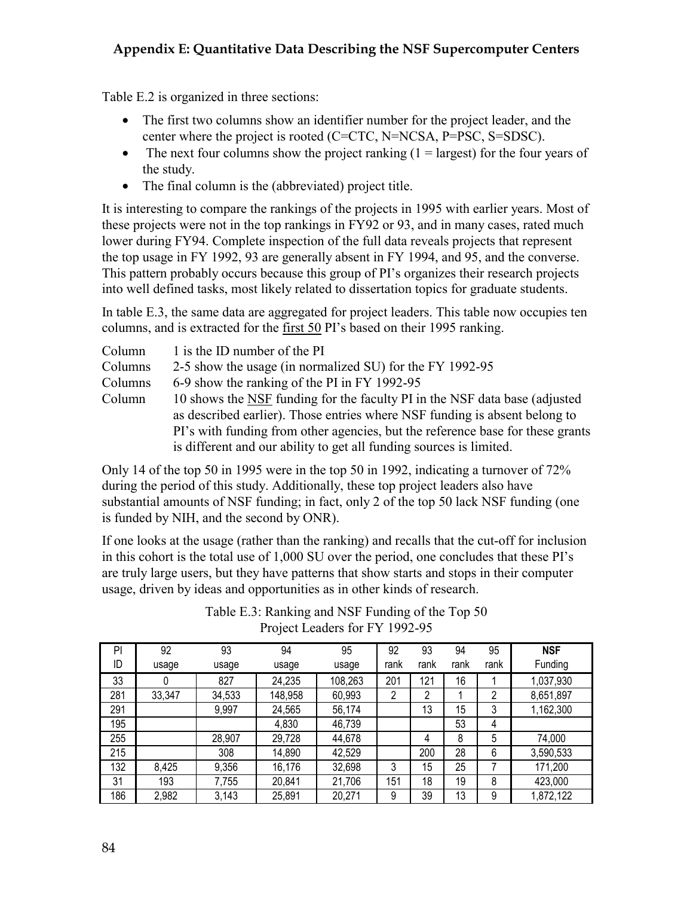## Appendix E: Quantitative Data Describing the NSF Supercomputer Centers

Table E.2 is organized in three sections:

- The first two columns show an identifier number for the project leader, and the center where the project is rooted (C=CTC, N=NCSA, P=PSC, S=SDSC).
- The next four columns show the project ranking (1 = largest) for the four years of the study.
- The final column is the (abbreviated) project title.

It is interesting to compare the rankings of the projects in 1995 with earlier years. Most of these projects were not in the top rankings in FY92 or 93, and in many cases, rated much lower during FY94. Complete inspection of the full data reveals projects that represent the top usage in FY 1992, 93 are generally absent in FY 1994, and 95, and the converse. This pattern probably occurs because this group of PI's organizes their research projects into well defined tasks, most likely related to dissertation topics for graduate students.

In table E.3, the same data are aggregated for project leaders. This table now occupies ten columns, and is extracted for the first 50 PI's based on their 1995 ranking.

Column 1 is the ID number of the PI
Columns 2-5 show the usage (in normalized SU) for the FY 1992-95
Columns 6-9 show the ranking of the PI in FY 1992-95
Column 10 shows the NSF funding for the faculty PI in the NSF data base (adjusted as described earlier). Those entries where NSF funding is absent belong to PI's with funding from other agencies, but the reference base for these grants is different and our ability to get all funding sources is limited.

Only 14 of the top 50 in 1995 were in the top 50 in 1992, indicating a turnover of 72% during the period of this study. Additionally, these top project leaders also have substantial amounts of NSF funding; in fact, only 2 of the top 50 lack NSF funding (one is funded by NIH, and the second by ONR).

If one looks at the usage (rather than the ranking) and recalls that the cut-off for inclusion in this cohort is the total use of 1,000 SU over the period, one concludes that these PI's are truly large users, but they have patterns that show starts and stops in their computer usage, driven by ideas and opportunities as in other kinds of research.

Table E.3: Ranking and NSF Funding of the Top 50 Project Leaders for FY 1992-95

| PI ID | 92 usage | 93 usage | 94 usage | 95 usage | 92 rank | 93 rank | 94 rank | 95 rank | **NSF** Funding |
|---|---|---|---|---|---|---|---|---|---|
| 33 | 0 | 827 | 24,235 | 108,263 | 201 | 121 | 16 | 1 | 1,037,930 |
| 281 | 33,347 | 34,533 | 148,958 | 60,993 | 2 | 2 | 1 | 2 | 8,651,897 |
| 291 | | 9,997 | 24,565 | 56,174 | | 13 | 15 | 3 | 1,162,300 |
| 195 | | | 4,830 | 46,739 | | | 53 | 4 | |
| 255 | | 28,907 | 29,728 | 44,678 | | 4 | 8 | 5 | 74,000 |
| 215 | | 308 | 14,890 | 42,529 | | 200 | 28 | 6 | 3,590,533 |
| 132 | 8,425 | 9,356 | 16,176 | 32,698 | 3 | 15 | 25 | 7 | 171,200 |
| 31 | 193 | 7,755 | 20,841 | 21,706 | 151 | 18 | 19 | 8 | 423,000 |
| 186 | 2,982 | 3,143 | 25,891 | 20,271 | 9 | 39 | 13 | 9 | 1,872,122 |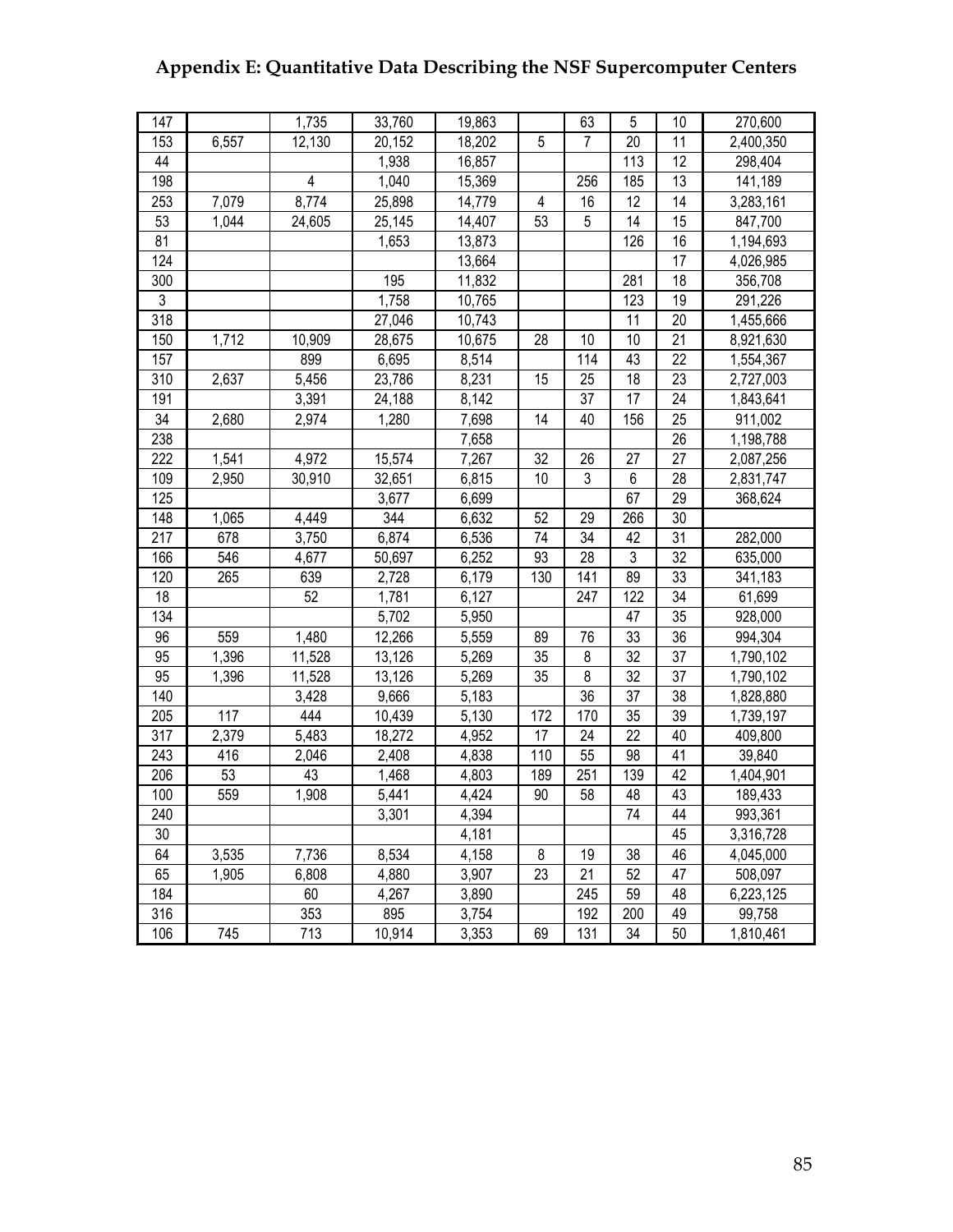# Appendix E: Quantitative Data Describing the NSF Supercomputer Centers

| | | | | | | | | | |
|---|---|---|---|---|---|---|---|---|---|
| 147 | | 1,735 | 33,760 | 19,863 | | 63 | 5 | 10 | 270,600 |
| 153 | 6,557 | 12,130 | 20,152 | 18,202 | 5 | 7 | 20 | 11 | 2,400,350 |
| 44 | | | 1,938 | 16,857 | | | 113 | 12 | 298,404 |
| 198 | | 4 | 1,040 | 15,369 | | 256 | 185 | 13 | 141,189 |
| 253 | 7,079 | 8,774 | 25,898 | 14,779 | 4 | 16 | 12 | 14 | 3,283,161 |
| 53 | 1,044 | 24,605 | 25,145 | 14,407 | 53 | 5 | 14 | 15 | 847,700 |
| 81 | | | 1,653 | 13,873 | | | 126 | 16 | 1,194,693 |
| 124 | | | | 13,664 | | | | 17 | 4,026,985 |
| 300 | | | 195 | 11,832 | | | 281 | 18 | 356,708 |
| 3 | | | 1,758 | 10,765 | | | 123 | 19 | 291,226 |
| 318 | | | 27,046 | 10,743 | | | 11 | 20 | 1,455,666 |
| 150 | 1,712 | 10,909 | 28,675 | 10,675 | 28 | 10 | 10 | 21 | 8,921,630 |
| 157 | | 899 | 6,695 | 8,514 | | 114 | 43 | 22 | 1,554,367 |
| 310 | 2,637 | 5,456 | 23,786 | 8,231 | 15 | 25 | 18 | 23 | 2,727,003 |
| 191 | | 3,391 | 24,188 | 8,142 | | 37 | 17 | 24 | 1,843,641 |
| 34 | 2,680 | 2,974 | 1,280 | 7,698 | 14 | 40 | 156 | 25 | 911,002 |
| 238 | | | | 7,658 | | | | 26 | 1,198,788 |
| 222 | 1,541 | 4,972 | 15,574 | 7,267 | 32 | 26 | 27 | 27 | 2,087,256 |
| 109 | 2,950 | 30,910 | 32,651 | 6,815 | 10 | 3 | 6 | 28 | 2,831,747 |
| 125 | | | 3,677 | 6,699 | | | 67 | 29 | 368,624 |
| 148 | 1,065 | 4,449 | 344 | 6,632 | 52 | 29 | 266 | 30 | |
| 217 | 678 | 3,750 | 6,874 | 6,536 | 74 | 34 | 42 | 31 | 282,000 |
| 166 | 546 | 4,677 | 50,697 | 6,252 | 93 | 28 | 3 | 32 | 635,000 |
| 120 | 265 | 639 | 2,728 | 6,179 | 130 | 141 | 89 | 33 | 341,183 |
| 18 | | 52 | 1,781 | 6,127 | | 247 | 122 | 34 | 61,699 |
| 134 | | | 5,702 | 5,950 | | | 47 | 35 | 928,000 |
| 96 | 559 | 1,480 | 12,266 | 5,559 | 89 | 76 | 33 | 36 | 994,304 |
| 95 | 1,396 | 11,528 | 13,126 | 5,269 | 35 | 8 | 32 | 37 | 1,790,102 |
| 95 | 1,396 | 11,528 | 13,126 | 5,269 | 35 | 8 | 32 | 37 | 1,790,102 |
| 140 | | 3,428 | 9,666 | 5,183 | | 36 | 37 | 38 | 1,828,880 |
| 205 | 117 | 444 | 10,439 | 5,130 | 172 | 170 | 35 | 39 | 1,739,197 |
| 317 | 2,379 | 5,483 | 18,272 | 4,952 | 17 | 24 | 22 | 40 | 409,800 |
| 243 | 416 | 2,046 | 2,408 | 4,838 | 110 | 55 | 98 | 41 | 39,840 |
| 206 | 53 | 43 | 1,468 | 4,803 | 189 | 251 | 139 | 42 | 1,404,901 |
| 100 | 559 | 1,908 | 5,441 | 4,424 | 90 | 58 | 48 | 43 | 189,433 |
| 240 | | | 3,301 | 4,394 | | | 74 | 44 | 993,361 |
| 30 | | | | 4,181 | | | | 45 | 3,316,728 |
| 64 | 3,535 | 7,736 | 8,534 | 4,158 | 8 | 19 | 38 | 46 | 4,045,000 |
| 65 | 1,905 | 6,808 | 4,880 | 3,907 | 23 | 21 | 52 | 47 | 508,097 |
| 184 | | 60 | 4,267 | 3,890 | | 245 | 59 | 48 | 6,223,125 |
| 316 | | 353 | 895 | 3,754 | | 192 | 200 | 49 | 99,758 |
| 106 | 745 | 713 | 10,914 | 3,353 | 69 | 131 | 34 | 50 | 1,810,461 |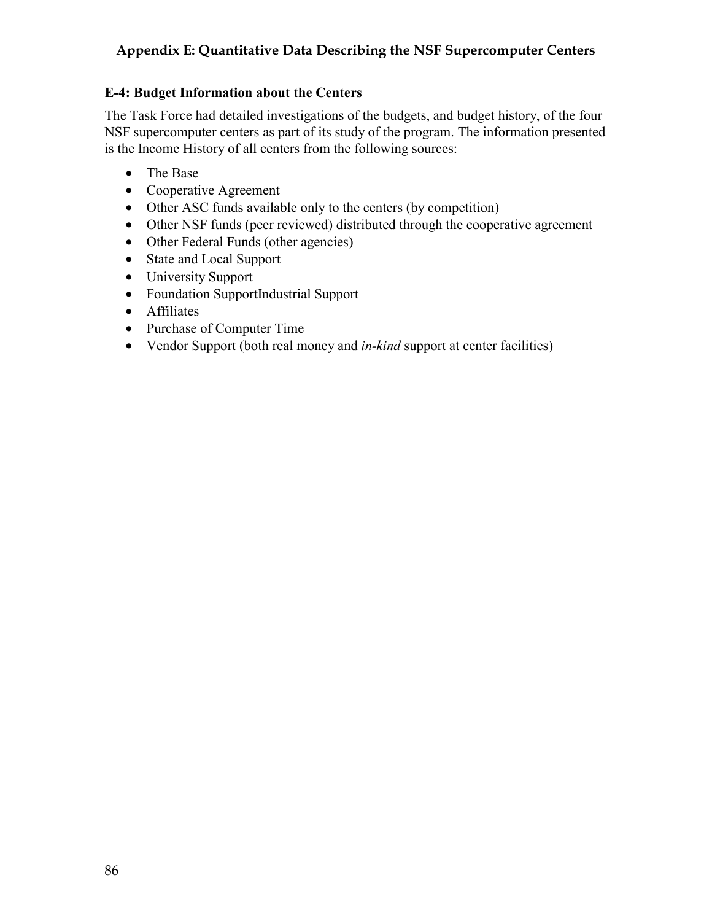# Appendix E: Quantitative Data Describing the NSF Supercomputer Centers

## E-4: Budget Information about the Centers

The Task Force had detailed investigations of the budgets, and budget history, of the four NSF supercomputer centers as part of its study of the program. The information presented is the Income History of all centers from the following sources:

- The Base
- Cooperative Agreement
- Other ASC funds available only to the centers (by competition)
- Other NSF funds (peer reviewed) distributed through the cooperative agreement
- Other Federal Funds (other agencies)
- State and Local Support
- University Support
- Foundation SupportIndustrial Support
- Affiliates
- Purchase of Computer Time
- Vendor Support (both real money and *in-kind* support at center facilities)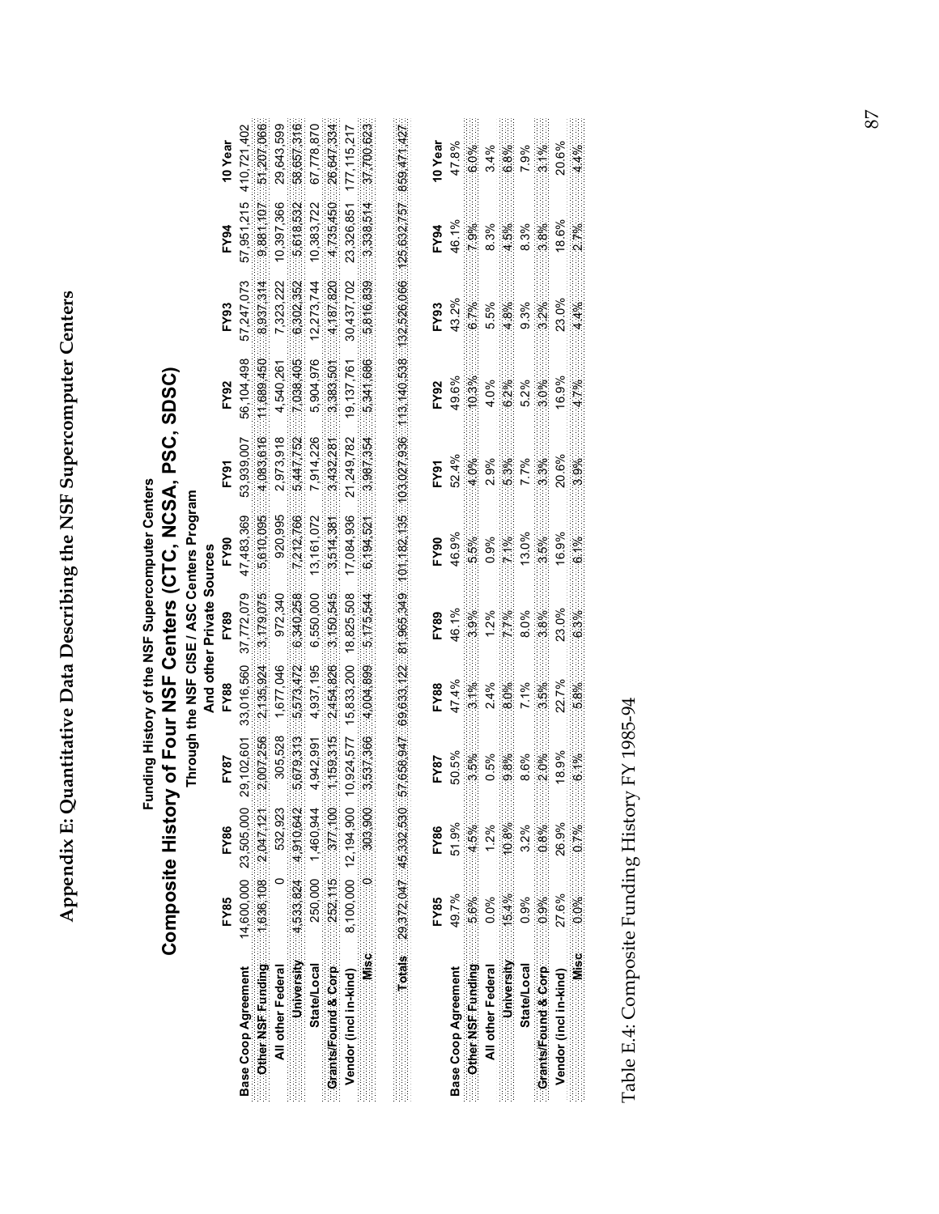# Appendix E: Quantitative Data Describing the NSF Supercomputer Centers

**Funding History of the NSF Supercomputer Centers**

## Composite History of Four NSF Centers (CTC, NCSA, PSC, SDSC)

**Through the NSF CISE / ASC Centers Program**
**And other Private Sources**

| | FY85 | FY86 | FY87 | FY88 | FY89 | FY90 | FY91 | FY92 | FY93 | FY94 | 10 Year |
|---|---|---|---|---|---|---|---|---|---|---|---|
| **Base Coop Agreement** | 14,600,000 | 23,505,000 | 29,102,601 | 33,016,560 | 37,772,079 | 47,483,369 | 53,939,007 | 56,104,498 | 57,247,073 | 57,951,215 | 410,721,402 |
| **Other NSF Funding** | 1,636,108 | 2,047,121 | 2,007,256 | 2,135,924 | 3,179,075 | 5,610,095 | 4,083,616 | 11,689,450 | 8,937,314 | 9,881,107 | 51,207,066 |
| **All other Federal** | 0 | 532,923 | 305,528 | 1,677,046 | 972,340 | 920,995 | 2,973,918 | 4,540,261 | 7,323,222 | 10,397,366 | 29,643,599 |
| **University** | 4,533,824 | 4,910,642 | 5,679,313 | 5,573,472 | 6,340,258 | 7,212,766 | 5,447,752 | 7,038,405 | 6,302,352 | 5,618,532 | 58,657,316 |
| **State/Local** | 250,000 | 1,460,944 | 4,942,991 | 4,937,195 | 6,550,000 | 13,161,072 | 7,914,226 | 5,904,976 | 12,273,744 | 10,383,722 | 67,778,870 |
| **Grants/Found & Corp** | 252,115 | 377,100 | 1,159,315 | 2,454,826 | 3,150,545 | 3,514,381 | 3,432,281 | 3,383,501 | 4,187,820 | 4,735,450 | 26,647,334 |
| **Vendor (incl in-kind)** | 8,100,000 | 12,194,900 | 10,924,577 | 15,833,200 | 18,825,508 | 17,084,936 | 21,249,782 | 19,137,761 | 30,437,702 | 23,326,851 | 177,115,217 |
| **Misc** | 0 | 303,900 | 3,537,366 | 4,004,899 | 5,175,544 | 6,194,521 | 3,987,354 | 5,341,686 | 5,816,839 | 3,338,514 | 37,700,623 |
| **Totals** | 29,372,047 | 45,332,530 | 57,658,947 | 69,633,122 | 81,965,349 | 101,182,135 | 103,027,936 | 113,140,538 | 132,526,066 | 125,632,757 | 859,471,427 |

| | FY85 | FY86 | FY87 | FY88 | FY89 | FY90 | FY91 | FY92 | FY93 | FY94 | 10 Year |
|---|---|---|---|---|---|---|---|---|---|---|---|
| **Base Coop Agreement** | 49.7% | 51.9% | 50.5% | 47.4% | 46.1% | 46.9% | 52.4% | 49.6% | 43.2% | 46.1% | 47.8% |
| **Other NSF Funding** | 5.6% | 4.5% | 3.5% | 3.1% | 3.9% | 5.5% | 4.0% | 10.3% | 6.7% | 7.9% | 6.0% |
| **All other Federal** | 0.0% | 1.2% | 0.5% | 2.4% | 1.2% | 0.9% | 2.9% | 4.0% | 5.5% | 8.3% | 3.4% |
| **University** | 15.4% | 10.8% | 9.8% | 8.0% | 7.7% | 7.1% | 5.3% | 6.2% | 4.8% | 4.5% | 6.8% |
| **State/Local** | 0.9% | 3.2% | 8.6% | 7.1% | 8.0% | 13.0% | 7.7% | 5.2% | 9.3% | 8.3% | 7.9% |
| **Grants/Found & Corp** | 0.9% | 0.8% | 2.0% | 3.5% | 3.8% | 3.5% | 3.3% | 3.0% | 3.2% | 3.8% | 3.1% |
| **Vendor (incl in-kind)** | 27.6% | 26.9% | 18.9% | 22.7% | 23.0% | 16.9% | 20.6% | 16.9% | 23.0% | 18.6% | 20.6% |
| **Misc** | 0.0% | 0.7% | 6.1% | 5.8% | 6.3% | 6.1% | 3.9% | 4.7% | 4.4% | 2.7% | 4.4% |

Table E.4: Composite Funding History FY 1985-94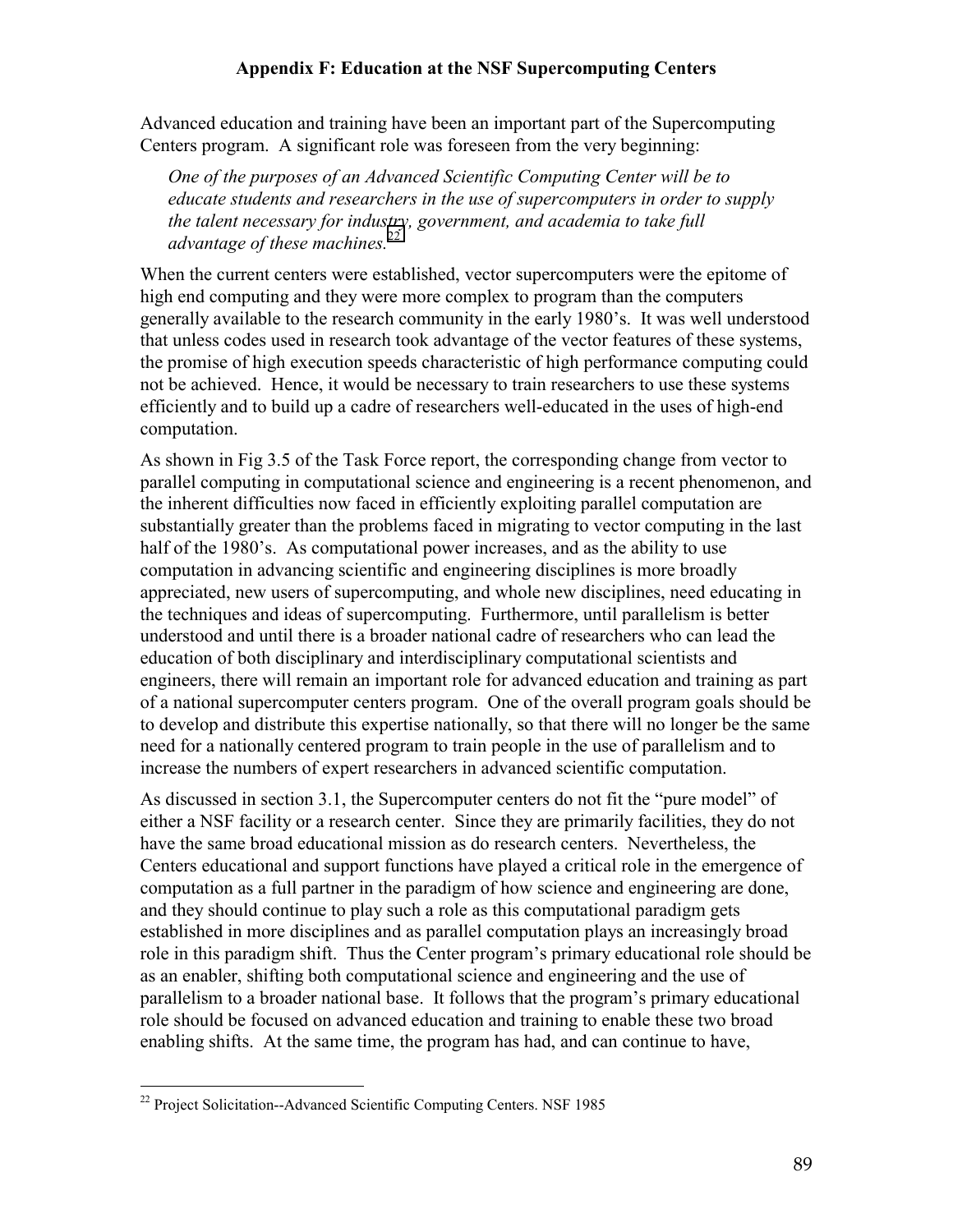## Appendix F: Education at the NSF Supercomputing Centers

Advanced education and training have been an important part of the Supercomputing Centers program. A significant role was foreseen from the very beginning:

> *One of the purposes of an Advanced Scientific Computing Center will be to educate students and researchers in the use of supercomputers in order to supply the talent necessary for industry, government, and academia to take full advantage of these machines.*[22]

When the current centers were established, vector supercomputers were the epitome of high end computing and they were more complex to program than the computers generally available to the research community in the early 1980's. It was well understood that unless codes used in research took advantage of the vector features of these systems, the promise of high execution speeds characteristic of high performance computing could not be achieved. Hence, it would be necessary to train researchers to use these systems efficiently and to build up a cadre of researchers well-educated in the uses of high-end computation.

As shown in Fig 3.5 of the Task Force report, the corresponding change from vector to parallel computing in computational science and engineering is a recent phenomenon, and the inherent difficulties now faced in efficiently exploiting parallel computation are substantially greater than the problems faced in migrating to vector computing in the last half of the 1980's. As computational power increases, and as the ability to use computation in advancing scientific and engineering disciplines is more broadly appreciated, new users of supercomputing, and whole new disciplines, need educating in the techniques and ideas of supercomputing. Furthermore, until parallelism is better understood and until there is a broader national cadre of researchers who can lead the education of both disciplinary and interdisciplinary computational scientists and engineers, there will remain an important role for advanced education and training as part of a national supercomputer centers program. One of the overall program goals should be to develop and distribute this expertise nationally, so that there will no longer be the same need for a nationally centered program to train people in the use of parallelism and to increase the numbers of expert researchers in advanced scientific computation.

As discussed in section 3.1, the Supercomputer centers do not fit the "pure model" of either a NSF facility or a research center. Since they are primarily facilities, they do not have the same broad educational mission as do research centers. Nevertheless, the Centers educational and support functions have played a critical role in the emergence of computation as a full partner in the paradigm of how science and engineering are done, and they should continue to play such a role as this computational paradigm gets established in more disciplines and as parallel computation plays an increasingly broad role in this paradigm shift. Thus the Center program's primary educational role should be as an enabler, shifting both computational science and engineering and the use of parallelism to a broader national base. It follows that the program's primary educational role should be focused on advanced education and training to enable these two broad enabling shifts. At the same time, the program has had, and can continue to have,

---

[22] Project Solicitation--Advanced Scientific Computing Centers. NSF 1985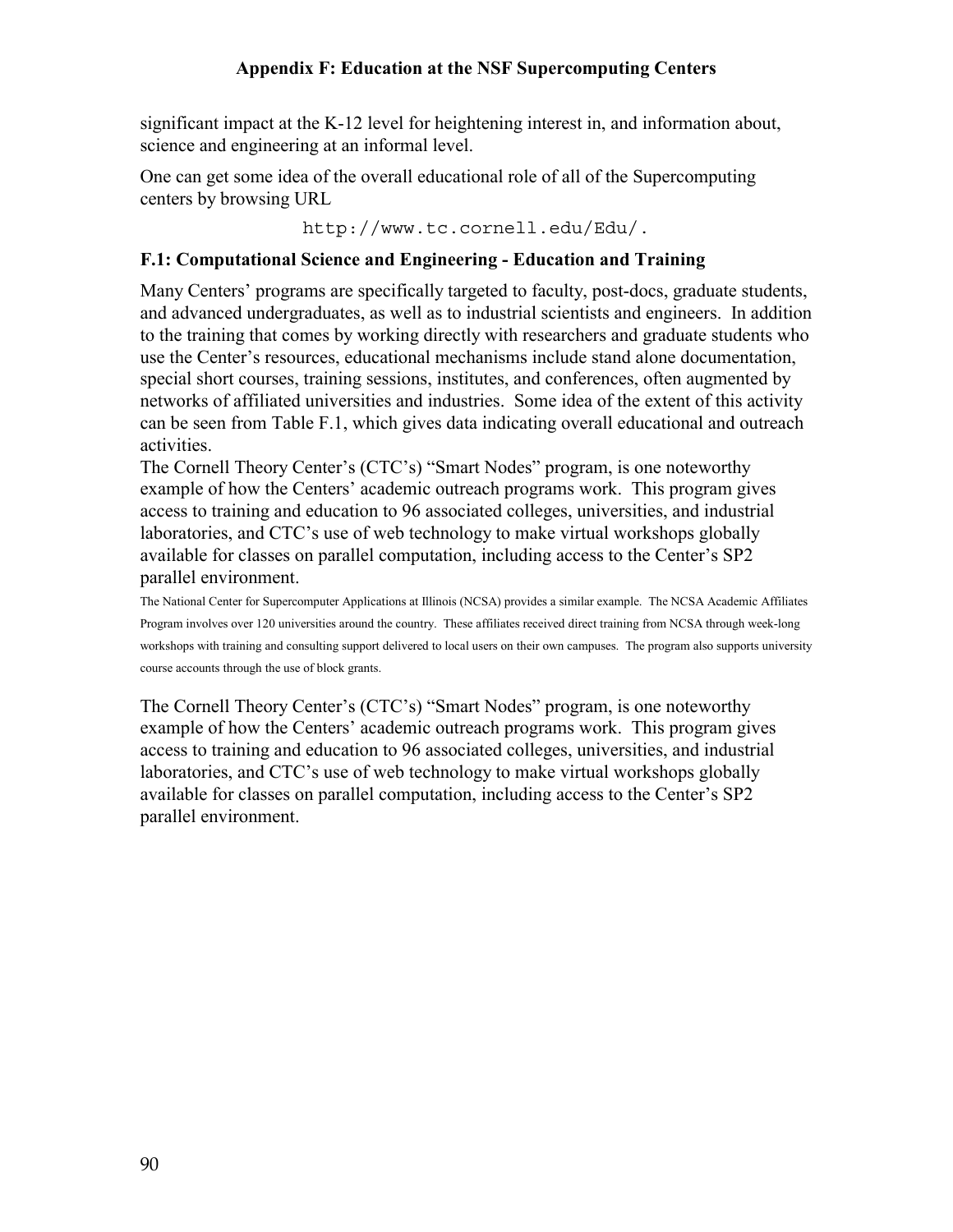significant impact at the K-12 level for heightening interest in, and information about, science and engineering at an informal level.

One can get some idea of the overall educational role of all of the Supercomputing centers by browsing URL

```
http://www.tc.cornell.edu/Edu/.
```

### F.1: Computational Science and Engineering - Education and Training

Many Centers' programs are specifically targeted to faculty, post-docs, graduate students, and advanced undergraduates, as well as to industrial scientists and engineers. In addition to the training that comes by working directly with researchers and graduate students who use the Center's resources, educational mechanisms include stand alone documentation, special short courses, training sessions, institutes, and conferences, often augmented by networks of affiliated universities and industries. Some idea of the extent of this activity can be seen from Table F.1, which gives data indicating overall educational and outreach activities.

The Cornell Theory Center's (CTC's) "Smart Nodes" program, is one noteworthy example of how the Centers' academic outreach programs work. This program gives access to training and education to 96 associated colleges, universities, and industrial laboratories, and CTC's use of web technology to make virtual workshops globally available for classes on parallel computation, including access to the Center's SP2 parallel environment.

The National Center for Supercomputer Applications at Illinois (NCSA) provides a similar example. The NCSA Academic Affiliates Program involves over 120 universities around the country. These affiliates received direct training from NCSA through week-long workshops with training and consulting support delivered to local users on their own campuses. The program also supports university course accounts through the use of block grants.

The Cornell Theory Center's (CTC's) "Smart Nodes" program, is one noteworthy example of how the Centers' academic outreach programs work. This program gives access to training and education to 96 associated colleges, universities, and industrial laboratories, and CTC's use of web technology to make virtual workshops globally available for classes on parallel computation, including access to the Center's SP2 parallel environment.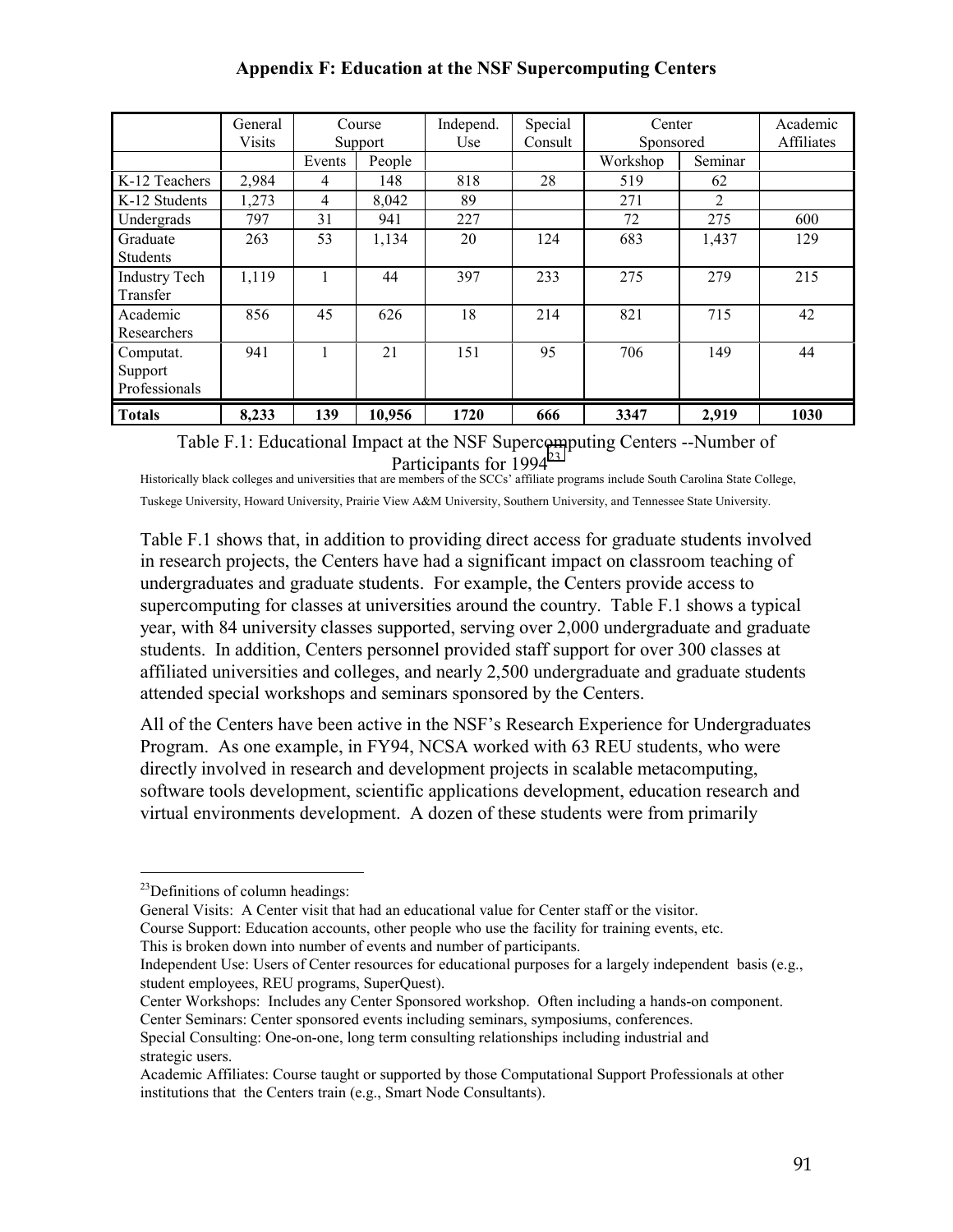## Appendix F: Education at the NSF Supercomputing Centers

| | General Visits | Course Support | | Independ. Use | Special Consult | Center Sponsored | | Academic Affiliates |
|---|---|---|---|---|---|---|---|---|
| | | Events | People | | | Workshop | Seminar | |
| K-12 Teachers | 2,984 | 4 | 148 | 818 | 28 | 519 | 62 | |
| K-12 Students | 1,273 | 4 | 8,042 | 89 | | 271 | 2 | |
| Undergrads | 797 | 31 | 941 | 227 | | 72 | 275 | 600 |
| Graduate Students | 263 | 53 | 1,134 | 20 | 124 | 683 | 1,437 | 129 |
| Industry Tech Transfer | 1,119 | 1 | 44 | 397 | 233 | 275 | 279 | 215 |
| Academic Researchers | 856 | 45 | 626 | 18 | 214 | 821 | 715 | 42 |
| Computat. Support Professionals | 941 | 1 | 21 | 151 | 95 | 706 | 149 | 44 |
| **Totals** | **8,233** | **139** | **10,956** | **1720** | **666** | **3347** | **2,919** | **1030** |

Table F.1: Educational Impact at the NSF Supercomputing Centers --Number of Participants for 1994[23]

Historically black colleges and universities that are members of the SCCs' affiliate programs include South Carolina State College, Tuskege University, Howard University, Prairie View A&M University, Southern University, and Tennessee State University.

Table F.1 shows that, in addition to providing direct access for graduate students involved in research projects, the Centers have had a significant impact on classroom teaching of undergraduates and graduate students. For example, the Centers provide access to supercomputing for classes at universities around the country. Table F.1 shows a typical year, with 84 university classes supported, serving over 2,000 undergraduate and graduate students. In addition, Centers personnel provided staff support for over 300 classes at affiliated universities and colleges, and nearly 2,500 undergraduate and graduate students attended special workshops and seminars sponsored by the Centers.

All of the Centers have been active in the NSF's Research Experience for Undergraduates Program. As one example, in FY94, NCSA worked with 63 REU students, who were directly involved in research and development projects in scalable metacomputing, software tools development, scientific applications development, education research and virtual environments development. A dozen of these students were from primarily

[23]Definitions of column headings:

General Visits: A Center visit that had an educational value for Center staff or the visitor.

Course Support: Education accounts, other people who use the facility for training events, etc. This is broken down into number of events and number of participants.

Independent Use: Users of Center resources for educational purposes for a largely independent basis (e.g., student employees, REU programs, SuperQuest).

Center Workshops: Includes any Center Sponsored workshop. Often including a hands-on component.

Center Seminars: Center sponsored events including seminars, symposiums, conferences.

Special Consulting: One-on-one, long term consulting relationships including industrial and strategic users.

Academic Affiliates: Course taught or supported by those Computational Support Professionals at other institutions that the Centers train (e.g., Smart Node Consultants).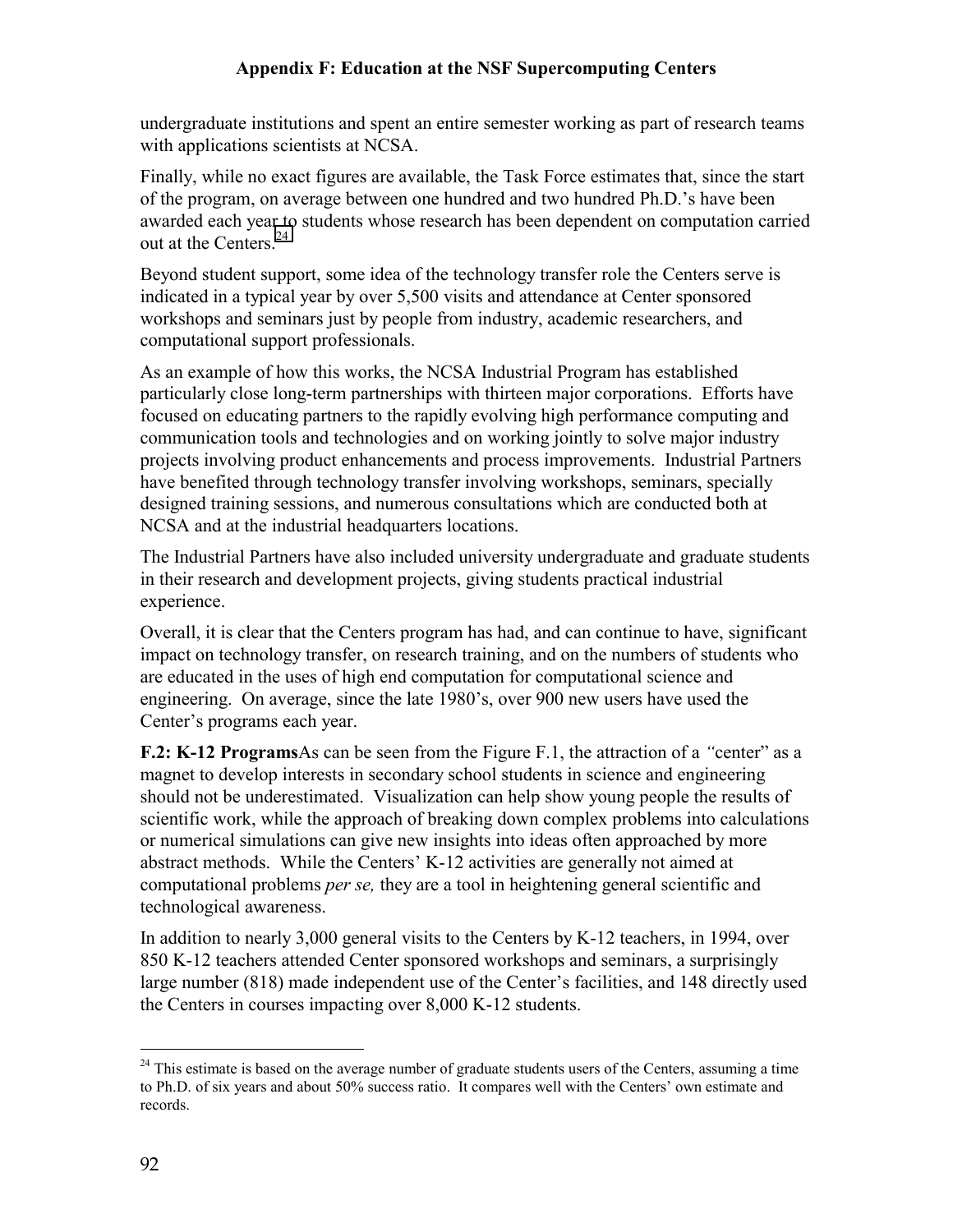undergraduate institutions and spent an entire semester working as part of research teams with applications scientists at NCSA.

Finally, while no exact figures are available, the Task Force estimates that, since the start of the program, on average between one hundred and two hundred Ph.D.'s have been awarded each year to students whose research has been dependent on computation carried out at the Centers.[24]

Beyond student support, some idea of the technology transfer role the Centers serve is indicated in a typical year by over 5,500 visits and attendance at Center sponsored workshops and seminars just by people from industry, academic researchers, and computational support professionals.

As an example of how this works, the NCSA Industrial Program has established particularly close long-term partnerships with thirteen major corporations. Efforts have focused on educating partners to the rapidly evolving high performance computing and communication tools and technologies and on working jointly to solve major industry projects involving product enhancements and process improvements. Industrial Partners have benefited through technology transfer involving workshops, seminars, specially designed training sessions, and numerous consultations which are conducted both at NCSA and at the industrial headquarters locations.

The Industrial Partners have also included university undergraduate and graduate students in their research and development projects, giving students practical industrial experience.

Overall, it is clear that the Centers program has had, and can continue to have, significant impact on technology transfer, on research training, and on the numbers of students who are educated in the uses of high end computation for computational science and engineering. On average, since the late 1980's, over 900 new users have used the Center's programs each year.

**F.2: K-12 Programs**As can be seen from the Figure F.1, the attraction of a "center" as a magnet to develop interests in secondary school students in science and engineering should not be underestimated. Visualization can help show young people the results of scientific work, while the approach of breaking down complex problems into calculations or numerical simulations can give new insights into ideas often approached by more abstract methods. While the Centers' K-12 activities are generally not aimed at computational problems *per se,* they are a tool in heightening general scientific and technological awareness.

In addition to nearly 3,000 general visits to the Centers by K-12 teachers, in 1994, over 850 K-12 teachers attended Center sponsored workshops and seminars, a surprisingly large number (818) made independent use of the Center's facilities, and 148 directly used the Centers in courses impacting over 8,000 K-12 students.

---

[24] This estimate is based on the average number of graduate students users of the Centers, assuming a time to Ph.D. of six years and about 50% success ratio. It compares well with the Centers' own estimate and records.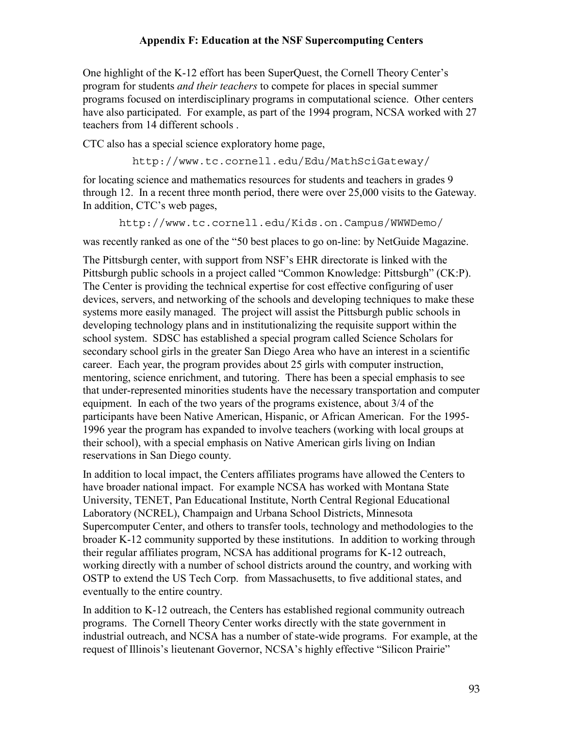One highlight of the K-12 effort has been SuperQuest, the Cornell Theory Center's program for students *and their teachers* to compete for places in special summer programs focused on interdisciplinary programs in computational science. Other centers have also participated. For example, as part of the 1994 program, NCSA worked with 27 teachers from 14 different schools .

CTC also has a special science exploratory home page,

```
http://www.tc.cornell.edu/Edu/MathSciGateway/
```

for locating science and mathematics resources for students and teachers in grades 9 through 12. In a recent three month period, there were over 25,000 visits to the Gateway. In addition, CTC's web pages,

```
http://www.tc.cornell.edu/Kids.on.Campus/WWWDemo/
```

was recently ranked as one of the "50 best places to go on-line: by NetGuide Magazine.

The Pittsburgh center, with support from NSF's EHR directorate is linked with the Pittsburgh public schools in a project called "Common Knowledge: Pittsburgh" (CK:P). The Center is providing the technical expertise for cost effective configuring of user devices, servers, and networking of the schools and developing techniques to make these systems more easily managed. The project will assist the Pittsburgh public schools in developing technology plans and in institutionalizing the requisite support within the school system. SDSC has established a special program called Science Scholars for secondary school girls in the greater San Diego Area who have an interest in a scientific career. Each year, the program provides about 25 girls with computer instruction, mentoring, science enrichment, and tutoring. There has been a special emphasis to see that under-represented minorities students have the necessary transportation and computer equipment. In each of the two years of the programs existence, about 3/4 of the participants have been Native American, Hispanic, or African American. For the 1995-1996 year the program has expanded to involve teachers (working with local groups at their school), with a special emphasis on Native American girls living on Indian reservations in San Diego county.

In addition to local impact, the Centers affiliates programs have allowed the Centers to have broader national impact. For example NCSA has worked with Montana State University, TENET, Pan Educational Institute, North Central Regional Educational Laboratory (NCREL), Champaign and Urbana School Districts, Minnesota Supercomputer Center, and others to transfer tools, technology and methodologies to the broader K-12 community supported by these institutions. In addition to working through their regular affiliates program, NCSA has additional programs for K-12 outreach, working directly with a number of school districts around the country, and working with OSTP to extend the US Tech Corp. from Massachusetts, to five additional states, and eventually to the entire country.

In addition to K-12 outreach, the Centers has established regional community outreach programs. The Cornell Theory Center works directly with the state government in industrial outreach, and NCSA has a number of state-wide programs. For example, at the request of Illinois's lieutenant Governor, NCSA's highly effective "Silicon Prairie"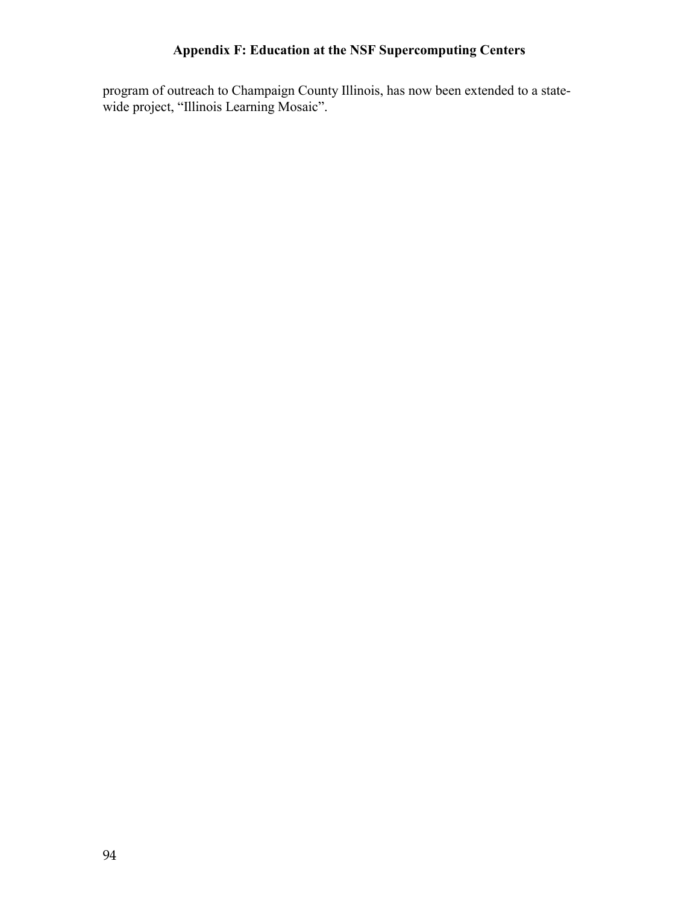program of outreach to Champaign County Illinois, has now been extended to a state-wide project, “Illinois Learning Mosaic”.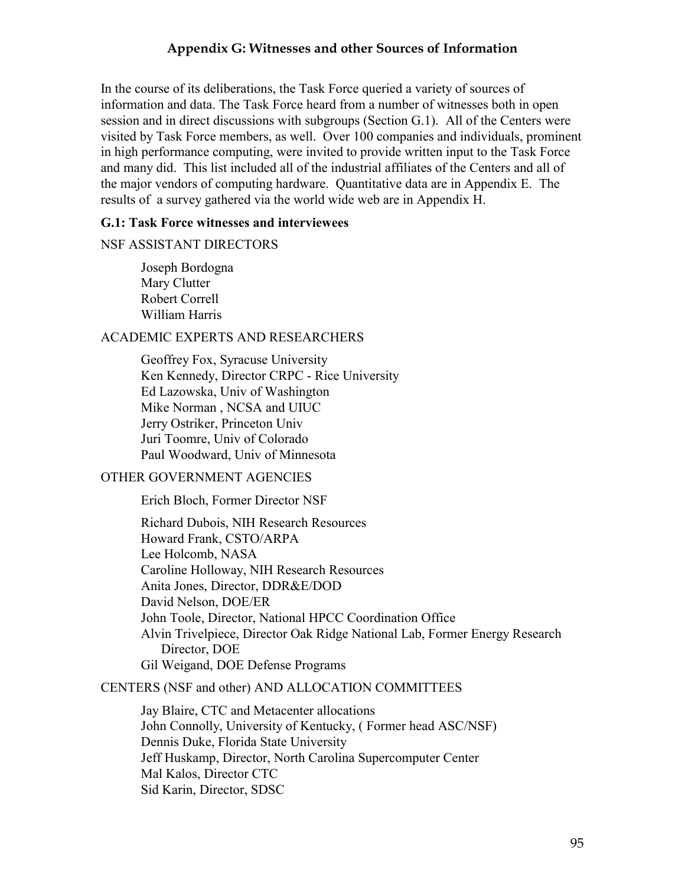## Appendix G: Witnesses and other Sources of Information

In the course of its deliberations, the Task Force queried a variety of sources of information and data. The Task Force heard from a number of witnesses both in open session and in direct discussions with subgroups (Section G.1). All of the Centers were visited by Task Force members, as well. Over 100 companies and individuals, prominent in high performance computing, were invited to provide written input to the Task Force and many did. This list included all of the industrial affiliates of the Centers and all of the major vendors of computing hardware. Quantitative data are in Appendix E. The results of a survey gathered via the world wide web are in Appendix H.

### G.1: Task Force witnesses and interviewees

NSF ASSISTANT DIRECTORS

Joseph Bordogna
Mary Clutter
Robert Correll
William Harris

ACADEMIC EXPERTS AND RESEARCHERS

Geoffrey Fox, Syracuse University
Ken Kennedy, Director CRPC - Rice University
Ed Lazowska, Univ of Washington
Mike Norman , NCSA and UIUC
Jerry Ostriker, Princeton Univ
Juri Toomre, Univ of Colorado
Paul Woodward, Univ of Minnesota

OTHER GOVERNMENT AGENCIES

Erich Bloch, Former Director NSF

Richard Dubois, NIH Research Resources
Howard Frank, CSTO/ARPA
Lee Holcomb, NASA
Caroline Holloway, NIH Research Resources
Anita Jones, Director, DDR&E/DOD
David Nelson, DOE/ER
John Toole, Director, National HPCC Coordination Office
Alvin Trivelpiece, Director Oak Ridge National Lab, Former Energy Research Director, DOE
Gil Weigand, DOE Defense Programs

CENTERS (NSF and other) AND ALLOCATION COMMITTEES

Jay Blaire, CTC and Metacenter allocations
John Connolly, University of Kentucky, ( Former head ASC/NSF)
Dennis Duke, Florida State University
Jeff Huskamp, Director, North Carolina Supercomputer Center
Mal Kalos, Director CTC
Sid Karin, Director, SDSC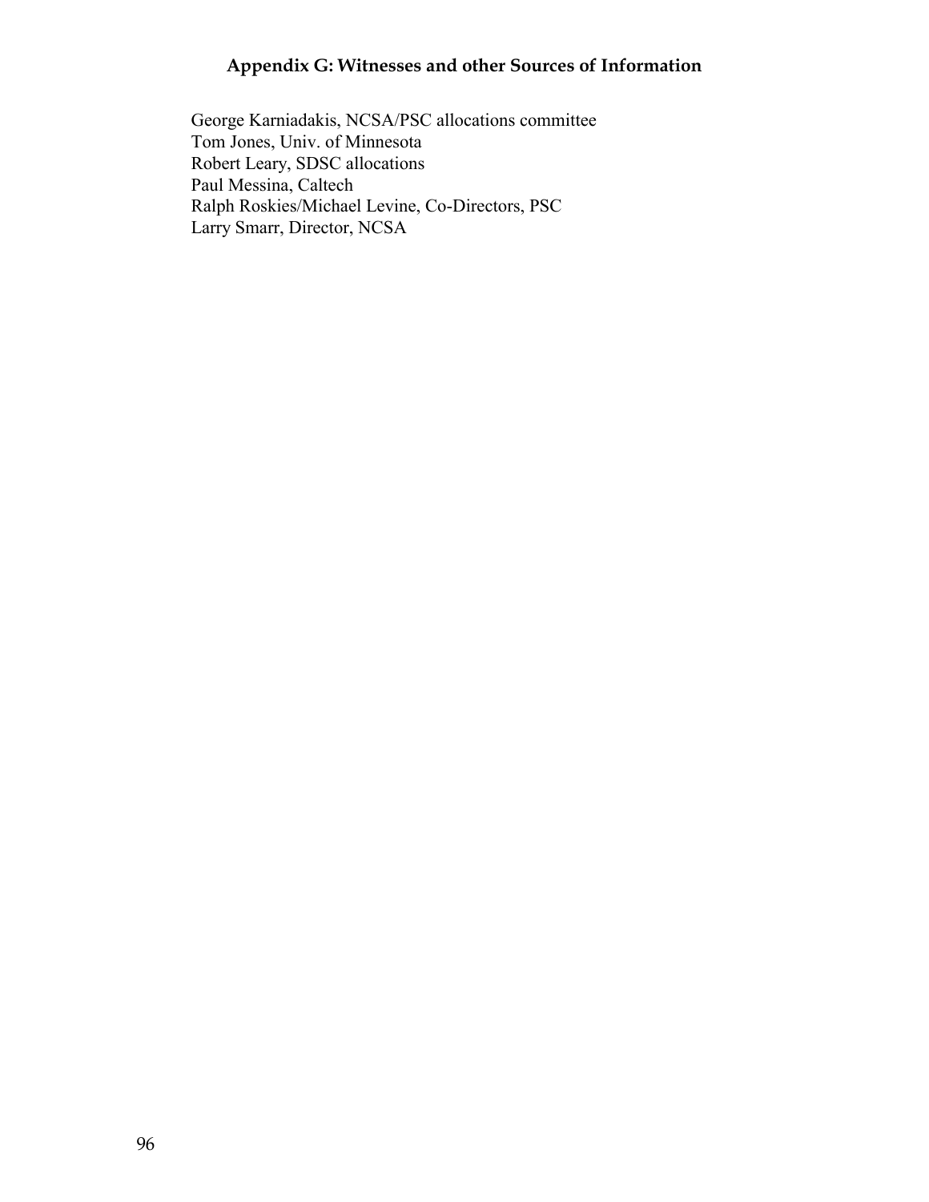## Appendix G: Witnesses and other Sources of Information

George Karniadakis, NCSA/PSC allocations committee
Tom Jones, Univ. of Minnesota
Robert Leary, SDSC allocations
Paul Messina, Caltech
Ralph Roskies/Michael Levine, Co-Directors, PSC
Larry Smarr, Director, NCSA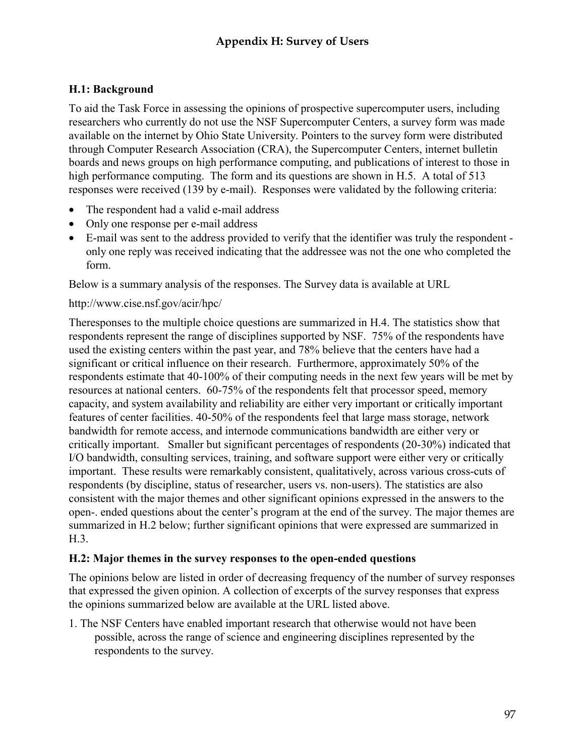# Appendix H: Survey of Users

## H.1: Background

To aid the Task Force in assessing the opinions of prospective supercomputer users, including researchers who currently do not use the NSF Supercomputer Centers, a survey form was made available on the internet by Ohio State University. Pointers to the survey form were distributed through Computer Research Association (CRA), the Supercomputer Centers, internet bulletin boards and news groups on high performance computing, and publications of interest to those in high performance computing. The form and its questions are shown in H.5. A total of 513 responses were received (139 by e-mail). Responses were validated by the following criteria:

- The respondent had a valid e-mail address
- Only one response per e-mail address
- E-mail was sent to the address provided to verify that the identifier was truly the respondent - only one reply was received indicating that the addressee was not the one who completed the form.

Below is a summary analysis of the responses. The Survey data is available at URL

http://www.cise.nsf.gov/acir/hpc/

Theresponses to the multiple choice questions are summarized in H.4. The statistics show that respondents represent the range of disciplines supported by NSF. 75% of the respondents have used the existing centers within the past year, and 78% believe that the centers have had a significant or critical influence on their research. Furthermore, approximately 50% of the respondents estimate that 40-100% of their computing needs in the next few years will be met by resources at national centers. 60-75% of the respondents felt that processor speed, memory capacity, and system availability and reliability are either very important or critically important features of center facilities. 40-50% of the respondents feel that large mass storage, network bandwidth for remote access, and internode communications bandwidth are either very or critically important. Smaller but significant percentages of respondents (20-30%) indicated that I/O bandwidth, consulting services, training, and software support were either very or critically important. These results were remarkably consistent, qualitatively, across various cross-cuts of respondents (by discipline, status of researcher, users vs. non-users). The statistics are also consistent with the major themes and other significant opinions expressed in the answers to the open-. ended questions about the center's program at the end of the survey. The major themes are summarized in H.2 below; further significant opinions that were expressed are summarized in H.3.

## H.2: Major themes in the survey responses to the open-ended questions

The opinions below are listed in order of decreasing frequency of the number of survey responses that expressed the given opinion. A collection of excerpts of the survey responses that express the opinions summarized below are available at the URL listed above.

1. The NSF Centers have enabled important research that otherwise would not have been possible, across the range of science and engineering disciplines represented by the respondents to the survey.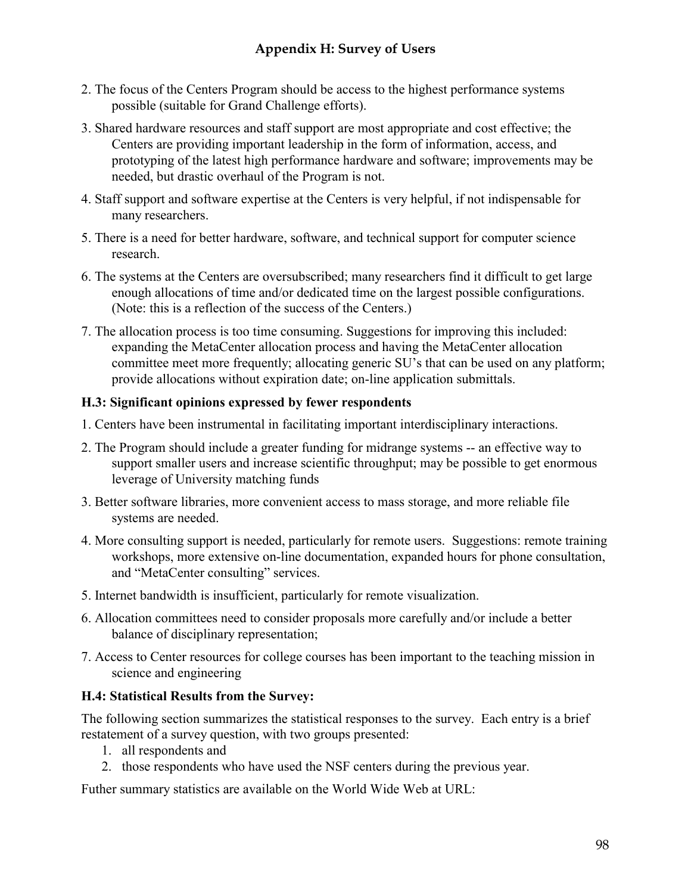2. The focus of the Centers Program should be access to the highest performance systems possible (suitable for Grand Challenge efforts).

3. Shared hardware resources and staff support are most appropriate and cost effective; the Centers are providing important leadership in the form of information, access, and prototyping of the latest high performance hardware and software; improvements may be needed, but drastic overhaul of the Program is not.

4. Staff support and software expertise at the Centers is very helpful, if not indispensable for many researchers.

5. There is a need for better hardware, software, and technical support for computer science research.

6. The systems at the Centers are oversubscribed; many researchers find it difficult to get large enough allocations of time and/or dedicated time on the largest possible configurations. (Note: this is a reflection of the success of the Centers.)

7. The allocation process is too time consuming. Suggestions for improving this included: expanding the MetaCenter allocation process and having the MetaCenter allocation committee meet more frequently; allocating generic SU's that can be used on any platform; provide allocations without expiration date; on-line application submittals.

### H.3: Significant opinions expressed by fewer respondents

1. Centers have been instrumental in facilitating important interdisciplinary interactions.

2. The Program should include a greater funding for midrange systems -- an effective way to support smaller users and increase scientific throughput; may be possible to get enormous leverage of University matching funds

3. Better software libraries, more convenient access to mass storage, and more reliable file systems are needed.

4. More consulting support is needed, particularly for remote users. Suggestions: remote training workshops, more extensive on-line documentation, expanded hours for phone consultation, and "MetaCenter consulting" services.

5. Internet bandwidth is insufficient, particularly for remote visualization.

6. Allocation committees need to consider proposals more carefully and/or include a better balance of disciplinary representation;

7. Access to Center resources for college courses has been important to the teaching mission in science and engineering

### H.4: Statistical Results from the Survey:

The following section summarizes the statistical responses to the survey. Each entry is a brief restatement of a survey question, with two groups presented:

1. all respondents and
2. those respondents who have used the NSF centers during the previous year.

Futher summary statistics are available on the World Wide Web at URL: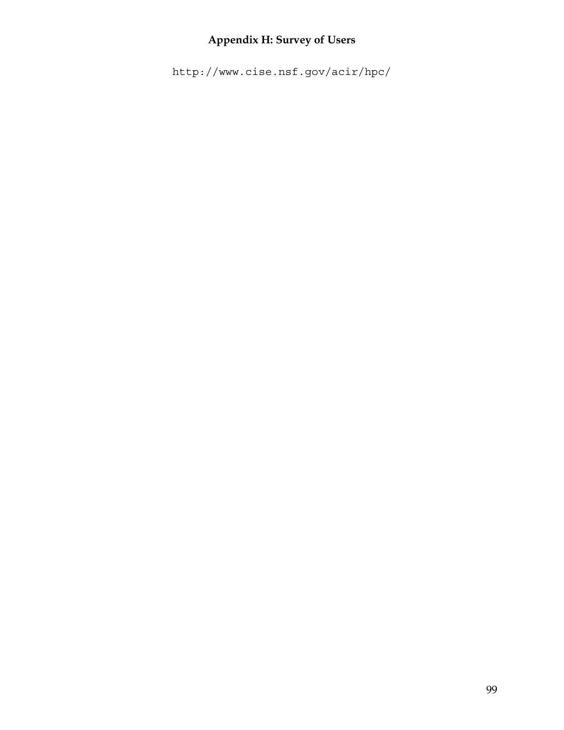# Appendix H: Survey of Users

http://www.cise.nsf.gov/acir/hpc/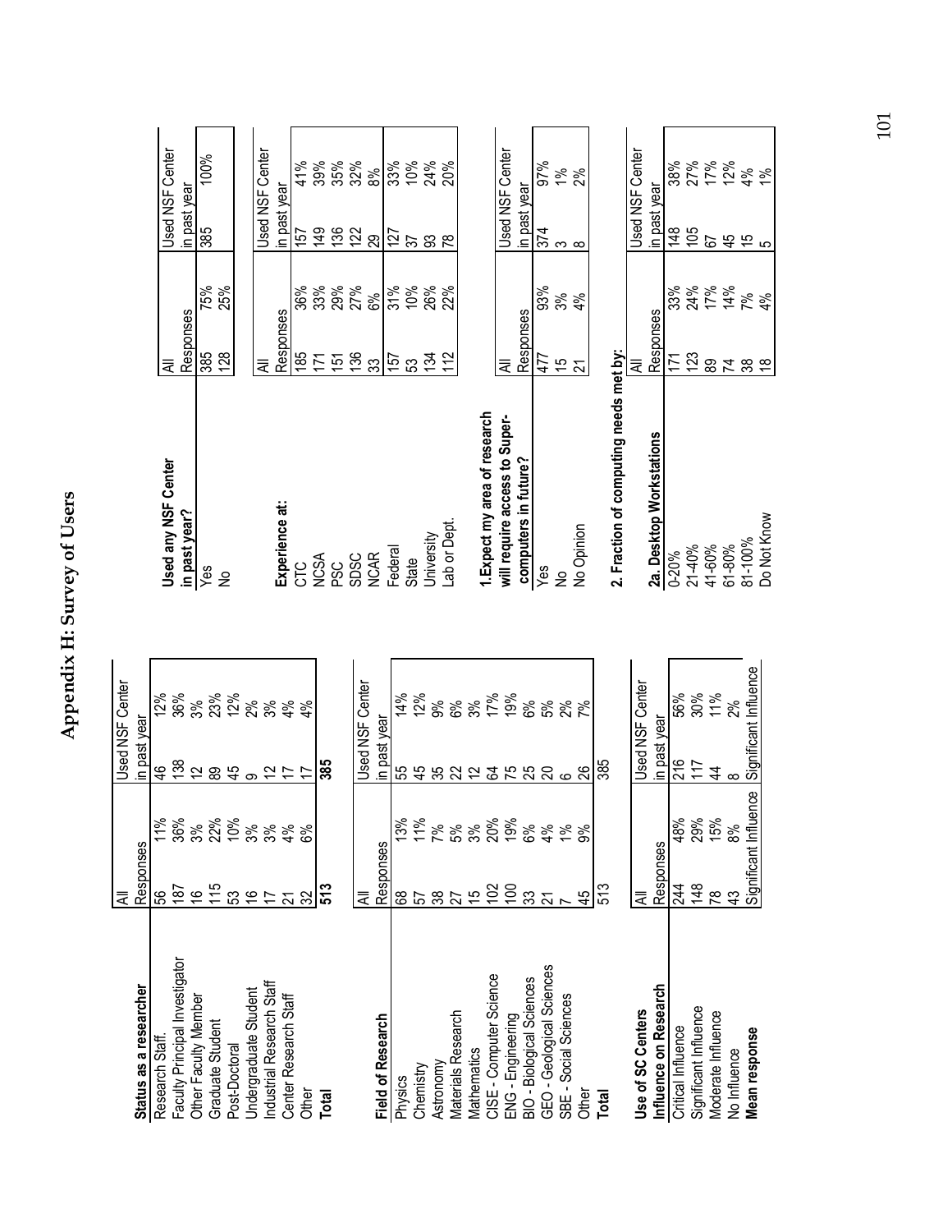# Appendix H: Survey of Users

| Status as a researcher | All Responses | | Used NSF Center in past year | |
|---|---|---|---|---|
| Research Staff. | 56 | 11% | 46 | 12% |
| Faculty Principal Investigator | 187 | 36% | 138 | 36% |
| Other Faculty Member | 16 | 3% | 12 | 3% |
| Graduate Student | 115 | 22% | 89 | 23% |
| Post-Doctoral | 53 | 10% | 45 | 12% |
| Undergraduate Student | 16 | 3% | 9 | 2% |
| Industrial Research Staff | 17 | 3% | 12 | 3% |
| Center Research Staff | 21 | 4% | 17 | 4% |
| Other | 32 | 6% | 17 | 4% |
| **Total** | **513** | | **385** | |

| Field of Research | All Responses | | Used NSF Center in past year | |
|---|---|---|---|---|
| Physics | 68 | 13% | 55 | 14% |
| Chemistry | 57 | 11% | 45 | 12% |
| Astronomy | 38 | 7% | 35 | 9% |
| Materials Research | 27 | 5% | 22 | 6% |
| Mathematics | 15 | 3% | 12 | 3% |
| CISE - Computer Science | 102 | 20% | 64 | 17% |
| ENG - Engineering | 100 | 19% | 75 | 19% |
| BIO - Biological Sciences | 33 | 6% | 25 | 6% |
| GEO - Geological Sciences | 21 | 4% | 20 | 5% |
| SBE - Social Sciences | 7 | 1% | 6 | 2% |
| Other | 45 | 9% | 26 | 7% |
| **Total** | 513 | | 385 | |

| Use of SC Centers Influence on Research | All Responses | | Used NSF Center in past year | |
|---|---|---|---|---|
| Critical Influence | 244 | 48% | 216 | 56% |
| Significant Influence | 148 | 29% | 117 | 30% |
| Moderate Influence | 78 | 15% | 44 | 11% |
| No Influence | 43 | 8% | 8 | 2% |
| **Mean response** | Significant Influence | | Significant Influence | |

| Used any NSF Center in past year? | All Responses | | Used NSF Center in past year | |
|---|---|---|---|---|
| Yes | 385 | 75% | 385 | 100% |
| No | 128 | 25% | | |

| Experience at: | All Responses | | Used NSF Center in past year | |
|---|---|---|---|---|
| CTC | 185 | 36% | 157 | 41% |
| NCSA | 171 | 33% | 149 | 39% |
| PSC | 151 | 29% | 136 | 35% |
| SDSC | 136 | 27% | 122 | 32% |
| NCAR | 33 | 6% | 29 | 8% |
| Federal | 157 | 31% | 127 | 33% |
| State | 53 | 10% | 37 | 10% |
| University | 134 | 26% | 93 | 24% |
| Lab or Dept. | 112 | 22% | 78 | 20% |

| 1. Expect my area of research will require access to Super-computers in future? | All Responses | | Used NSF Center in past year | |
|---|---|---|---|---|
| Yes | 477 | 93% | 374 | 97% |
| No | 15 | 3% | 3 | 1% |
| No Opinion | 21 | 4% | 8 | 2% |

**2. Fraction of computing needs met by:**

| 2a. Desktop Workstations | All Responses | | Used NSF Center in past year | |
|---|---|---|---|---|
| 0-20% | 171 | 33% | 148 | 38% |
| 21-40% | 123 | 24% | 105 | 27% |
| 41-60% | 89 | 17% | 67 | 17% |
| 61-80% | 74 | 14% | 45 | 12% |
| 81-100% | 38 | 7% | 15 | 4% |
| Do Not Know | 18 | 4% | 5 | 1% |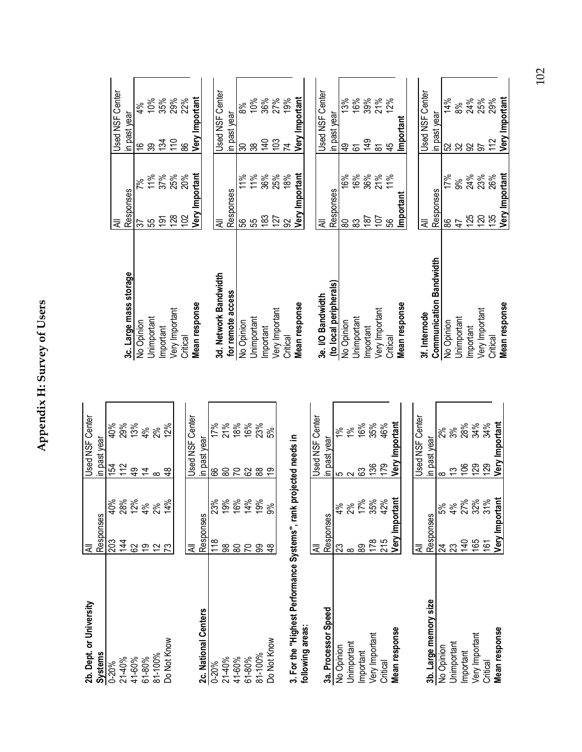# Appendix H: Survey of Users

| 2b. Dept. or University Systems | All Responses | | Used NSF Center in past year | |
|---|---|---|---|---|
| 0-20% | 203 | 40% | 154 | 40% |
| 21-40% | 144 | 28% | 112 | 29% |
| 41-60% | 62 | 12% | 49 | 13% |
| 61-80% | 19 | 4% | 14 | 4% |
| 81-100% | 12 | 2% | 8 | 2% |
| Do Not Know | 73 | 14% | 48 | 12% |

| 2c. National Centers | All Responses | | Used NSF Center in past year | |
|---|---|---|---|---|
| 0-20% | 118 | 23% | 66 | 17% |
| 21-40% | 98 | 19% | 80 | 21% |
| 41-60% | 80 | 16% | 70 | 18% |
| 61-80% | 70 | 14% | 62 | 16% |
| 81-100% | 99 | 19% | 88 | 23% |
| Do Not Know | 48 | 9% | 19 | 5% |

**3. For the "Highest Performance Systems", rank projected needs in following areas:**

| 3a. Processor Speed | All Responses | | Used NSF Center in past year | |
|---|---|---|---|---|
| No Opinion | 23 | 4% | 5 | 1% |
| Unimportant | 8 | 2% | 2 | 1% |
| Important | 89 | 17% | 63 | 16% |
| Very Important | 178 | 35% | 136 | 35% |
| Critical | 215 | 42% | 179 | 46% |
| **Mean response** | **Very Important** | | **Very Important** | |

| 3b. Large memory size | All Responses | | Used NSF Center in past year | |
|---|---|---|---|---|
| No Opinion | 24 | 5% | 8 | 2% |
| Unimportant | 23 | 4% | 13 | 3% |
| Important | 140 | 27% | 106 | 28% |
| Very Important | 165 | 32% | 129 | 34% |
| Critical | 161 | 31% | 129 | 34% |
| **Mean response** | **Very Important** | | **Very Important** | |

| 3c. Large mass storage | All Responses | | Used NSF Center in past year | |
|---|---|---|---|---|
| No Opinion | 37 | 7% | 16 | 4% |
| Unimportant | 55 | 11% | 39 | 10% |
| Important | 191 | 37% | 134 | 35% |
| Very Important | 128 | 25% | 110 | 29% |
| Critical | 102 | 20% | 86 | 22% |
| **Mean response** | **Very Important** | | **Very Important** | |

| 3d. Network Bandwidth for remote access | All Responses | | Used NSF Center in past year | |
|---|---|---|---|---|
| No Opinion | 56 | 11% | 30 | 8% |
| Unimportant | 55 | 11% | 38 | 10% |
| Important | 183 | 36% | 140 | 36% |
| Very Important | 127 | 25% | 103 | 27% |
| Critical | 92 | 18% | 74 | 19% |
| **Mean response** | **Very Important** | | **Very Important** | |

| 3e. I/O Bandwidth (to local peripherals) | All Responses | | Used NSF Center in past year | |
|---|---|---|---|---|
| No Opinion | 80 | 16% | 49 | 13% |
| Unimportant | 83 | 16% | 61 | 16% |
| Important | 187 | 36% | 149 | 39% |
| Very Important | 107 | 21% | 81 | 21% |
| Critical | 56 | 11% | 45 | 12% |
| **Mean response** | **Important** | | **Important** | |

| 3f. Internode Communication Bandwidth | All Responses | | Used NSF Center in past year | |
|---|---|---|---|---|
| No Opinion | 86 | 17% | 52 | 14% |
| Unimportant | 47 | 9% | 32 | 8% |
| Important | 125 | 24% | 92 | 24% |
| Very Important | 120 | 23% | 97 | 25% |
| Critical | 135 | 26% | 112 | 29% |
| **Mean response** | **Very Important** | | **Very Important** | |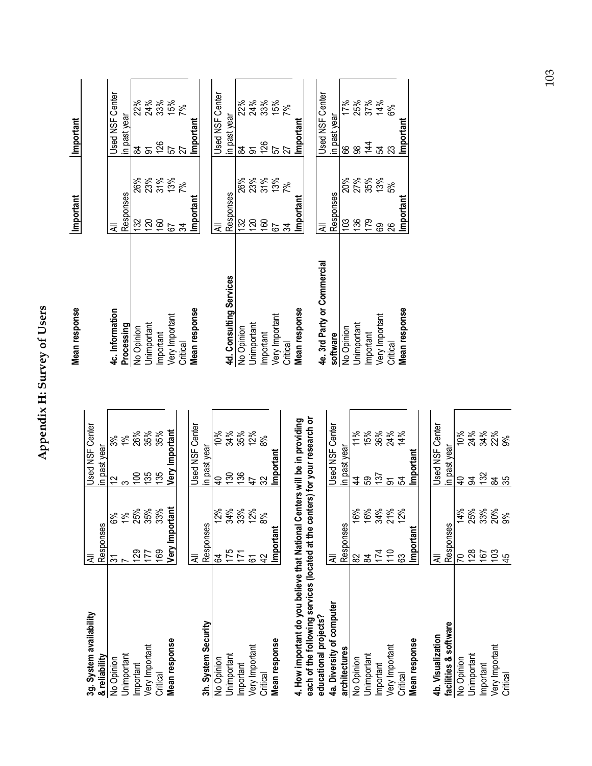# Appendix H: Survey of Users

**3g. System availability & reliability**

| | All Responses | | Used NSF Center in past year | |
|---|---|---|---|---|
| No Opinion | 31 | 6% | 12 | 3% |
| Unimportant | 7 | 1% | 3 | 1% |
| Important | 129 | 25% | 100 | 26% |
| Very Important | 177 | 35% | 135 | 35% |
| Critical | 169 | 33% | 135 | 35% |
| **Mean response** | **Very Important** | | **Very Important** | |

**3h. System Security**

| | All Responses | | Used NSF Center in past year | |
|---|---|---|---|---|
| No Opinion | 64 | 12% | 40 | 10% |
| Unimportant | 175 | 34% | 130 | 34% |
| Important | 171 | 33% | 136 | 35% |
| Very Important | 61 | 12% | 47 | 12% |
| Critical | 42 | 8% | 32 | 8% |
| **Mean response** | **Important** | | **Important** | |

**4. How important do you believe that National Centers will be in providing each of the following services (located at the centers) for your research or educational projects?**

**4a. Diversity of computer architectures**

| | All Responses | | Used NSF Center in past year | |
|---|---|---|---|---|
| No Opinion | 82 | 16% | 44 | 11% |
| Unimportant | 84 | 16% | 59 | 15% |
| Important | 174 | 34% | 137 | 36% |
| Very Important | 110 | 21% | 91 | 24% |
| Critical | 63 | 12% | 54 | 14% |
| **Mean response** | **Important** | | **Important** | |

**4b. Visualization facilities & software**

| | All Responses | | Used NSF Center in past year | |
|---|---|---|---|---|
| No Opinion | 70 | 14% | 40 | 10% |
| Unimportant | 128 | 25% | 94 | 24% |
| Important | 167 | 33% | 132 | 34% |
| Very Important | 103 | 20% | 84 | 22% |
| Critical | 45 | 9% | 35 | 9% |
| **Mean response** | **Important** | | **Important** | |

**4c. Information Processing**

| | All Responses | | Used NSF Center in past year | |
|---|---|---|---|---|
| No Opinion | 132 | 26% | 84 | 22% |
| Unimportant | 120 | 23% | 91 | 24% |
| Important | 160 | 31% | 126 | 33% |
| Very Important | 67 | 13% | 57 | 15% |
| Critical | 34 | 7% | 27 | 7% |
| **Mean response** | **Important** | | **Important** | |

**4d. Consulting Services**

| | All Responses | | Used NSF Center in past year | |
|---|---|---|---|---|
| No Opinion | 132 | 26% | 84 | 22% |
| Unimportant | 120 | 23% | 91 | 24% |
| Important | 160 | 31% | 126 | 33% |
| Very Important | 67 | 13% | 57 | 15% |
| Critical | 34 | 7% | 27 | 7% |
| **Mean response** | **Important** | | **Important** | |

**4e. 3rd Party or Commercial software**

| | All Responses | | Used NSF Center in past year | |
|---|---|---|---|---|
| No Opinion | 103 | 20% | 66 | 17% |
| Unimportant | 136 | 27% | 98 | 25% |
| Important | 179 | 35% | 144 | 37% |
| Very Important | 69 | 13% | 54 | 14% |
| Critical | 26 | 5% | 23 | 6% |
| **Mean response** | **Important** | | **Important** | |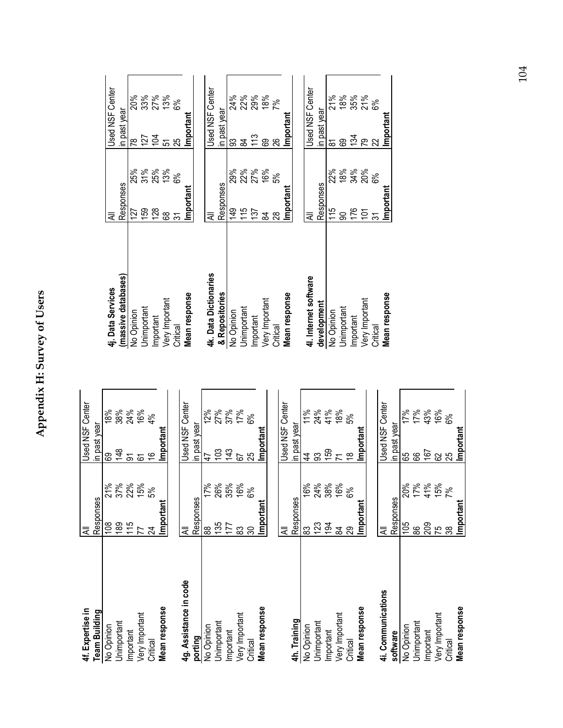# Appendix H: Survey of Users

| 4f. Expertise in Team Building | All Responses | | Used NSF Center in past year | |
|---|---|---|---|---|
| No Opinion | 108 | 21% | 69 | 18% |
| Unimportant | 189 | 37% | 148 | 38% |
| Important | 115 | 22% | 91 | 24% |
| Very Important | 77 | 15% | 61 | 16% |
| Critical | 24 | 5% | 16 | 4% |
| **Mean response** | **Important** | | **Important** | |

| 4g. Assistance in code porting | All Responses | | Used NSF Center in past year | |
|---|---|---|---|---|
| No Opinion | 88 | 17% | 47 | 12% |
| Unimportant | 135 | 26% | 103 | 27% |
| Important | 177 | 35% | 143 | 37% |
| Very Important | 83 | 16% | 67 | 17% |
| Critical | 30 | 6% | 25 | 6% |
| **Mean response** | **Important** | | **Important** | |

| 4h. Training | All Responses | | Used NSF Center in past year | |
|---|---|---|---|---|
| No Opinion | 83 | 16% | 44 | 11% |
| Unimportant | 123 | 24% | 93 | 24% |
| Important | 194 | 38% | 159 | 41% |
| Very Important | 84 | 16% | 71 | 18% |
| Critical | 29 | 6% | 18 | 5% |
| **Mean response** | **Important** | | **Important** | |

| 4i. Communications software | All Responses | | Used NSF Center in past year | |
|---|---|---|---|---|
| No Opinion | 105 | 20% | 65 | 17% |
| Unimportant | 86 | 17% | 66 | 17% |
| Important | 209 | 41% | 167 | 43% |
| Very Important | 75 | 15% | 62 | 16% |
| Critical | 38 | 7% | 25 | 6% |
| **Mean response** | **Important** | | **Important** | |

| 4j. Data Services (massive databases) | All Responses | | Used NSF Center in past year | |
|---|---|---|---|---|
| No Opinion | 127 | 25% | 78 | 20% |
| Unimportant | 159 | 31% | 127 | 33% |
| Important | 128 | 25% | 104 | 27% |
| Very Important | 68 | 13% | 51 | 13% |
| Critical | 31 | 6% | 25 | 6% |
| **Mean response** | **Important** | | **Important** | |

| 4k. Data Dictionaries & Repositories | All Responses | | Used NSF Center in past year | |
|---|---|---|---|---|
| No Opinion | 149 | 29% | 93 | 24% |
| Unimportant | 115 | 22% | 84 | 22% |
| Important | 137 | 27% | 113 | 29% |
| Very Important | 84 | 16% | 69 | 18% |
| Critical | 28 | 5% | 26 | 7% |
| **Mean response** | **Important** | | **Important** | |

| 4l. Internet software development | All Responses | | Used NSF Center in past year | |
|---|---|---|---|---|
| No Opinion | 115 | 22% | 81 | 21% |
| Unimportant | 90 | 18% | 69 | 18% |
| Important | 176 | 34% | 134 | 35% |
| Very Important | 101 | 20% | 79 | 21% |
| Critical | 31 | 6% | 22 | 6% |
| **Mean response** | **Important** | | **Important** | |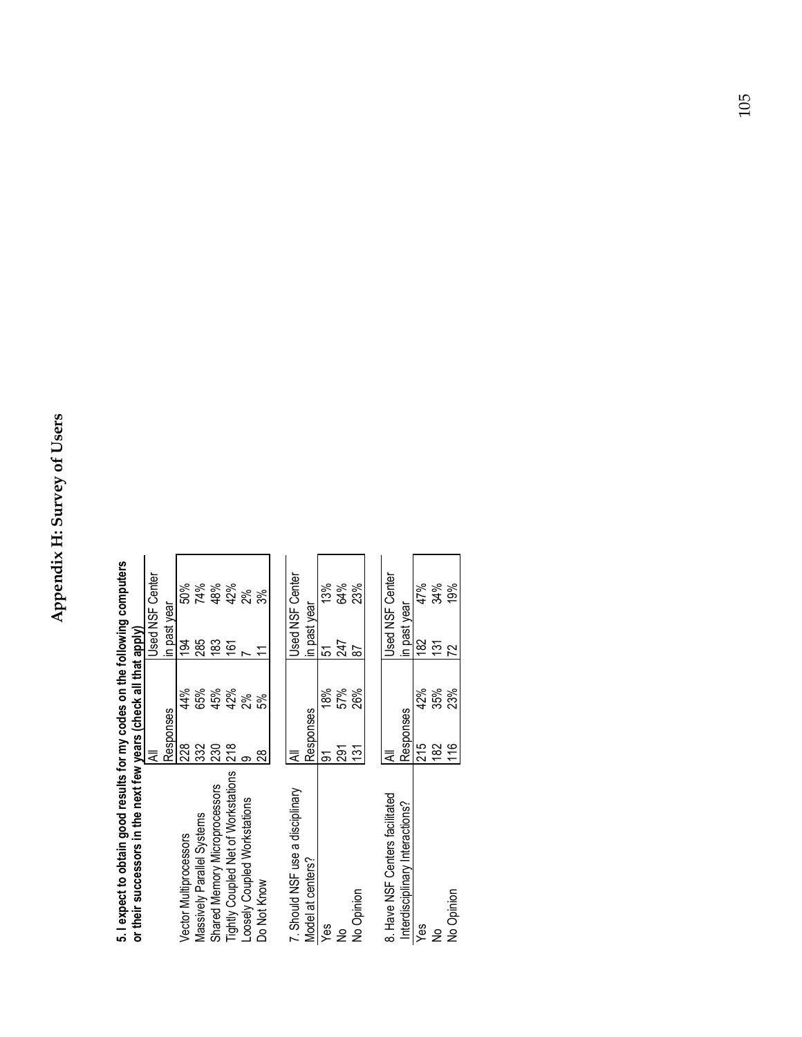# Appendix H: Survey of Users

**5. I expect to obtain good results for my codes on the following computers or their successors in the next few years (check all that apply)**

| | All Responses | | Used NSF Center in past year | |
|---|---|---|---|---|
| Vector Multiprocessors | 228 | 44% | 194 | 50% |
| Massively Parallel Systems | 332 | 65% | 285 | 74% |
| Shared Memory Microprocessors | 230 | 45% | 183 | 48% |
| Tightly Coupled Net of Workstations | 218 | 42% | 161 | 42% |
| Loosely Coupled Workstations | 9 | 2% | 7 | 2% |
| Do Not Know | 28 | 5% | 11 | 3% |

| 7. Should NSF use a disciplinary Model at centers? | All Responses | | Used NSF Center in past year | |
|---|---|---|---|---|
| Yes | 91 | 18% | 51 | 13% |
| No | 291 | 57% | 247 | 64% |
| No Opinion | 131 | 26% | 87 | 23% |

| 8. Have NSF Centers facilitated Interdisciplinary Interactions? | All Responses | | Used NSF Center in past year | |
|---|---|---|---|---|
| Yes | 215 | 42% | 182 | 47% |
| No | 182 | 35% | 131 | 34% |
| No Opinion | 116 | 23% | 72 | 19% |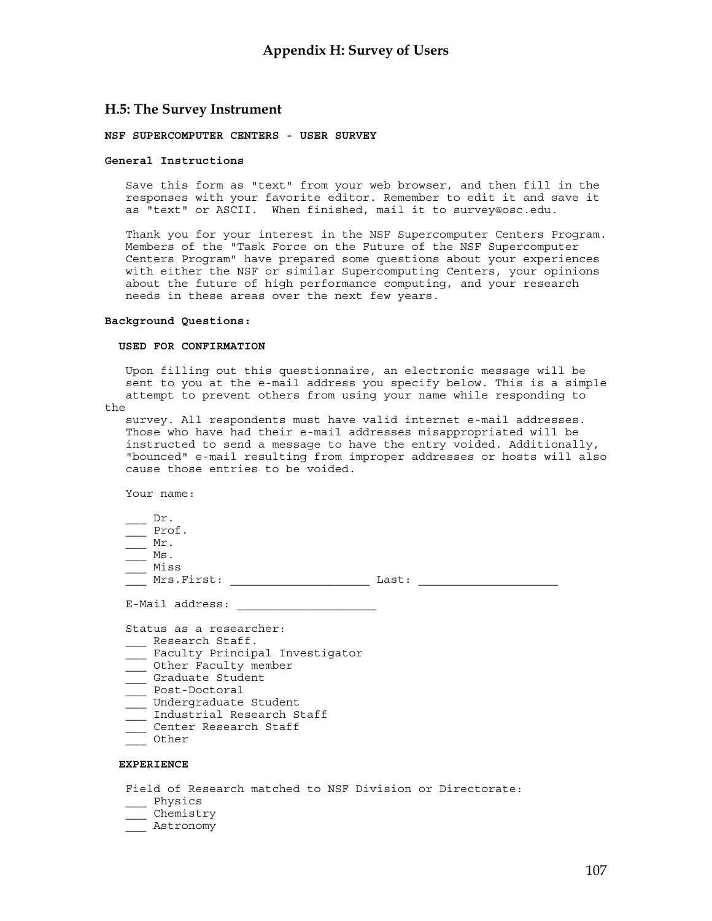## H.5: The Survey Instrument

**NSF SUPERCOMPUTER CENTERS - USER SURVEY**

**General Instructions**

```
   Save this form as "text" from your web browser, and then fill in the
   responses with your favorite editor. Remember to edit it and save it
   as "text" or ASCII.  When finished, mail it to survey@osc.edu.

   Thank you for your interest in the NSF Supercomputer Centers Program.
   Members of the "Task Force on the Future of the NSF Supercomputer
   Centers Program" have prepared some questions about your experiences
   with either the NSF or similar Supercomputing Centers, your opinions
   about the future of high performance computing, and your research
   needs in these areas over the next few years.
```

**Background Questions:**

```
  USED FOR CONFIRMATION

   Upon filling out this questionnaire, an electronic message will be
   sent to you at the e-mail address you specify below. This is a simple
   attempt to prevent others from using your name while responding to
the
   survey. All respondents must have valid internet e-mail addresses.
   Those who have had their e-mail addresses misappropriated will be
   instructed to send a message to have the entry voided. Additionally,
   "bounced" e-mail resulting from improper addresses or hosts will also
   cause those entries to be voided.

   Your name:

   ___ Dr.
   ___ Prof.
   ___ Mr.
   ___ Ms.
   ___ Miss
   ___ Mrs.First: ____________________ Last: ____________________

   E-Mail address: ____________________

   Status as a researcher:
   ___ Research Staff.
   ___ Faculty Principal Investigator
   ___ Other Faculty member
   ___ Graduate Student
   ___ Post-Doctoral
   ___ Undergraduate Student
   ___ Industrial Research Staff
   ___ Center Research Staff
   ___ Other

  EXPERIENCE

   Field of Research matched to NSF Division or Directorate:
   ___ Physics
   ___ Chemistry
   ___ Astronomy
```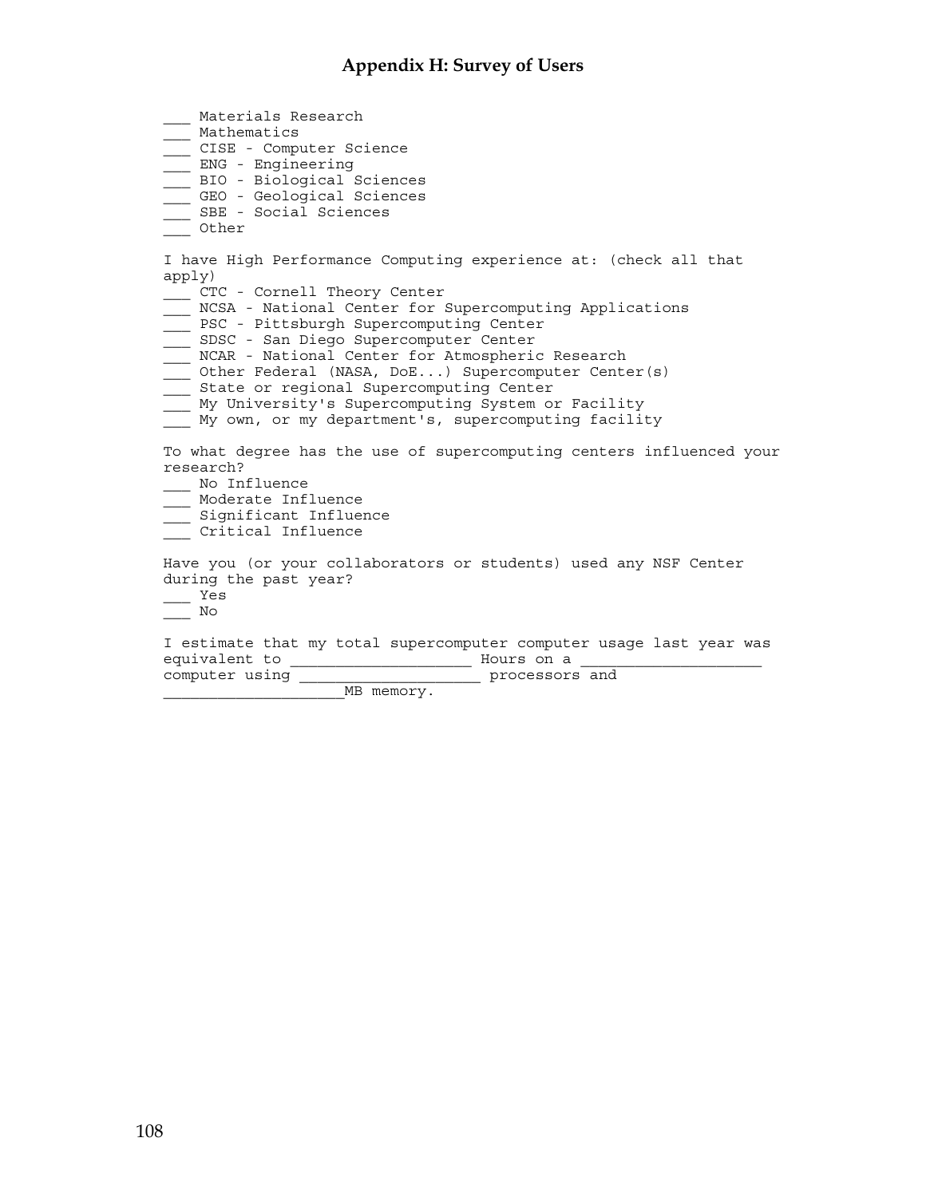## Appendix H: Survey of Users

___ Materials Research
___ Mathematics
___ CISE - Computer Science
___ ENG - Engineering
___ BIO - Biological Sciences
___ GEO - Geological Sciences
___ SBE - Social Sciences
___ Other

I have High Performance Computing experience at: (check all that apply)

___ CTC - Cornell Theory Center
___ NCSA - National Center for Supercomputing Applications
___ PSC - Pittsburgh Supercomputing Center
___ SDSC - San Diego Supercomputer Center
___ NCAR - National Center for Atmospheric Research
___ Other Federal (NASA, DoE...) Supercomputer Center(s)
___ State or regional Supercomputing Center
___ My University's Supercomputing System or Facility
___ My own, or my department's, supercomputing facility

To what degree has the use of supercomputing centers influenced your research?

___ No Influence
___ Moderate Influence
___ Significant Influence
___ Critical Influence

Have you (or your collaborators or students) used any NSF Center during the past year?

___ Yes
___ No

I estimate that my total supercomputer computer usage last year was equivalent to ____________________ Hours on a ____________________ computer using ____________________ processors and ____________________MB memory.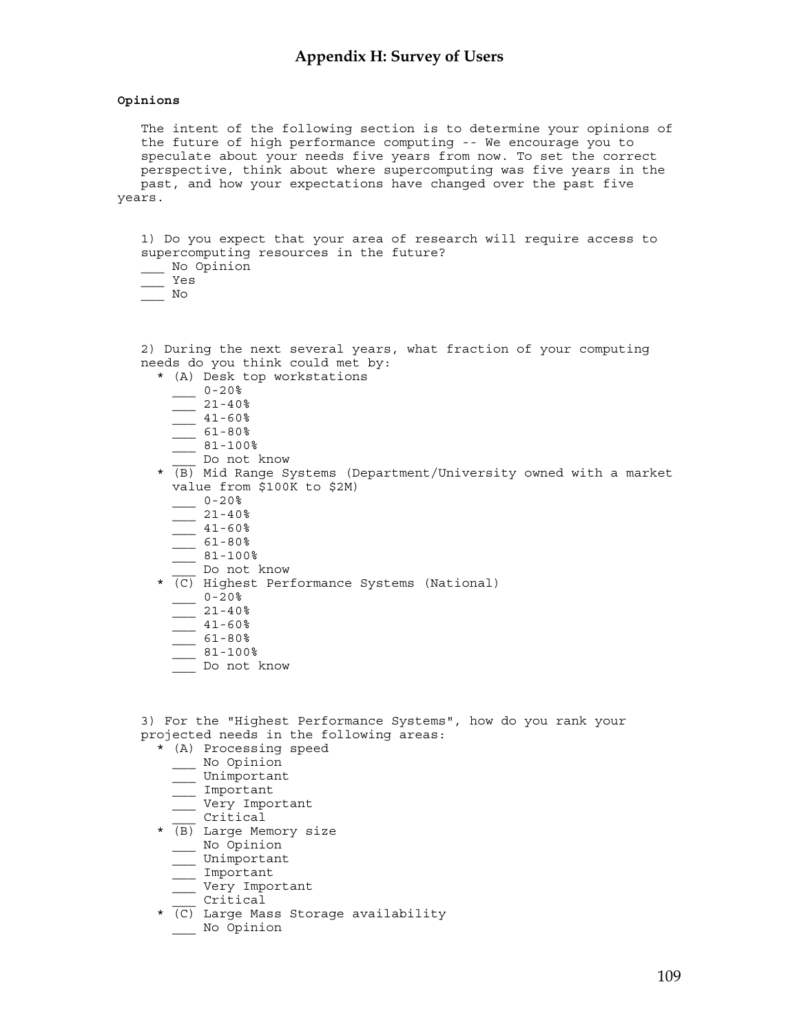## Appendix H: Survey of Users

**Opinions**

The intent of the following section is to determine your opinions of the future of high performance computing -- We encourage you to speculate about your needs five years from now. To set the correct perspective, think about where supercomputing was five years in the past, and how your expectations have changed over the past five years.

1) Do you expect that your area of research will require access to supercomputing resources in the future?
___ No Opinion
___ Yes
___ No

2) During the next several years, what fraction of your computing needs do you think could met by:

* (A) Desk top workstations
  ___ 0-20%
  ___ 21-40%
  ___ 41-60%
  ___ 61-80%
  ___ 81-100%
  ___ Do not know
* (B) Mid Range Systems (Department/University owned with a market value from $100K to $2M)
  ___ 0-20%
  ___ 21-40%
  ___ 41-60%
  ___ 61-80%
  ___ 81-100%
  ___ Do not know
* (C) Highest Performance Systems (National)
  ___ 0-20%
  ___ 21-40%
  ___ 41-60%
  ___ 61-80%
  ___ 81-100%
  ___ Do not know

3) For the "Highest Performance Systems", how do you rank your projected needs in the following areas:

* (A) Processing speed
  ___ No Opinion
  ___ Unimportant
  ___ Important
  ___ Very Important
  ___ Critical
* (B) Large Memory size
  ___ No Opinion
  ___ Unimportant
  ___ Important
  ___ Very Important
  ___ Critical
* (C) Large Mass Storage availability
  ___ No Opinion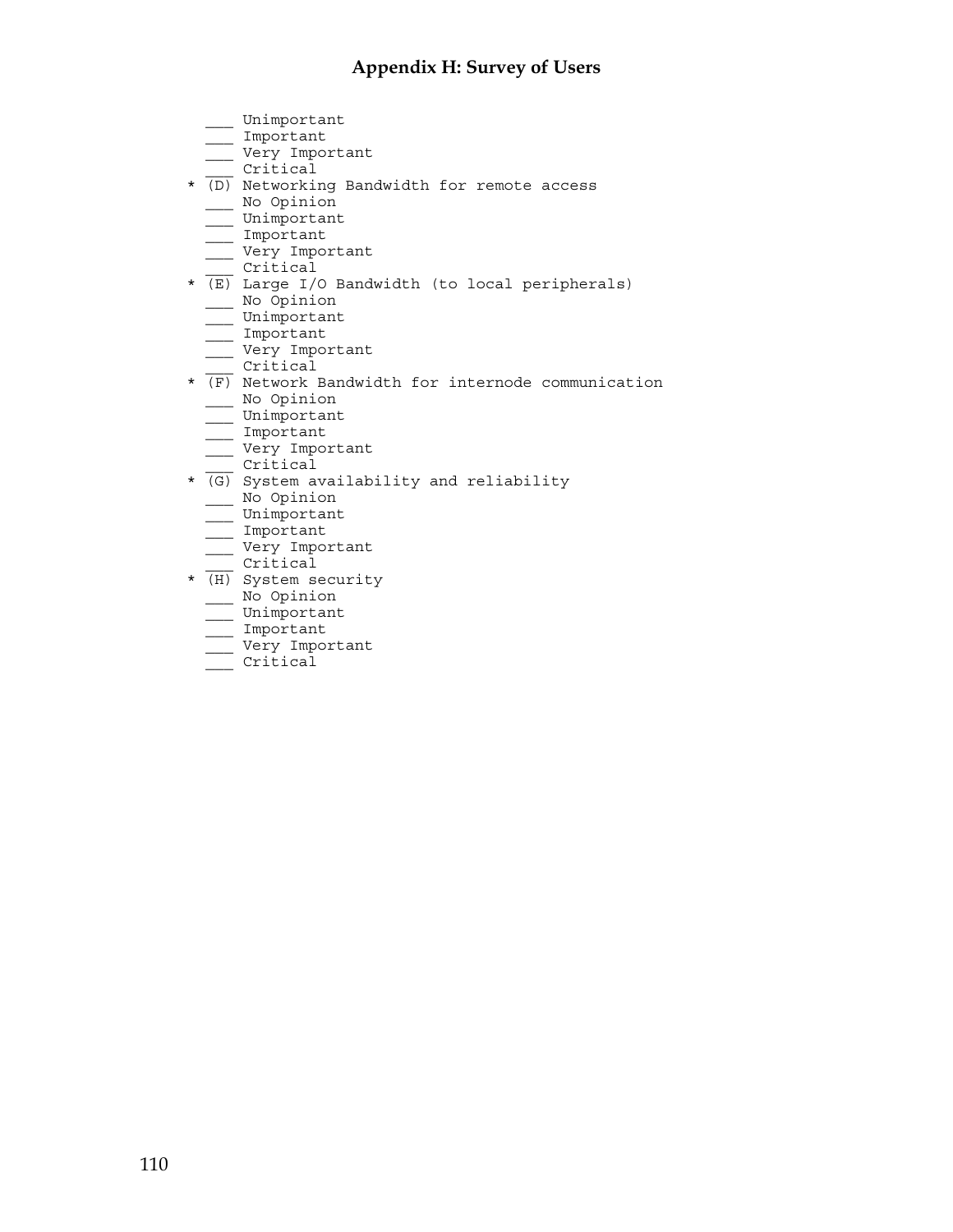```
    ___ Unimportant
    ___ Important
    ___ Very Important
    ___ Critical
  * (D) Networking Bandwidth for remote access
    ___ No Opinion
    ___ Unimportant
    ___ Important
    ___ Very Important
    ___ Critical
  * (E) Large I/O Bandwidth (to local peripherals)
    ___ No Opinion
    ___ Unimportant
    ___ Important
    ___ Very Important
    ___ Critical
  * (F) Network Bandwidth for internode communication
    ___ No Opinion
    ___ Unimportant
    ___ Important
    ___ Very Important
    ___ Critical
  * (G) System availability and reliability
    ___ No Opinion
    ___ Unimportant
    ___ Important
    ___ Very Important
    ___ Critical
  * (H) System security
    ___ No Opinion
    ___ Unimportant
    ___ Important
    ___ Very Important
    ___ Critical
```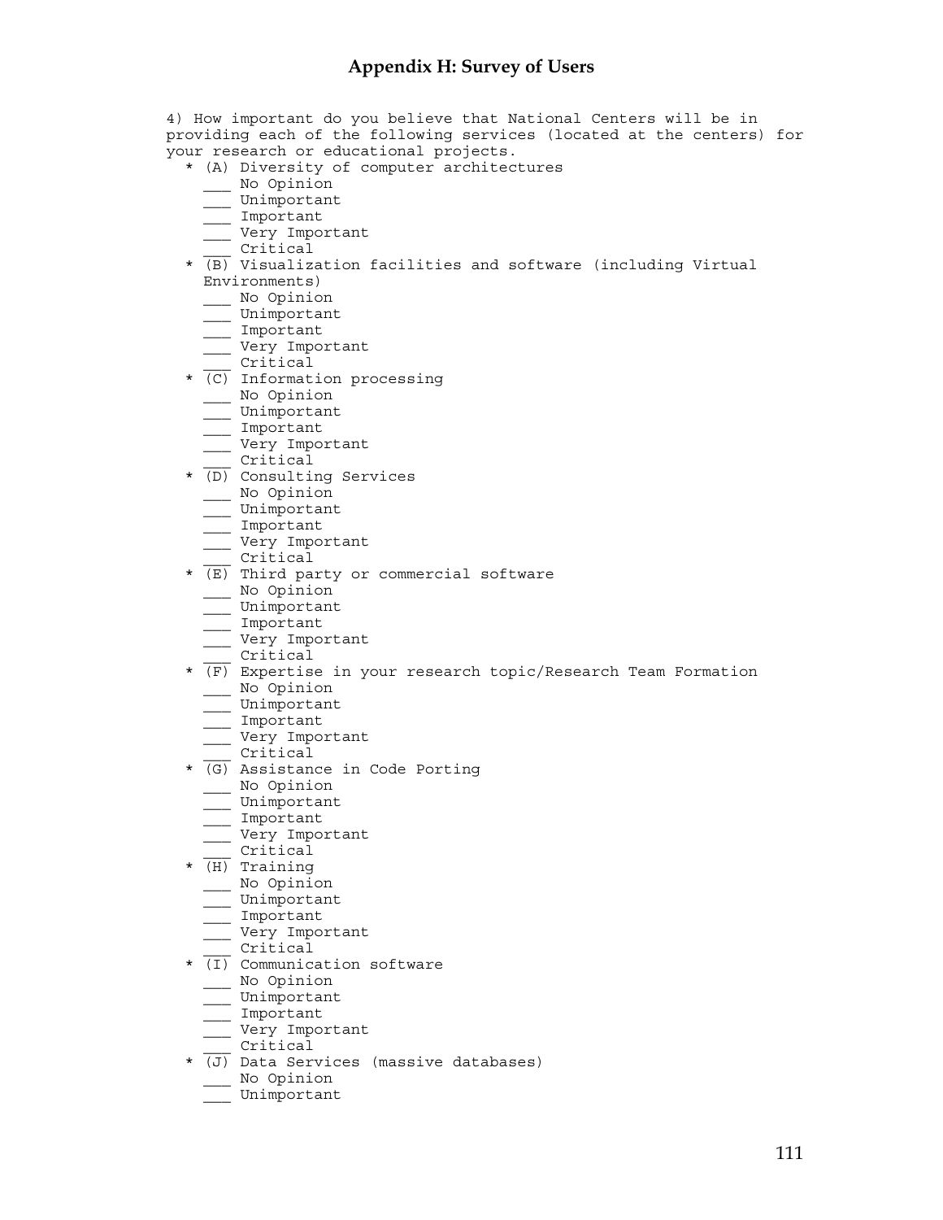## Appendix H: Survey of Users

```
4) How important do you believe that National Centers will be in
providing each of the following services (located at the centers) for
your research or educational projects.
  * (A) Diversity of computer architectures
    ___ No Opinion
    ___ Unimportant
    ___ Important
    ___ Very Important
    ___ Critical
  * (B) Visualization facilities and software (including Virtual
    Environments)
    ___ No Opinion
    ___ Unimportant
    ___ Important
    ___ Very Important
    ___ Critical
  * (C) Information processing
    ___ No Opinion
    ___ Unimportant
    ___ Important
    ___ Very Important
    ___ Critical
  * (D) Consulting Services
    ___ No Opinion
    ___ Unimportant
    ___ Important
    ___ Very Important
    ___ Critical
  * (E) Third party or commercial software
    ___ No Opinion
    ___ Unimportant
    ___ Important
    ___ Very Important
    ___ Critical
  * (F) Expertise in your research topic/Research Team Formation
    ___ No Opinion
    ___ Unimportant
    ___ Important
    ___ Very Important
    ___ Critical
  * (G) Assistance in Code Porting
    ___ No Opinion
    ___ Unimportant
    ___ Important
    ___ Very Important
    ___ Critical
  * (H) Training
    ___ No Opinion
    ___ Unimportant
    ___ Important
    ___ Very Important
    ___ Critical
  * (I) Communication software
    ___ No Opinion
    ___ Unimportant
    ___ Important
    ___ Very Important
    ___ Critical
  * (J) Data Services (massive databases)
    ___ No Opinion
    ___ Unimportant
```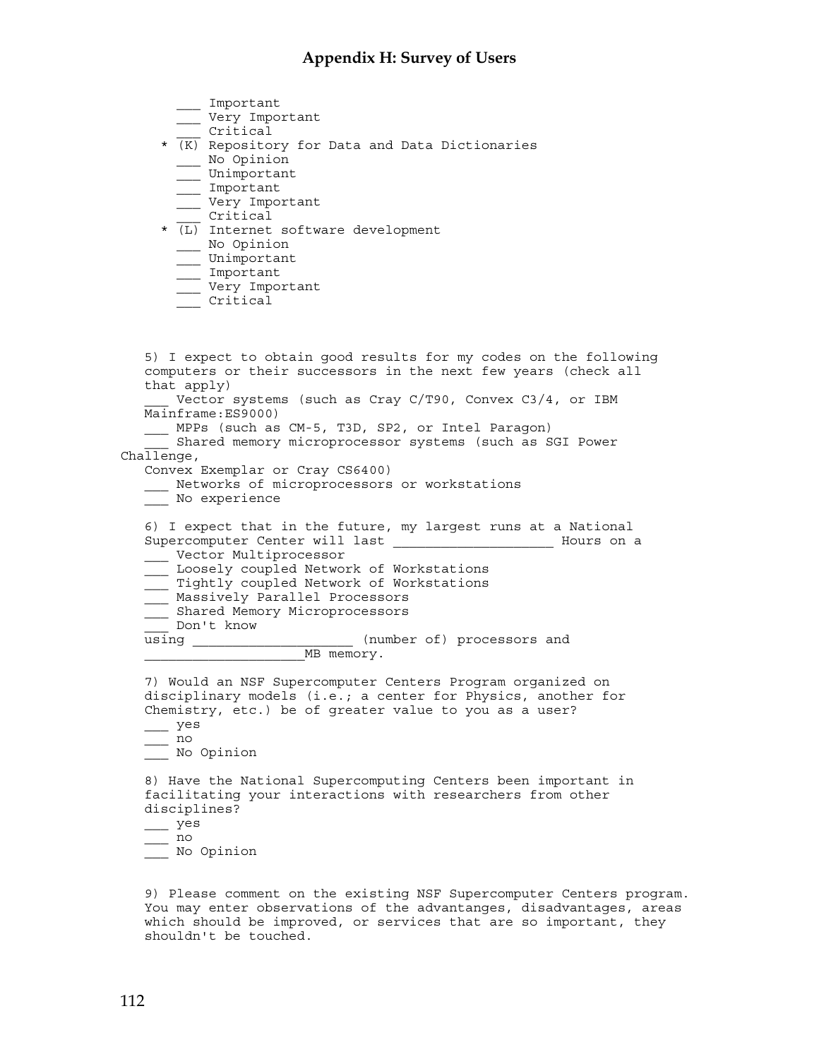___ Important
___ Very Important
___ Critical

\* (K) Repository for Data and Data Dictionaries
___ No Opinion
___ Unimportant
___ Important
___ Very Important
___ Critical

\* (L) Internet software development
___ No Opinion
___ Unimportant
___ Important
___ Very Important
___ Critical

5) I expect to obtain good results for my codes on the following computers or their successors in the next few years (check all that apply)
___ Vector systems (such as Cray C/T90, Convex C3/4, or IBM Mainframe:ES9000)
___ MPPs (such as CM-5, T3D, SP2, or Intel Paragon)
___ Shared memory microprocessor systems (such as SGI Power Challenge, Convex Exemplar or Cray CS6400)
___ Networks of microprocessors or workstations
___ No experience

6) I expect that in the future, my largest runs at a National Supercomputer Center will last ___________________ Hours on a
___ Vector Multiprocessor
___ Loosely coupled Network of Workstations
___ Tightly coupled Network of Workstations
___ Massively Parallel Processors
___ Shared Memory Microprocessors
___ Don't know
using ___________________ (number of) processors and ___________________MB memory.

7) Would an NSF Supercomputer Centers Program organized on disciplinary models (i.e.; a center for Physics, another for Chemistry, etc.) be of greater value to you as a user?
___ yes
___ no
___ No Opinion

8) Have the National Supercomputing Centers been important in facilitating your interactions with researchers from other disciplines?
___ yes
___ no
___ No Opinion

9) Please comment on the existing NSF Supercomputer Centers program. You may enter observations of the advantanges, disadvantages, areas which should be improved, or services that are so important, they shouldn't be touched.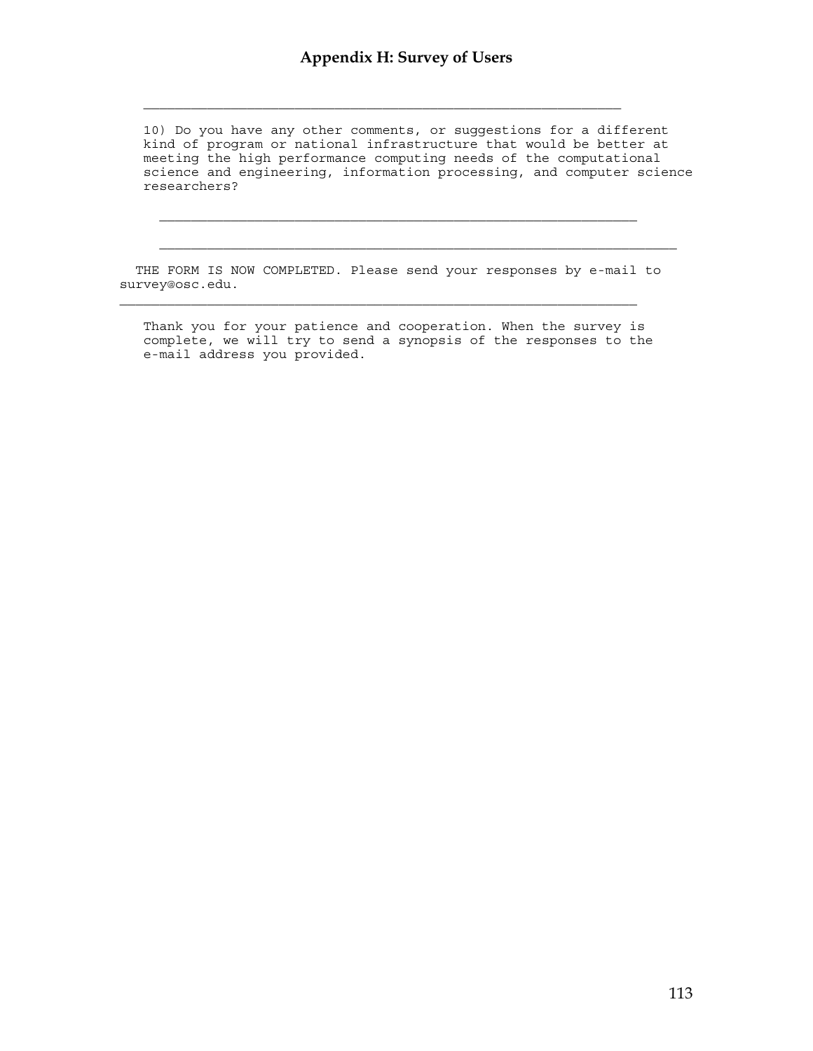______________________________________________________________

10) Do you have any other comments, or suggestions for a different kind of program or national infrastructure that would be better at meeting the high performance computing needs of the computational science and engineering, information processing, and computer science researchers?

______________________________________________________________

______________________________________________________________

THE FORM IS NOW COMPLETED. Please send your responses by e-mail to survey@osc.edu.

______________________________________________________________

Thank you for your patience and cooperation. When the survey is complete, we will try to send a synopsis of the responses to the e-mail address you provided.